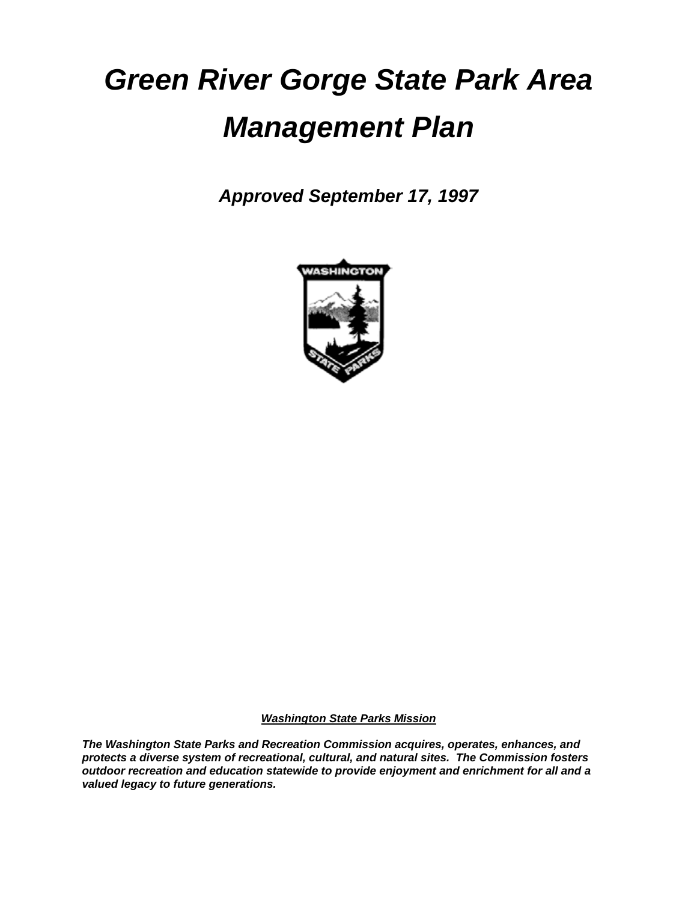# *Green River Gorge State Park Area Management Plan*

***Approved September 17, 1997***

***Washington State Parks Mission***

***The Washington State Parks and Recreation Commission acquires, operates, enhances, and protects a diverse system of recreational, cultural, and natural sites. The Commission fosters outdoor recreation and education statewide to provide enjoyment and enrichment for all and a valued legacy to future generations.***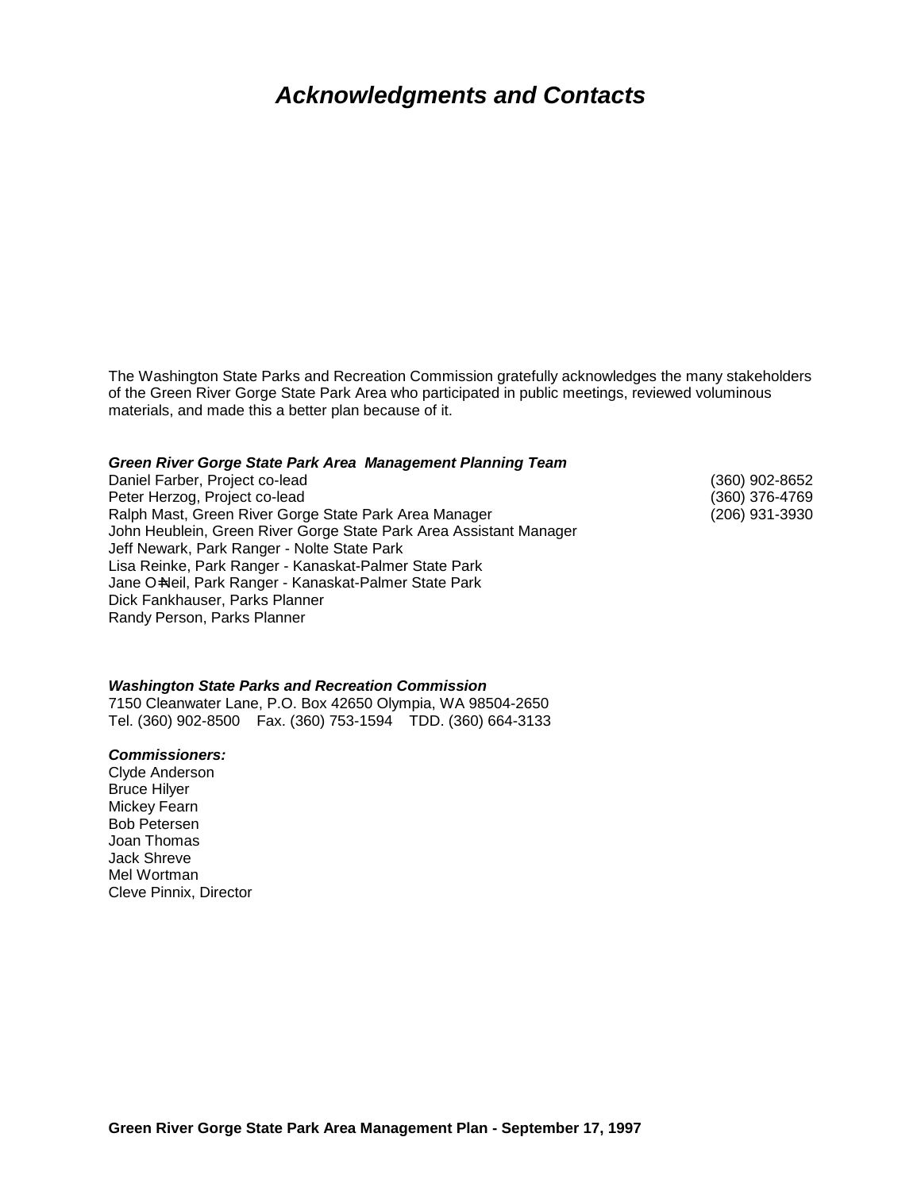# *Acknowledgments and Contacts*

The Washington State Parks and Recreation Commission gratefully acknowledges the many stakeholders of the Green River Gorge State Park Area who participated in public meetings, reviewed voluminous materials, and made this a better plan because of it.

***Green River Gorge State Park Area Management Planning Team***

| | |
|---|---|
| Daniel Farber, Project co-lead | (360) 902-8652 |
| Peter Herzog, Project co-lead | (360) 376-4769 |
| Ralph Mast, Green River Gorge State Park Area Manager | (206) 931-3930 |
| John Heublein, Green River Gorge State Park Area Assistant Manager | |
| Jeff Newark, Park Ranger - Nolte State Park | |
| Lisa Reinke, Park Ranger - Kanaskat-Palmer State Park | |
| Jane O=Neil, Park Ranger - Kanaskat-Palmer State Park | |
| Dick Fankhauser, Parks Planner | |
| Randy Person, Parks Planner | |

***Washington State Parks and Recreation Commission***
7150 Cleanwater Lane, P.O. Box 42650 Olympia, WA 98504-2650
Tel. (360) 902-8500 Fax. (360) 753-1594 TDD. (360) 664-3133

***Commissioners:***
Clyde Anderson
Bruce Hilyer
Mickey Fearn
Bob Petersen
Joan Thomas
Jack Shreve
Mel Wortman
Cleve Pinnix, Director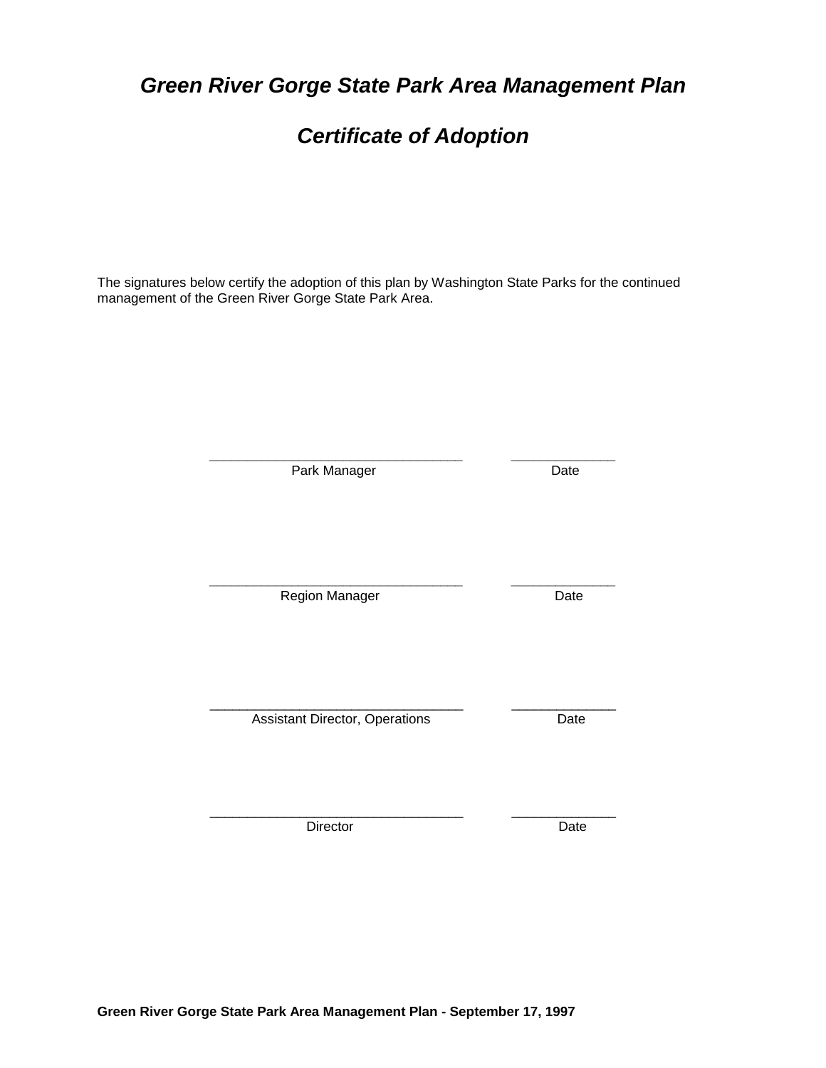# *Green River Gorge State Park Area Management Plan*

## *Certificate of Adoption*

The signatures below certify the adoption of this plan by Washington State Parks for the continued management of the Green River Gorge State Park Area.

\_\_\_\_\_\_\_\_\_\_\_\_\_\_\_\_\_\_\_\_\_\_\_\_\_\_\_\_\_\_\_\_\_\_\_\_ \_\_\_\_\_\_\_\_\_\_\_\_\_\_
Park Manager Date

\_\_\_\_\_\_\_\_\_\_\_\_\_\_\_\_\_\_\_\_\_\_\_\_\_\_\_\_\_\_\_\_\_\_\_\_ \_\_\_\_\_\_\_\_\_\_\_\_\_\_
Region Manager Date

\_\_\_\_\_\_\_\_\_\_\_\_\_\_\_\_\_\_\_\_\_\_\_\_\_\_\_\_\_\_\_\_\_\_\_\_ \_\_\_\_\_\_\_\_\_\_\_\_\_\_
Assistant Director, Operations Date

\_\_\_\_\_\_\_\_\_\_\_\_\_\_\_\_\_\_\_\_\_\_\_\_\_\_\_\_\_\_\_\_\_\_\_\_ \_\_\_\_\_\_\_\_\_\_\_\_\_\_
Director Date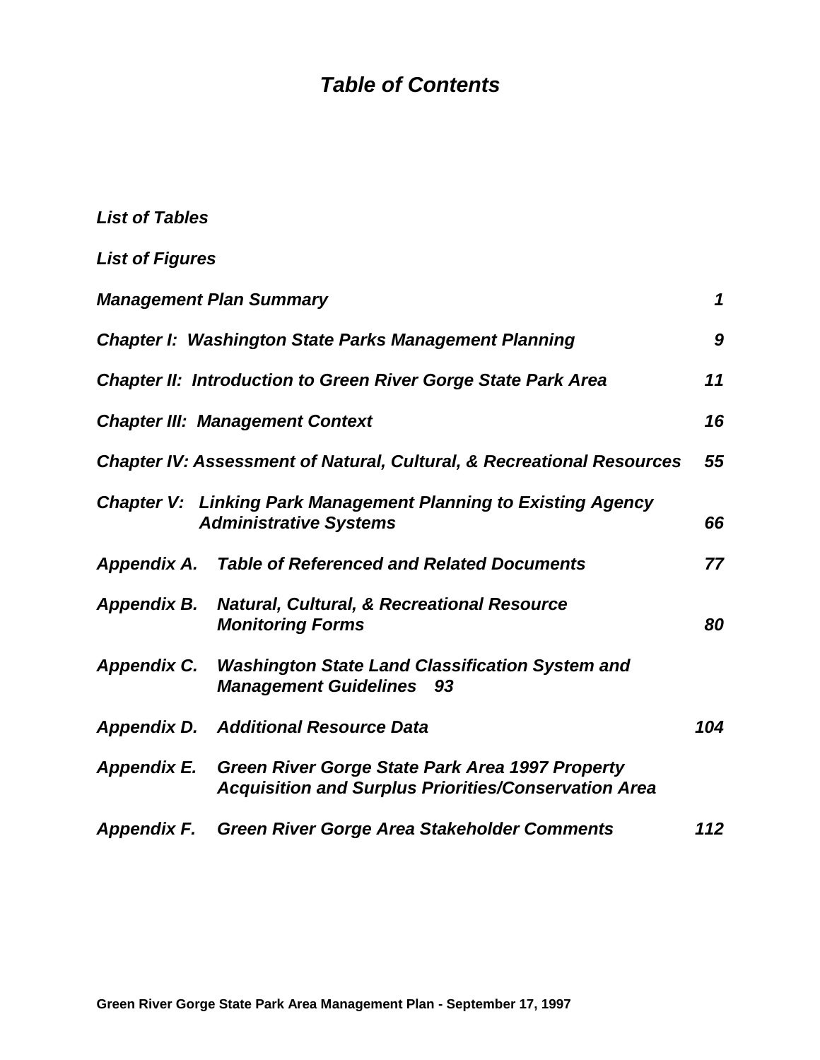# *Table of Contents*

*List of Tables*

*List of Figures*

| | |
|---|---|
| *Management Plan Summary* | *1* |
| *Chapter I: Washington State Parks Management Planning* | *9* |
| *Chapter II: Introduction to Green River Gorge State Park Area* | *11* |
| *Chapter III: Management Context* | *16* |
| *Chapter IV: Assessment of Natural, Cultural, & Recreational Resources* | *55* |
| *Chapter V: Linking Park Management Planning to Existing Agency Administrative Systems* | *66* |
| *Appendix A. Table of Referenced and Related Documents* | *77* |
| *Appendix B. Natural, Cultural, & Recreational Resource Monitoring Forms* | *80* |
| *Appendix C. Washington State Land Classification System and Management Guidelines 93* | |
| *Appendix D. Additional Resource Data* | *104* |
| *Appendix E. Green River Gorge State Park Area 1997 Property Acquisition and Surplus Priorities/Conservation Area* | |
| *Appendix F. Green River Gorge Area Stakeholder Comments* | *112* |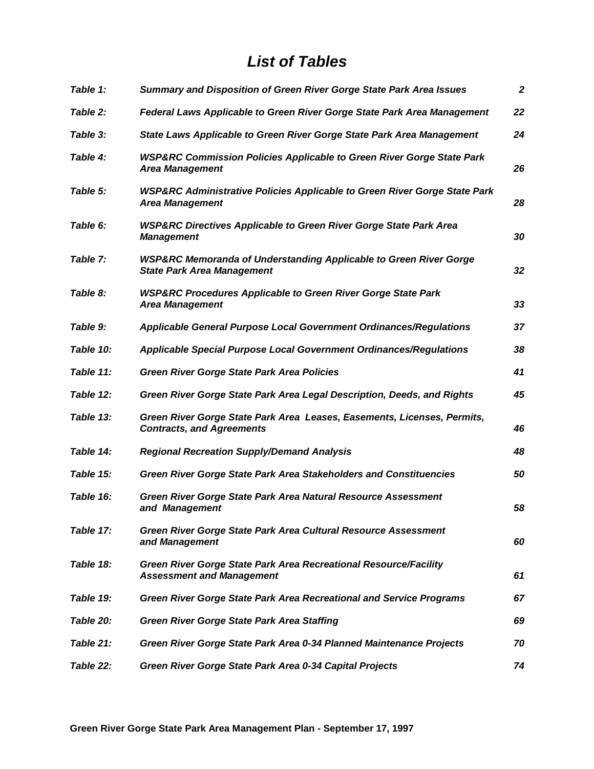# *List of Tables*

| | | |
|---|---|---|
| *Table 1:* | *Summary and Disposition of Green River Gorge State Park Area Issues* | *2* |
| *Table 2:* | *Federal Laws Applicable to Green River Gorge State Park Area Management* | *22* |
| *Table 3:* | *State Laws Applicable to Green River Gorge State Park Area Management* | *24* |
| *Table 4:* | *WSP&RC Commission Policies Applicable to Green River Gorge State Park Area Management* | *26* |
| *Table 5:* | *WSP&RC Administrative Policies Applicable to Green River Gorge State Park Area Management* | *28* |
| *Table 6:* | *WSP&RC Directives Applicable to Green River Gorge State Park Area Management* | *30* |
| *Table 7:* | *WSP&RC Memoranda of Understanding Applicable to Green River Gorge State Park Area Management* | *32* |
| *Table 8:* | *WSP&RC Procedures Applicable to Green River Gorge State Park Area Management* | *33* |
| *Table 9:* | *Applicable General Purpose Local Government Ordinances/Regulations* | *37* |
| *Table 10:* | *Applicable Special Purpose Local Government Ordinances/Regulations* | *38* |
| *Table 11:* | *Green River Gorge State Park Area Policies* | *41* |
| *Table 12:* | *Green River Gorge State Park Area Legal Description, Deeds, and Rights* | *45* |
| *Table 13:* | *Green River Gorge State Park Area Leases, Easements, Licenses, Permits, Contracts, and Agreements* | *46* |
| *Table 14:* | *Regional Recreation Supply/Demand Analysis* | *48* |
| *Table 15:* | *Green River Gorge State Park Area Stakeholders and Constituencies* | *50* |
| *Table 16:* | *Green River Gorge State Park Area Natural Resource Assessment and Management* | *58* |
| *Table 17:* | *Green River Gorge State Park Area Cultural Resource Assessment and Management* | *60* |
| *Table 18:* | *Green River Gorge State Park Area Recreational Resource/Facility Assessment and Management* | *61* |
| *Table 19:* | *Green River Gorge State Park Area Recreational and Service Programs* | *67* |
| *Table 20:* | *Green River Gorge State Park Area Staffing* | *69* |
| *Table 21:* | *Green River Gorge State Park Area 0-34 Planned Maintenance Projects* | *70* |
| *Table 22:* | *Green River Gorge State Park Area 0-34 Capital Projects* | *74* |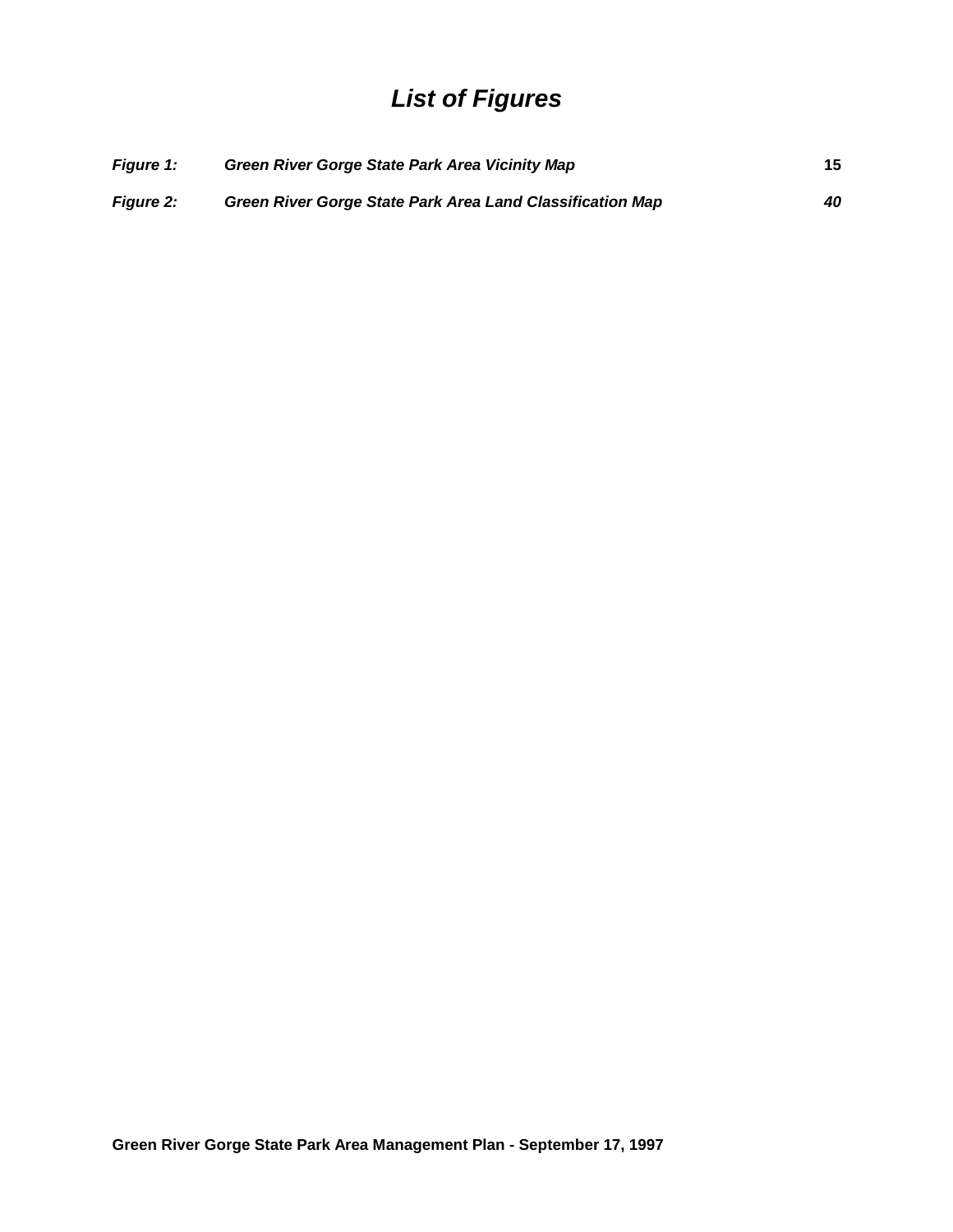# *List of Figures*

| | | |
|---|---|---|
| ***Figure 1:*** | ***Green River Gorge State Park Area Vicinity Map*** | **15** |
| ***Figure 2:*** | ***Green River Gorge State Park Area Land Classification Map*** | ***40*** |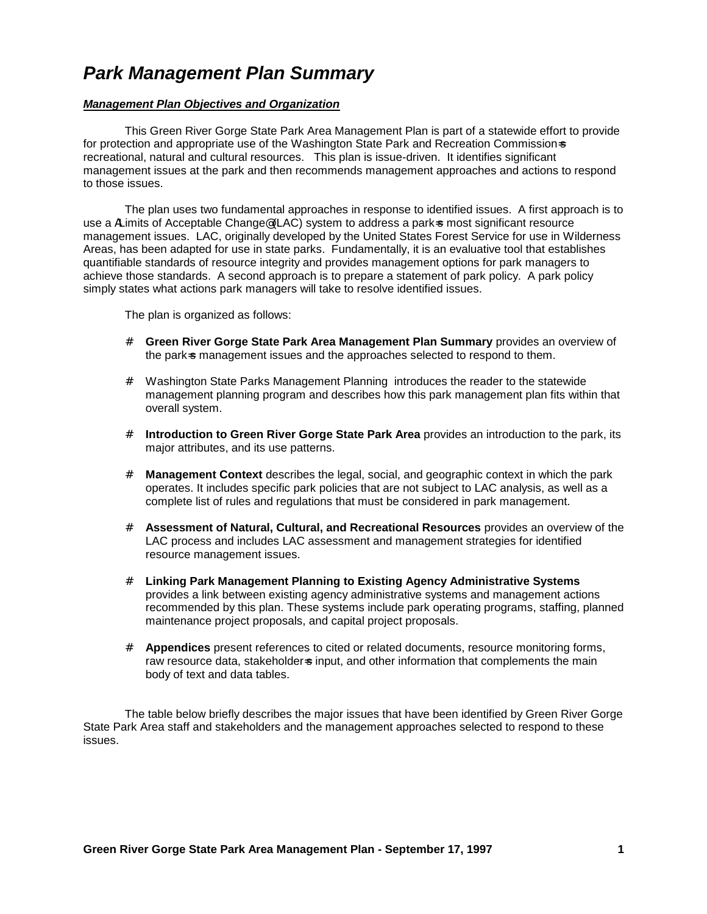# *Park Management Plan Summary*

***Management Plan Objectives and Organization***

This Green River Gorge State Park Area Management Plan is part of a statewide effort to provide for protection and appropriate use of the Washington State Park and Recreation Commission=s recreational, natural and cultural resources. This plan is issue-driven. It identifies significant management issues at the park and then recommends management approaches and actions to respond to those issues.

The plan uses two fundamental approaches in response to identified issues. A first approach is to use a ALimits of Acceptable Change@ (LAC) system to address a park=s most significant resource management issues. LAC, originally developed by the United States Forest Service for use in Wilderness Areas, has been adapted for use in state parks. Fundamentally, it is an evaluative tool that establishes quantifiable standards of resource integrity and provides management options for park managers to achieve those standards. A second approach is to prepare a statement of park policy. A park policy simply states what actions park managers will take to resolve identified issues.

The plan is organized as follows:

- **Green River Gorge State Park Area Management Plan Summary** provides an overview of the park=s management issues and the approaches selected to respond to them.
- Washington State Parks Management Planning introduces the reader to the statewide management planning program and describes how this park management plan fits within that overall system.
- **Introduction to Green River Gorge State Park Area** provides an introduction to the park, its major attributes, and its use patterns.
- **Management Context** describes the legal, social, and geographic context in which the park operates. It includes specific park policies that are not subject to LAC analysis, as well as a complete list of rules and regulations that must be considered in park management.
- **Assessment of Natural, Cultural, and Recreational Resources** provides an overview of the LAC process and includes LAC assessment and management strategies for identified resource management issues.
- **Linking Park Management Planning to Existing Agency Administrative Systems** provides a link between existing agency administrative systems and management actions recommended by this plan. These systems include park operating programs, staffing, planned maintenance project proposals, and capital project proposals.
- **Appendices** present references to cited or related documents, resource monitoring forms, raw resource data, stakeholder=s input, and other information that complements the main body of text and data tables.

The table below briefly describes the major issues that have been identified by Green River Gorge State Park Area staff and stakeholders and the management approaches selected to respond to these issues.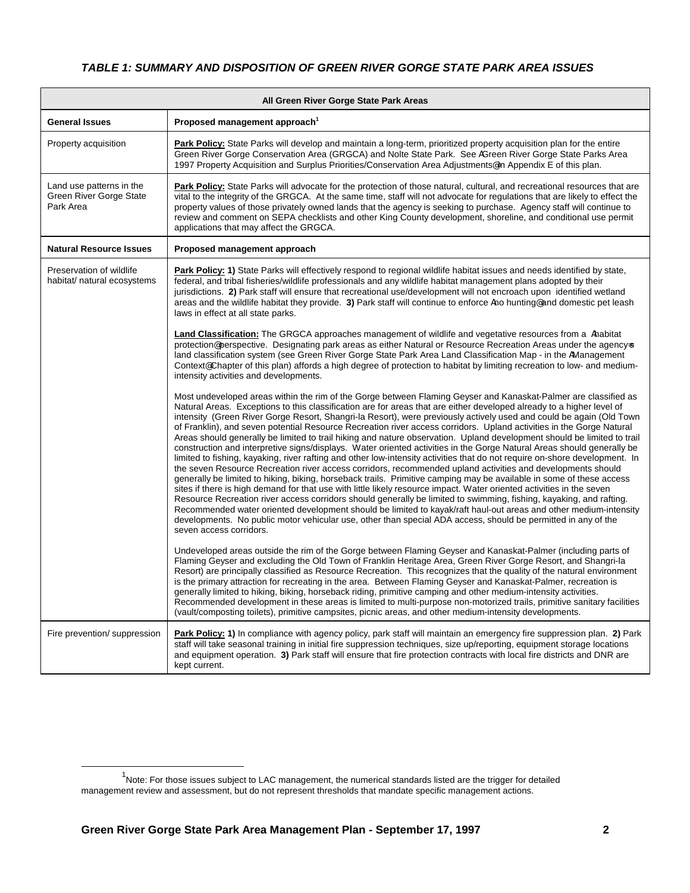### *TABLE 1: SUMMARY AND DISPOSITION OF GREEN RIVER GORGE STATE PARK AREA ISSUES*

| All Green River Gorge State Park Areas | |
|---|---|
| **General Issues** | **Proposed management approach**[1] |
| Property acquisition | **Park Policy:** State Parks will develop and maintain a long-term, prioritized property acquisition plan for the entire Green River Gorge Conservation Area (GRGCA) and Nolte State Park. See AGreen River Gorge State Parks Area 1997 Property Acquisition and Surplus Priorities/Conservation Area Adjustments@ in Appendix E of this plan. |
| Land use patterns in the Green River Gorge State Park Area | **Park Policy:** State Parks will advocate for the protection of those natural, cultural, and recreational resources that are vital to the integrity of the GRGCA. At the same time, staff will not advocate for regulations that are likely to effect the property values of those privately owned lands that the agency is seeking to purchase. Agency staff will continue to review and comment on SEPA checklists and other King County development, shoreline, and conditional use permit applications that may affect the GRGCA. |
| **Natural Resource Issues** | **Proposed management approach** |
| Preservation of wildlife habitat/ natural ecosystems | **Park Policy: 1)** State Parks will effectively respond to regional wildlife habitat issues and needs identified by state, federal, and tribal fisheries/wildlife professionals and any wildlife habitat management plans adopted by their jurisdictions. **2)** Park staff will ensure that recreational use/development will not encroach upon identified wetland areas and the wildlife habitat they provide. **3)** Park staff will continue to enforce Ano hunting@ and domestic pet leash laws in effect at all state parks.<br><br>**Land Classification:** The GRGCA approaches management of wildlife and vegetative resources from a Ahabitat protection@ perspective. Designating park areas as either Natural or Resource Recreation Areas under the agency=s land classification system (see Green River Gorge State Park Area Land Classification Map - in the AManagement Context@ Chapter of this plan) affords a high degree of protection to habitat by limiting recreation to low- and medium-intensity activities and developments.<br><br>Most undeveloped areas within the rim of the Gorge between Flaming Geyser and Kanaskat-Palmer are classified as Natural Areas. Exceptions to this classification are for areas that are either developed already to a higher level of intensity (Green River Gorge Resort, Shangri-la Resort), were previously actively used and could be again (Old Town of Franklin), and seven potential Resource Recreation river access corridors. Upland activities in the Gorge Natural Areas should generally be limited to trail hiking and nature observation. Upland development should be limited to trail construction and interpretive signs/displays. Water oriented activities in the Gorge Natural Areas should generally be limited to fishing, kayaking, river rafting and other low-intensity activities that do not require on-shore development. In the seven Resource Recreation river access corridors, recommended upland activities and developments should generally be limited to hiking, biking, horseback trails. Primitive camping may be available in some of these access sites if there is high demand for that use with little likely resource impact. Water oriented activities in the seven Resource Recreation river access corridors should generally be limited to swimming, fishing, kayaking, and rafting. Recommended water oriented development should be limited to kayak/raft haul-out areas and other medium-intensity developments. No public motor vehicular use, other than special ADA access, should be permitted in any of the seven access corridors.<br><br>Undeveloped areas outside the rim of the Gorge between Flaming Geyser and Kanaskat-Palmer (including parts of Flaming Geyser and excluding the Old Town of Franklin Heritage Area, Green River Gorge Resort, and Shangri-la Resort) are principally classified as Resource Recreation. This recognizes that the quality of the natural environment is the primary attraction for recreating in the area. Between Flaming Geyser and Kanaskat-Palmer, recreation is generally limited to hiking, biking, horseback riding, primitive camping and other medium-intensity activities. Recommended development in these areas is limited to multi-purpose non-motorized trails, primitive sanitary facilities (vault/composting toilets), primitive campsites, picnic areas, and other medium-intensity developments. |
| Fire prevention/ suppression | **Park Policy: 1)** In compliance with agency policy, park staff will maintain an emergency fire suppression plan. **2)** Park staff will take seasonal training in initial fire suppression techniques, size up/reporting, equipment storage locations and equipment operation. **3)** Park staff will ensure that fire protection contracts with local fire districts and DNR are kept current. |

[1] Note: For those issues subject to LAC management, the numerical standards listed are the trigger for detailed management review and assessment, but do not represent thresholds that mandate specific management actions.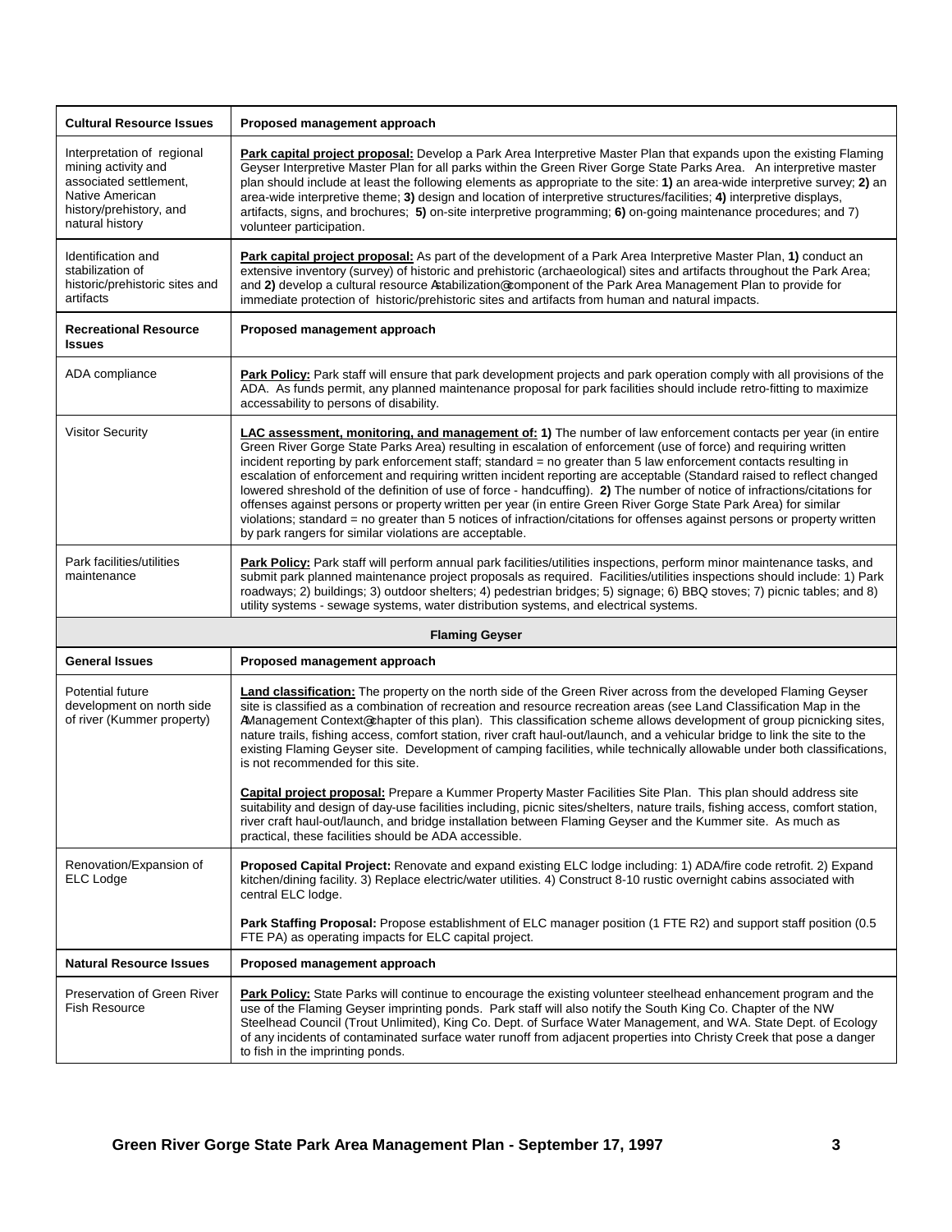| Cultural Resource Issues | Proposed management approach |
|---|---|
| Interpretation of regional mining activity and associated settlement, Native American history/prehistory, and natural history | **Park capital project proposal:** Develop a Park Area Interpretive Master Plan that expands upon the existing Flaming Geyser Interpretive Master Plan for all parks within the Green River Gorge State Parks Area. An interpretive master plan should include at least the following elements as appropriate to the site: **1)** an area-wide interpretive survey; **2)** an area-wide interpretive theme; **3)** design and location of interpretive structures/facilities; **4)** interpretive displays, artifacts, signs, and brochures; **5)** on-site interpretive programming; **6)** on-going maintenance procedures; and 7) volunteer participation. |
| Identification and stabilization of historic/prehistoric sites and artifacts | **Park capital project proposal:** As part of the development of a Park Area Interpretive Master Plan, **1)** conduct an extensive inventory (survey) of historic and prehistoric (archaeological) sites and artifacts throughout the Park Area; and **2)** develop a cultural resource Astabilization@component of the Park Area Management Plan to provide for immediate protection of historic/prehistoric sites and artifacts from human and natural impacts. |
| **Recreational Resource Issues** | **Proposed management approach** |
| ADA compliance | **Park Policy:** Park staff will ensure that park development projects and park operation comply with all provisions of the ADA. As funds permit, any planned maintenance proposal for park facilities should include retro-fitting to maximize accessability to persons of disability. |
| Visitor Security | **LAC assessment, monitoring, and management of: 1)** The number of law enforcement contacts per year (in entire Green River Gorge State Parks Area) resulting in escalation of enforcement (use of force) and requiring written incident reporting by park enforcement staff; standard = no greater than 5 law enforcement contacts resulting in escalation of enforcement and requiring written incident reporting are acceptable (Standard raised to reflect changed lowered shreshold of the definition of use of force - handcuffing). **2)** The number of notice of infractions/citations for offenses against persons or property written per year (in entire Green River Gorge State Park Area) for similar violations; standard = no greater than 5 notices of infraction/citations for offenses against persons or property written by park rangers for similar violations are acceptable. |
| Park facilities/utilities maintenance | **Park Policy:** Park staff will perform annual park facilities/utilities inspections, perform minor maintenance tasks, and submit park planned maintenance project proposals as required. Facilities/utilities inspections should include: 1) Park roadways; 2) buildings; 3) outdoor shelters; 4) pedestrian bridges; 5) signage; 6) BBQ stoves; 7) picnic tables; and 8) utility systems - sewage systems, water distribution systems, and electrical systems. |
| **Flaming Geyser** | |
| **General Issues** | **Proposed management approach** |
| Potential future development on north side of river (Kummer property) | **Land classification:** The property on the north side of the Green River across from the developed Flaming Geyser site is classified as a combination of recreation and resource recreation areas (see Land Classification Map in the AManagement Context@chapter of this plan). This classification scheme allows development of group picnicking sites, nature trails, fishing access, comfort station, river craft haul-out/launch, and a vehicular bridge to link the site to the existing Flaming Geyser site. Development of camping facilities, while technically allowable under both classifications, is not recommended for this site.<br><br>**Capital project proposal:** Prepare a Kummer Property Master Facilities Site Plan. This plan should address site suitability and design of day-use facilities including, picnic sites/shelters, nature trails, fishing access, comfort station, river craft haul-out/launch, and bridge installation between Flaming Geyser and the Kummer site. As much as practical, these facilities should be ADA accessible. |
| Renovation/Expansion of ELC Lodge | **Proposed Capital Project:** Renovate and expand existing ELC lodge including: 1) ADA/fire code retrofit. 2) Expand kitchen/dining facility. 3) Replace electric/water utilities. 4) Construct 8-10 rustic overnight cabins associated with central ELC lodge.<br><br>**Park Staffing Proposal:** Propose establishment of ELC manager position (1 FTE R2) and support staff position (0.5 FTE PA) as operating impacts for ELC capital project. |
| **Natural Resource Issues** | **Proposed management approach** |
| Preservation of Green River Fish Resource | **Park Policy:** State Parks will continue to encourage the existing volunteer steelhead enhancement program and the use of the Flaming Geyser imprinting ponds. Park staff will also notify the South King Co. Chapter of the NW Steelhead Council (Trout Unlimited), King Co. Dept. of Surface Water Management, and WA. State Dept. of Ecology of any incidents of contaminated surface water runoff from adjacent properties into Christy Creek that pose a danger to fish in the imprinting ponds. |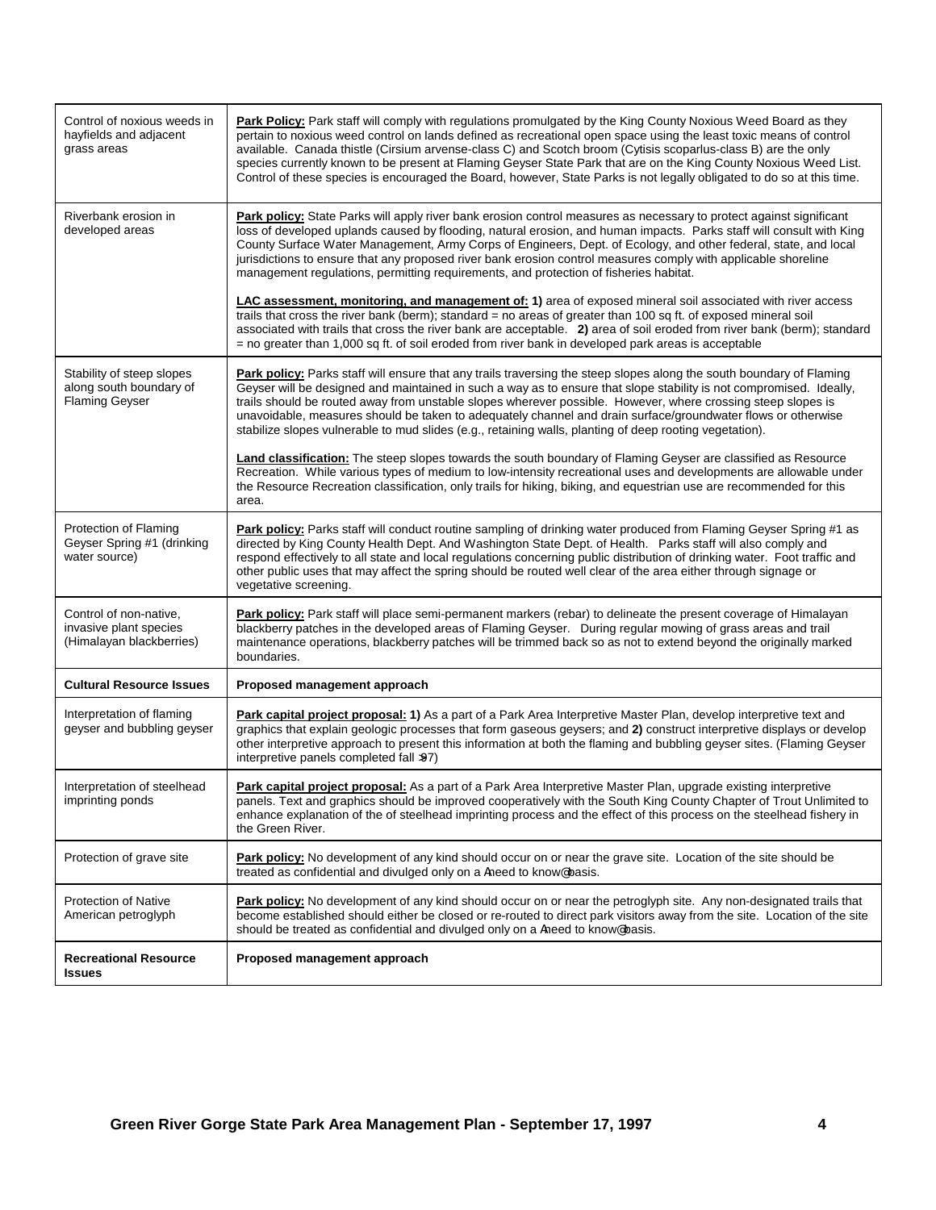| | |
|---|---|
| Control of noxious weeds in hayfields and adjacent grass areas | **Park Policy:** Park staff will comply with regulations promulgated by the King County Noxious Weed Board as they pertain to noxious weed control on lands defined as recreational open space using the least toxic means of control available. Canada thistle (Cirsium arvense-class C) and Scotch broom (Cytisis scoparlus-class B) are the only species currently known to be present at Flaming Geyser State Park that are on the King County Noxious Weed List. Control of these species is encouraged the Board, however, State Parks is not legally obligated to do so at this time. |
| Riverbank erosion in developed areas | **Park policy:** State Parks will apply river bank erosion control measures as necessary to protect against significant loss of developed uplands caused by flooding, natural erosion, and human impacts. Parks staff will consult with King County Surface Water Management, Army Corps of Engineers, Dept. of Ecology, and other federal, state, and local jurisdictions to ensure that any proposed river bank erosion control measures comply with applicable shoreline management regulations, permitting requirements, and protection of fisheries habitat.<br><br>**LAC assessment, monitoring, and management of: 1)** area of exposed mineral soil associated with river access trails that cross the river bank (berm); standard = no areas of greater than 100 sq ft. of exposed mineral soil associated with trails that cross the river bank are acceptable. **2)** area of soil eroded from river bank (berm); standard = no greater than 1,000 sq ft. of soil eroded from river bank in developed park areas is acceptable |
| Stability of steep slopes along south boundary of Flaming Geyser | **Park policy:** Parks staff will ensure that any trails traversing the steep slopes along the south boundary of Flaming Geyser will be designed and maintained in such a way as to ensure that slope stability is not compromised. Ideally, trails should be routed away from unstable slopes wherever possible. However, where crossing steep slopes is unavoidable, measures should be taken to adequately channel and drain surface/groundwater flows or otherwise stabilize slopes vulnerable to mud slides (e.g., retaining walls, planting of deep rooting vegetation).<br><br>**Land classification:** The steep slopes towards the south boundary of Flaming Geyser are classified as Resource Recreation. While various types of medium to low-intensity recreational uses and developments are allowable under the Resource Recreation classification, only trails for hiking, biking, and equestrian use are recommended for this area. |
| Protection of Flaming Geyser Spring #1 (drinking water source) | **Park policy:** Parks staff will conduct routine sampling of drinking water produced from Flaming Geyser Spring #1 as directed by King County Health Dept. And Washington State Dept. of Health. Parks staff will also comply and respond effectively to all state and local regulations concerning public distribution of drinking water. Foot traffic and other public uses that may affect the spring should be routed well clear of the area either through signage or vegetative screening. |
| Control of non-native, invasive plant species (Himalayan blackberries) | **Park policy:** Park staff will place semi-permanent markers (rebar) to delineate the present coverage of Himalayan blackberry patches in the developed areas of Flaming Geyser. During regular mowing of grass areas and trail maintenance operations, blackberry patches will be trimmed back so as not to extend beyond the originally marked boundaries. |
| **Cultural Resource Issues** | **Proposed management approach** |
| Interpretation of flaming geyser and bubbling geyser | **Park capital project proposal: 1)** As a part of a Park Area Interpretive Master Plan, develop interpretive text and graphics that explain geologic processes that form gaseous geysers; and **2)** construct interpretive displays or develop other interpretive approach to present this information at both the flaming and bubbling geyser sites. (Flaming Geyser interpretive panels completed fall ‘97) |
| Interpretation of steelhead imprinting ponds | **Park capital project proposal:** As a part of a Park Area Interpretive Master Plan, upgrade existing interpretive panels. Text and graphics should be improved cooperatively with the South King County Chapter of Trout Unlimited to enhance explanation of the of steelhead imprinting process and the effect of this process on the steelhead fishery in the Green River. |
| Protection of grave site | **Park policy:** No development of any kind should occur on or near the grave site. Location of the site should be treated as confidential and divulged only on a “need to know” basis. |
| Protection of Native American petroglyph | **Park policy:** No development of any kind should occur on or near the petroglyph site. Any non-designated trails that become established should either be closed or re-routed to direct park visitors away from the site. Location of the site should be treated as confidential and divulged only on a “need to know” basis. |
| **Recreational Resource Issues** | **Proposed management approach** |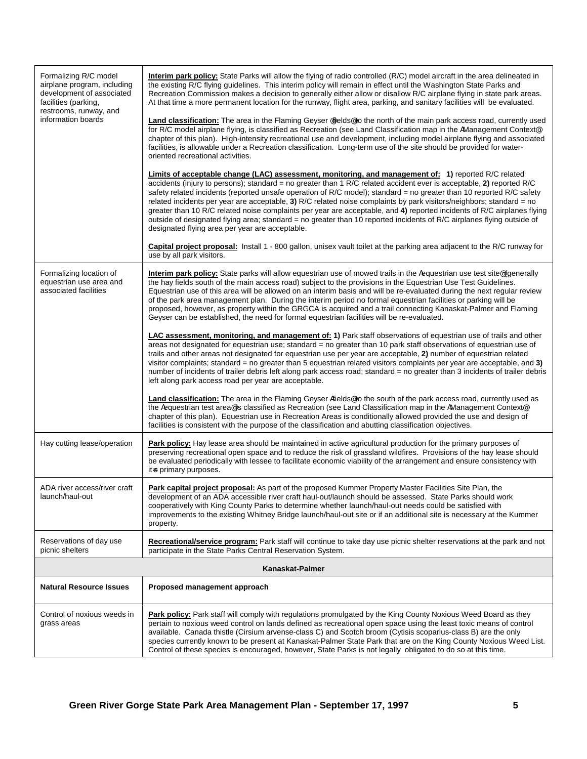| | |
|---|---|
| Formalizing R/C model airplane program, including development of associated facilities (parking, restrooms, runway, and information boards | **Interim park policy:** State Parks will allow the flying of radio controlled (R/C) model aircraft in the area delineated in the existing R/C flying guidelines. This interim policy will remain in effect until the Washington State Parks and Recreation Commission makes a decision to generally either allow or disallow R/C airplane flying in state park areas. At that time a more permanent location for the runway, flight area, parking, and sanitary facilities will be evaluated.<br><br>**Land classification:** The area in the Flaming Geyser @fields@ to the north of the main park access road, currently used for R/C model airplane flying, is classified as Recreation (see Land Classification map in the AManagement Context@ chapter of this plan). High-intensity recreational use and development, including model airplane flying and associated facilities, is allowable under a Recreation classification. Long-term use of the site should be provided for water-oriented recreational activities.<br><br>**Limits of acceptable change (LAC) assessment, monitoring, and management of: 1)** reported R/C related accidents (injury to persons); standard = no greater than 1 R/C related accident ever is acceptable, **2)** reported R/C safety related incidents (reported unsafe operation of R/C model); standard = no greater than 10 reported R/C safety related incidents per year are acceptable, **3)** R/C related noise complaints by park visitors/neighbors; standard = no greater than 10 R/C related noise complaints per year are acceptable, and **4)** reported incidents of R/C airplanes flying outside of designated flying area; standard = no greater than 10 reported incidents of R/C airplanes flying outside of designated flying area per year are acceptable.<br><br>**Capital project proposal:** Install 1 - 800 gallon, unisex vault toilet at the parking area adjacent to the R/C runway for use by all park visitors. |
| Formalizing location of equestrian use area and associated facilities | **Interim park policy:** State parks will allow equestrian use of mowed trails in the Aequestrian use test site@ (generally the hay fields south of the main access road) subject to the provisions in the Equestrian Use Test Guidelines. Equestrian use of this area will be allowed on an interim basis and will be re-evaluated during the next regular review of the park area management plan. During the interim period no formal equestrian facilities or parking will be proposed, however, as property within the GRGCA is acquired and a trail connecting Kanaskat-Palmer and Flaming Geyser can be established, the need for formal equestrian facilities will be re-evaluated.<br><br>**LAC assessment, monitoring, and management of: 1)** Park staff observations of equestrian use of trails and other areas not designated for equestrian use; standard = no greater than 10 park staff observations of equestrian use of trails and other areas not designated for equestrian use per year are acceptable, **2)** number of equestrian related visitor complaints; standard = no greater than 5 equestrian related visitors complaints per year are acceptable, and **3)** number of incidents of trailer debris left along park access road; standard = no greater than 3 incidents of trailer debris left along park access road per year are acceptable.<br><br>**Land classification:** The area in the Flaming Geyser Afields@ to the south of the park access road, currently used as the Aequestrian test area@ is classified as Recreation (see Land Classification map in the AManagement Context@ chapter of this plan). Equestrian use in Recreation Areas is conditionally allowed provided the use and design of facilities is consistent with the purpose of the classification and abutting classification objectives. |
| Hay cutting lease/operation | **Park policy:** Hay lease area should be maintained in active agricultural production for the primary purposes of preserving recreational open space and to reduce the risk of grassland wildfires. Provisions of the hay lease should be evaluated periodically with lessee to facilitate economic viability of the arrangement and ensure consistency with it=s primary purposes. |
| ADA river access/river craft launch/haul-out | **Park capital project proposal:** As part of the proposed Kummer Property Master Facilities Site Plan, the development of an ADA accessible river craft haul-out/launch should be assessed. State Parks should work cooperatively with King County Parks to determine whether launch/haul-out needs could be satisfied with improvements to the existing Whitney Bridge launch/haul-out site or if an additional site is necessary at the Kummer property. |
| Reservations of day use picnic shelters | **Recreational/service program:** Park staff will continue to take day use picnic shelter reservations at the park and not participate in the State Parks Central Reservation System. |
| **Kanaskat-Palmer** | |
| **Natural Resource Issues** | **Proposed management approach** |
| Control of noxious weeds in grass areas | **Park policy:** Park staff will comply with regulations promulgated by the King County Noxious Weed Board as they pertain to noxious weed control on lands defined as recreational open space using the least toxic means of control available. Canada thistle (Cirsium arvense-class C) and Scotch broom (Cytisis scoparlus-class B) are the only species currently known to be present at Kanaskat-Palmer State Park that are on the King County Noxious Weed List. Control of these species is encouraged, however, State Parks is not legally obligated to do so at this time. |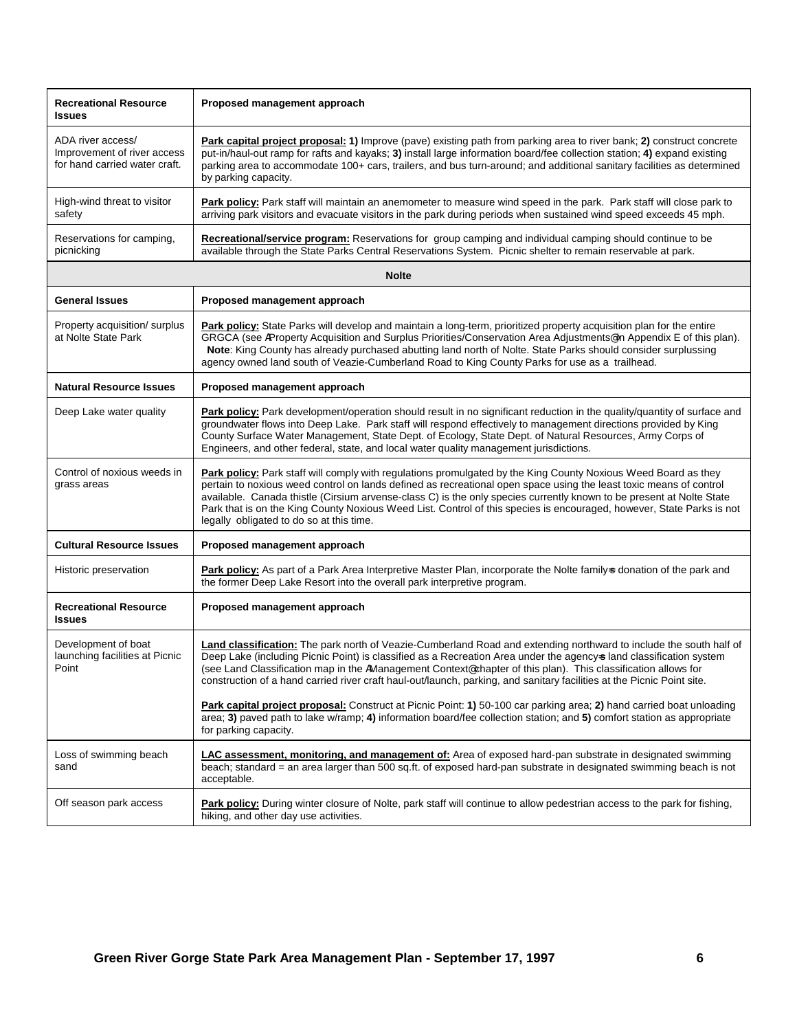| Recreational Resource Issues | Proposed management approach |
|---|---|
| ADA river access/ Improvement of river access for hand carried water craft. | **Park capital project proposal:** **1)** Improve (pave) existing path from parking area to river bank; **2)** construct concrete put-in/haul-out ramp for rafts and kayaks; **3)** install large information board/fee collection station; **4)** expand existing parking area to accommodate 100+ cars, trailers, and bus turn-around; and additional sanitary facilities as determined by parking capacity. |
| High-wind threat to visitor safety | **Park policy:** Park staff will maintain an anemometer to measure wind speed in the park. Park staff will close park to arriving park visitors and evacuate visitors in the park during periods when sustained wind speed exceeds 45 mph. |
| Reservations for camping, picnicking | **Recreational/service program:** Reservations for group camping and individual camping should continue to be available through the State Parks Central Reservations System. Picnic shelter to remain reservable at park. |
| **Nolte** | |
| **General Issues** | **Proposed management approach** |
| Property acquisition/ surplus at Nolte State Park | **Park policy:** State Parks will develop and maintain a long-term, prioritized property acquisition plan for the entire GRGCA (see AProperty Acquisition and Surplus Priorities/Conservation Area Adjustments@in Appendix E of this plan). **Note**: King County has already purchased abutting land north of Nolte. State Parks should consider surplussing agency owned land south of Veazie-Cumberland Road to King County Parks for use as a trailhead. |
| **Natural Resource Issues** | **Proposed management approach** |
| Deep Lake water quality | **Park policy:** Park development/operation should result in no significant reduction in the quality/quantity of surface and groundwater flows into Deep Lake. Park staff will respond effectively to management directions provided by King County Surface Water Management, State Dept. of Ecology, State Dept. of Natural Resources, Army Corps of Engineers, and other federal, state, and local water quality management jurisdictions. |
| Control of noxious weeds in grass areas | **Park policy:** Park staff will comply with regulations promulgated by the King County Noxious Weed Board as they pertain to noxious weed control on lands defined as recreational open space using the least toxic means of control available. Canada thistle (Cirsium arvense-class C) is the only species currently known to be present at Nolte State Park that is on the King County Noxious Weed List. Control of this species is encouraged, however, State Parks is not legally obligated to do so at this time. |
| **Cultural Resource Issues** | **Proposed management approach** |
| Historic preservation | **Park policy:** As part of a Park Area Interpretive Master Plan, incorporate the Nolte family=s donation of the park and the former Deep Lake Resort into the overall park interpretive program. |
| **Recreational Resource Issues** | **Proposed management approach** |
| Development of boat launching facilities at Picnic Point | **Land classification:** The park north of Veazie-Cumberland Road and extending northward to include the south half of Deep Lake (including Picnic Point) is classified as a Recreation Area under the agency=s land classification system (see Land Classification map in the AManagement Context@chapter of this plan). This classification allows for construction of a hand carried river craft haul-out/launch, parking, and sanitary facilities at the Picnic Point site.<br><br>**Park capital project proposal:** Construct at Picnic Point: **1)** 50-100 car parking area; **2)** hand carried boat unloading area; **3)** paved path to lake w/ramp; **4)** information board/fee collection station; and **5)** comfort station as appropriate for parking capacity. |
| Loss of swimming beach sand | **LAC assessment, monitoring, and management of:** Area of exposed hard-pan substrate in designated swimming beach; standard = an area larger than 500 sq.ft. of exposed hard-pan substrate in designated swimming beach is not acceptable. |
| Off season park access | **Park policy:** During winter closure of Nolte, park staff will continue to allow pedestrian access to the park for fishing, hiking, and other day use activities. |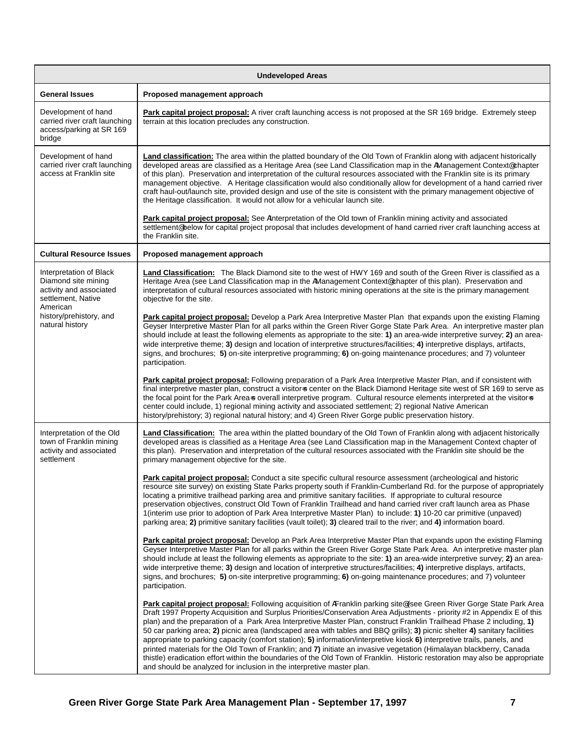| Undeveloped Areas | |
|---|---|
| **General Issues** | **Proposed management approach** |
| Development of hand carried river craft launching access/parking at SR 169 bridge | **Park capital project proposal:** A river craft launching access is not proposed at the SR 169 bridge. Extremely steep terrain at this location precludes any construction. |
| Development of hand carried river craft launching access at Franklin site | **Land classification:** The area within the platted boundary of the Old Town of Franklin along with adjacent historically developed areas are classified as a Heritage Area (see Land Classification map in the AManagement Context@chapter of this plan). Preservation and interpretation of the cultural resources associated with the Franklin site is its primary management objective. A Heritage classification would also conditionally allow for development of a hand carried river craft haul-out/launch site, provided design and use of the site is consistent with the primary management objective of the Heritage classification. It would not allow for a vehicular launch site.<br><br>**Park capital project proposal:** See AInterpretation of the Old town of Franklin mining activity and associated settlement@below for capital project proposal that includes development of hand carried river craft launching access at the Franklin site. |
| **Cultural Resource Issues** | **Proposed management approach** |
| Interpretation of Black Diamond site mining activity and associated settlement, Native American history/prehistory, and natural history | **Land Classification:** The Black Diamond site to the west of HWY 169 and south of the Green River is classified as a Heritage Area (see Land Classification map in the AManagement Context@chapter of this plan). Preservation and interpretation of cultural resources associated with historic mining operations at the site is the primary management objective for the site.<br><br>**Park capital project proposal:** Develop a Park Area Interpretive Master Plan that expands upon the existing Flaming Geyser Interpretive Master Plan for all parks within the Green River Gorge State Park Area. An interpretive master plan should include at least the following elements as appropriate to the site: **1)** an area-wide interpretive survey; **2)** an area-wide interpretive theme; **3)** design and location of interpretive structures/facilities; **4)** interpretive displays, artifacts, signs, and brochures; **5)** on-site interpretive programming; **6)** on-going maintenance procedures; and 7) volunteer participation.<br><br>**Park capital project proposal:** Following preparation of a Park Area Interpretive Master Plan, and if consistent with final interpretive master plan, construct a visitor=s center on the Black Diamond Heritage site west of SR 169 to serve as the focal point for the Park Area=s overall interpretive program. Cultural resource elements interpreted at the visitor=s center could include, 1) regional mining activity and associated settlement; 2) regional Native American history/prehistory; 3) regional natural history; and 4) Green River Gorge public preservation history. |
| Interpretation of the Old town of Franklin mining activity and associated settlement | **Land Classification:** The area within the platted boundary of the Old Town of Franklin along with adjacent historically developed areas is classified as a Heritage Area (see Land Classification map in the Management Context chapter of this plan). Preservation and interpretation of the cultural resources associated with the Franklin site should be the primary management objective for the site.<br><br>**Park capital project proposal:** Conduct a site specific cultural resource assessment (archeological and historic resource site survey) on existing State Parks property south if Franklin-Cumberland Rd. for the purpose of appropriately locating a primitive trailhead parking area and primitive sanitary facilities. If appropriate to cultural resource preservation objectives, construct Old Town of Franklin Trailhead and hand carried river craft launch area as Phase 1(interim use prior to adoption of Park Area Interpretive Master Plan) to include: **1)** 10-20 car primitive (unpaved) parking area; **2)** primitive sanitary facilities (vault toilet); **3)** cleared trail to the river; and **4)** information board.<br><br>**Park capital project proposal:** Develop an Park Area Interpretive Master Plan that expands upon the existing Flaming Geyser Interpretive Master Plan for all parks within the Green River Gorge State Park Area. An interpretive master plan should include at least the following elements as appropriate to the site: **1)** an area-wide interpretive survey; **2)** an area-wide interpretive theme; **3)** design and location of interpretive structures/facilities; **4)** interpretive displays, artifacts, signs, and brochures; **5)** on-site interpretive programming; **6)** on-going maintenance procedures; and 7) volunteer participation.<br><br>**Park capital project proposal:** Following acquisition of AFranklin parking site@(see Green River Gorge State Park Area Draft 1997 Property Acquisition and Surplus Priorities/Conservation Area Adjustments - priority #2 in Appendix E of this plan) and the preparation of a Park Area Interpretive Master Plan, construct Franklin Trailhead Phase 2 including, **1)** 50 car parking area; **2)** picnic area (landscaped area with tables and BBQ grills); **3)** picnic shelter **4)** sanitary facilities appropriate to parking capacity (comfort station); **5)** information/interpretive kiosk **6)** interpretive trails, panels, and printed materials for the Old Town of Franklin; and **7)** initiate an invasive vegetation (Himalayan blackberry, Canada thistle) eradication effort within the boundaries of the Old Town of Franklin. Historic restoration may also be appropriate and should be analyzed for inclusion in the interpretive master plan. |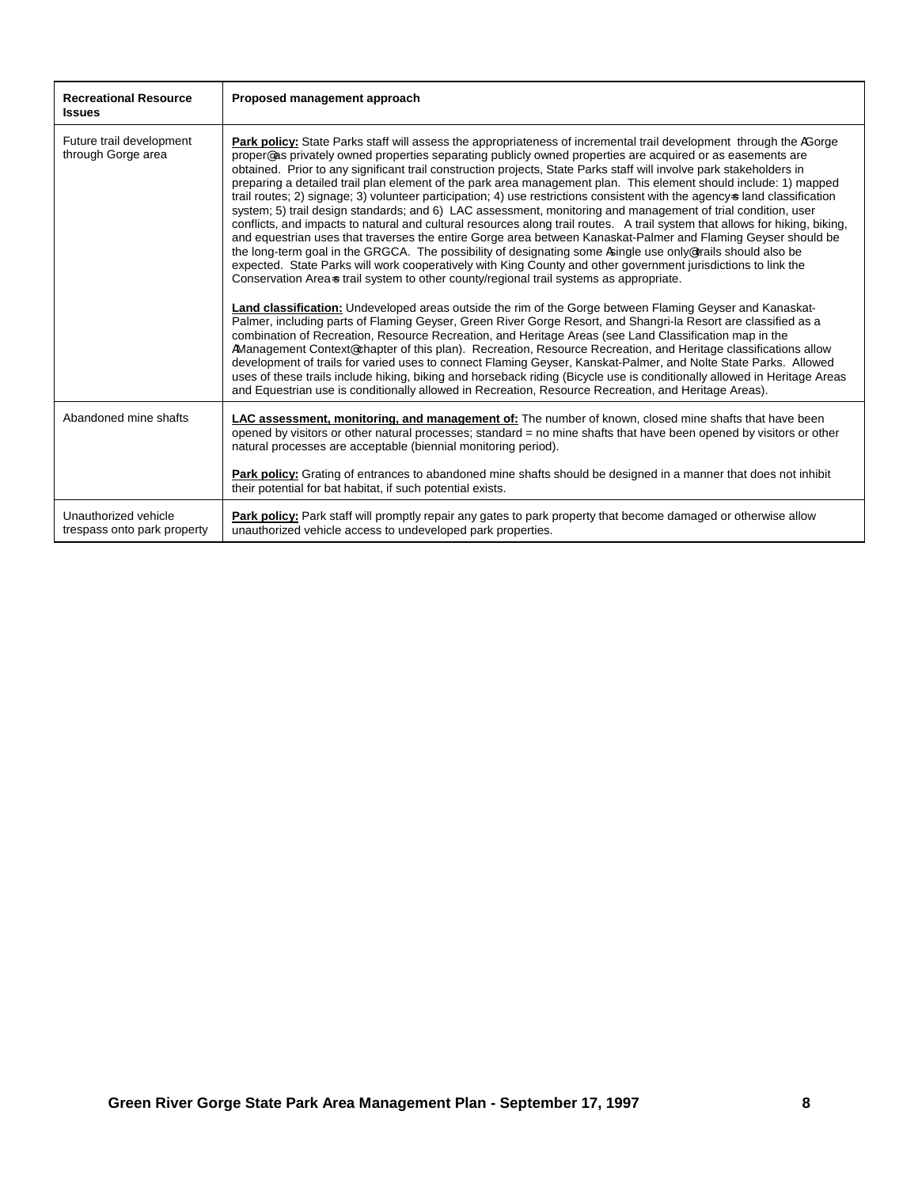| Recreational Resource Issues | Proposed management approach |
|---|---|
| Future trail development through Gorge area | **Park policy:** State Parks staff will assess the appropriateness of incremental trail development through the AGorge proper@as privately owned properties separating publicly owned properties are acquired or as easements are obtained. Prior to any significant trail construction projects, State Parks staff will involve park stakeholders in preparing a detailed trail plan element of the park area management plan. This element should include: 1) mapped trail routes; 2) signage; 3) volunteer participation; 4) use restrictions consistent with the agency=s land classification system; 5) trail design standards; and 6) LAC assessment, monitoring and management of trial condition, user conflicts, and impacts to natural and cultural resources along trail routes. A trail system that allows for hiking, biking, and equestrian uses that traverses the entire Gorge area between Kanaskat-Palmer and Flaming Geyser should be the long-term goal in the GRGCA. The possibility of designating some Asingle use only@trails should also be expected. State Parks will work cooperatively with King County and other government jurisdictions to link the Conservation Area=s trail system to other county/regional trail systems as appropriate.<br><br>**Land classification:** Undeveloped areas outside the rim of the Gorge between Flaming Geyser and Kanaskat-Palmer, including parts of Flaming Geyser, Green River Gorge Resort, and Shangri-la Resort are classified as a combination of Recreation, Resource Recreation, and Heritage Areas (see Land Classification map in the AManagement Context@chapter of this plan). Recreation, Resource Recreation, and Heritage classifications allow development of trails for varied uses to connect Flaming Geyser, Kanskat-Palmer, and Nolte State Parks. Allowed uses of these trails include hiking, biking and horseback riding (Bicycle use is conditionally allowed in Heritage Areas and Equestrian use is conditionally allowed in Recreation, Resource Recreation, and Heritage Areas). |
| Abandoned mine shafts | **LAC assessment, monitoring, and management of:** The number of known, closed mine shafts that have been opened by visitors or other natural processes; standard = no mine shafts that have been opened by visitors or other natural processes are acceptable (biennial monitoring period).<br><br>**Park policy:** Grating of entrances to abandoned mine shafts should be designed in a manner that does not inhibit their potential for bat habitat, if such potential exists. |
| Unauthorized vehicle trespass onto park property | **Park policy:** Park staff will promptly repair any gates to park property that become damaged or otherwise allow unauthorized vehicle access to undeveloped park properties. |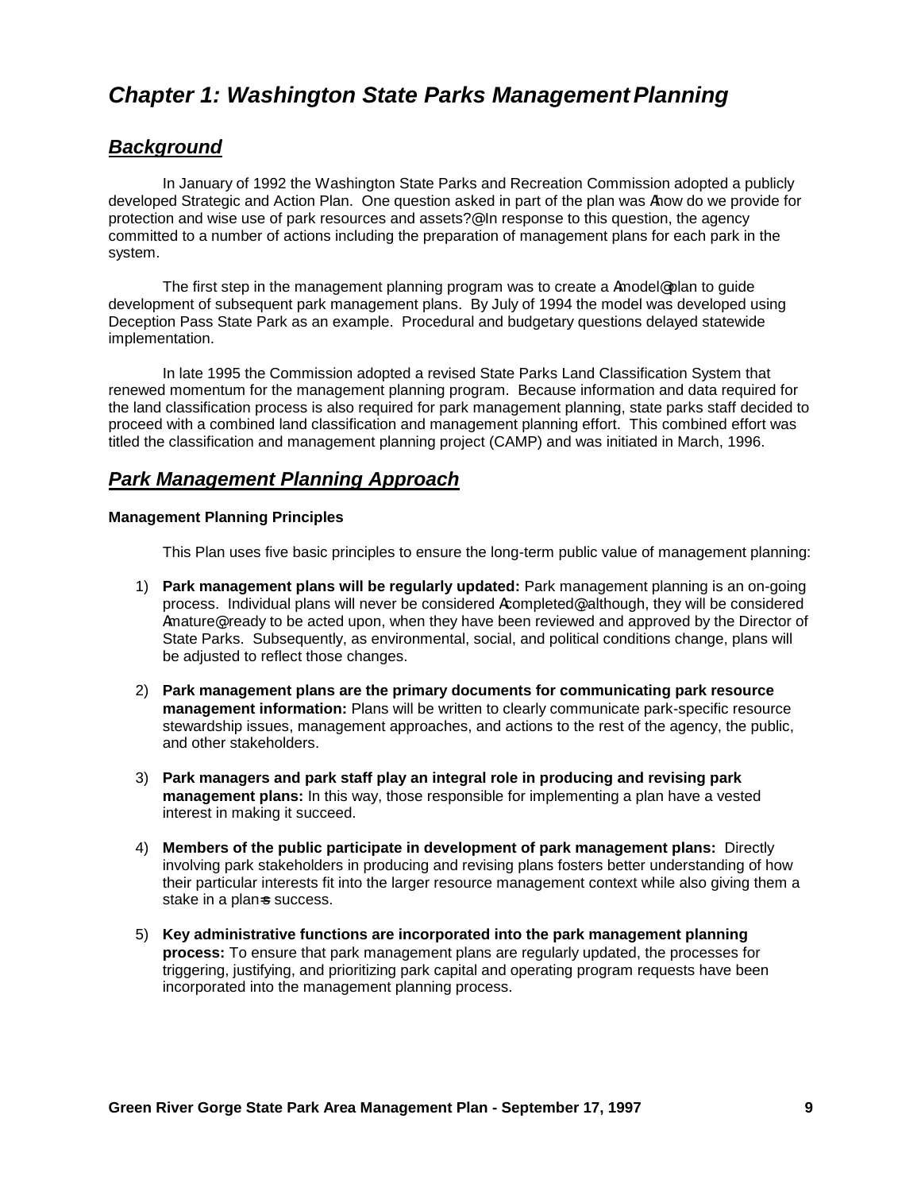# *Chapter 1: Washington State Parks Management Planning*

## ***Background***

In January of 1992 the Washington State Parks and Recreation Commission adopted a publicly developed Strategic and Action Plan. One question asked in part of the plan was Ahow do we provide for protection and wise use of park resources and assets?@ In response to this question, the agency committed to a number of actions including the preparation of management plans for each park in the system.

The first step in the management planning program was to create a Amodel@ plan to guide development of subsequent park management plans. By July of 1994 the model was developed using Deception Pass State Park as an example. Procedural and budgetary questions delayed statewide implementation.

In late 1995 the Commission adopted a revised State Parks Land Classification System that renewed momentum for the management planning program. Because information and data required for the land classification process is also required for park management planning, state parks staff decided to proceed with a combined land classification and management planning effort. This combined effort was titled the classification and management planning project (CAMP) and was initiated in March, 1996.

## ***Park Management Planning Approach***

**Management Planning Principles**

This Plan uses five basic principles to ensure the long-term public value of management planning:

1) **Park management plans will be regularly updated:** Park management planning is an on-going process. Individual plans will never be considered Acompleted@ although, they will be considered Amature@ ready to be acted upon, when they have been reviewed and approved by the Director of State Parks. Subsequently, as environmental, social, and political conditions change, plans will be adjusted to reflect those changes.

2) **Park management plans are the primary documents for communicating park resource management information:** Plans will be written to clearly communicate park-specific resource stewardship issues, management approaches, and actions to the rest of the agency, the public, and other stakeholders.

3) **Park managers and park staff play an integral role in producing and revising park management plans:** In this way, those responsible for implementing a plan have a vested interest in making it succeed.

4) **Members of the public participate in development of park management plans:** Directly involving park stakeholders in producing and revising plans fosters better understanding of how their particular interests fit into the larger resource management context while also giving them a stake in a plan=s success.

5) **Key administrative functions are incorporated into the park management planning process:** To ensure that park management plans are regularly updated, the processes for triggering, justifying, and prioritizing park capital and operating program requests have been incorporated into the management planning process.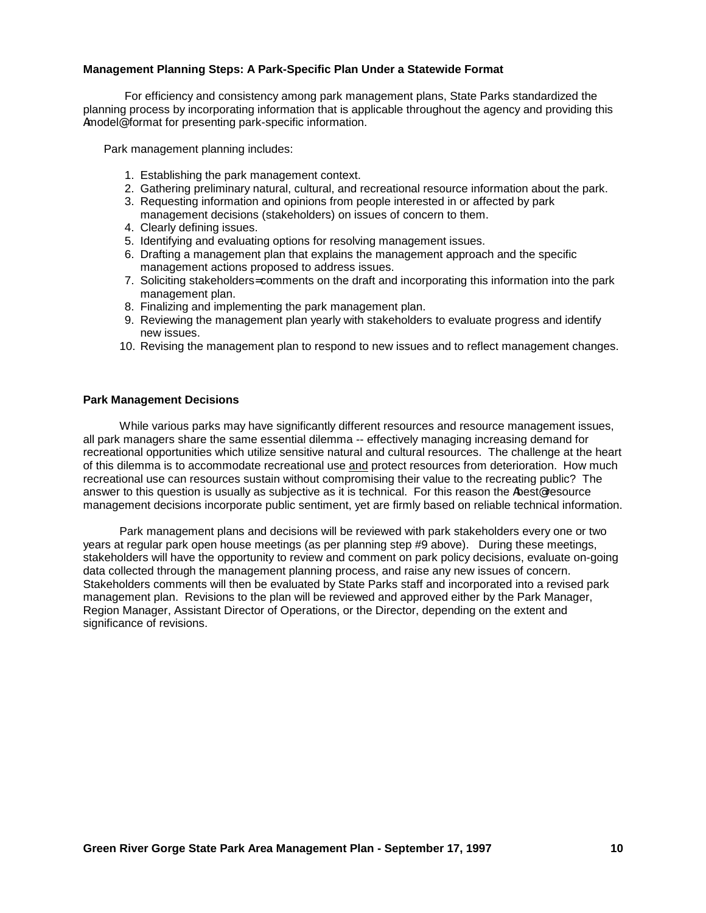**Management Planning Steps: A Park-Specific Plan Under a Statewide Format**

For efficiency and consistency among park management plans, State Parks standardized the planning process by incorporating information that is applicable throughout the agency and providing this Amodel@ format for presenting park-specific information.

Park management planning includes:

1. Establishing the park management context.
2. Gathering preliminary natural, cultural, and recreational resource information about the park.
3. Requesting information and opinions from people interested in or affected by park management decisions (stakeholders) on issues of concern to them.
4. Clearly defining issues.
5. Identifying and evaluating options for resolving management issues.
6. Drafting a management plan that explains the management approach and the specific management actions proposed to address issues.
7. Soliciting stakeholders= comments on the draft and incorporating this information into the park management plan.
8. Finalizing and implementing the park management plan.
9. Reviewing the management plan yearly with stakeholders to evaluate progress and identify new issues.
10. Revising the management plan to respond to new issues and to reflect management changes.

**Park Management Decisions**

While various parks may have significantly different resources and resource management issues, all park managers share the same essential dilemma -- effectively managing increasing demand for recreational opportunities which utilize sensitive natural and cultural resources. The challenge at the heart of this dilemma is to accommodate recreational use and protect resources from deterioration. How much recreational use can resources sustain without compromising their value to the recreating public? The answer to this question is usually as subjective as it is technical. For this reason the Abest@ resource management decisions incorporate public sentiment, yet are firmly based on reliable technical information.

Park management plans and decisions will be reviewed with park stakeholders every one or two years at regular park open house meetings (as per planning step #9 above). During these meetings, stakeholders will have the opportunity to review and comment on park policy decisions, evaluate on-going data collected through the management planning process, and raise any new issues of concern. Stakeholders comments will then be evaluated by State Parks staff and incorporated into a revised park management plan. Revisions to the plan will be reviewed and approved either by the Park Manager, Region Manager, Assistant Director of Operations, or the Director, depending on the extent and significance of revisions.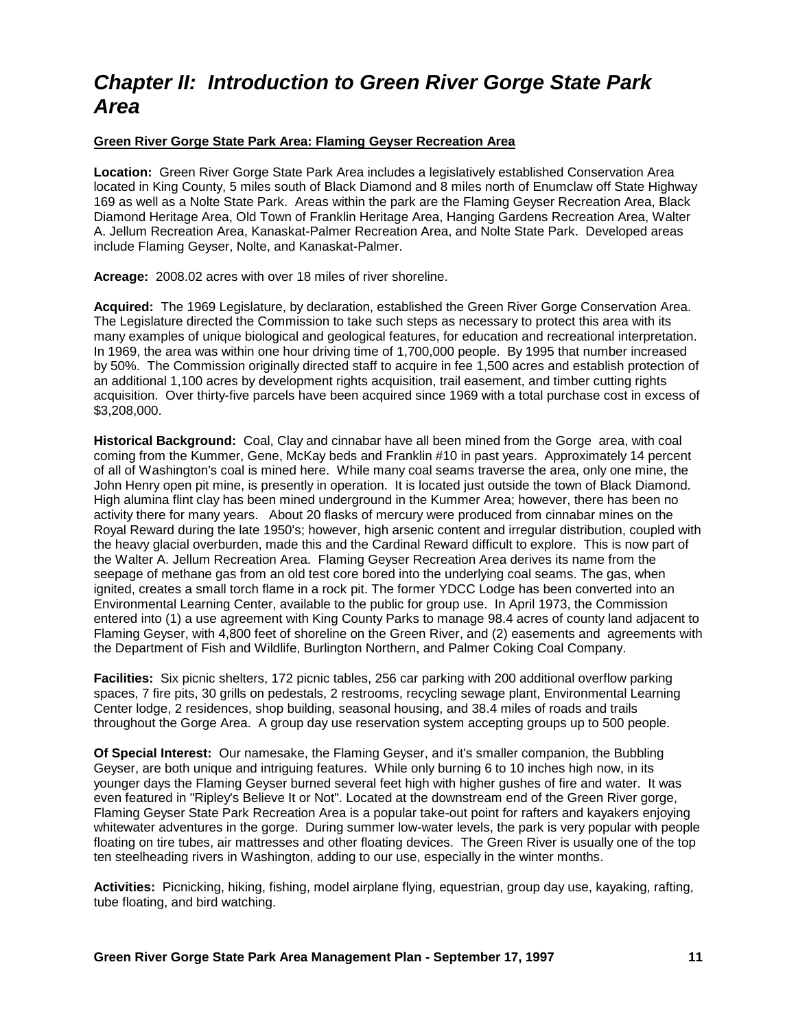# ***Chapter II: Introduction to Green River Gorge State Park Area***

**Green River Gorge State Park Area: Flaming Geyser Recreation Area**

**Location:** Green River Gorge State Park Area includes a legislatively established Conservation Area located in King County, 5 miles south of Black Diamond and 8 miles north of Enumclaw off State Highway 169 as well as a Nolte State Park. Areas within the park are the Flaming Geyser Recreation Area, Black Diamond Heritage Area, Old Town of Franklin Heritage Area, Hanging Gardens Recreation Area, Walter A. Jellum Recreation Area, Kanaskat-Palmer Recreation Area, and Nolte State Park. Developed areas include Flaming Geyser, Nolte, and Kanaskat-Palmer.

**Acreage:** 2008.02 acres with over 18 miles of river shoreline.

**Acquired:** The 1969 Legislature, by declaration, established the Green River Gorge Conservation Area. The Legislature directed the Commission to take such steps as necessary to protect this area with its many examples of unique biological and geological features, for education and recreational interpretation. In 1969, the area was within one hour driving time of 1,700,000 people. By 1995 that number increased by 50%. The Commission originally directed staff to acquire in fee 1,500 acres and establish protection of an additional 1,100 acres by development rights acquisition, trail easement, and timber cutting rights acquisition. Over thirty-five parcels have been acquired since 1969 with a total purchase cost in excess of $3,208,000.

**Historical Background:** Coal, Clay and cinnabar have all been mined from the Gorge area, with coal coming from the Kummer, Gene, McKay beds and Franklin #10 in past years. Approximately 14 percent of all of Washington's coal is mined here. While many coal seams traverse the area, only one mine, the John Henry open pit mine, is presently in operation. It is located just outside the town of Black Diamond. High alumina flint clay has been mined underground in the Kummer Area; however, there has been no activity there for many years. About 20 flasks of mercury were produced from cinnabar mines on the Royal Reward during the late 1950's; however, high arsenic content and irregular distribution, coupled with the heavy glacial overburden, made this and the Cardinal Reward difficult to explore. This is now part of the Walter A. Jellum Recreation Area. Flaming Geyser Recreation Area derives its name from the seepage of methane gas from an old test core bored into the underlying coal seams. The gas, when ignited, creates a small torch flame in a rock pit. The former YDCC Lodge has been converted into an Environmental Learning Center, available to the public for group use. In April 1973, the Commission entered into (1) a use agreement with King County Parks to manage 98.4 acres of county land adjacent to Flaming Geyser, with 4,800 feet of shoreline on the Green River, and (2) easements and agreements with the Department of Fish and Wildlife, Burlington Northern, and Palmer Coking Coal Company.

**Facilities:** Six picnic shelters, 172 picnic tables, 256 car parking with 200 additional overflow parking spaces, 7 fire pits, 30 grills on pedestals, 2 restrooms, recycling sewage plant, Environmental Learning Center lodge, 2 residences, shop building, seasonal housing, and 38.4 miles of roads and trails throughout the Gorge Area. A group day use reservation system accepting groups up to 500 people.

**Of Special Interest:** Our namesake, the Flaming Geyser, and it's smaller companion, the Bubbling Geyser, are both unique and intriguing features. While only burning 6 to 10 inches high now, in its younger days the Flaming Geyser burned several feet high with higher gushes of fire and water. It was even featured in "Ripley's Believe It or Not". Located at the downstream end of the Green River gorge, Flaming Geyser State Park Recreation Area is a popular take-out point for rafters and kayakers enjoying whitewater adventures in the gorge. During summer low-water levels, the park is very popular with people floating on tire tubes, air mattresses and other floating devices. The Green River is usually one of the top ten steelheading rivers in Washington, adding to our use, especially in the winter months.

**Activities:** Picnicking, hiking, fishing, model airplane flying, equestrian, group day use, kayaking, rafting, tube floating, and bird watching.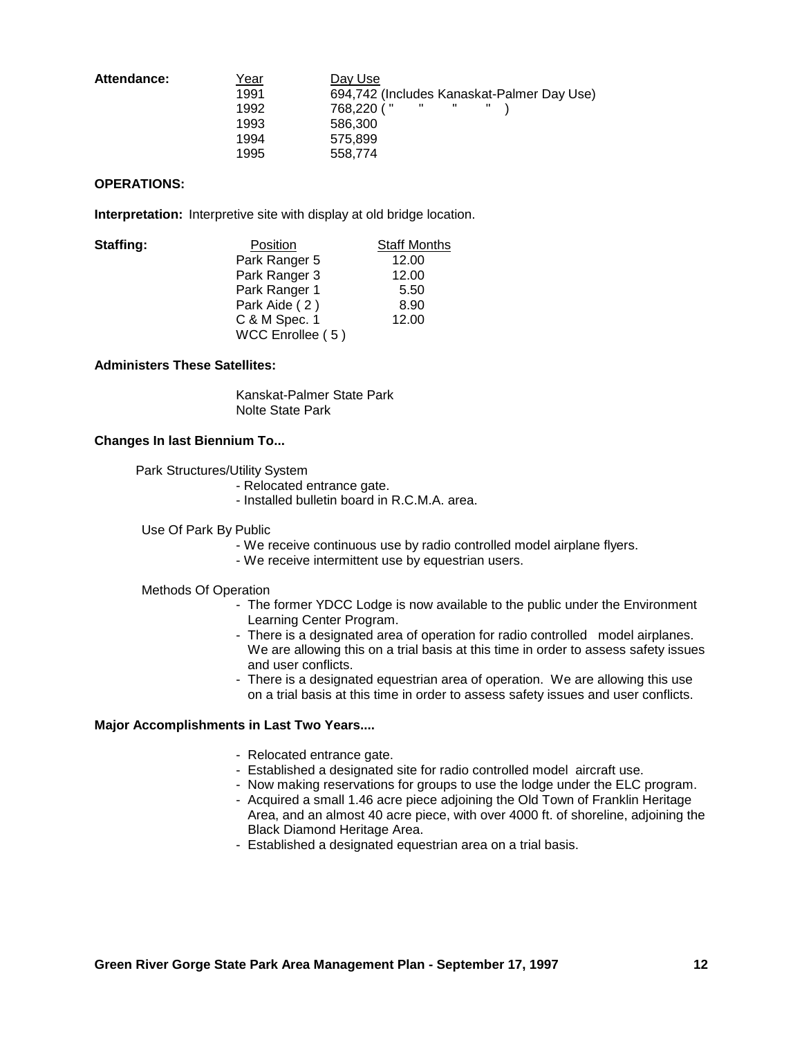**Attendance:**

| Year | Day Use |
|---|---|
| 1991 | 694,742 (Includes Kanaskat-Palmer Day Use) |
| 1992 | 768,220 ( "   "   "   " ) |
| 1993 | 586,300 |
| 1994 | 575,899 |
| 1995 | 558,774 |

**OPERATIONS:**

**Interpretation:** Interpretive site with display at old bridge location.

**Staffing:**

| Position | Staff Months |
|---|---|
| Park Ranger 5 | 12.00 |
| Park Ranger 3 | 12.00 |
| Park Ranger 1 | 5.50 |
| Park Aide ( 2 ) | 8.90 |
| C & M Spec. 1 | 12.00 |
| WCC Enrollee ( 5 ) | |

**Administers These Satellites:**

Kanskat-Palmer State Park
Nolte State Park

**Changes In last Biennium To...**

Park Structures/Utility System

- Relocated entrance gate.
- Installed bulletin board in R.C.M.A. area.

Use Of Park By Public

- We receive continuous use by radio controlled model airplane flyers.
- We receive intermittent use by equestrian users.

Methods Of Operation

- The former YDCC Lodge is now available to the public under the Environment Learning Center Program.
- There is a designated area of operation for radio controlled model airplanes. We are allowing this on a trial basis at this time in order to assess safety issues and user conflicts.
- There is a designated equestrian area of operation. We are allowing this use on a trial basis at this time in order to assess safety issues and user conflicts.

**Major Accomplishments in Last Two Years....**

- Relocated entrance gate.
- Established a designated site for radio controlled model aircraft use.
- Now making reservations for groups to use the lodge under the ELC program.
- Acquired a small 1.46 acre piece adjoining the Old Town of Franklin Heritage Area, and an almost 40 acre piece, with over 4000 ft. of shoreline, adjoining the Black Diamond Heritage Area.
- Established a designated equestrian area on a trial basis.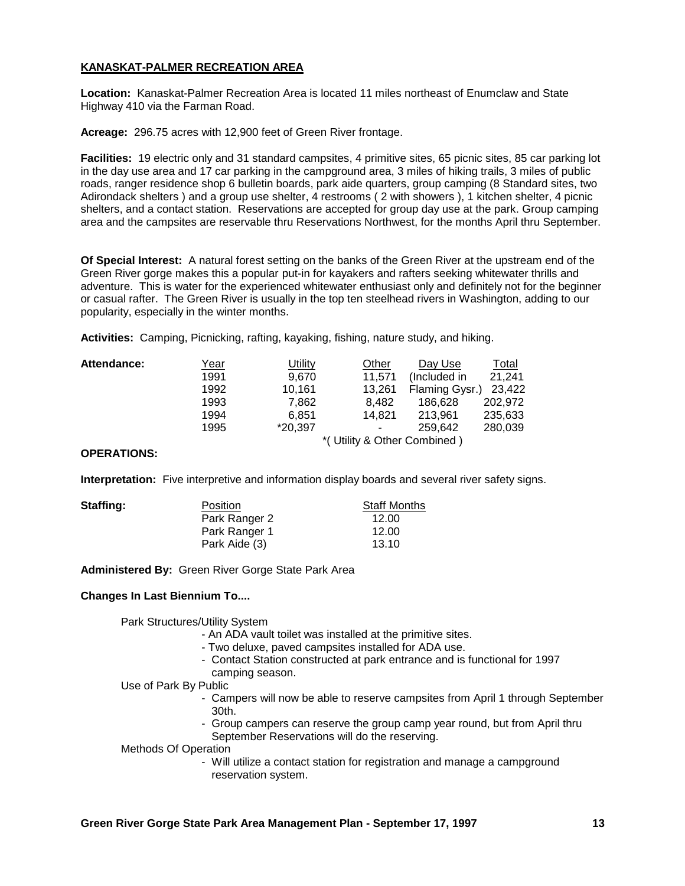## KANASKAT-PALMER RECREATION AREA

**Location:** Kanaskat-Palmer Recreation Area is located 11 miles northeast of Enumclaw and State Highway 410 via the Farman Road.

**Acreage:** 296.75 acres with 12,900 feet of Green River frontage.

**Facilities:** 19 electric only and 31 standard campsites, 4 primitive sites, 65 picnic sites, 85 car parking lot in the day use area and 17 car parking in the campground area, 3 miles of hiking trails, 3 miles of public roads, ranger residence shop 6 bulletin boards, park aide quarters, group camping (8 Standard sites, two Adirondack shelters ) and a group use shelter, 4 restrooms ( 2 with showers ), 1 kitchen shelter, 4 picnic shelters, and a contact station. Reservations are accepted for group day use at the park. Group camping area and the campsites are reservable thru Reservations Northwest, for the months April thru September.

**Of Special Interest:** A natural forest setting on the banks of the Green River at the upstream end of the Green River gorge makes this a popular put-in for kayakers and rafters seeking whitewater thrills and adventure. This is water for the experienced whitewater enthusiast only and definitely not for the beginner or casual rafter. The Green River is usually in the top ten steelhead rivers in Washington, adding to our popularity, especially in the winter months.

**Activities:** Camping, Picnicking, rafting, kayaking, fishing, nature study, and hiking.

**Attendance:**

| Year | Utility | Other | Day Use | Total |
|---|---|---|---|---|
| 1991 | 9,670 | 11,571 | (Included in | 21,241 |
| 1992 | 10,161 | 13,261 | Flaming Gysr.) | 23,422 |
| 1993 | 7,862 | 8,482 | 186,628 | 202,972 |
| 1994 | 6,851 | 14,821 | 213,961 | 235,633 |
| 1995 | *20,397 | - | 259,642 | 280,039 |

*( Utility & Other Combined )

**OPERATIONS:**

**Interpretation:** Five interpretive and information display boards and several river safety signs.

**Staffing:**

| Position | Staff Months |
|---|---|
| Park Ranger 2 | 12.00 |
| Park Ranger 1 | 12.00 |
| Park Aide (3) | 13.10 |

**Administered By:** Green River Gorge State Park Area

**Changes In Last Biennium To....**

Park Structures/Utility System

- An ADA vault toilet was installed at the primitive sites.
- Two deluxe, paved campsites installed for ADA use.
- Contact Station constructed at park entrance and is functional for 1997 camping season.

Use of Park By Public

- Campers will now be able to reserve campsites from April 1 through September 30th.
- Group campers can reserve the group camp year round, but from April thru September Reservations will do the reserving.

Methods Of Operation

- Will utilize a contact station for registration and manage a campground reservation system.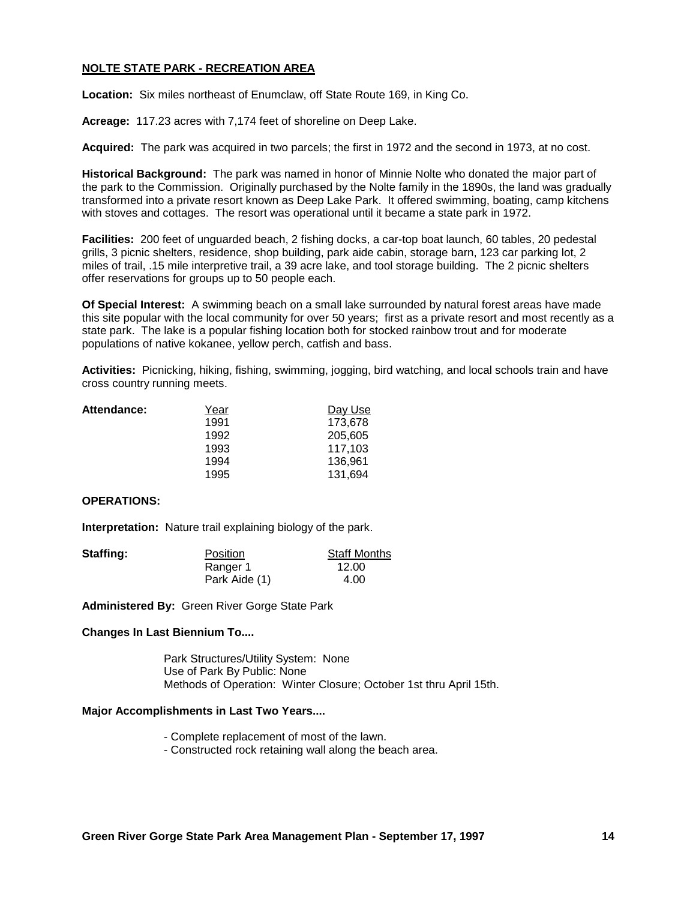## NOLTE STATE PARK - RECREATION AREA

**Location:** Six miles northeast of Enumclaw, off State Route 169, in King Co.

**Acreage:** 117.23 acres with 7,174 feet of shoreline on Deep Lake.

**Acquired:** The park was acquired in two parcels; the first in 1972 and the second in 1973, at no cost.

**Historical Background:** The park was named in honor of Minnie Nolte who donated the major part of the park to the Commission. Originally purchased by the Nolte family in the 1890s, the land was gradually transformed into a private resort known as Deep Lake Park. It offered swimming, boating, camp kitchens with stoves and cottages. The resort was operational until it became a state park in 1972.

**Facilities:** 200 feet of unguarded beach, 2 fishing docks, a car-top boat launch, 60 tables, 20 pedestal grills, 3 picnic shelters, residence, shop building, park aide cabin, storage barn, 123 car parking lot, 2 miles of trail, .15 mile interpretive trail, a 39 acre lake, and tool storage building. The 2 picnic shelters offer reservations for groups up to 50 people each.

**Of Special Interest:** A swimming beach on a small lake surrounded by natural forest areas have made this site popular with the local community for over 50 years; first as a private resort and most recently as a state park. The lake is a popular fishing location both for stocked rainbow trout and for moderate populations of native kokanee, yellow perch, catfish and bass.

**Activities:** Picnicking, hiking, fishing, swimming, jogging, bird watching, and local schools train and have cross country running meets.

**Attendance:**

| Year | Day Use |
|---|---|
| 1991 | 173,678 |
| 1992 | 205,605 |
| 1993 | 117,103 |
| 1994 | 136,961 |
| 1995 | 131,694 |

**OPERATIONS:**

**Interpretation:** Nature trail explaining biology of the park.

**Staffing:**

| Position | Staff Months |
|---|---|
| Ranger 1 | 12.00 |
| Park Aide (1) | 4.00 |

**Administered By:** Green River Gorge State Park

**Changes In Last Biennium To....**

Park Structures/Utility System: None
Use of Park By Public: None
Methods of Operation: Winter Closure; October 1st thru April 15th.

**Major Accomplishments in Last Two Years....**

- Complete replacement of most of the lawn.
- Constructed rock retaining wall along the beach area.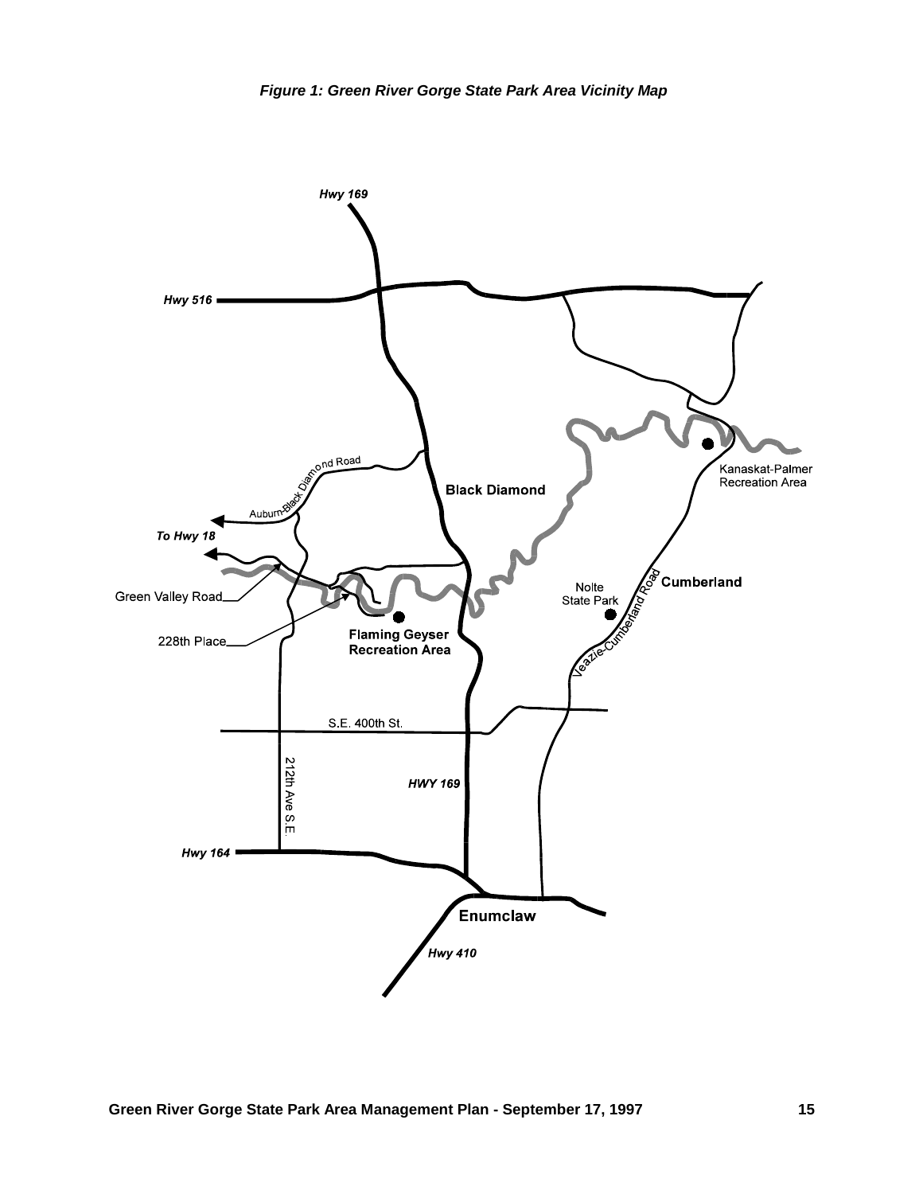*Figure 1: Green River Gorge State Park Area Vicinity Map*

Hwy 169

Hwy 516

Auburn-Black Diamond Road

To Hwy 18

Black Diamond

Kanaskat-Palmer Recreation Area

Green Valley Road

228th Place

Flaming Geyser Recreation Area

Nolte State Park

Cumberland

Veazie-Cumberland Road

S.E. 400th St.

212th Ave S.E.

HWY 169

Hwy 164

Enumclaw

Hwy 410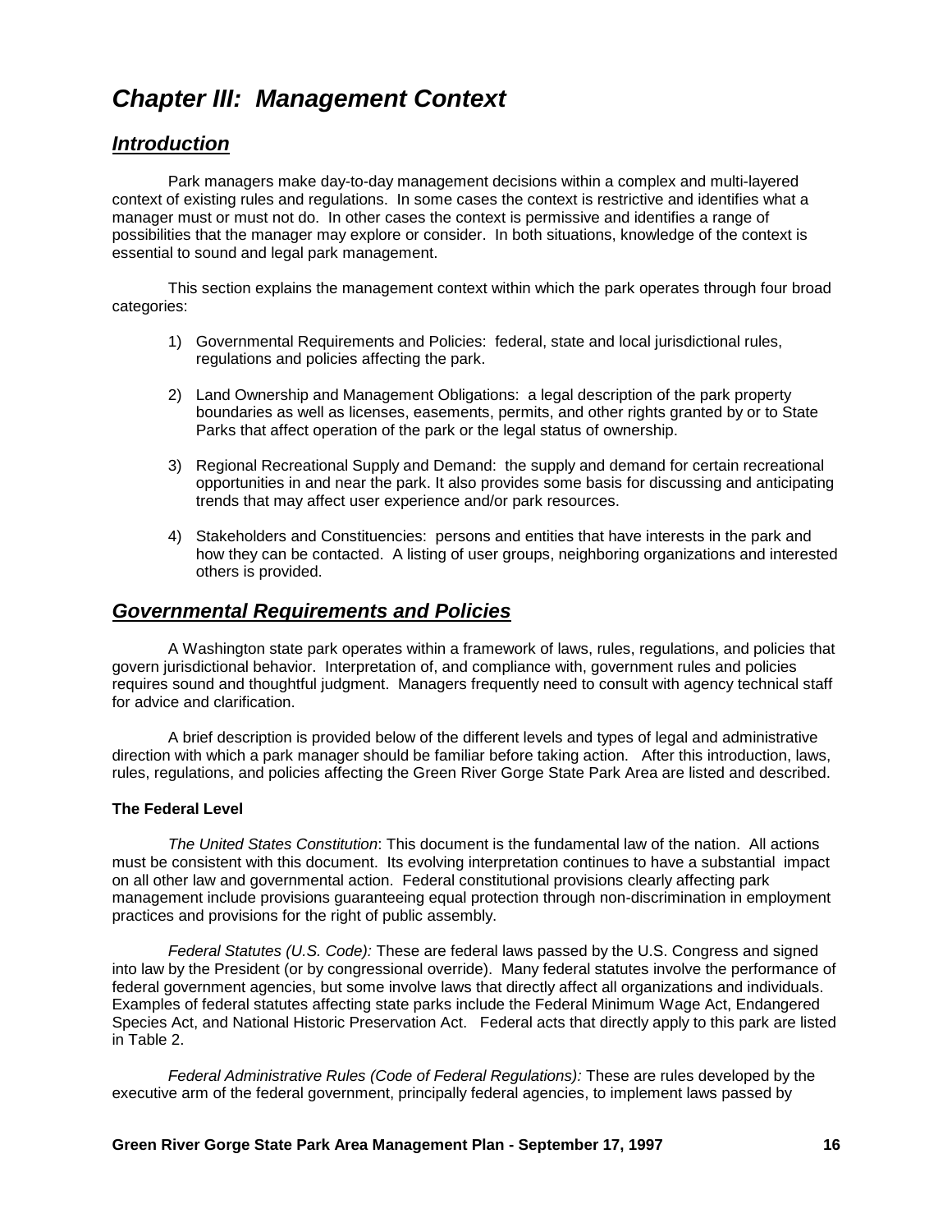# *Chapter III: Management Context*

## *Introduction*

Park managers make day-to-day management decisions within a complex and multi-layered context of existing rules and regulations. In some cases the context is restrictive and identifies what a manager must or must not do. In other cases the context is permissive and identifies a range of possibilities that the manager may explore or consider. In both situations, knowledge of the context is essential to sound and legal park management.

This section explains the management context within which the park operates through four broad categories:

1) Governmental Requirements and Policies: federal, state and local jurisdictional rules, regulations and policies affecting the park.

2) Land Ownership and Management Obligations: a legal description of the park property boundaries as well as licenses, easements, permits, and other rights granted by or to State Parks that affect operation of the park or the legal status of ownership.

3) Regional Recreational Supply and Demand: the supply and demand for certain recreational opportunities in and near the park. It also provides some basis for discussing and anticipating trends that may affect user experience and/or park resources.

4) Stakeholders and Constituencies: persons and entities that have interests in the park and how they can be contacted. A listing of user groups, neighboring organizations and interested others is provided.

## *Governmental Requirements and Policies*

A Washington state park operates within a framework of laws, rules, regulations, and policies that govern jurisdictional behavior. Interpretation of, and compliance with, government rules and policies requires sound and thoughtful judgment. Managers frequently need to consult with agency technical staff for advice and clarification.

A brief description is provided below of the different levels and types of legal and administrative direction with which a park manager should be familiar before taking action. After this introduction, laws, rules, regulations, and policies affecting the Green River Gorge State Park Area are listed and described.

**The Federal Level**

*The United States Constitution*: This document is the fundamental law of the nation. All actions must be consistent with this document. Its evolving interpretation continues to have a substantial impact on all other law and governmental action. Federal constitutional provisions clearly affecting park management include provisions guaranteeing equal protection through non-discrimination in employment practices and provisions for the right of public assembly.

*Federal Statutes (U.S. Code):* These are federal laws passed by the U.S. Congress and signed into law by the President (or by congressional override). Many federal statutes involve the performance of federal government agencies, but some involve laws that directly affect all organizations and individuals. Examples of federal statutes affecting state parks include the Federal Minimum Wage Act, Endangered Species Act, and National Historic Preservation Act. Federal acts that directly apply to this park are listed in Table 2.

*Federal Administrative Rules (Code of Federal Regulations):* These are rules developed by the executive arm of the federal government, principally federal agencies, to implement laws passed by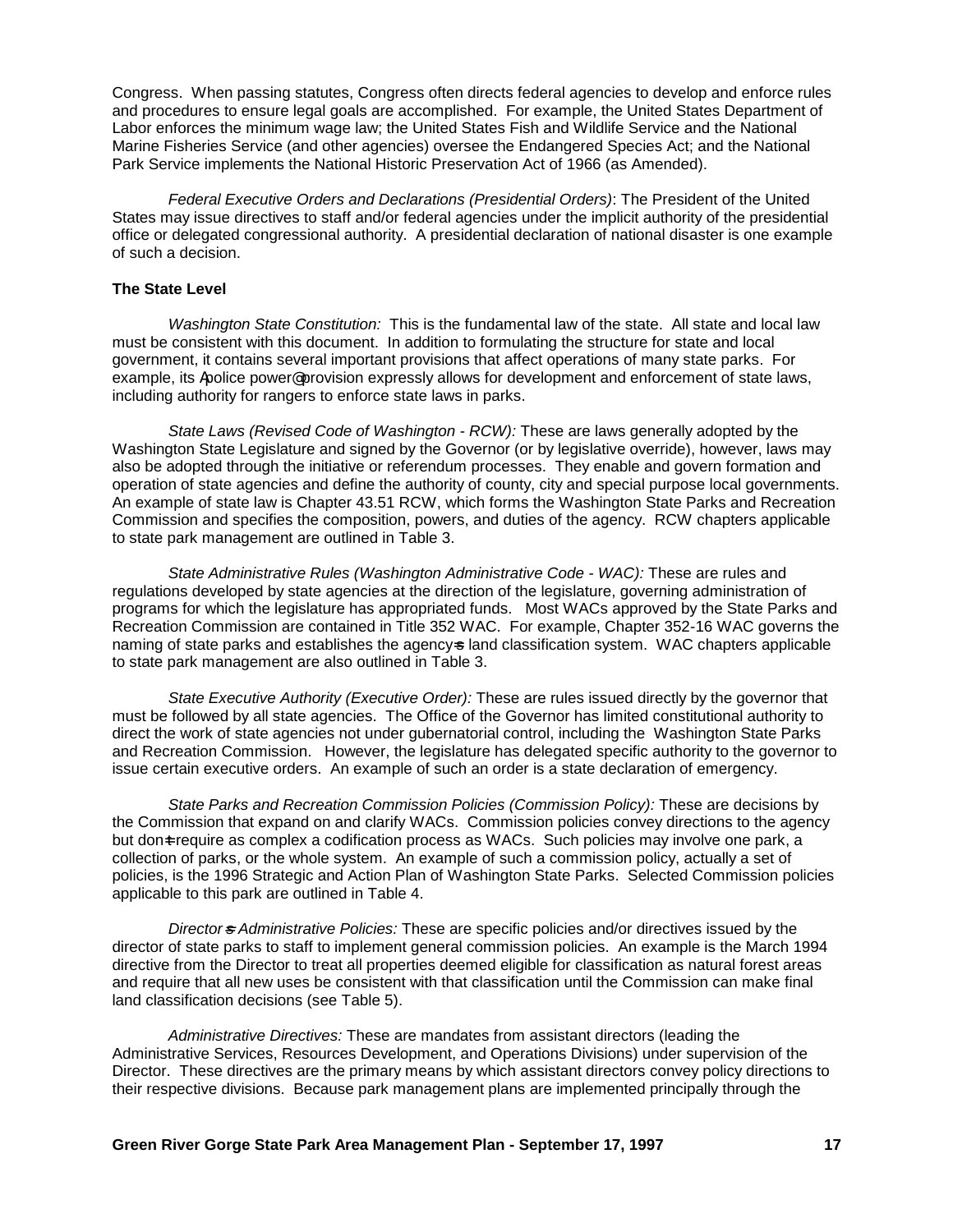Congress. When passing statutes, Congress often directs federal agencies to develop and enforce rules and procedures to ensure legal goals are accomplished. For example, the United States Department of Labor enforces the minimum wage law; the United States Fish and Wildlife Service and the National Marine Fisheries Service (and other agencies) oversee the Endangered Species Act; and the National Park Service implements the National Historic Preservation Act of 1966 (as Amended).

*Federal Executive Orders and Declarations (Presidential Orders)*: The President of the United States may issue directives to staff and/or federal agencies under the implicit authority of the presidential office or delegated congressional authority. A presidential declaration of national disaster is one example of such a decision.

**The State Level**

*Washington State Constitution:* This is the fundamental law of the state. All state and local law must be consistent with this document. In addition to formulating the structure for state and local government, it contains several important provisions that affect operations of many state parks. For example, its Apolice power@ provision expressly allows for development and enforcement of state laws, including authority for rangers to enforce state laws in parks.

*State Laws (Revised Code of Washington - RCW):* These are laws generally adopted by the Washington State Legislature and signed by the Governor (or by legislative override), however, laws may also be adopted through the initiative or referendum processes. They enable and govern formation and operation of state agencies and define the authority of county, city and special purpose local governments. An example of state law is Chapter 43.51 RCW, which forms the Washington State Parks and Recreation Commission and specifies the composition, powers, and duties of the agency. RCW chapters applicable to state park management are outlined in Table 3.

*State Administrative Rules (Washington Administrative Code - WAC):* These are rules and regulations developed by state agencies at the direction of the legislature, governing administration of programs for which the legislature has appropriated funds. Most WACs approved by the State Parks and Recreation Commission are contained in Title 352 WAC. For example, Chapter 352-16 WAC governs the naming of state parks and establishes the agency=s land classification system. WAC chapters applicable to state park management are also outlined in Table 3.

*State Executive Authority (Executive Order):* These are rules issued directly by the governor that must be followed by all state agencies. The Office of the Governor has limited constitutional authority to direct the work of state agencies not under gubernatorial control, including the Washington State Parks and Recreation Commission. However, the legislature has delegated specific authority to the governor to issue certain executive orders. An example of such an order is a state declaration of emergency.

*State Parks and Recreation Commission Policies (Commission Policy):* These are decisions by the Commission that expand on and clarify WACs. Commission policies convey directions to the agency but don=t require as complex a codification process as WACs. Such policies may involve one park, a collection of parks, or the whole system. An example of such a commission policy, actually a set of policies, is the 1996 Strategic and Action Plan of Washington State Parks. Selected Commission policies applicable to this park are outlined in Table 4.

*Director=s Administrative Policies:* These are specific policies and/or directives issued by the director of state parks to staff to implement general commission policies. An example is the March 1994 directive from the Director to treat all properties deemed eligible for classification as natural forest areas and require that all new uses be consistent with that classification until the Commission can make final land classification decisions (see Table 5).

*Administrative Directives:* These are mandates from assistant directors (leading the Administrative Services, Resources Development, and Operations Divisions) under supervision of the Director. These directives are the primary means by which assistant directors convey policy directions to their respective divisions. Because park management plans are implemented principally through the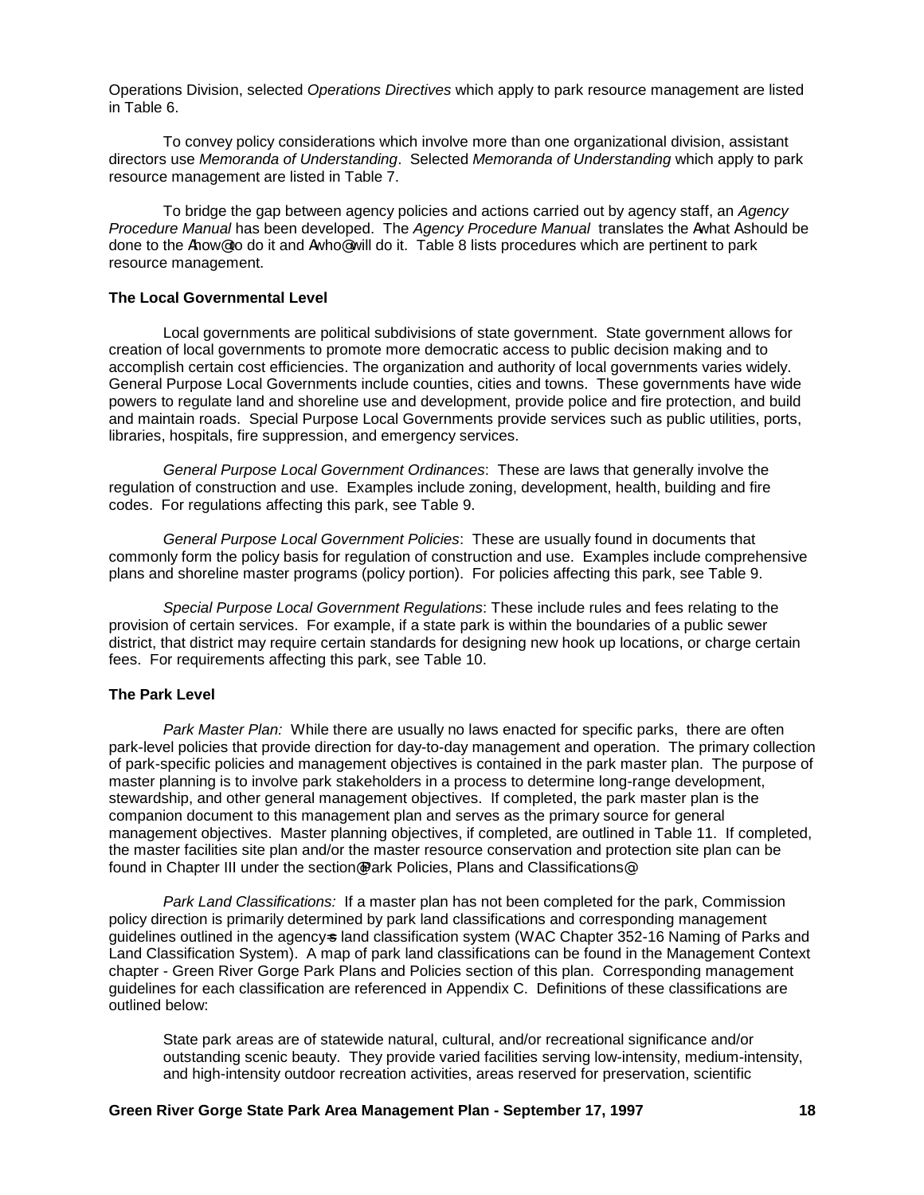Operations Division, selected *Operations Directives* which apply to park resource management are listed in Table 6.

To convey policy considerations which involve more than one organizational division, assistant directors use *Memoranda of Understanding*. Selected *Memoranda of Understanding* which apply to park resource management are listed in Table 7.

To bridge the gap between agency policies and actions carried out by agency staff, an *Agency Procedure Manual* has been developed. The *Agency Procedure Manual* translates the Awhat Ashould be done to the Ahow@to do it and Awho@will do it. Table 8 lists procedures which are pertinent to park resource management.

**The Local Governmental Level**

Local governments are political subdivisions of state government. State government allows for creation of local governments to promote more democratic access to public decision making and to accomplish certain cost efficiencies. The organization and authority of local governments varies widely. General Purpose Local Governments include counties, cities and towns. These governments have wide powers to regulate land and shoreline use and development, provide police and fire protection, and build and maintain roads. Special Purpose Local Governments provide services such as public utilities, ports, libraries, hospitals, fire suppression, and emergency services.

*General Purpose Local Government Ordinances*: These are laws that generally involve the regulation of construction and use. Examples include zoning, development, health, building and fire codes. For regulations affecting this park, see Table 9.

*General Purpose Local Government Policies*: These are usually found in documents that commonly form the policy basis for regulation of construction and use. Examples include comprehensive plans and shoreline master programs (policy portion). For policies affecting this park, see Table 9.

*Special Purpose Local Government Regulations*: These include rules and fees relating to the provision of certain services. For example, if a state park is within the boundaries of a public sewer district, that district may require certain standards for designing new hook up locations, or charge certain fees. For requirements affecting this park, see Table 10.

**The Park Level**

*Park Master Plan:* While there are usually no laws enacted for specific parks, there are often park-level policies that provide direction for day-to-day management and operation. The primary collection of park-specific policies and management objectives is contained in the park master plan. The purpose of master planning is to involve park stakeholders in a process to determine long-range development, stewardship, and other general management objectives. If completed, the park master plan is the companion document to this management plan and serves as the primary source for general management objectives. Master planning objectives, if completed, are outlined in Table 11. If completed, the master facilities site plan and/or the master resource conservation and protection site plan can be found in Chapter III under the section@Park Policies, Plans and Classifications@

*Park Land Classifications:* If a master plan has not been completed for the park, Commission policy direction is primarily determined by park land classifications and corresponding management guidelines outlined in the agency=s land classification system (WAC Chapter 352-16 Naming of Parks and Land Classification System). A map of park land classifications can be found in the Management Context chapter - Green River Gorge Park Plans and Policies section of this plan. Corresponding management guidelines for each classification are referenced in Appendix C. Definitions of these classifications are outlined below:

> State park areas are of statewide natural, cultural, and/or recreational significance and/or outstanding scenic beauty. They provide varied facilities serving low-intensity, medium-intensity, and high-intensity outdoor recreation activities, areas reserved for preservation, scientific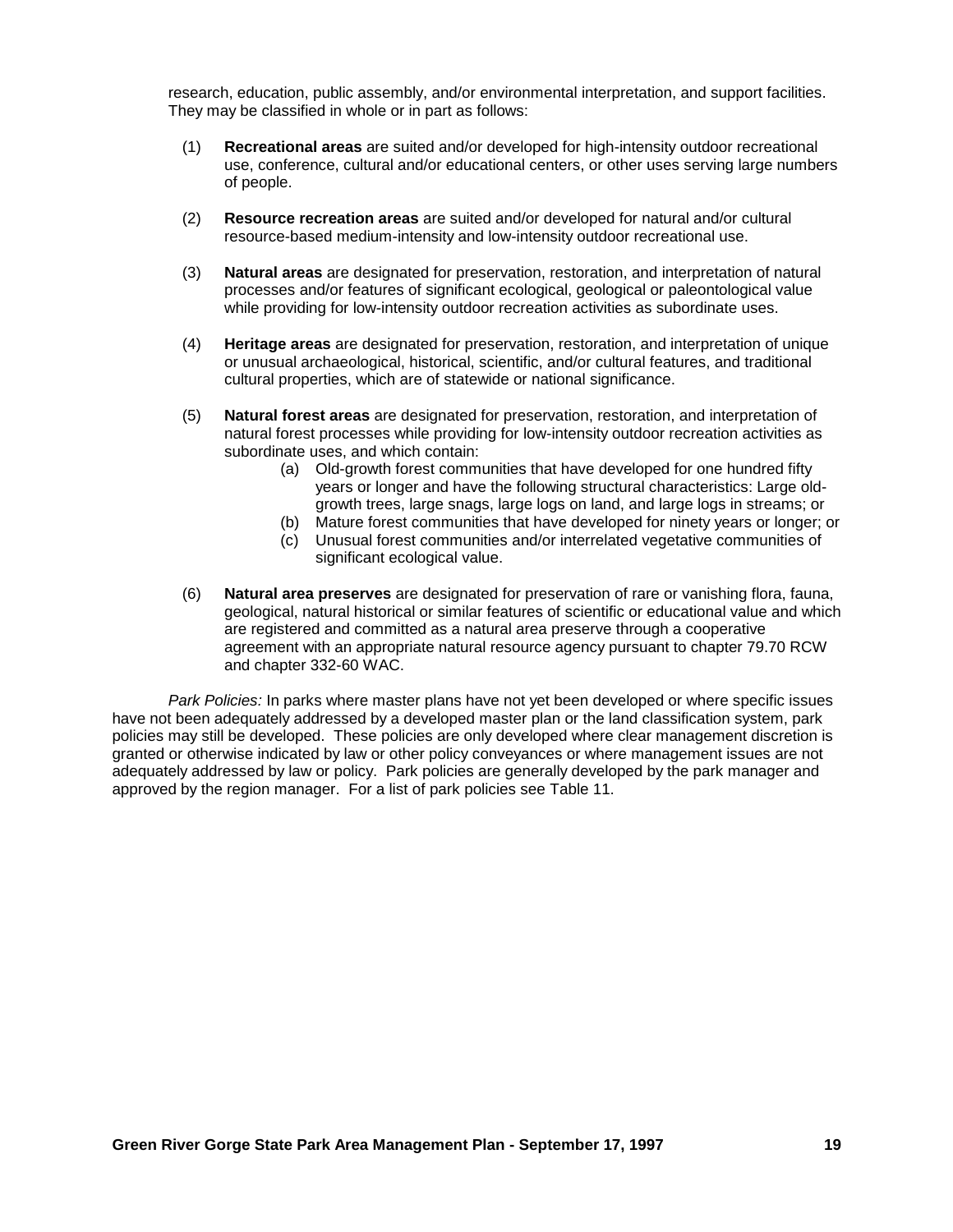research, education, public assembly, and/or environmental interpretation, and support facilities. They may be classified in whole or in part as follows:

(1) **Recreational areas** are suited and/or developed for high-intensity outdoor recreational use, conference, cultural and/or educational centers, or other uses serving large numbers of people.

(2) **Resource recreation areas** are suited and/or developed for natural and/or cultural resource-based medium-intensity and low-intensity outdoor recreational use.

(3) **Natural areas** are designated for preservation, restoration, and interpretation of natural processes and/or features of significant ecological, geological or paleontological value while providing for low-intensity outdoor recreation activities as subordinate uses.

(4) **Heritage areas** are designated for preservation, restoration, and interpretation of unique or unusual archaeological, historical, scientific, and/or cultural features, and traditional cultural properties, which are of statewide or national significance.

(5) **Natural forest areas** are designated for preservation, restoration, and interpretation of natural forest processes while providing for low-intensity outdoor recreation activities as subordinate uses, and which contain:

   (a) Old-growth forest communities that have developed for one hundred fifty years or longer and have the following structural characteristics: Large old-growth trees, large snags, large logs on land, and large logs in streams; or
   
   (b) Mature forest communities that have developed for ninety years or longer; or
   
   (c) Unusual forest communities and/or interrelated vegetative communities of significant ecological value.

(6) **Natural area preserves** are designated for preservation of rare or vanishing flora, fauna, geological, natural historical or similar features of scientific or educational value and which are registered and committed as a natural area preserve through a cooperative agreement with an appropriate natural resource agency pursuant to chapter 79.70 RCW and chapter 332-60 WAC.

*Park Policies:* In parks where master plans have not yet been developed or where specific issues have not been adequately addressed by a developed master plan or the land classification system, park policies may still be developed. These policies are only developed where clear management discretion is granted or otherwise indicated by law or other policy conveyances or where management issues are not adequately addressed by law or policy. Park policies are generally developed by the park manager and approved by the region manager. For a list of park policies see Table 11.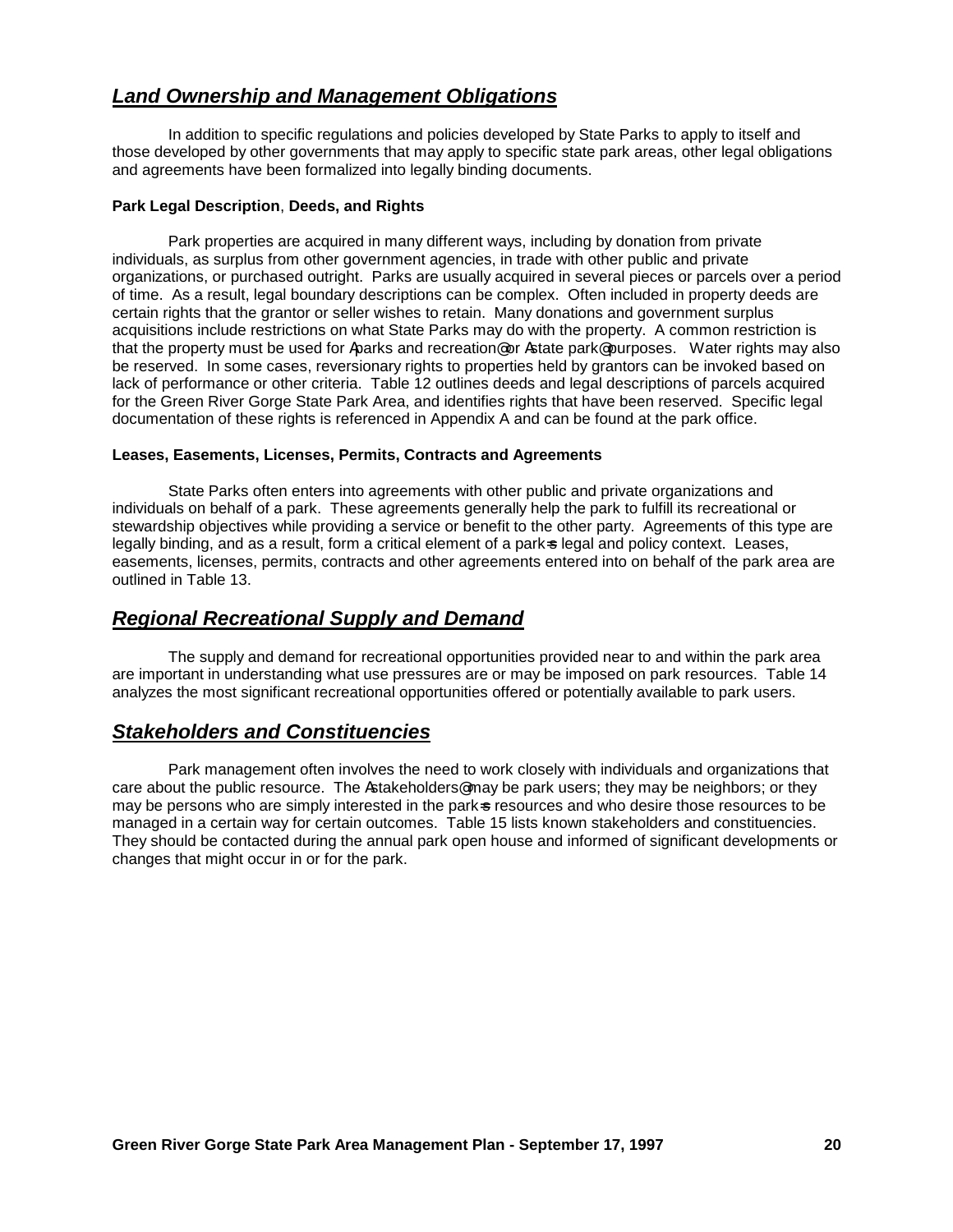## ***Land Ownership and Management Obligations***

In addition to specific regulations and policies developed by State Parks to apply to itself and those developed by other governments that may apply to specific state park areas, other legal obligations and agreements have been formalized into legally binding documents.

**Park Legal Description**, **Deeds, and Rights**

Park properties are acquired in many different ways, including by donation from private individuals, as surplus from other government agencies, in trade with other public and private organizations, or purchased outright. Parks are usually acquired in several pieces or parcels over a period of time. As a result, legal boundary descriptions can be complex. Often included in property deeds are certain rights that the grantor or seller wishes to retain. Many donations and government surplus acquisitions include restrictions on what State Parks may do with the property. A common restriction is that the property must be used for Aparks and recreation@ or Astate park@ purposes. Water rights may also be reserved. In some cases, reversionary rights to properties held by grantors can be invoked based on lack of performance or other criteria. Table 12 outlines deeds and legal descriptions of parcels acquired for the Green River Gorge State Park Area, and identifies rights that have been reserved. Specific legal documentation of these rights is referenced in Appendix A and can be found at the park office.

**Leases, Easements, Licenses, Permits, Contracts and Agreements**

State Parks often enters into agreements with other public and private organizations and individuals on behalf of a park. These agreements generally help the park to fulfill its recreational or stewardship objectives while providing a service or benefit to the other party. Agreements of this type are legally binding, and as a result, form a critical element of a park=s legal and policy context. Leases, easements, licenses, permits, contracts and other agreements entered into on behalf of the park area are outlined in Table 13.

## ***Regional Recreational Supply and Demand***

The supply and demand for recreational opportunities provided near to and within the park area are important in understanding what use pressures are or may be imposed on park resources. Table 14 analyzes the most significant recreational opportunities offered or potentially available to park users.

## ***Stakeholders and Constituencies***

Park management often involves the need to work closely with individuals and organizations that care about the public resource. The Astakeholders@ may be park users; they may be neighbors; or they may be persons who are simply interested in the park=s resources and who desire those resources to be managed in a certain way for certain outcomes. Table 15 lists known stakeholders and constituencies. They should be contacted during the annual park open house and informed of significant developments or changes that might occur in or for the park.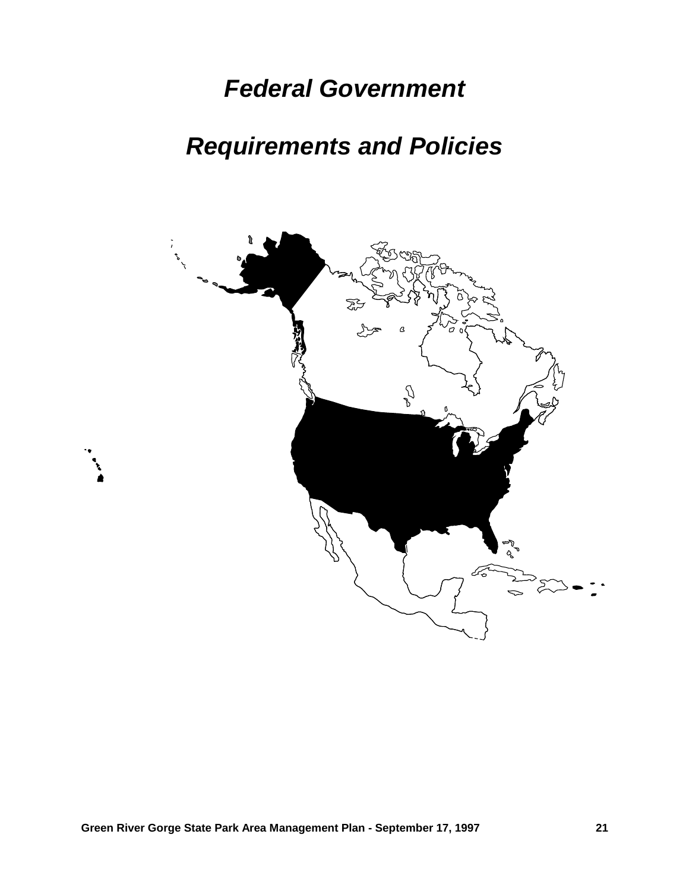# *Federal Government*

# *Requirements and Policies*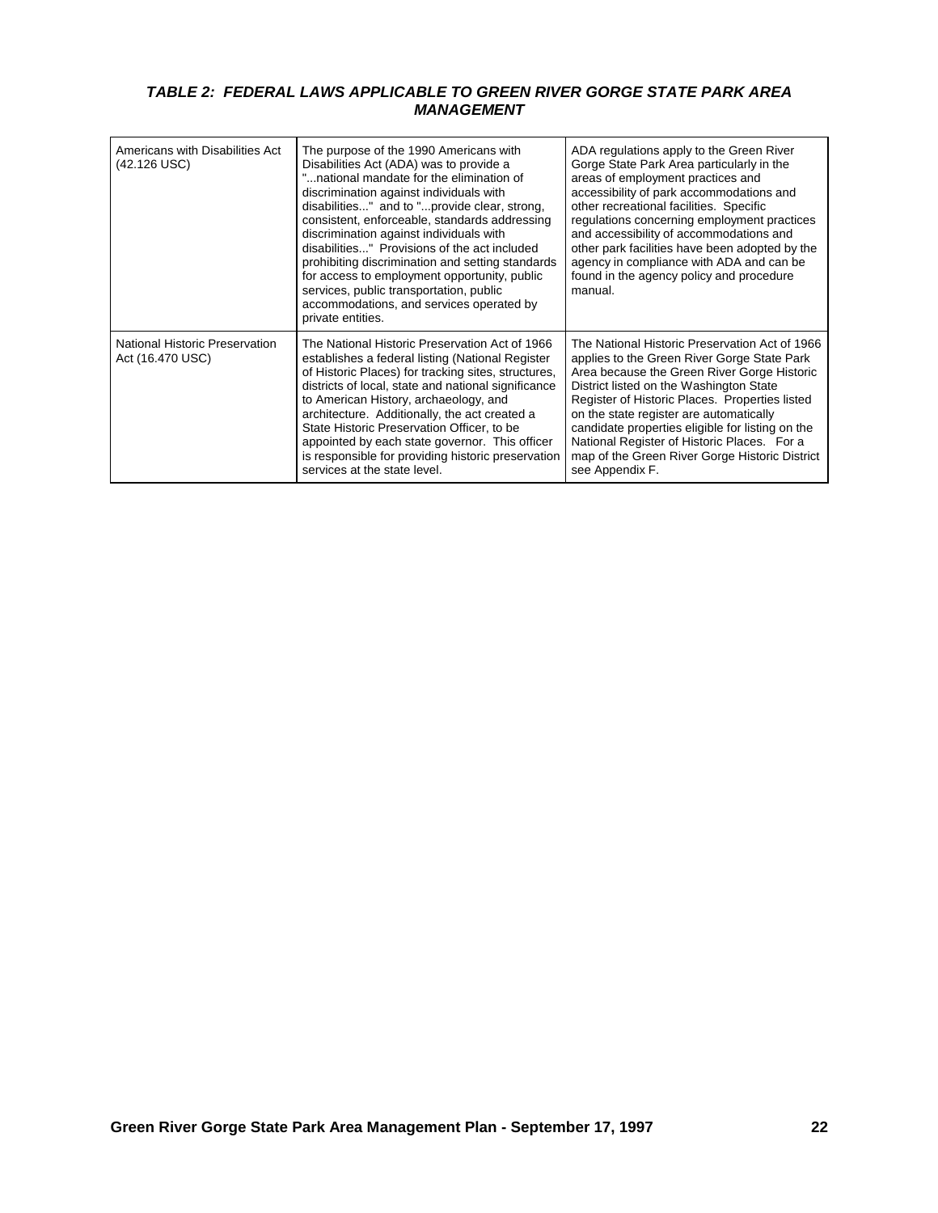### *TABLE 2: FEDERAL LAWS APPLICABLE TO GREEN RIVER GORGE STATE PARK AREA MANAGEMENT*

| | | |
|---|---|---|
| Americans with Disabilities Act (42.126 USC) | The purpose of the 1990 Americans with Disabilities Act (ADA) was to provide a "...national mandate for the elimination of discrimination against individuals with disabilities..." and to "...provide clear, strong, consistent, enforceable, standards addressing discrimination against individuals with disabilities..." Provisions of the act included prohibiting discrimination and setting standards for access to employment opportunity, public services, public transportation, public accommodations, and services operated by private entities. | ADA regulations apply to the Green River Gorge State Park Area particularly in the areas of employment practices and accessibility of park accommodations and other recreational facilities. Specific regulations concerning employment practices and accessibility of accommodations and other park facilities have been adopted by the agency in compliance with ADA and can be found in the agency policy and procedure manual. |
| National Historic Preservation Act (16.470 USC) | The National Historic Preservation Act of 1966 establishes a federal listing (National Register of Historic Places) for tracking sites, structures, districts of local, state and national significance to American History, archaeology, and architecture. Additionally, the act created a State Historic Preservation Officer, to be appointed by each state governor. This officer is responsible for providing historic preservation services at the state level. | The National Historic Preservation Act of 1966 applies to the Green River Gorge State Park Area because the Green River Gorge Historic District listed on the Washington State Register of Historic Places. Properties listed on the state register are automatically candidate properties eligible for listing on the National Register of Historic Places. For a map of the Green River Gorge Historic District see Appendix F. |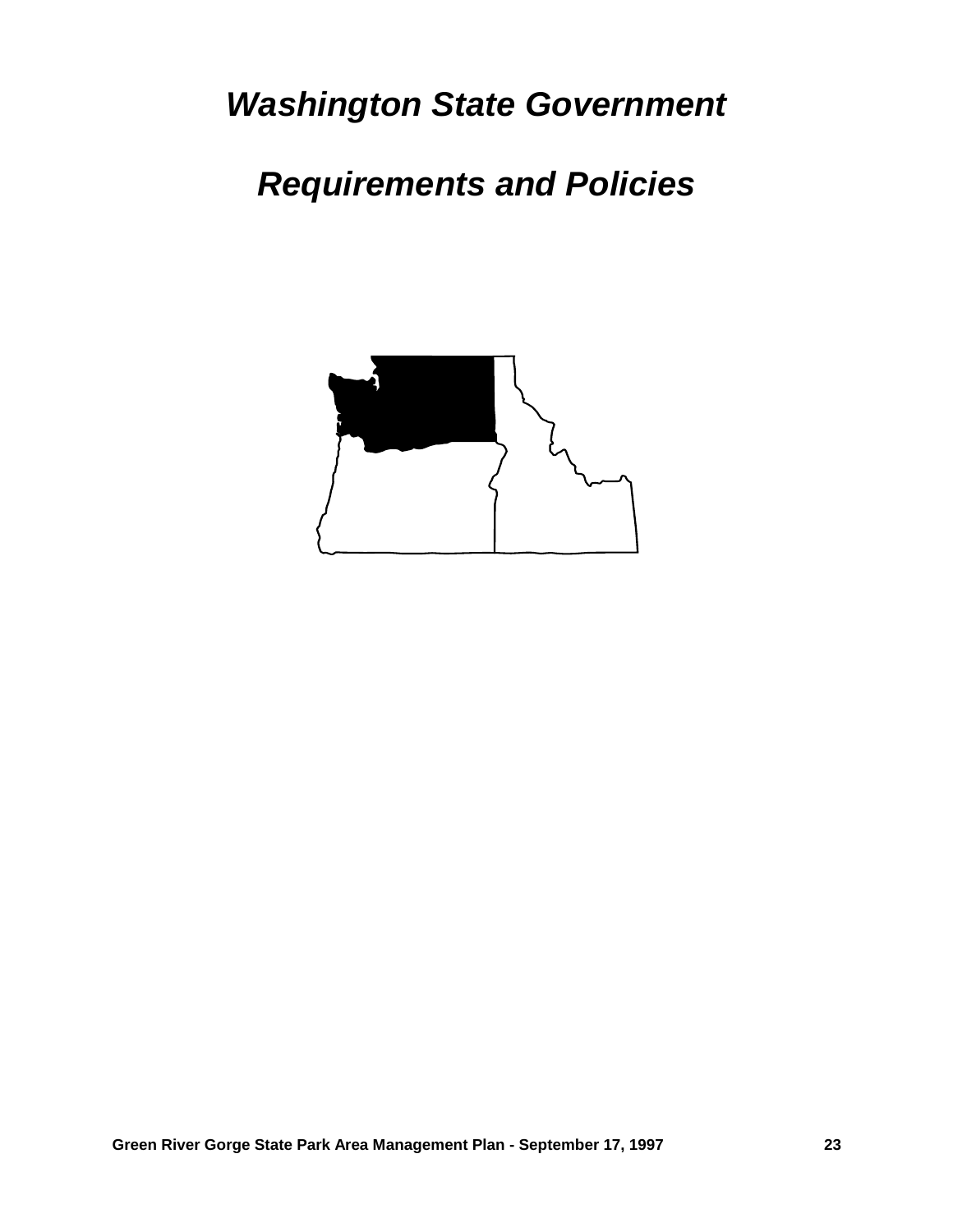# *Washington State Government*

# *Requirements and Policies*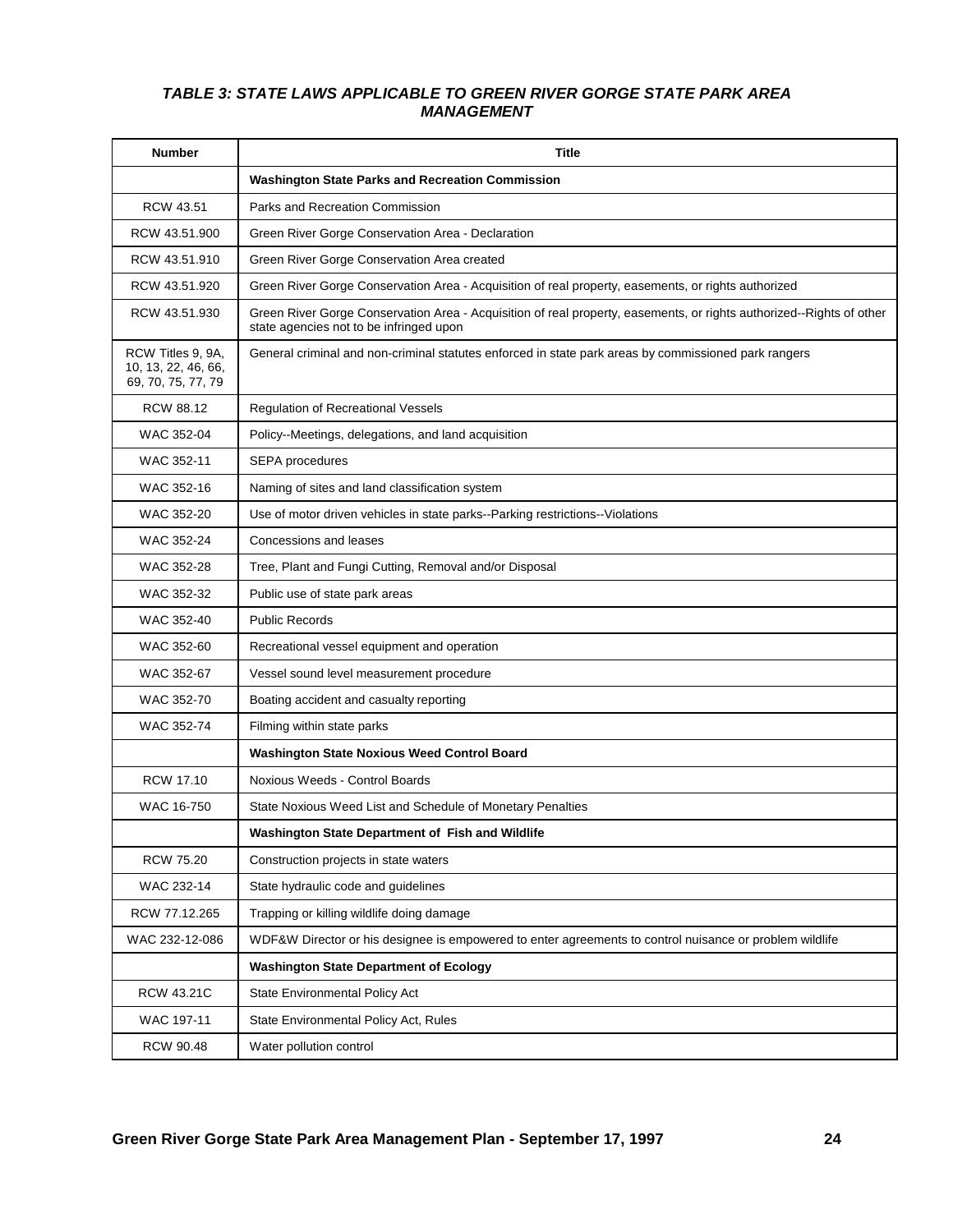### *TABLE 3: STATE LAWS APPLICABLE TO GREEN RIVER GORGE STATE PARK AREA MANAGEMENT*

| Number | Title |
|---|---|
| | **Washington State Parks and Recreation Commission** |
| RCW 43.51 | Parks and Recreation Commission |
| RCW 43.51.900 | Green River Gorge Conservation Area - Declaration |
| RCW 43.51.910 | Green River Gorge Conservation Area created |
| RCW 43.51.920 | Green River Gorge Conservation Area - Acquisition of real property, easements, or rights authorized |
| RCW 43.51.930 | Green River Gorge Conservation Area - Acquisition of real property, easements, or rights authorized--Rights of other state agencies not to be infringed upon |
| RCW Titles 9, 9A, 10, 13, 22, 46, 66, 69, 70, 75, 77, 79 | General criminal and non-criminal statutes enforced in state park areas by commissioned park rangers |
| RCW 88.12 | Regulation of Recreational Vessels |
| WAC 352-04 | Policy--Meetings, delegations, and land acquisition |
| WAC 352-11 | SEPA procedures |
| WAC 352-16 | Naming of sites and land classification system |
| WAC 352-20 | Use of motor driven vehicles in state parks--Parking restrictions--Violations |
| WAC 352-24 | Concessions and leases |
| WAC 352-28 | Tree, Plant and Fungi Cutting, Removal and/or Disposal |
| WAC 352-32 | Public use of state park areas |
| WAC 352-40 | Public Records |
| WAC 352-60 | Recreational vessel equipment and operation |
| WAC 352-67 | Vessel sound level measurement procedure |
| WAC 352-70 | Boating accident and casualty reporting |
| WAC 352-74 | Filming within state parks |
| | **Washington State Noxious Weed Control Board** |
| RCW 17.10 | Noxious Weeds - Control Boards |
| WAC 16-750 | State Noxious Weed List and Schedule of Monetary Penalties |
| | **Washington State Department of Fish and Wildlife** |
| RCW 75.20 | Construction projects in state waters |
| WAC 232-14 | State hydraulic code and guidelines |
| RCW 77.12.265 | Trapping or killing wildlife doing damage |
| WAC 232-12-086 | WDF&W Director or his designee is empowered to enter agreements to control nuisance or problem wildlife |
| | **Washington State Department of Ecology** |
| RCW 43.21C | State Environmental Policy Act |
| WAC 197-11 | State Environmental Policy Act, Rules |
| RCW 90.48 | Water pollution control |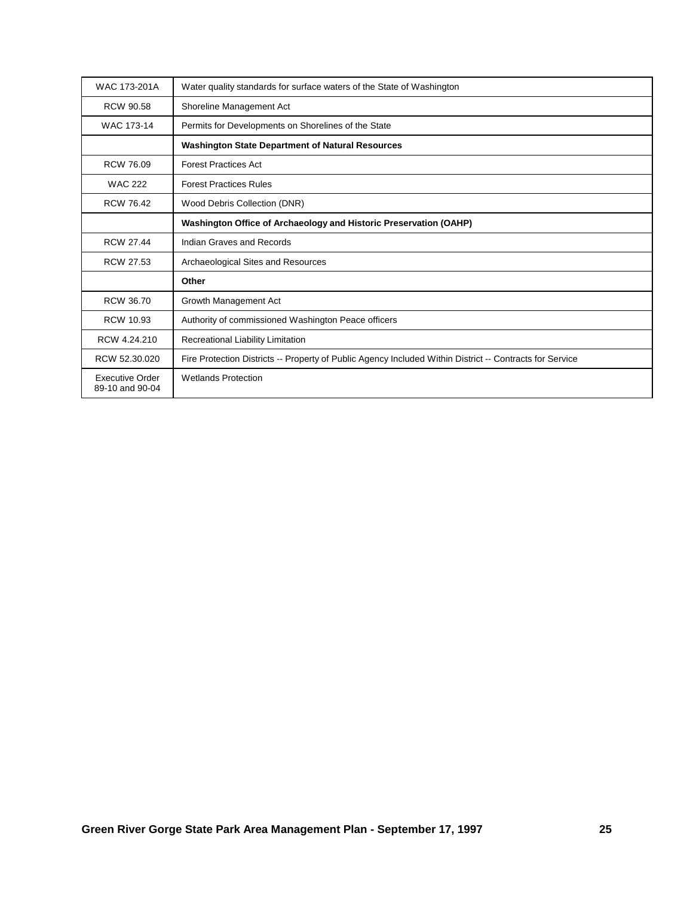| | |
|---|---|
| WAC 173-201A | Water quality standards for surface waters of the State of Washington |
| RCW 90.58 | Shoreline Management Act |
| WAC 173-14 | Permits for Developments on Shorelines of the State |
| | **Washington State Department of Natural Resources** |
| RCW 76.09 | Forest Practices Act |
| WAC 222 | Forest Practices Rules |
| RCW 76.42 | Wood Debris Collection (DNR) |
| | **Washington Office of Archaeology and Historic Preservation (OAHP)** |
| RCW 27.44 | Indian Graves and Records |
| RCW 27.53 | Archaeological Sites and Resources |
| | **Other** |
| RCW 36.70 | Growth Management Act |
| RCW 10.93 | Authority of commissioned Washington Peace officers |
| RCW 4.24.210 | Recreational Liability Limitation |
| RCW 52.30.020 | Fire Protection Districts -- Property of Public Agency Included Within District -- Contracts for Service |
| Executive Order 89-10 and 90-04 | Wetlands Protection |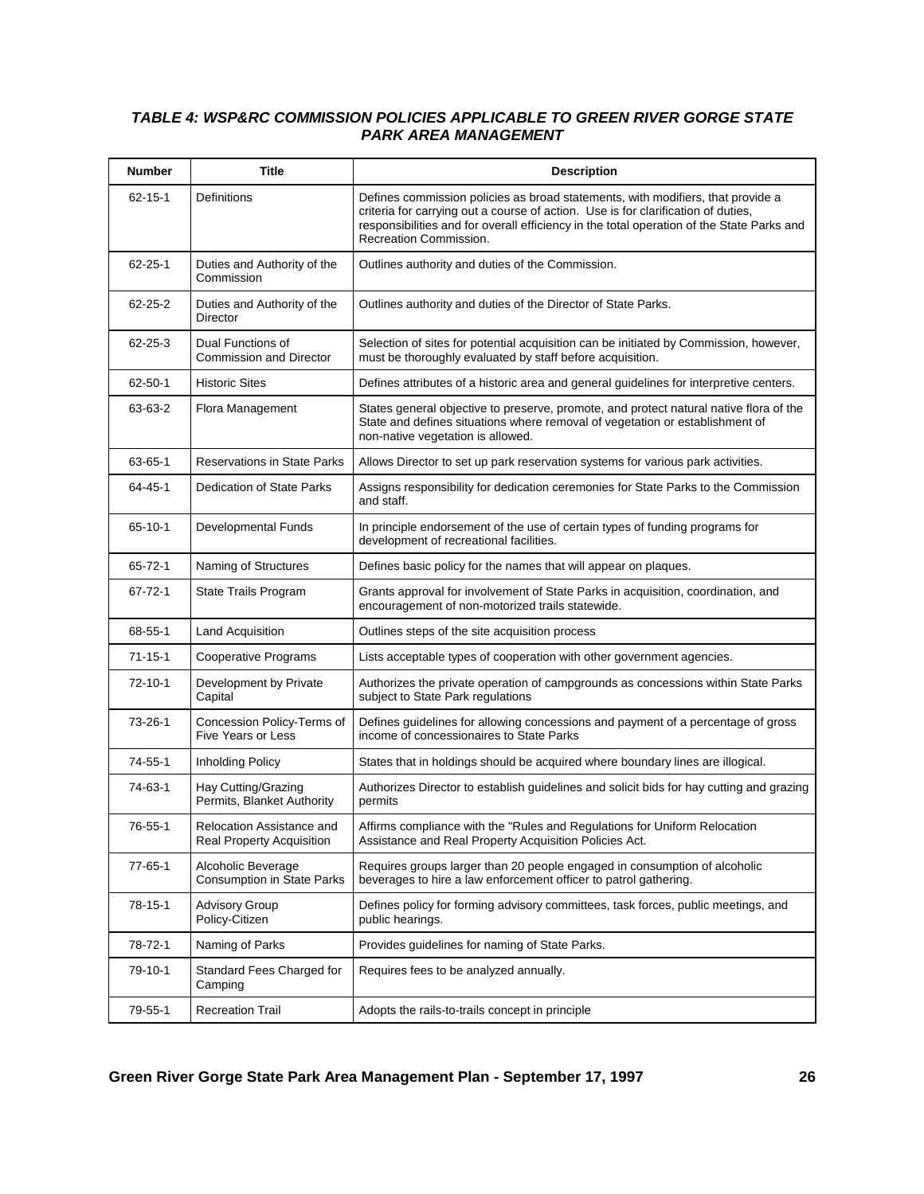### *TABLE 4: WSP&RC COMMISSION POLICIES APPLICABLE TO GREEN RIVER GORGE STATE PARK AREA MANAGEMENT*

| Number | Title | Description |
|---|---|---|
| 62-15-1 | Definitions | Defines commission policies as broad statements, with modifiers, that provide a criteria for carrying out a course of action. Use is for clarification of duties, responsibilities and for overall efficiency in the total operation of the State Parks and Recreation Commission. |
| 62-25-1 | Duties and Authority of the Commission | Outlines authority and duties of the Commission. |
| 62-25-2 | Duties and Authority of the Director | Outlines authority and duties of the Director of State Parks. |
| 62-25-3 | Dual Functions of Commission and Director | Selection of sites for potential acquisition can be initiated by Commission, however, must be thoroughly evaluated by staff before acquisition. |
| 62-50-1 | Historic Sites | Defines attributes of a historic area and general guidelines for interpretive centers. |
| 63-63-2 | Flora Management | States general objective to preserve, promote, and protect natural native flora of the State and defines situations where removal of vegetation or establishment of non-native vegetation is allowed. |
| 63-65-1 | Reservations in State Parks | Allows Director to set up park reservation systems for various park activities. |
| 64-45-1 | Dedication of State Parks | Assigns responsibility for dedication ceremonies for State Parks to the Commission and staff. |
| 65-10-1 | Developmental Funds | In principle endorsement of the use of certain types of funding programs for development of recreational facilities. |
| 65-72-1 | Naming of Structures | Defines basic policy for the names that will appear on plaques. |
| 67-72-1 | State Trails Program | Grants approval for involvement of State Parks in acquisition, coordination, and encouragement of non-motorized trails statewide. |
| 68-55-1 | Land Acquisition | Outlines steps of the site acquisition process |
| 71-15-1 | Cooperative Programs | Lists acceptable types of cooperation with other government agencies. |
| 72-10-1 | Development by Private Capital | Authorizes the private operation of campgrounds as concessions within State Parks subject to State Park regulations |
| 73-26-1 | Concession Policy-Terms of Five Years or Less | Defines guidelines for allowing concessions and payment of a percentage of gross income of concessionaires to State Parks |
| 74-55-1 | Inholding Policy | States that in holdings should be acquired where boundary lines are illogical. |
| 74-63-1 | Hay Cutting/Grazing Permits, Blanket Authority | Authorizes Director to establish guidelines and solicit bids for hay cutting and grazing permits |
| 76-55-1 | Relocation Assistance and Real Property Acquisition | Affirms compliance with the "Rules and Regulations for Uniform Relocation Assistance and Real Property Acquisition Policies Act. |
| 77-65-1 | Alcoholic Beverage Consumption in State Parks | Requires groups larger than 20 people engaged in consumption of alcoholic beverages to hire a law enforcement officer to patrol gathering. |
| 78-15-1 | Advisory Group Policy-Citizen | Defines policy for forming advisory committees, task forces, public meetings, and public hearings. |
| 78-72-1 | Naming of Parks | Provides guidelines for naming of State Parks. |
| 79-10-1 | Standard Fees Charged for Camping | Requires fees to be analyzed annually. |
| 79-55-1 | Recreation Trail | Adopts the rails-to-trails concept in principle |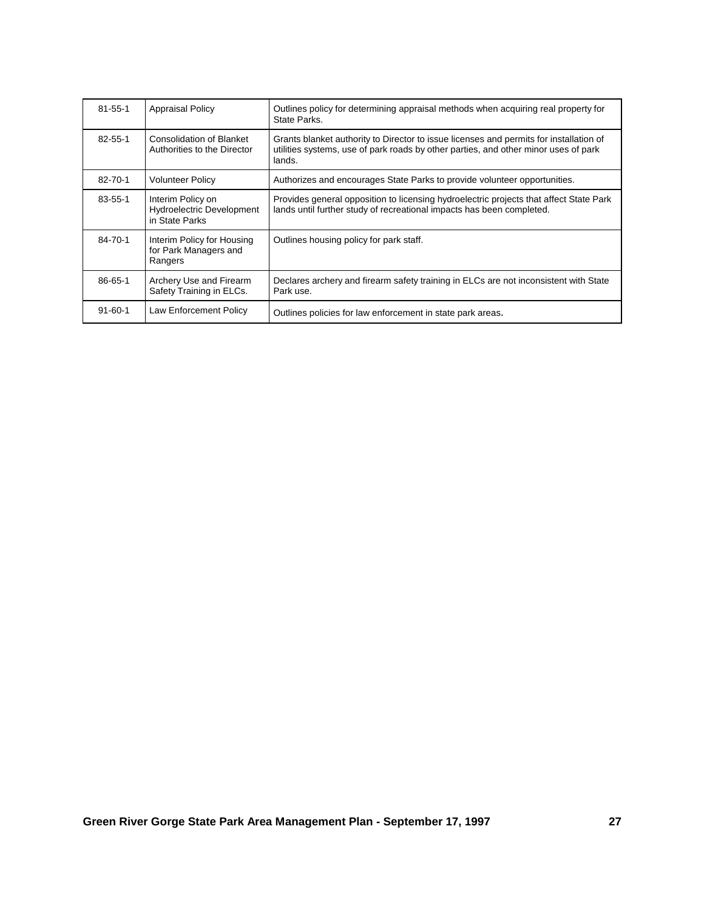| | | |
|---|---|---|
| 81-55-1 | Appraisal Policy | Outlines policy for determining appraisal methods when acquiring real property for State Parks. |
| 82-55-1 | Consolidation of Blanket Authorities to the Director | Grants blanket authority to Director to issue licenses and permits for installation of utilities systems, use of park roads by other parties, and other minor uses of park lands. |
| 82-70-1 | Volunteer Policy | Authorizes and encourages State Parks to provide volunteer opportunities. |
| 83-55-1 | Interim Policy on Hydroelectric Development in State Parks | Provides general opposition to licensing hydroelectric projects that affect State Park lands until further study of recreational impacts has been completed. |
| 84-70-1 | Interim Policy for Housing for Park Managers and Rangers | Outlines housing policy for park staff. |
| 86-65-1 | Archery Use and Firearm Safety Training in ELCs. | Declares archery and firearm safety training in ELCs are not inconsistent with State Park use. |
| 91-60-1 | Law Enforcement Policy | Outlines policies for law enforcement in state park areas. |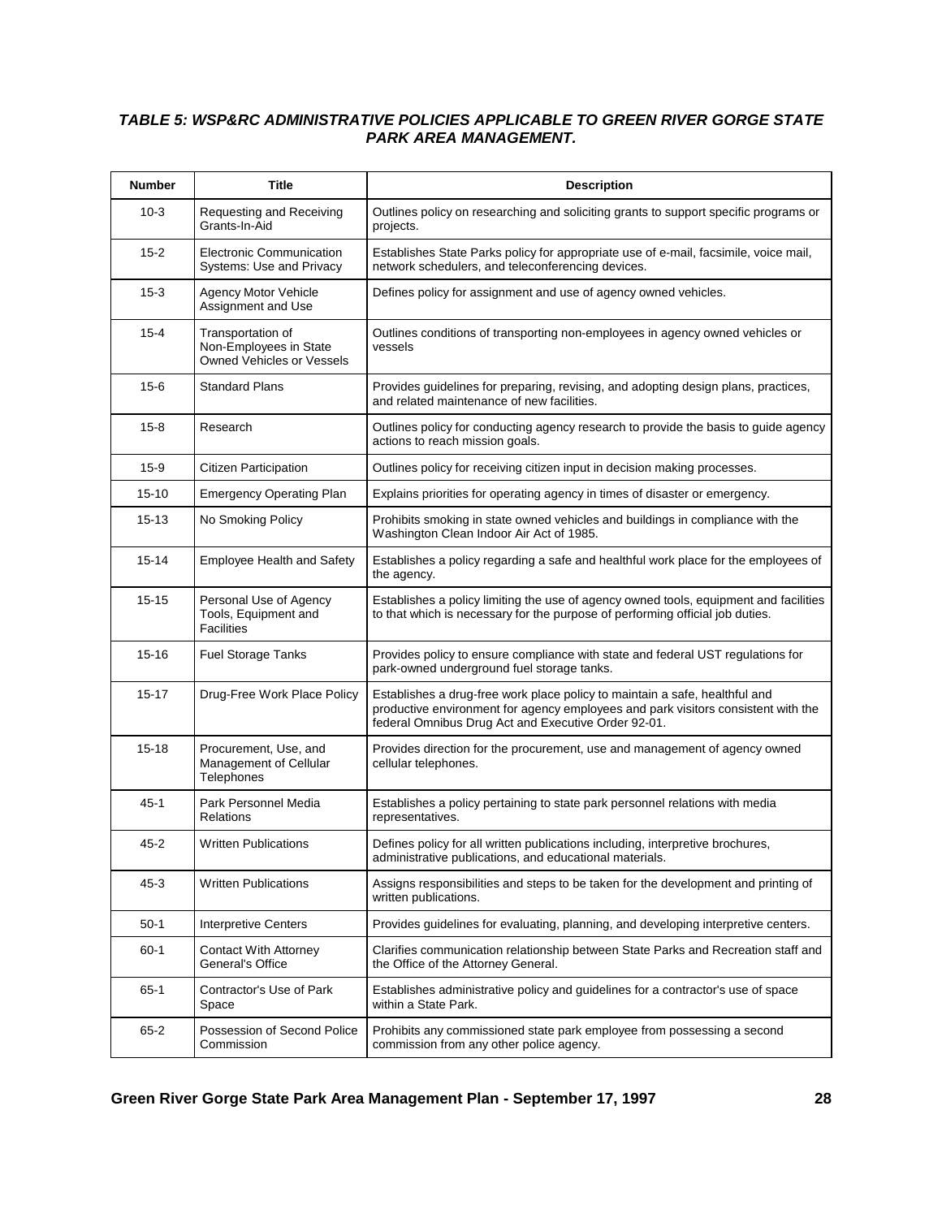***TABLE 5: WSP&RC ADMINISTRATIVE POLICIES APPLICABLE TO GREEN RIVER GORGE STATE PARK AREA MANAGEMENT.***

| Number | Title | Description |
|---|---|---|
| 10-3 | Requesting and Receiving Grants-In-Aid | Outlines policy on researching and soliciting grants to support specific programs or projects. |
| 15-2 | Electronic Communication Systems: Use and Privacy | Establishes State Parks policy for appropriate use of e-mail, facsimile, voice mail, network schedulers, and teleconferencing devices. |
| 15-3 | Agency Motor Vehicle Assignment and Use | Defines policy for assignment and use of agency owned vehicles. |
| 15-4 | Transportation of Non-Employees in State Owned Vehicles or Vessels | Outlines conditions of transporting non-employees in agency owned vehicles or vessels |
| 15-6 | Standard Plans | Provides guidelines for preparing, revising, and adopting design plans, practices, and related maintenance of new facilities. |
| 15-8 | Research | Outlines policy for conducting agency research to provide the basis to guide agency actions to reach mission goals. |
| 15-9 | Citizen Participation | Outlines policy for receiving citizen input in decision making processes. |
| 15-10 | Emergency Operating Plan | Explains priorities for operating agency in times of disaster or emergency. |
| 15-13 | No Smoking Policy | Prohibits smoking in state owned vehicles and buildings in compliance with the Washington Clean Indoor Air Act of 1985. |
| 15-14 | Employee Health and Safety | Establishes a policy regarding a safe and healthful work place for the employees of the agency. |
| 15-15 | Personal Use of Agency Tools, Equipment and Facilities | Establishes a policy limiting the use of agency owned tools, equipment and facilities to that which is necessary for the purpose of performing official job duties. |
| 15-16 | Fuel Storage Tanks | Provides policy to ensure compliance with state and federal UST regulations for park-owned underground fuel storage tanks. |
| 15-17 | Drug-Free Work Place Policy | Establishes a drug-free work place policy to maintain a safe, healthful and productive environment for agency employees and park visitors consistent with the federal Omnibus Drug Act and Executive Order 92-01. |
| 15-18 | Procurement, Use, and Management of Cellular Telephones | Provides direction for the procurement, use and management of agency owned cellular telephones. |
| 45-1 | Park Personnel Media Relations | Establishes a policy pertaining to state park personnel relations with media representatives. |
| 45-2 | Written Publications | Defines policy for all written publications including, interpretive brochures, administrative publications, and educational materials. |
| 45-3 | Written Publications | Assigns responsibilities and steps to be taken for the development and printing of written publications. |
| 50-1 | Interpretive Centers | Provides guidelines for evaluating, planning, and developing interpretive centers. |
| 60-1 | Contact With Attorney General's Office | Clarifies communication relationship between State Parks and Recreation staff and the Office of the Attorney General. |
| 65-1 | Contractor's Use of Park Space | Establishes administrative policy and guidelines for a contractor's use of space within a State Park. |
| 65-2 | Possession of Second Police Commission | Prohibits any commissioned state park employee from possessing a second commission from any other police agency. |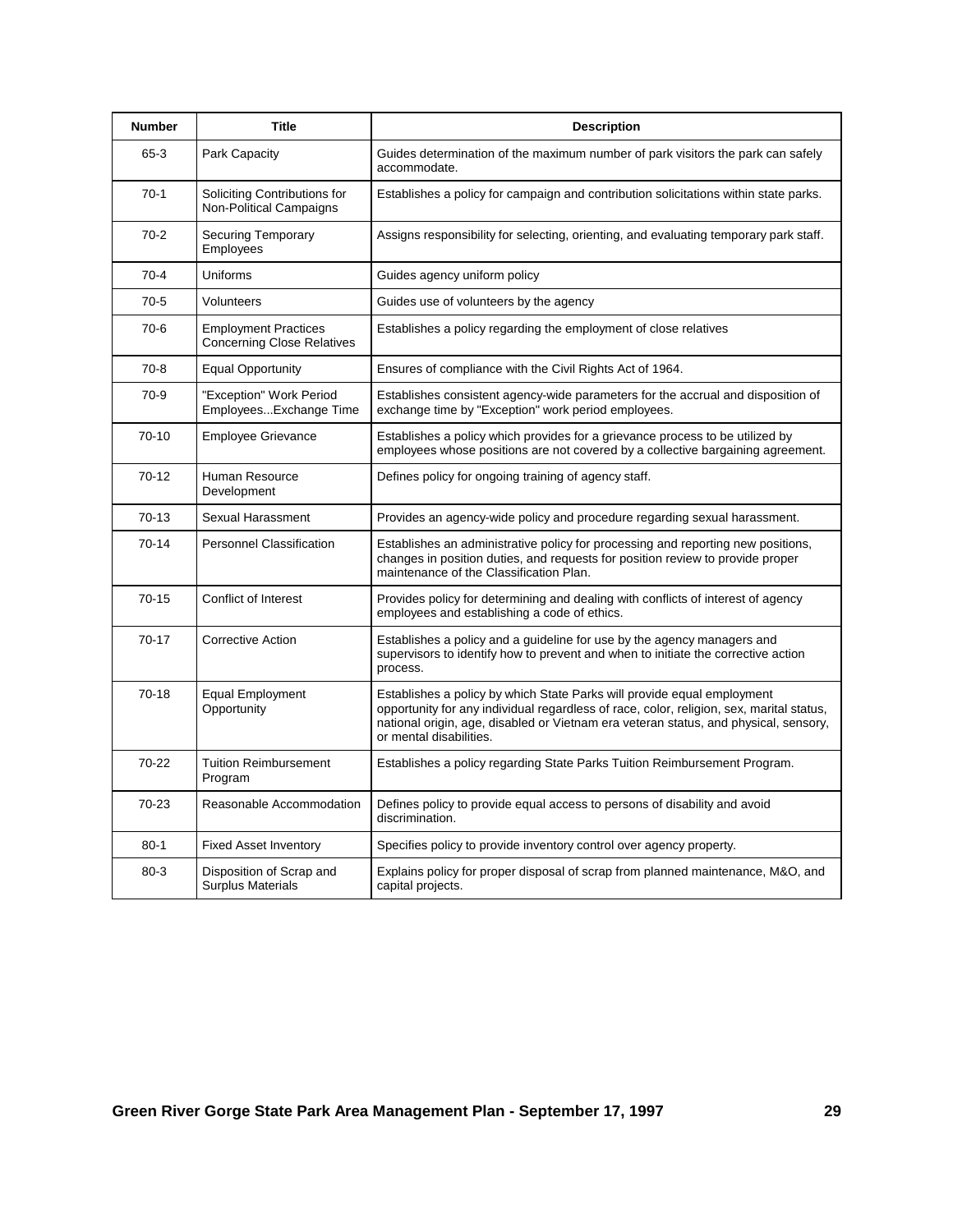| Number | Title | Description |
|---|---|---|
| 65-3 | Park Capacity | Guides determination of the maximum number of park visitors the park can safely accommodate. |
| 70-1 | Soliciting Contributions for Non-Political Campaigns | Establishes a policy for campaign and contribution solicitations within state parks. |
| 70-2 | Securing Temporary Employees | Assigns responsibility for selecting, orienting, and evaluating temporary park staff. |
| 70-4 | Uniforms | Guides agency uniform policy |
| 70-5 | Volunteers | Guides use of volunteers by the agency |
| 70-6 | Employment Practices Concerning Close Relatives | Establishes a policy regarding the employment of close relatives |
| 70-8 | Equal Opportunity | Ensures of compliance with the Civil Rights Act of 1964. |
| 70-9 | "Exception" Work Period Employees...Exchange Time | Establishes consistent agency-wide parameters for the accrual and disposition of exchange time by "Exception" work period employees. |
| 70-10 | Employee Grievance | Establishes a policy which provides for a grievance process to be utilized by employees whose positions are not covered by a collective bargaining agreement. |
| 70-12 | Human Resource Development | Defines policy for ongoing training of agency staff. |
| 70-13 | Sexual Harassment | Provides an agency-wide policy and procedure regarding sexual harassment. |
| 70-14 | Personnel Classification | Establishes an administrative policy for processing and reporting new positions, changes in position duties, and requests for position review to provide proper maintenance of the Classification Plan. |
| 70-15 | Conflict of Interest | Provides policy for determining and dealing with conflicts of interest of agency employees and establishing a code of ethics. |
| 70-17 | Corrective Action | Establishes a policy and a guideline for use by the agency managers and supervisors to identify how to prevent and when to initiate the corrective action process. |
| 70-18 | Equal Employment Opportunity | Establishes a policy by which State Parks will provide equal employment opportunity for any individual regardless of race, color, religion, sex, marital status, national origin, age, disabled or Vietnam era veteran status, and physical, sensory, or mental disabilities. |
| 70-22 | Tuition Reimbursement Program | Establishes a policy regarding State Parks Tuition Reimbursement Program. |
| 70-23 | Reasonable Accommodation | Defines policy to provide equal access to persons of disability and avoid discrimination. |
| 80-1 | Fixed Asset Inventory | Specifies policy to provide inventory control over agency property. |
| 80-3 | Disposition of Scrap and Surplus Materials | Explains policy for proper disposal of scrap from planned maintenance, M&O, and capital projects. |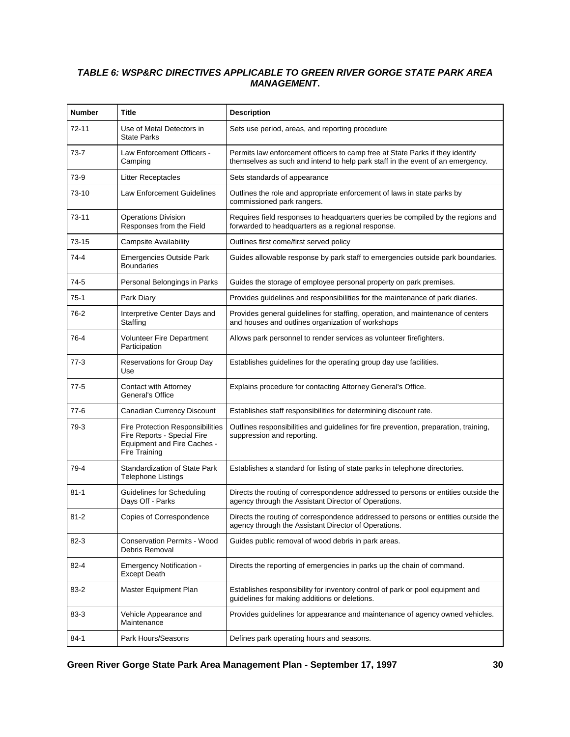***TABLE 6: WSP&RC DIRECTIVES APPLICABLE TO GREEN RIVER GORGE STATE PARK AREA MANAGEMENT.***

| Number | Title | Description |
|---|---|---|
| 72-11 | Use of Metal Detectors in State Parks | Sets use period, areas, and reporting procedure |
| 73-7 | Law Enforcement Officers - Camping | Permits law enforcement officers to camp free at State Parks if they identify themselves as such and intend to help park staff in the event of an emergency. |
| 73-9 | Litter Receptacles | Sets standards of appearance |
| 73-10 | Law Enforcement Guidelines | Outlines the role and appropriate enforcement of laws in state parks by commissioned park rangers. |
| 73-11 | Operations Division Responses from the Field | Requires field responses to headquarters queries be compiled by the regions and forwarded to headquarters as a regional response. |
| 73-15 | Campsite Availability | Outlines first come/first served policy |
| 74-4 | Emergencies Outside Park Boundaries | Guides allowable response by park staff to emergencies outside park boundaries. |
| 74-5 | Personal Belongings in Parks | Guides the storage of employee personal property on park premises. |
| 75-1 | Park Diary | Provides guidelines and responsibilities for the maintenance of park diaries. |
| 76-2 | Interpretive Center Days and Staffing | Provides general guidelines for staffing, operation, and maintenance of centers and houses and outlines organization of workshops |
| 76-4 | Volunteer Fire Department Participation | Allows park personnel to render services as volunteer firefighters. |
| 77-3 | Reservations for Group Day Use | Establishes guidelines for the operating group day use facilities. |
| 77-5 | Contact with Attorney General's Office | Explains procedure for contacting Attorney General's Office. |
| 77-6 | Canadian Currency Discount | Establishes staff responsibilities for determining discount rate. |
| 79-3 | Fire Protection Responsibilities Fire Reports - Special Fire Equipment and Fire Caches - Fire Training | Outlines responsibilities and guidelines for fire prevention, preparation, training, suppression and reporting. |
| 79-4 | Standardization of State Park Telephone Listings | Establishes a standard for listing of state parks in telephone directories. |
| 81-1 | Guidelines for Scheduling Days Off - Parks | Directs the routing of correspondence addressed to persons or entities outside the agency through the Assistant Director of Operations. |
| 81-2 | Copies of Correspondence | Directs the routing of correspondence addressed to persons or entities outside the agency through the Assistant Director of Operations. |
| 82-3 | Conservation Permits - Wood Debris Removal | Guides public removal of wood debris in park areas. |
| 82-4 | Emergency Notification - Except Death | Directs the reporting of emergencies in parks up the chain of command. |
| 83-2 | Master Equipment Plan | Establishes responsibility for inventory control of park or pool equipment and guidelines for making additions or deletions. |
| 83-3 | Vehicle Appearance and Maintenance | Provides guidelines for appearance and maintenance of agency owned vehicles. |
| 84-1 | Park Hours/Seasons | Defines park operating hours and seasons. |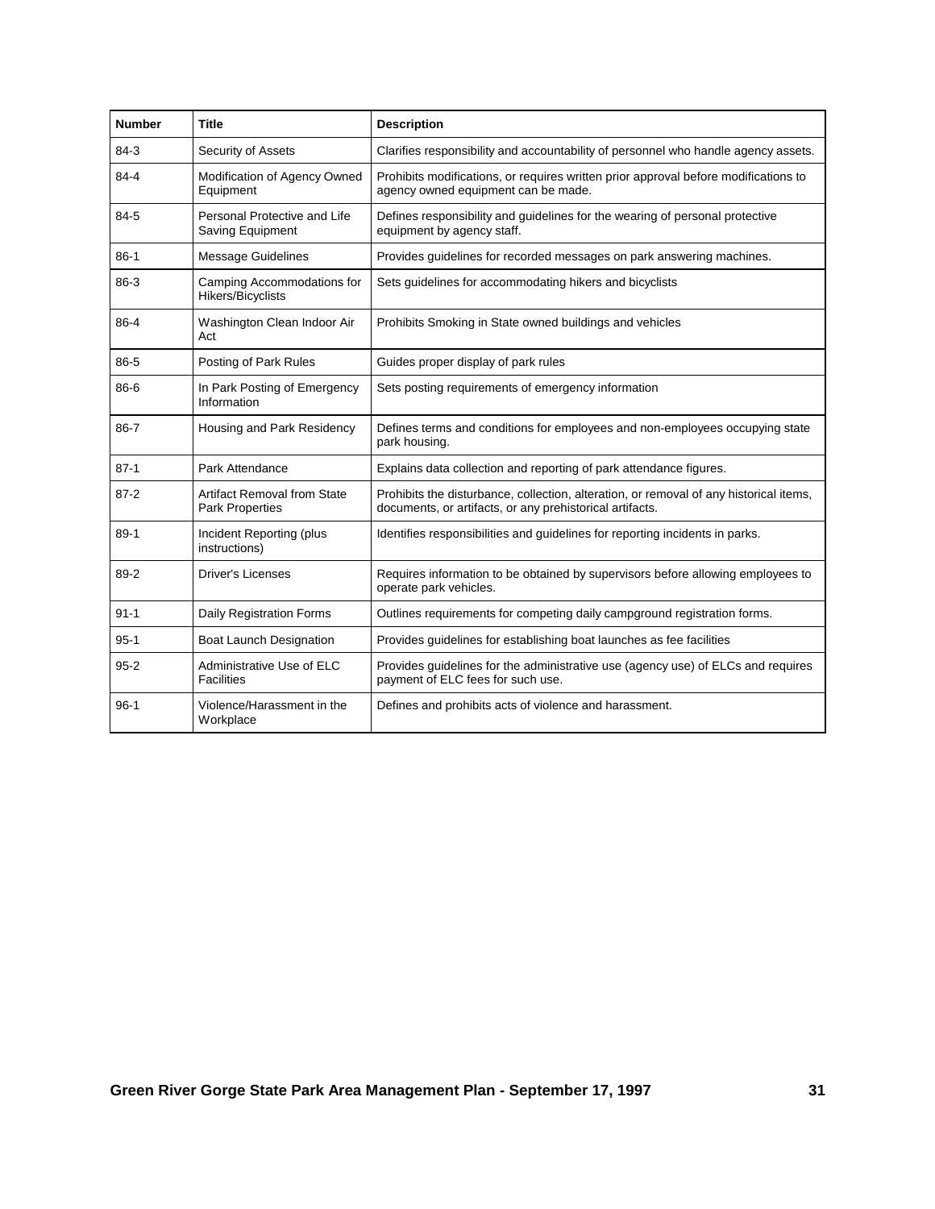| Number | Title | Description |
|---|---|---|
| 84-3 | Security of Assets | Clarifies responsibility and accountability of personnel who handle agency assets. |
| 84-4 | Modification of Agency Owned Equipment | Prohibits modifications, or requires written prior approval before modifications to agency owned equipment can be made. |
| 84-5 | Personal Protective and Life Saving Equipment | Defines responsibility and guidelines for the wearing of personal protective equipment by agency staff. |
| 86-1 | Message Guidelines | Provides guidelines for recorded messages on park answering machines. |
| 86-3 | Camping Accommodations for Hikers/Bicyclists | Sets guidelines for accommodating hikers and bicyclists |
| 86-4 | Washington Clean Indoor Air Act | Prohibits Smoking in State owned buildings and vehicles |
| 86-5 | Posting of Park Rules | Guides proper display of park rules |
| 86-6 | In Park Posting of Emergency Information | Sets posting requirements of emergency information |
| 86-7 | Housing and Park Residency | Defines terms and conditions for employees and non-employees occupying state park housing. |
| 87-1 | Park Attendance | Explains data collection and reporting of park attendance figures. |
| 87-2 | Artifact Removal from State Park Properties | Prohibits the disturbance, collection, alteration, or removal of any historical items, documents, or artifacts, or any prehistorical artifacts. |
| 89-1 | Incident Reporting (plus instructions) | Identifies responsibilities and guidelines for reporting incidents in parks. |
| 89-2 | Driver's Licenses | Requires information to be obtained by supervisors before allowing employees to operate park vehicles. |
| 91-1 | Daily Registration Forms | Outlines requirements for competing daily campground registration forms. |
| 95-1 | Boat Launch Designation | Provides guidelines for establishing boat launches as fee facilities |
| 95-2 | Administrative Use of ELC Facilities | Provides guidelines for the administrative use (agency use) of ELCs and requires payment of ELC fees for such use. |
| 96-1 | Violence/Harassment in the Workplace | Defines and prohibits acts of violence and harassment. |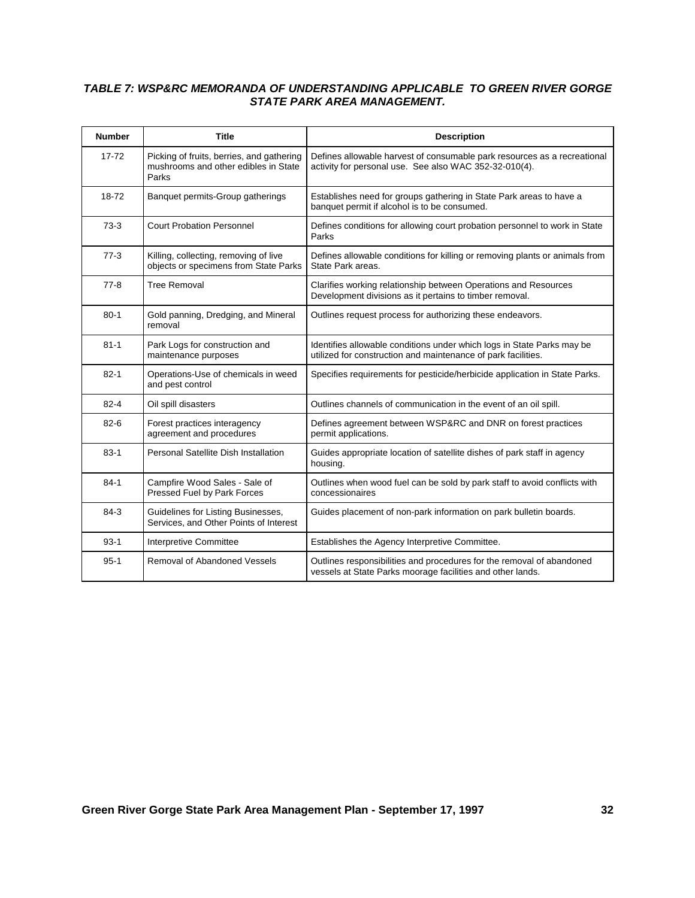***TABLE 7: WSP&RC MEMORANDA OF UNDERSTANDING APPLICABLE TO GREEN RIVER GORGE STATE PARK AREA MANAGEMENT.***

| Number | Title | Description |
|---|---|---|
| 17-72 | Picking of fruits, berries, and gathering mushrooms and other edibles in State Parks | Defines allowable harvest of consumable park resources as a recreational activity for personal use. See also WAC 352-32-010(4). |
| 18-72 | Banquet permits-Group gatherings | Establishes need for groups gathering in State Park areas to have a banquet permit if alcohol is to be consumed. |
| 73-3 | Court Probation Personnel | Defines conditions for allowing court probation personnel to work in State Parks |
| 77-3 | Killing, collecting, removing of live objects or specimens from State Parks | Defines allowable conditions for killing or removing plants or animals from State Park areas. |
| 77-8 | Tree Removal | Clarifies working relationship between Operations and Resources Development divisions as it pertains to timber removal. |
| 80-1 | Gold panning, Dredging, and Mineral removal | Outlines request process for authorizing these endeavors. |
| 81-1 | Park Logs for construction and maintenance purposes | Identifies allowable conditions under which logs in State Parks may be utilized for construction and maintenance of park facilities. |
| 82-1 | Operations-Use of chemicals in weed and pest control | Specifies requirements for pesticide/herbicide application in State Parks. |
| 82-4 | Oil spill disasters | Outlines channels of communication in the event of an oil spill. |
| 82-6 | Forest practices interagency agreement and procedures | Defines agreement between WSP&RC and DNR on forest practices permit applications. |
| 83-1 | Personal Satellite Dish Installation | Guides appropriate location of satellite dishes of park staff in agency housing. |
| 84-1 | Campfire Wood Sales - Sale of Pressed Fuel by Park Forces | Outlines when wood fuel can be sold by park staff to avoid conflicts with concessionaires |
| 84-3 | Guidelines for Listing Businesses, Services, and Other Points of Interest | Guides placement of non-park information on park bulletin boards. |
| 93-1 | Interpretive Committee | Establishes the Agency Interpretive Committee. |
| 95-1 | Removal of Abandoned Vessels | Outlines responsibilities and procedures for the removal of abandoned vessels at State Parks moorage facilities and other lands. |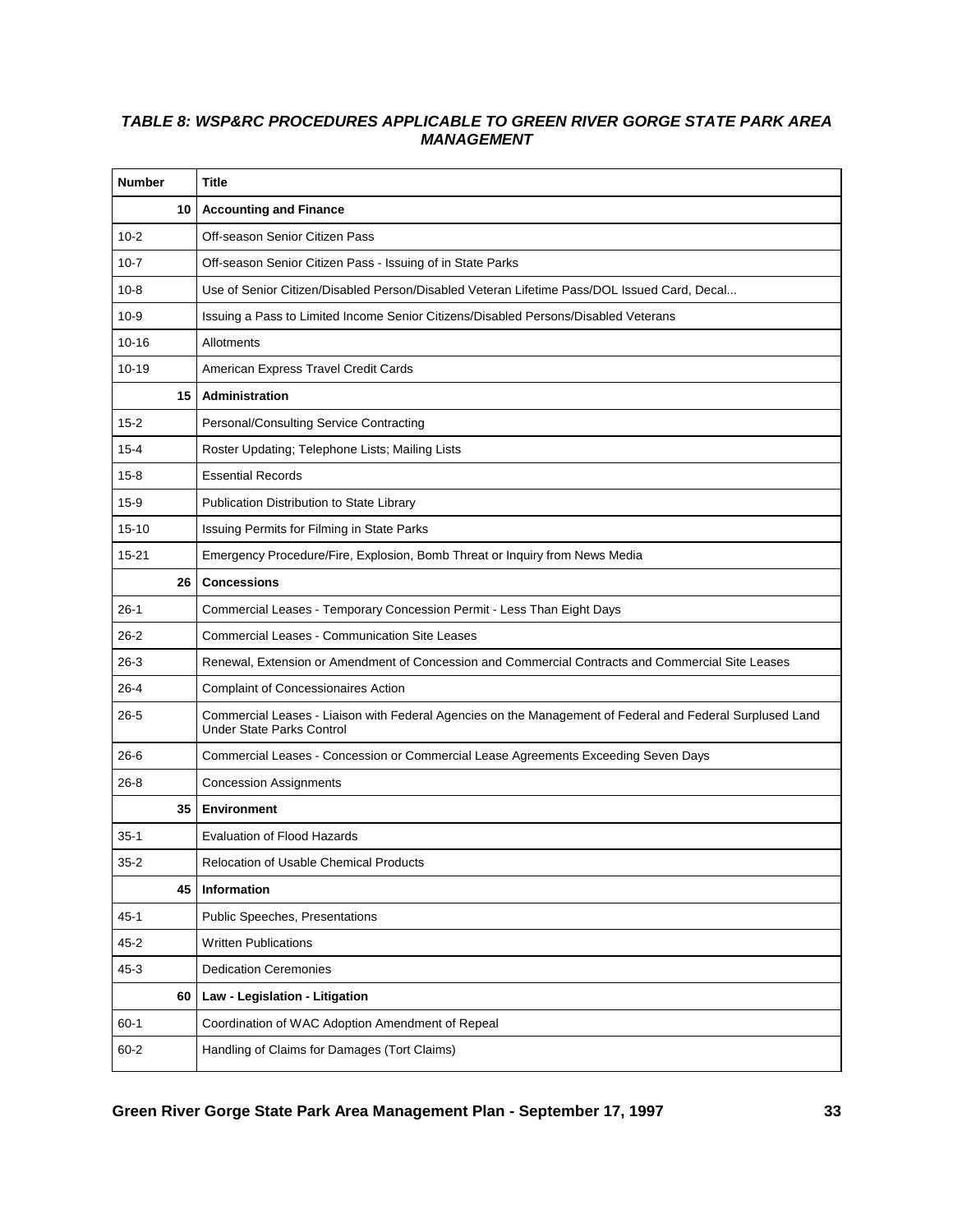### *TABLE 8: WSP&RC PROCEDURES APPLICABLE TO GREEN RIVER GORGE STATE PARK AREA MANAGEMENT*

| Number | Title |
|---|---|
| **10** | **Accounting and Finance** |
| 10-2 | Off-season Senior Citizen Pass |
| 10-7 | Off-season Senior Citizen Pass - Issuing of in State Parks |
| 10-8 | Use of Senior Citizen/Disabled Person/Disabled Veteran Lifetime Pass/DOL Issued Card, Decal... |
| 10-9 | Issuing a Pass to Limited Income Senior Citizens/Disabled Persons/Disabled Veterans |
| 10-16 | Allotments |
| 10-19 | American Express Travel Credit Cards |
| **15** | **Administration** |
| 15-2 | Personal/Consulting Service Contracting |
| 15-4 | Roster Updating; Telephone Lists; Mailing Lists |
| 15-8 | Essential Records |
| 15-9 | Publication Distribution to State Library |
| 15-10 | Issuing Permits for Filming in State Parks |
| 15-21 | Emergency Procedure/Fire, Explosion, Bomb Threat or Inquiry from News Media |
| **26** | **Concessions** |
| 26-1 | Commercial Leases - Temporary Concession Permit - Less Than Eight Days |
| 26-2 | Commercial Leases - Communication Site Leases |
| 26-3 | Renewal, Extension or Amendment of Concession and Commercial Contracts and Commercial Site Leases |
| 26-4 | Complaint of Concessionaires Action |
| 26-5 | Commercial Leases - Liaison with Federal Agencies on the Management of Federal and Federal Surplused Land Under State Parks Control |
| 26-6 | Commercial Leases - Concession or Commercial Lease Agreements Exceeding Seven Days |
| 26-8 | Concession Assignments |
| **35** | **Environment** |
| 35-1 | Evaluation of Flood Hazards |
| 35-2 | Relocation of Usable Chemical Products |
| **45** | **Information** |
| 45-1 | Public Speeches, Presentations |
| 45-2 | Written Publications |
| 45-3 | Dedication Ceremonies |
| **60** | **Law - Legislation - Litigation** |
| 60-1 | Coordination of WAC Adoption Amendment of Repeal |
| 60-2 | Handling of Claims for Damages (Tort Claims) |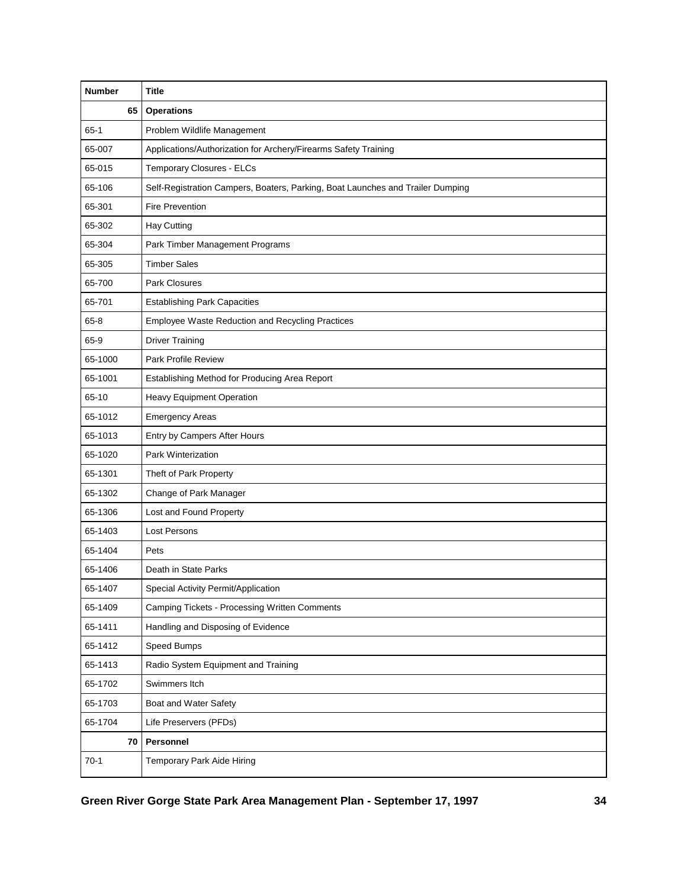| Number | Title |
|---|---|
| 65 | **Operations** |
| 65-1 | Problem Wildlife Management |
| 65-007 | Applications/Authorization for Archery/Firearms Safety Training |
| 65-015 | Temporary Closures - ELCs |
| 65-106 | Self-Registration Campers, Boaters, Parking, Boat Launches and Trailer Dumping |
| 65-301 | Fire Prevention |
| 65-302 | Hay Cutting |
| 65-304 | Park Timber Management Programs |
| 65-305 | Timber Sales |
| 65-700 | Park Closures |
| 65-701 | Establishing Park Capacities |
| 65-8 | Employee Waste Reduction and Recycling Practices |
| 65-9 | Driver Training |
| 65-1000 | Park Profile Review |
| 65-1001 | Establishing Method for Producing Area Report |
| 65-10 | Heavy Equipment Operation |
| 65-1012 | Emergency Areas |
| 65-1013 | Entry by Campers After Hours |
| 65-1020 | Park Winterization |
| 65-1301 | Theft of Park Property |
| 65-1302 | Change of Park Manager |
| 65-1306 | Lost and Found Property |
| 65-1403 | Lost Persons |
| 65-1404 | Pets |
| 65-1406 | Death in State Parks |
| 65-1407 | Special Activity Permit/Application |
| 65-1409 | Camping Tickets - Processing Written Comments |
| 65-1411 | Handling and Disposing of Evidence |
| 65-1412 | Speed Bumps |
| 65-1413 | Radio System Equipment and Training |
| 65-1702 | Swimmers Itch |
| 65-1703 | Boat and Water Safety |
| 65-1704 | Life Preservers (PFDs) |
| 70 | **Personnel** |
| 70-1 | Temporary Park Aide Hiring |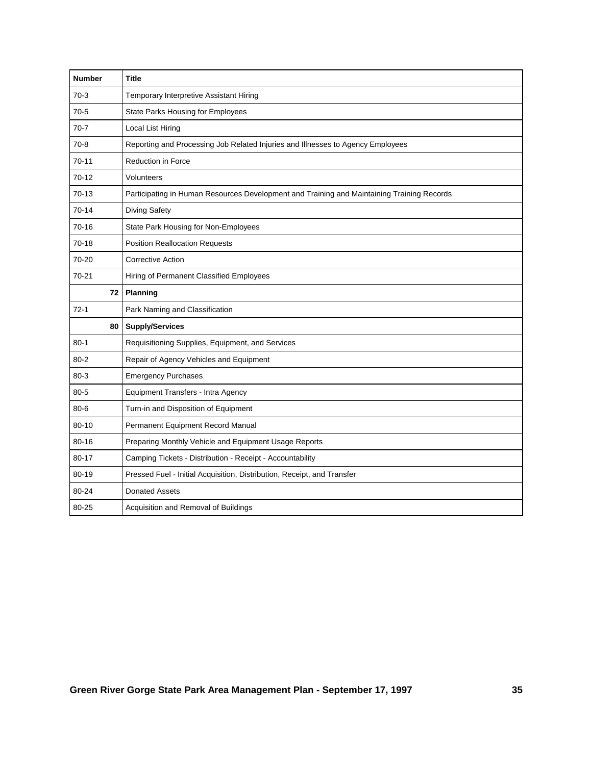| Number | Title |
|---|---|
| 70-3 | Temporary Interpretive Assistant Hiring |
| 70-5 | State Parks Housing for Employees |
| 70-7 | Local List Hiring |
| 70-8 | Reporting and Processing Job Related Injuries and Illnesses to Agency Employees |
| 70-11 | Reduction in Force |
| 70-12 | Volunteers |
| 70-13 | Participating in Human Resources Development and Training and Maintaining Training Records |
| 70-14 | Diving Safety |
| 70-16 | State Park Housing for Non-Employees |
| 70-18 | Position Reallocation Requests |
| 70-20 | Corrective Action |
| 70-21 | Hiring of Permanent Classified Employees |
| **72** | **Planning** |
| 72-1 | Park Naming and Classification |
| **80** | **Supply/Services** |
| 80-1 | Requisitioning Supplies, Equipment, and Services |
| 80-2 | Repair of Agency Vehicles and Equipment |
| 80-3 | Emergency Purchases |
| 80-5 | Equipment Transfers - Intra Agency |
| 80-6 | Turn-in and Disposition of Equipment |
| 80-10 | Permanent Equipment Record Manual |
| 80-16 | Preparing Monthly Vehicle and Equipment Usage Reports |
| 80-17 | Camping Tickets - Distribution - Receipt - Accountability |
| 80-19 | Pressed Fuel - Initial Acquisition, Distribution, Receipt, and Transfer |
| 80-24 | Donated Assets |
| 80-25 | Acquisition and Removal of Buildings |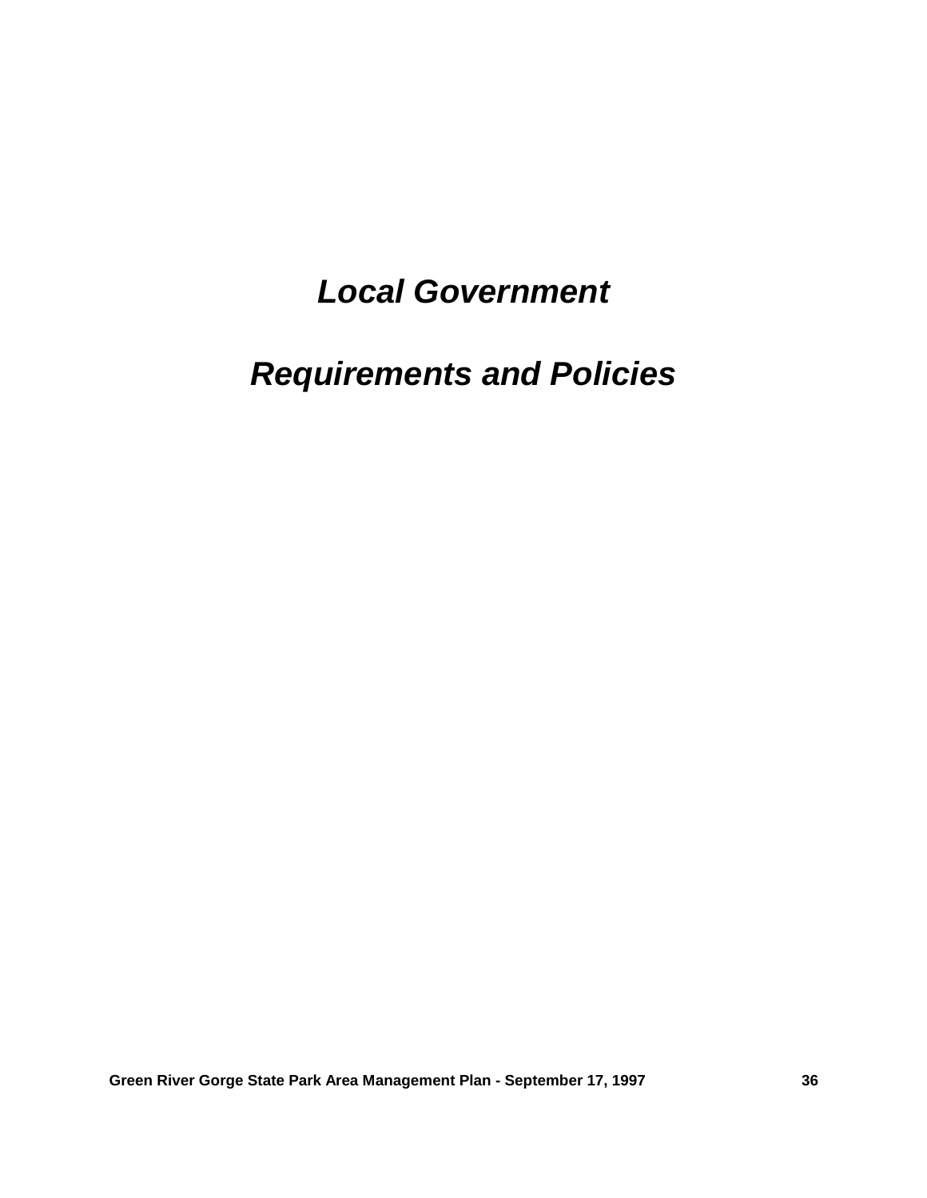# *Local Government*

# *Requirements and Policies*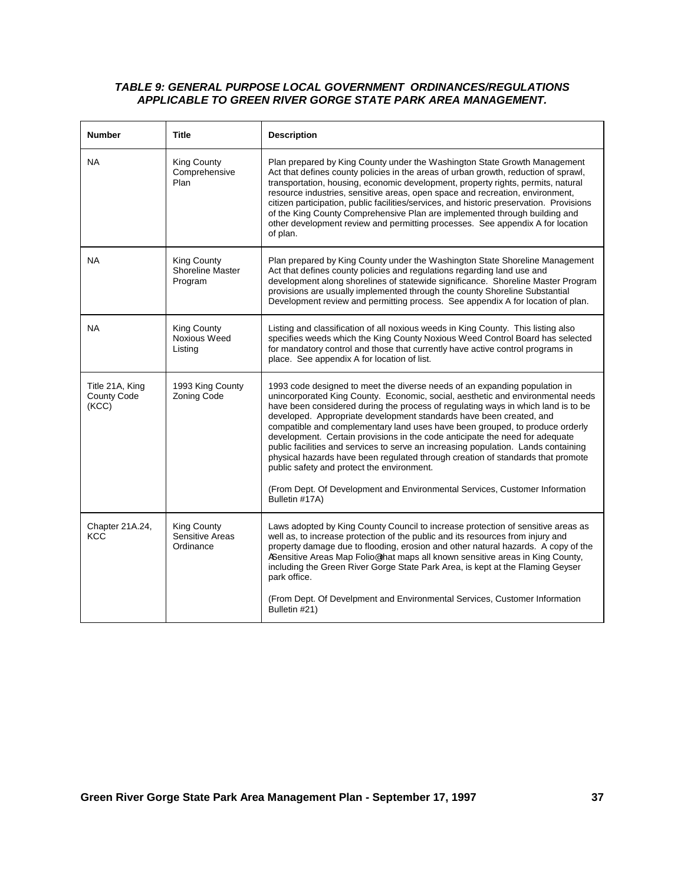### *TABLE 9: GENERAL PURPOSE LOCAL GOVERNMENT ORDINANCES/REGULATIONS APPLICABLE TO GREEN RIVER GORGE STATE PARK AREA MANAGEMENT.*

| Number | Title | Description |
|---|---|---|
| NA | King County Comprehensive Plan | Plan prepared by King County under the Washington State Growth Management Act that defines county policies in the areas of urban growth, reduction of sprawl, transportation, housing, economic development, property rights, permits, natural resource industries, sensitive areas, open space and recreation, environment, citizen participation, public facilities/services, and historic preservation. Provisions of the King County Comprehensive Plan are implemented through building and other development review and permitting processes. See appendix A for location of plan. |
| NA | King County Shoreline Master Program | Plan prepared by King County under the Washington State Shoreline Management Act that defines county policies and regulations regarding land use and development along shorelines of statewide significance. Shoreline Master Program provisions are usually implemented through the county Shoreline Substantial Development review and permitting process. See appendix A for location of plan. |
| NA | King County Noxious Weed Listing | Listing and classification of all noxious weeds in King County. This listing also specifies weeds which the King County Noxious Weed Control Board has selected for mandatory control and those that currently have active control programs in place. See appendix A for location of list. |
| Title 21A, King County Code (KCC) | 1993 King County Zoning Code | 1993 code designed to meet the diverse needs of an expanding population in unincorporated King County. Economic, social, aesthetic and environmental needs have been considered during the process of regulating ways in which land is to be developed. Appropriate development standards have been created, and compatible and complementary land uses have been grouped, to produce orderly development. Certain provisions in the code anticipate the need for adequate public facilities and services to serve an increasing population. Lands containing physical hazards have been regulated through creation of standards that promote public safety and protect the environment.<br><br>(From Dept. Of Development and Environmental Services, Customer Information Bulletin #17A) |
| Chapter 21A.24, KCC | King County Sensitive Areas Ordinance | Laws adopted by King County Council to increase protection of sensitive areas as well as, to increase protection of the public and its resources from injury and property damage due to flooding, erosion and other natural hazards. A copy of the ASensitive Areas Map Folio@that maps all known sensitive areas in King County, including the Green River Gorge State Park Area, is kept at the Flaming Geyser park office.<br><br>(From Dept. Of Develpment and Environmental Services, Customer Information Bulletin #21) |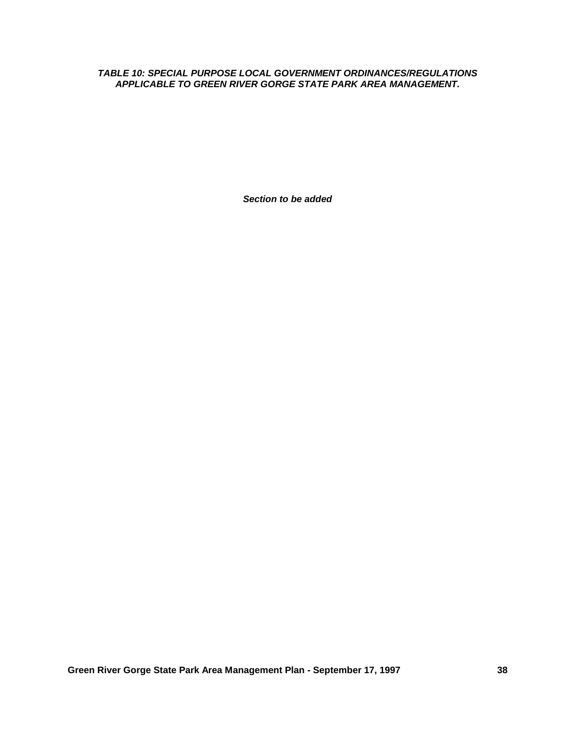***TABLE 10: SPECIAL PURPOSE LOCAL GOVERNMENT ORDINANCES/REGULATIONS APPLICABLE TO GREEN RIVER GORGE STATE PARK AREA MANAGEMENT.***

***Section to be added***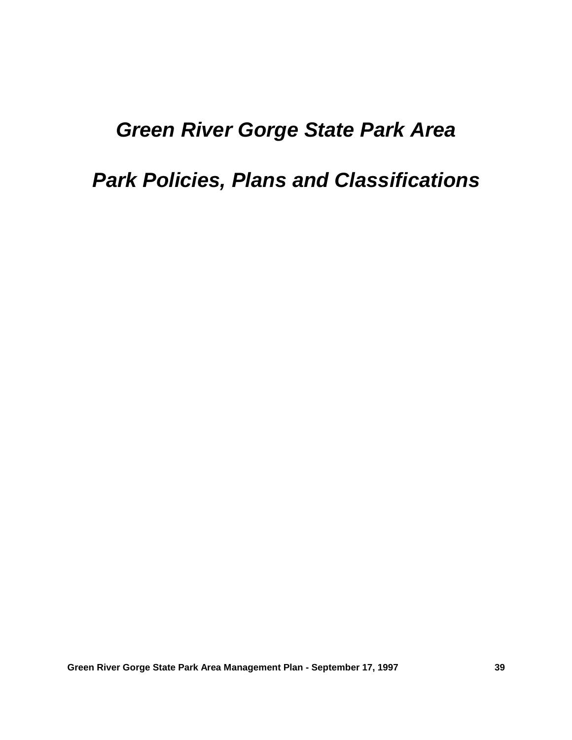# *Green River Gorge State Park Area*

# *Park Policies, Plans and Classifications*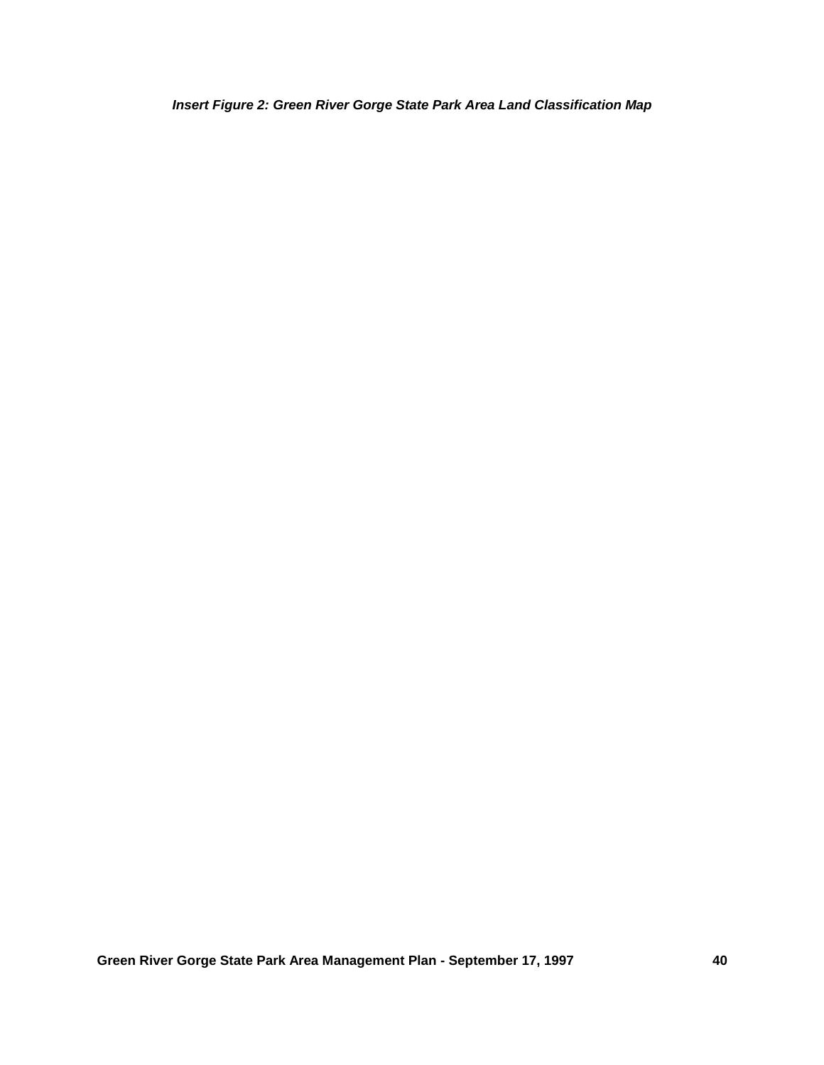*Insert Figure 2: Green River Gorge State Park Area Land Classification Map*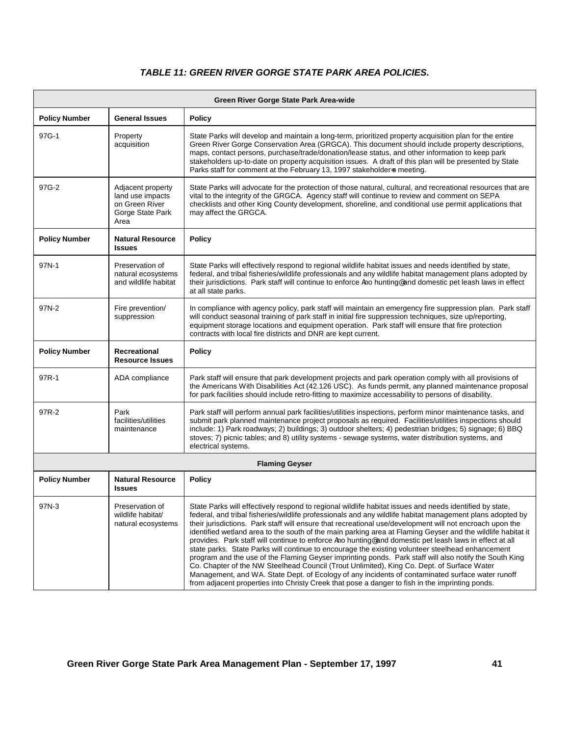### *TABLE 11: GREEN RIVER GORGE STATE PARK AREA POLICIES.*

| Green River Gorge State Park Area-wide | | |
|---|---|---|
| **Policy Number** | **General Issues** | **Policy** |
| 97G-1 | Property acquisition | State Parks will develop and maintain a long-term, prioritized property acquisition plan for the entire Green River Gorge Conservation Area (GRGCA). This document should include property descriptions, maps, contact persons, purchase/trade/donation/lease status, and other information to keep park stakeholders up-to-date on property acquisition issues. A draft of this plan will be presented by State Parks staff for comment at the February 13, 1997 stakeholder=s meeting. |
| 97G-2 | Adjacent property land use impacts on Green River Gorge State Park Area | State Parks will advocate for the protection of those natural, cultural, and recreational resources that are vital to the integrity of the GRGCA. Agency staff will continue to review and comment on SEPA checklists and other King County development, shoreline, and conditional use permit applications that may affect the GRGCA. |
| **Policy Number** | **Natural Resource Issues** | **Policy** |
| 97N-1 | Preservation of natural ecosystems and wildlife habitat | State Parks will effectively respond to regional wildlife habitat issues and needs identified by state, federal, and tribal fisheries/wildlife professionals and any wildlife habitat management plans adopted by their jurisdictions. Park staff will continue to enforce Ano hunting@ and domestic pet leash laws in effect at all state parks. |
| 97N-2 | Fire prevention/ suppression | In compliance with agency policy, park staff will maintain an emergency fire suppression plan. Park staff will conduct seasonal training of park staff in initial fire suppression techniques, size up/reporting, equipment storage locations and equipment operation. Park staff will ensure that fire protection contracts with local fire districts and DNR are kept current. |
| **Policy Number** | **Recreational Resource Issues** | **Policy** |
| 97R-1 | ADA compliance | Park staff will ensure that park development projects and park operation comply with all provisions of the Americans With Disabilities Act (42.126 USC). As funds permit, any planned maintenance proposal for park facilities should include retro-fitting to maximize accessability to persons of disability. |
| 97R-2 | Park facilities/utilities maintenance | Park staff will perform annual park facilities/utilities inspections, perform minor maintenance tasks, and submit park planned maintenance project proposals as required. Facilities/utilities inspections should include: 1) Park roadways; 2) buildings; 3) outdoor shelters; 4) pedestrian bridges; 5) signage; 6) BBQ stoves; 7) picnic tables; and 8) utility systems - sewage systems, water distribution systems, and electrical systems. |
| **Flaming Geyser** | | |
| **Policy Number** | **Natural Resource Issues** | **Policy** |
| 97N-3 | Preservation of wildlife habitat/ natural ecosystems | State Parks will effectively respond to regional wildlife habitat issues and needs identified by state, federal, and tribal fisheries/wildlife professionals and any wildlife habitat management plans adopted by their jurisdictions. Park staff will ensure that recreational use/development will not encroach upon the identified wetland area to the south of the main parking area at Flaming Geyser and the wildlife habitat it provides. Park staff will continue to enforce Ano hunting@ and domestic pet leash laws in effect at all state parks. State Parks will continue to encourage the existing volunteer steelhead enhancement program and the use of the Flaming Geyser imprinting ponds. Park staff will also notify the South King Co. Chapter of the NW Steelhead Council (Trout Unlimited), King Co. Dept. of Surface Water Management, and WA. State Dept. of Ecology of any incidents of contaminated surface water runoff from adjacent properties into Christy Creek that pose a danger to fish in the imprinting ponds. |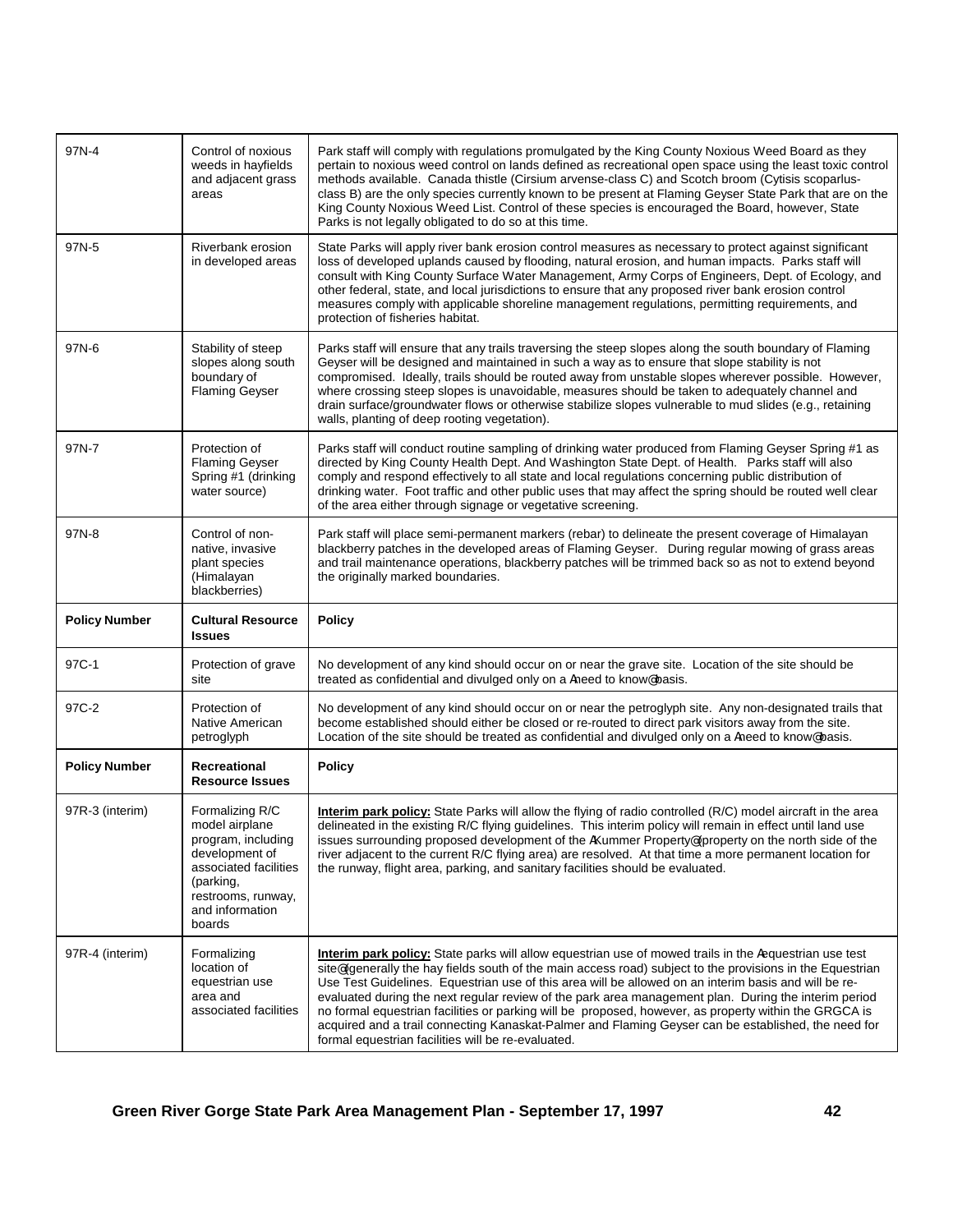| 97N-4 | Control of noxious weeds in hayfields and adjacent grass areas | Park staff will comply with regulations promulgated by the King County Noxious Weed Board as they pertain to noxious weed control on lands defined as recreational open space using the least toxic control methods available. Canada thistle (Cirsium arvense-class C) and Scotch broom (Cytisis scoparlus-class B) are the only species currently known to be present at Flaming Geyser State Park that are on the King County Noxious Weed List. Control of these species is encouraged the Board, however, State Parks is not legally obligated to do so at this time. |
|---|---|---|
| 97N-5 | Riverbank erosion in developed areas | State Parks will apply river bank erosion control measures as necessary to protect against significant loss of developed uplands caused by flooding, natural erosion, and human impacts. Parks staff will consult with King County Surface Water Management, Army Corps of Engineers, Dept. of Ecology, and other federal, state, and local jurisdictions to ensure that any proposed river bank erosion control measures comply with applicable shoreline management regulations, permitting requirements, and protection of fisheries habitat. |
| 97N-6 | Stability of steep slopes along south boundary of Flaming Geyser | Parks staff will ensure that any trails traversing the steep slopes along the south boundary of Flaming Geyser will be designed and maintained in such a way as to ensure that slope stability is not compromised. Ideally, trails should be routed away from unstable slopes wherever possible. However, where crossing steep slopes is unavoidable, measures should be taken to adequately channel and drain surface/groundwater flows or otherwise stabilize slopes vulnerable to mud slides (e.g., retaining walls, planting of deep rooting vegetation). |
| 97N-7 | Protection of Flaming Geyser Spring #1 (drinking water source) | Parks staff will conduct routine sampling of drinking water produced from Flaming Geyser Spring #1 as directed by King County Health Dept. And Washington State Dept. of Health. Parks staff will also comply and respond effectively to all state and local regulations concerning public distribution of drinking water. Foot traffic and other public uses that may affect the spring should be routed well clear of the area either through signage or vegetative screening. |
| 97N-8 | Control of non-native, invasive plant species (Himalayan blackberries) | Park staff will place semi-permanent markers (rebar) to delineate the present coverage of Himalayan blackberry patches in the developed areas of Flaming Geyser. During regular mowing of grass areas and trail maintenance operations, blackberry patches will be trimmed back so as not to extend beyond the originally marked boundaries. |
| **Policy Number** | **Cultural Resource Issues** | **Policy** |
| 97C-1 | Protection of grave site | No development of any kind should occur on or near the grave site. Location of the site should be treated as confidential and divulged only on a Aneed to know@ basis. |
| 97C-2 | Protection of Native American petroglyph | No development of any kind should occur on or near the petroglyph site. Any non-designated trails that become established should either be closed or re-routed to direct park visitors away from the site. Location of the site should be treated as confidential and divulged only on a Aneed to know@ basis. |
| **Policy Number** | **Recreational Resource Issues** | **Policy** |
| 97R-3 (interim) | Formalizing R/C model airplane program, including development of associated facilities (parking, restrooms, runway, and information boards | **Interim park policy:** State Parks will allow the flying of radio controlled (R/C) model aircraft in the area delineated in the existing R/C flying guidelines. This interim policy will remain in effect until land use issues surrounding proposed development of the AKummer Property@ (property on the north side of the river adjacent to the current R/C flying area) are resolved. At that time a more permanent location for the runway, flight area, parking, and sanitary facilities should be evaluated. |
| 97R-4 (interim) | Formalizing location of equestrian use area and associated facilities | **Interim park policy:** State parks will allow equestrian use of mowed trails in the Aequestrian use test site@ (generally the hay fields south of the main access road) subject to the provisions in the Equestrian Use Test Guidelines. Equestrian use of this area will be allowed on an interim basis and will be re-evaluated during the next regular review of the park area management plan. During the interim period no formal equestrian facilities or parking will be proposed, however, as property within the GRGCA is acquired and a trail connecting Kanaskat-Palmer and Flaming Geyser can be established, the need for formal equestrian facilities will be re-evaluated. |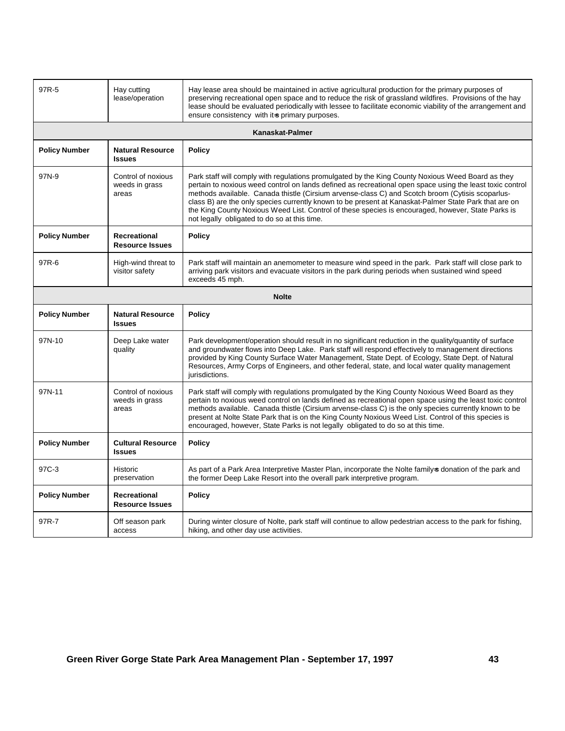| | | |
|---|---|---|
| 97R-5 | Hay cutting lease/operation | Hay lease area should be maintained in active agricultural production for the primary purposes of preserving recreational open space and to reduce the risk of grassland wildfires. Provisions of the hay lease should be evaluated periodically with lessee to facilitate economic viability of the arrangement and ensure consistency with its primary purposes. |
| **Kanaskat-Palmer** | | |
| **Policy Number** | **Natural Resource Issues** | **Policy** |
| 97N-9 | Control of noxious weeds in grass areas | Park staff will comply with regulations promulgated by the King County Noxious Weed Board as they pertain to noxious weed control on lands defined as recreational open space using the least toxic control methods available. Canada thistle (Cirsium arvense-class C) and Scotch broom (Cytisis scoparlus-class B) are the only species currently known to be present at Kanaskat-Palmer State Park that are on the King County Noxious Weed List. Control of these species is encouraged, however, State Parks is not legally obligated to do so at this time. |
| **Policy Number** | **Recreational Resource Issues** | **Policy** |
| 97R-6 | High-wind threat to visitor safety | Park staff will maintain an anemometer to measure wind speed in the park. Park staff will close park to arriving park visitors and evacuate visitors in the park during periods when sustained wind speed exceeds 45 mph. |
| **Nolte** | | |
| **Policy Number** | **Natural Resource Issues** | **Policy** |
| 97N-10 | Deep Lake water quality | Park development/operation should result in no significant reduction in the quality/quantity of surface and groundwater flows into Deep Lake. Park staff will respond effectively to management directions provided by King County Surface Water Management, State Dept. of Ecology, State Dept. of Natural Resources, Army Corps of Engineers, and other federal, state, and local water quality management jurisdictions. |
| 97N-11 | Control of noxious weeds in grass areas | Park staff will comply with regulations promulgated by the King County Noxious Weed Board as they pertain to noxious weed control on lands defined as recreational open space using the least toxic control methods available. Canada thistle (Cirsium arvense-class C) is the only species currently known to be present at Nolte State Park that is on the King County Noxious Weed List. Control of this species is encouraged, however, State Parks is not legally obligated to do so at this time. |
| **Policy Number** | **Cultural Resource Issues** | **Policy** |
| 97C-3 | Historic preservation | As part of a Park Area Interpretive Master Plan, incorporate the Nolte family's donation of the park and the former Deep Lake Resort into the overall park interpretive program. |
| **Policy Number** | **Recreational Resource Issues** | **Policy** |
| 97R-7 | Off season park access | During winter closure of Nolte, park staff will continue to allow pedestrian access to the park for fishing, hiking, and other day use activities. |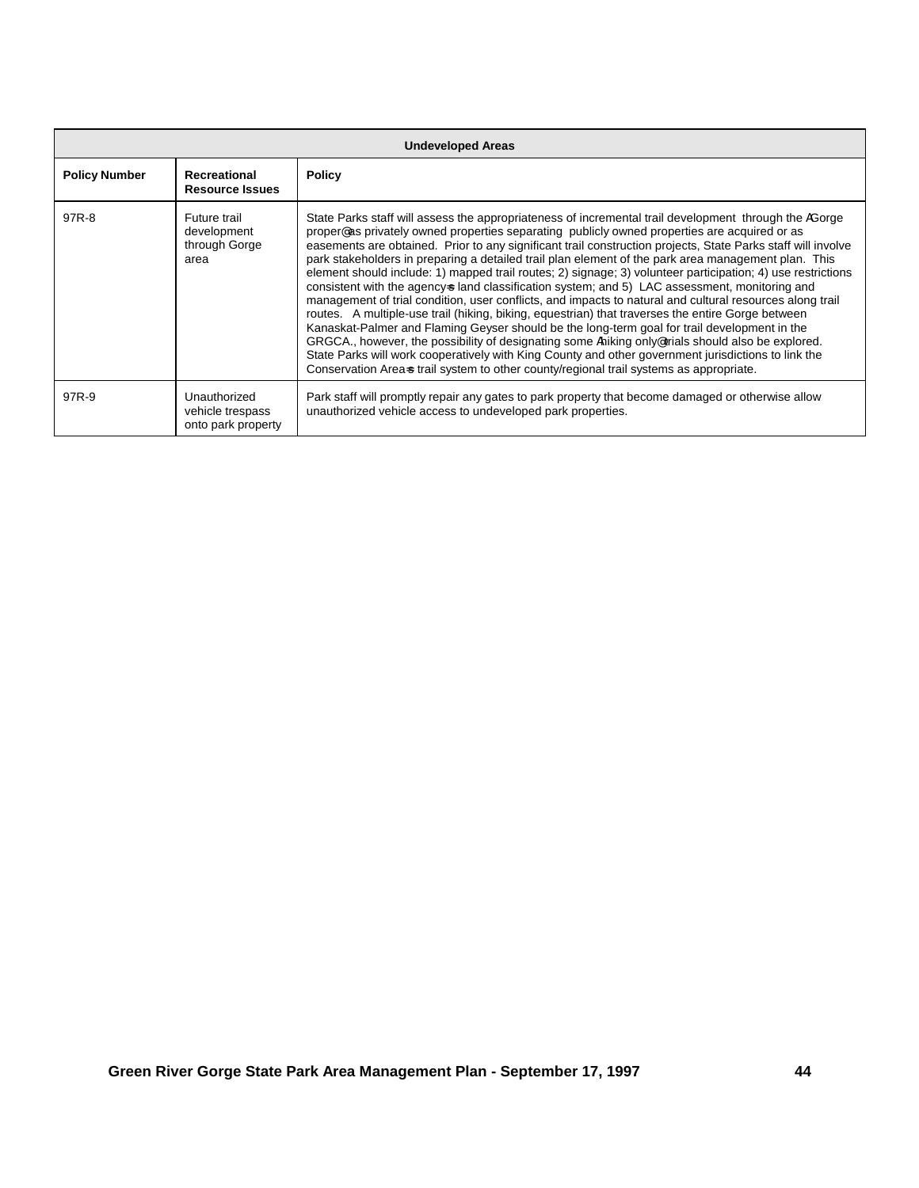| Undeveloped Areas | | |
|---|---|---|
| **Policy Number** | **Recreational Resource Issues** | **Policy** |
| 97R-8 | Future trail development through Gorge area | State Parks staff will assess the appropriateness of incremental trail development through the AGorge proper@ as privately owned properties separating publicly owned properties are acquired or as easements are obtained. Prior to any significant trail construction projects, State Parks staff will involve park stakeholders in preparing a detailed trail plan element of the park area management plan. This element should include: 1) mapped trail routes; 2) signage; 3) volunteer participation; 4) use restrictions consistent with the agency=s land classification system; and 5) LAC assessment, monitoring and management of trial condition, user conflicts, and impacts to natural and cultural resources along trail routes. A multiple-use trail (hiking, biking, equestrian) that traverses the entire Gorge between Kanaskat-Palmer and Flaming Geyser should be the long-term goal for trail development in the GRGCA., however, the possibility of designating some Ahiking only@ trials should also be explored. State Parks will work cooperatively with King County and other government jurisdictions to link the Conservation Area=s trail system to other county/regional trail systems as appropriate. |
| 97R-9 | Unauthorized vehicle trespass onto park property | Park staff will promptly repair any gates to park property that become damaged or otherwise allow unauthorized vehicle access to undeveloped park properties. |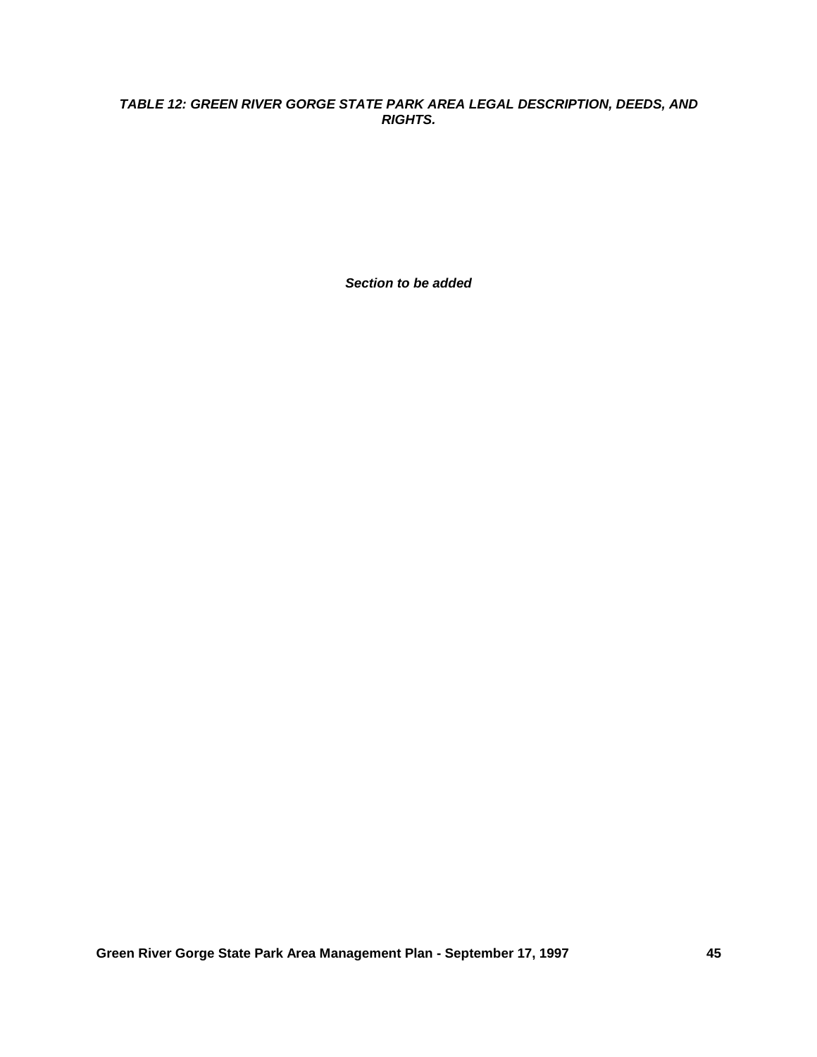***TABLE 12: GREEN RIVER GORGE STATE PARK AREA LEGAL DESCRIPTION, DEEDS, AND RIGHTS.***

***Section to be added***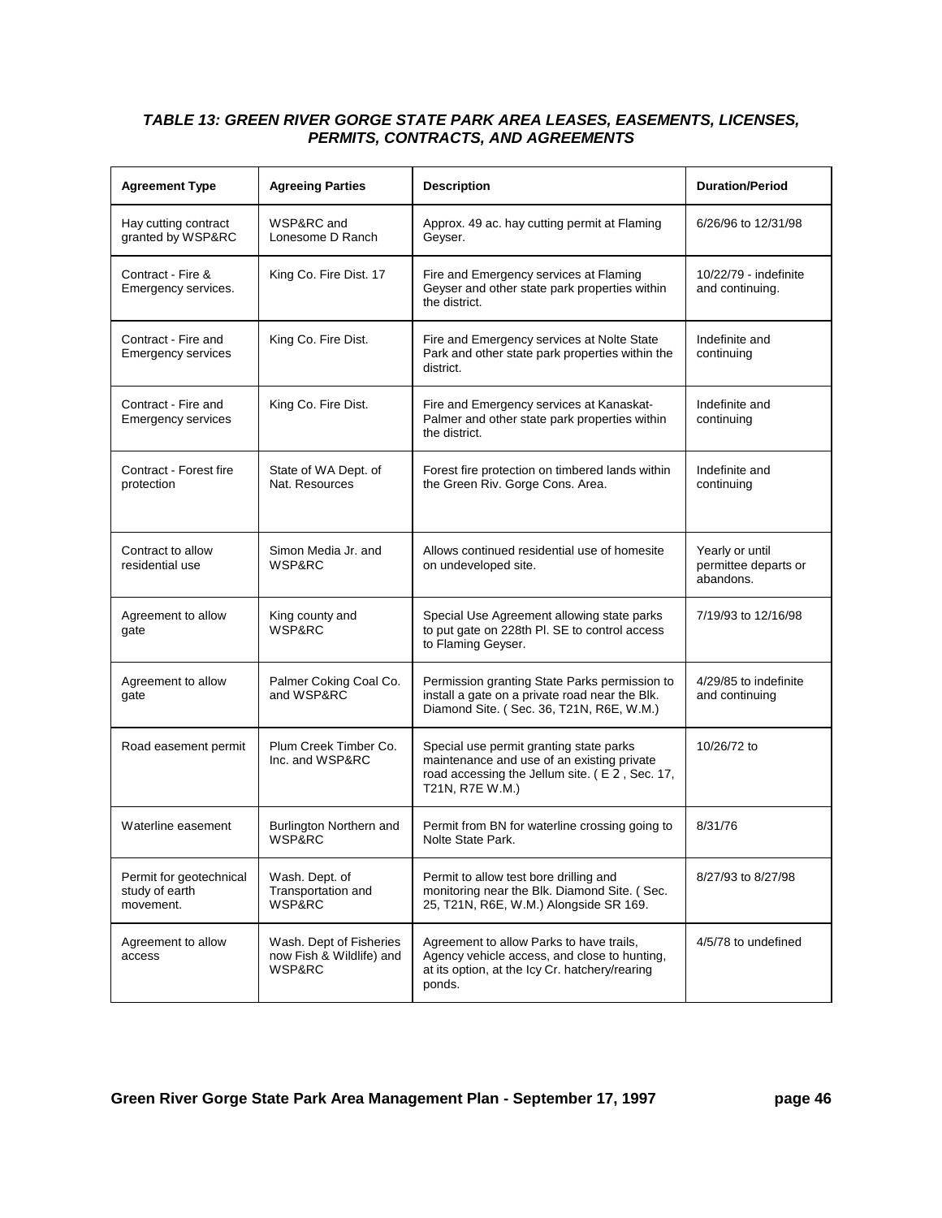### *TABLE 13: GREEN RIVER GORGE STATE PARK AREA LEASES, EASEMENTS, LICENSES, PERMITS, CONTRACTS, AND AGREEMENTS*

| Agreement Type | Agreeing Parties | Description | Duration/Period |
|---|---|---|---|
| Hay cutting contract granted by WSP&RC | WSP&RC and Lonesome D Ranch | Approx. 49 ac. hay cutting permit at Flaming Geyser. | 6/26/96 to 12/31/98 |
| Contract - Fire & Emergency services. | King Co. Fire Dist. 17 | Fire and Emergency services at Flaming Geyser and other state park properties within the district. | 10/22/79 - indefinite and continuing. |
| Contract - Fire and Emergency services | King Co. Fire Dist. | Fire and Emergency services at Nolte State Park and other state park properties within the district. | Indefinite and continuing |
| Contract - Fire and Emergency services | King Co. Fire Dist. | Fire and Emergency services at Kanaskat-Palmer and other state park properties within the district. | Indefinite and continuing |
| Contract - Forest fire protection | State of WA Dept. of Nat. Resources | Forest fire protection on timbered lands within the Green Riv. Gorge Cons. Area. | Indefinite and continuing |
| Contract to allow residential use | Simon Media Jr. and WSP&RC | Allows continued residential use of homesite on undeveloped site. | Yearly or until permittee departs or abandons. |
| Agreement to allow gate | King county and WSP&RC | Special Use Agreement allowing state parks to put gate on 228th Pl. SE to control access to Flaming Geyser. | 7/19/93 to 12/16/98 |
| Agreement to allow gate | Palmer Coking Coal Co. and WSP&RC | Permission granting State Parks permission to install a gate on a private road near the Blk. Diamond Site. ( Sec. 36, T21N, R6E, W.M.) | 4/29/85 to indefinite and continuing |
| Road easement permit | Plum Creek Timber Co. Inc. and WSP&RC | Special use permit granting state parks maintenance and use of an existing private road accessing the Jellum site. ( E 2 , Sec. 17, T21N, R7E W.M.) | 10/26/72 to |
| Waterline easement | Burlington Northern and WSP&RC | Permit from BN for waterline crossing going to Nolte State Park. | 8/31/76 |
| Permit for geotechnical study of earth movement. | Wash. Dept. of Transportation and WSP&RC | Permit to allow test bore drilling and monitoring near the Blk. Diamond Site. ( Sec. 25, T21N, R6E, W.M.) Alongside SR 169. | 8/27/93 to 8/27/98 |
| Agreement to allow access | Wash. Dept of Fisheries now Fish & Wildlife) and WSP&RC | Agreement to allow Parks to have trails, Agency vehicle access, and close to hunting, at its option, at the Icy Cr. hatchery/rearing ponds. | 4/5/78 to undefined |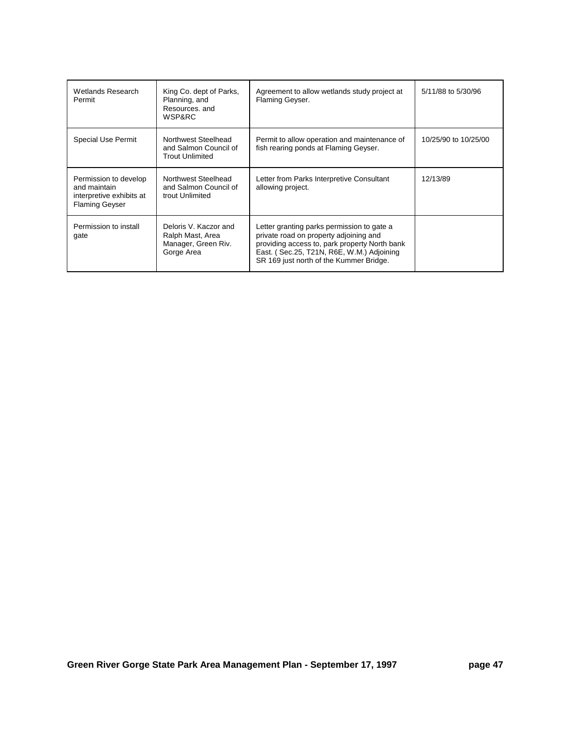| | | | |
|---|---|---|---|
| Wetlands Research Permit | King Co. dept of Parks, Planning, and Resources. and WSP&RC | Agreement to allow wetlands study project at Flaming Geyser. | 5/11/88 to 5/30/96 |
| Special Use Permit | Northwest Steelhead and Salmon Council of Trout Unlimited | Permit to allow operation and maintenance of fish rearing ponds at Flaming Geyser. | 10/25/90 to 10/25/00 |
| Permission to develop and maintain interpretive exhibits at Flaming Geyser | Northwest Steelhead and Salmon Council of trout Unlimited | Letter from Parks Interpretive Consultant allowing project. | 12/13/89 |
| Permission to install gate | Deloris V. Kaczor and Ralph Mast, Area Manager, Green Riv. Gorge Area | Letter granting parks permission to gate a private road on property adjoining and providing access to, park property North bank East. ( Sec.25, T21N, R6E, W.M.) Adjoining SR 169 just north of the Kummer Bridge. | |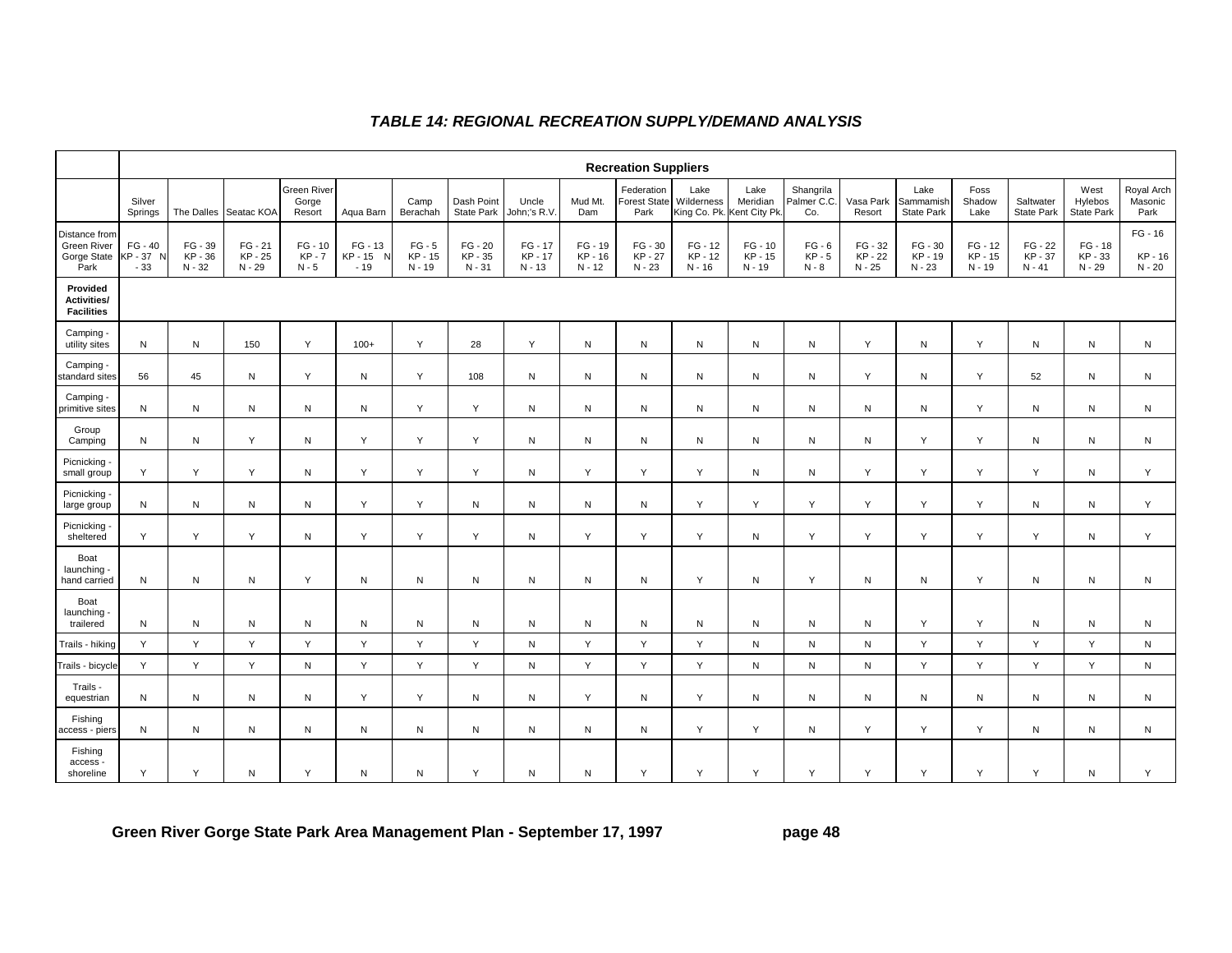### *TABLE 14: REGIONAL RECREATION SUPPLY/DEMAND ANALYSIS*

| | Recreation Suppliers | | | | | | | | | | | | | | | | | | |
|---|---|---|---|---|---|---|---|---|---|---|---|---|---|---|---|---|---|---|---|
| | Silver Springs | The Dalles | Seatac KOA | Green River Gorge Resort | Aqua Barn | Camp Berachah | Dash Point State Park | Uncle John;'s R.V. | Mud Mt. Dam | Federation Forest State Park | Lake Wilderness King Co. Pk. | Lake Meridian Kent City Pk. | Shangrila Palmer C.C. Co. | Vasa Park Resort | Lake Sammamish State Park | Foss Shadow Lake | Saltwater State Park | West Hylebos State Park | Royal Arch Masonic Park |
| Distance from Green River Gorge State Park | FG - 40 KP - 37 N - 33 | FG - 39 KP - 36 N - 32 | FG - 21 KP - 25 N - 29 | FG - 10 KP - 7 N - 5 | FG - 13 KP - 15 N - 19 | FG - 5 KP - 15 N - 19 | FG - 20 KP - 35 N - 31 | FG - 17 KP - 17 N - 13 | FG - 19 KP - 16 N - 12 | FG - 30 KP - 27 N - 23 | FG - 12 KP - 12 N - 16 | FG - 10 KP - 15 N - 19 | FG - 6 KP - 5 N - 8 | FG - 32 KP - 22 N - 25 | FG - 30 KP - 19 N - 23 | FG - 12 KP - 15 N - 19 | FG - 22 KP - 37 N - 41 | FG - 18 KP - 33 N - 29 | FG - 16 KP - 16 N - 20 |
| **Provided Activities/ Facilities** | | | | | | | | | | | | | | | | | | | |
| Camping - utility sites | N | N | 150 | Y | 100+ | Y | 28 | Y | N | N | N | N | N | Y | N | Y | N | N | N |
| Camping - standard sites | 56 | 45 | N | Y | N | Y | 108 | N | N | N | N | N | N | Y | N | Y | 52 | N | N |
| Camping - primitive sites | N | N | N | N | N | Y | Y | N | N | N | N | N | N | N | N | Y | N | N | N |
| Group Camping | N | N | Y | N | Y | Y | Y | N | N | N | N | N | N | N | Y | Y | N | N | N |
| Picnicking - small group | Y | Y | Y | N | Y | Y | Y | N | Y | Y | Y | N | N | Y | Y | Y | Y | N | Y |
| Picnicking - large group | N | N | N | N | Y | Y | N | N | N | N | Y | Y | Y | Y | Y | Y | N | N | Y |
| Picnicking - sheltered | Y | Y | Y | N | Y | Y | Y | N | Y | Y | Y | N | Y | Y | Y | Y | Y | N | Y |
| Boat launching - hand carried | N | N | N | Y | N | N | N | N | N | N | Y | N | Y | N | N | Y | N | N | N |
| Boat launching - trailered | N | N | N | N | N | N | N | N | N | N | N | N | N | N | Y | Y | N | N | N |
| Trails - hiking | Y | Y | Y | Y | Y | Y | Y | N | Y | Y | Y | N | N | N | Y | Y | Y | Y | N |
| Trails - bicycle | Y | Y | Y | N | Y | Y | Y | N | Y | Y | Y | N | N | N | Y | Y | Y | Y | N |
| Trails - equestrian | N | N | N | N | Y | Y | N | N | Y | N | Y | N | N | N | N | N | N | N | N |
| Fishing access - piers | N | N | N | N | N | N | N | N | N | N | Y | Y | N | Y | Y | Y | N | N | N |
| Fishing access - shoreline | Y | Y | N | Y | N | N | Y | N | N | Y | Y | Y | Y | Y | Y | Y | Y | N | Y |

**Green River Gorge State Park Area Management Plan - September 17, 1997**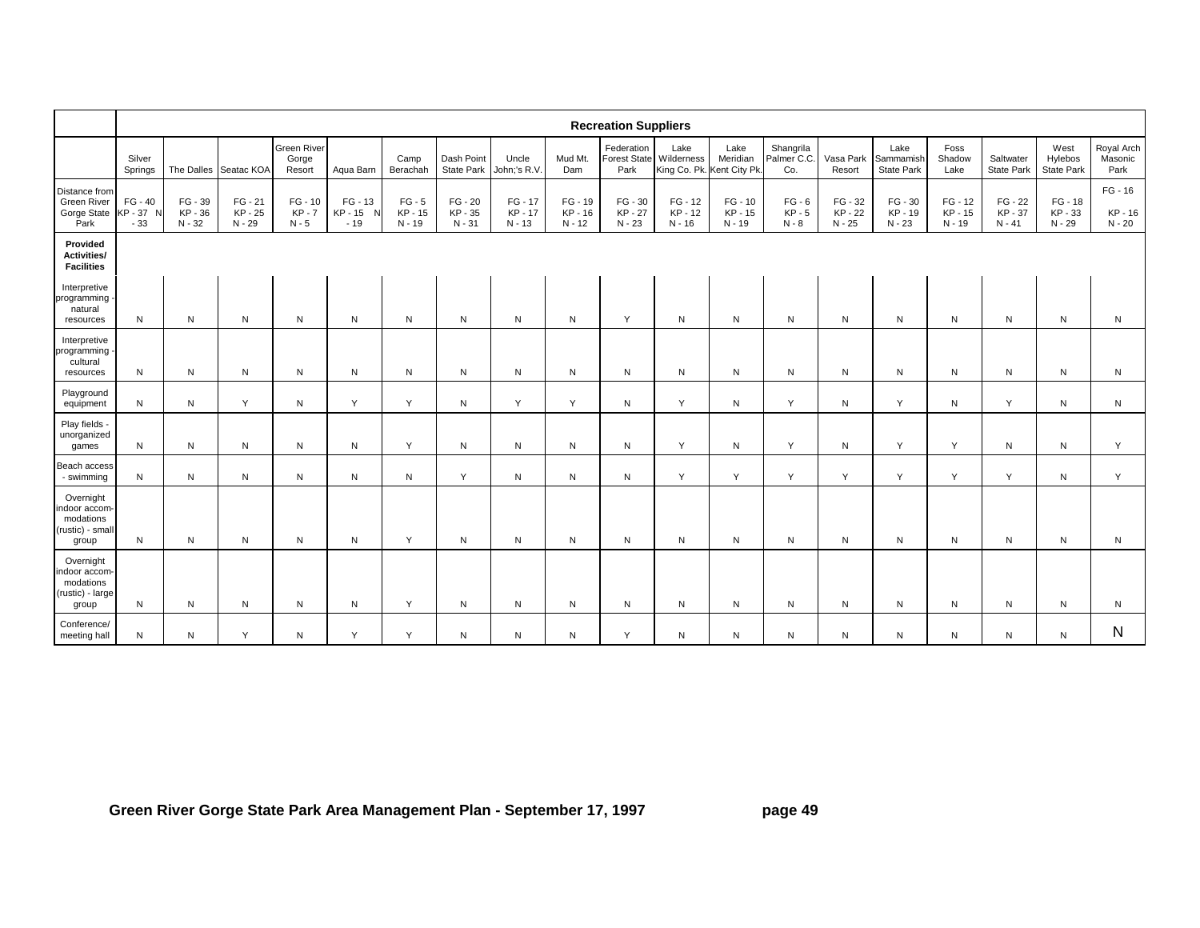| | Recreation Suppliers | | | | | | | | | | | | | | | | | | |
|---|---|---|---|---|---|---|---|---|---|---|---|---|---|---|---|---|---|---|---|
| | Silver Springs | The Dalles | Seatac KOA | Green River Gorge Resort | Aqua Barn | Camp Berachah | Dash Point State Park | Uncle John;'s R.V. | Mud Mt. Dam | Federation Forest State Park | Lake Wilderness King Co. Pk. | Lake Meridian Kent City Pk. | Shangrila Palmer C.C. Co. | Vasa Park Resort | Lake Sammamish State Park | Foss Shadow Lake | Saltwater State Park | West Hylebos State Park | Royal Arch Masonic Park |
| Distance from Green River Gorge State Park | FG - 40 KP - 37 N - 33 | FG - 39 KP - 36 N - 32 | FG - 21 KP - 25 N - 29 | FG - 10 KP - 7 N - 5 | FG - 13 KP - 15 N - 19 | FG - 5 KP - 15 N - 19 | FG - 20 KP - 35 N - 31 | FG - 17 KP - 17 N - 13 | FG - 19 KP - 16 N - 12 | FG - 30 KP - 27 N - 23 | FG - 12 KP - 12 N - 16 | FG - 10 KP - 15 N - 19 | FG - 6 KP - 5 N - 8 | FG - 32 KP - 22 N - 25 | FG - 30 KP - 19 N - 23 | FG - 12 KP - 15 N - 19 | FG - 22 KP - 37 N - 41 | FG - 18 KP - 33 N - 29 | FG - 16 KP - 16 N - 20 |
| **Provided Activities/ Facilities** | | | | | | | | | | | | | | | | | | | |
| Interpretive programming - natural resources | N | N | N | N | N | N | N | N | N | Y | N | N | N | N | N | N | N | N | N |
| Interpretive programming - cultural resources | N | N | N | N | N | N | N | N | N | N | N | N | N | N | N | N | N | N | N |
| Playground equipment | N | N | Y | N | Y | Y | N | Y | Y | N | Y | N | Y | N | Y | N | Y | N | N |
| Play fields - unorganized games | N | N | N | N | N | Y | N | N | N | N | Y | N | Y | N | Y | Y | N | N | Y |
| Beach access - swimming | N | N | N | N | N | N | Y | N | N | N | Y | Y | Y | Y | Y | Y | Y | N | Y |
| Overnight indoor accom-modations (rustic) - small group | N | N | N | N | N | Y | N | N | N | N | N | N | N | N | N | N | N | N | N |
| Overnight indoor accom-modations (rustic) - large group | N | N | N | N | N | Y | N | N | N | N | N | N | N | N | N | N | N | N | N |
| Conference/ meeting hall | N | N | Y | N | Y | Y | N | N | N | Y | N | N | N | N | N | N | N | N | N |

**Green River Gorge State Park Area Management Plan - September 17, 1997**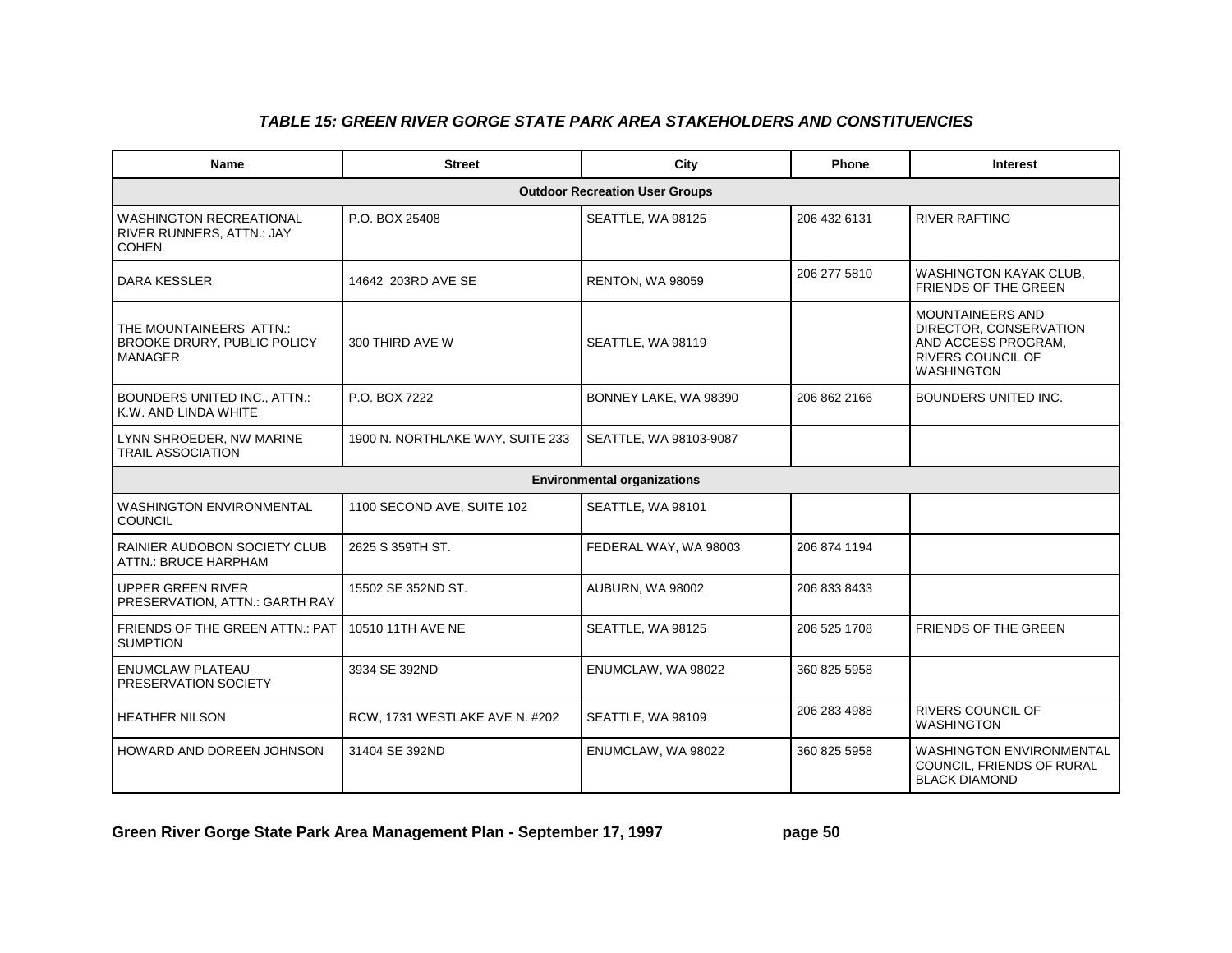### *TABLE 15: GREEN RIVER GORGE STATE PARK AREA STAKEHOLDERS AND CONSTITUENCIES*

| Name | Street | City | Phone | Interest |
|---|---|---|---|---|
| **Outdoor Recreation User Groups** | | | | |
| WASHINGTON RECREATIONAL RIVER RUNNERS, ATTN.: JAY COHEN | P.O. BOX 25408 | SEATTLE, WA 98125 | 206 432 6131 | RIVER RAFTING |
| DARA KESSLER | 14642 203RD AVE SE | RENTON, WA 98059 | 206 277 5810 | WASHINGTON KAYAK CLUB, FRIENDS OF THE GREEN |
| THE MOUNTAINEERS ATTN.: BROOKE DRURY, PUBLIC POLICY MANAGER | 300 THIRD AVE W | SEATTLE, WA 98119 | | MOUNTAINEERS AND DIRECTOR, CONSERVATION AND ACCESS PROGRAM, RIVERS COUNCIL OF WASHINGTON |
| BOUNDERS UNITED INC., ATTN.: K.W. AND LINDA WHITE | P.O. BOX 7222 | BONNEY LAKE, WA 98390 | 206 862 2166 | BOUNDERS UNITED INC. |
| LYNN SHROEDER, NW MARINE TRAIL ASSOCIATION | 1900 N. NORTHLAKE WAY, SUITE 233 | SEATTLE, WA 98103-9087 | | |
| **Environmental organizations** | | | | |
| WASHINGTON ENVIRONMENTAL COUNCIL | 1100 SECOND AVE, SUITE 102 | SEATTLE, WA 98101 | | |
| RAINIER AUDOBON SOCIETY CLUB ATTN.: BRUCE HARPHAM | 2625 S 359TH ST. | FEDERAL WAY, WA 98003 | 206 874 1194 | |
| UPPER GREEN RIVER PRESERVATION, ATTN.: GARTH RAY | 15502 SE 352ND ST. | AUBURN, WA 98002 | 206 833 8433 | |
| FRIENDS OF THE GREEN ATTN.: PAT SUMPTION | 10510 11TH AVE NE | SEATTLE, WA 98125 | 206 525 1708 | FRIENDS OF THE GREEN |
| ENUMCLAW PLATEAU PRESERVATION SOCIETY | 3934 SE 392ND | ENUMCLAW, WA 98022 | 360 825 5958 | |
| HEATHER NILSON | RCW, 1731 WESTLAKE AVE N. #202 | SEATTLE, WA 98109 | 206 283 4988 | RIVERS COUNCIL OF WASHINGTON |
| HOWARD AND DOREEN JOHNSON | 31404 SE 392ND | ENUMCLAW, WA 98022 | 360 825 5958 | WASHINGTON ENVIRONMENTAL COUNCIL, FRIENDS OF RURAL BLACK DIAMOND |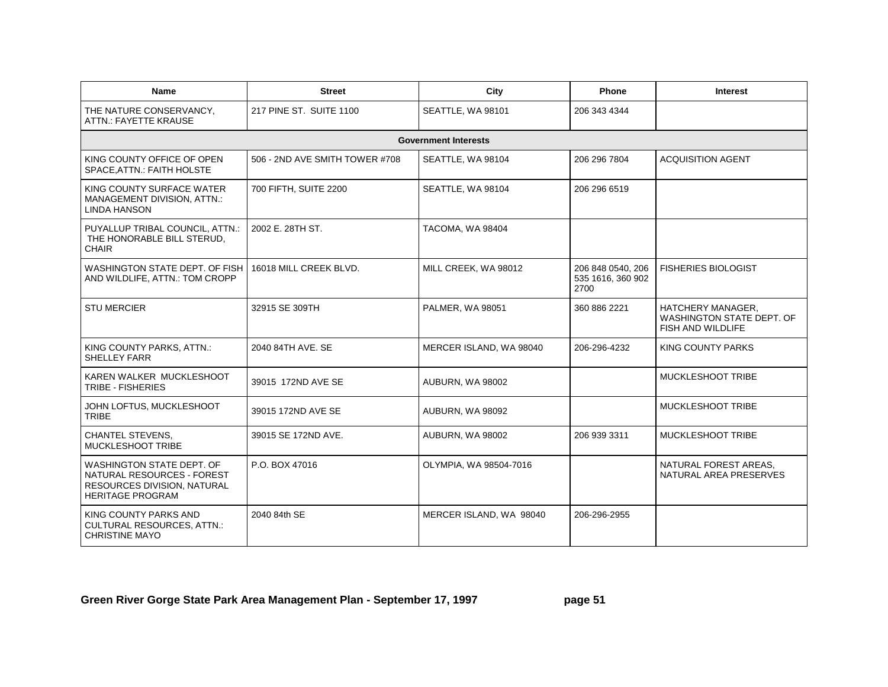| Name | Street | City | Phone | Interest |
|---|---|---|---|---|
| THE NATURE CONSERVANCY, ATTN.: FAYETTE KRAUSE | 217 PINE ST. SUITE 1100 | SEATTLE, WA 98101 | 206 343 4344 | |
| **Government Interests** | | | | |
| KING COUNTY OFFICE OF OPEN SPACE,ATTN.: FAITH HOLSTE | 506 - 2ND AVE SMITH TOWER #708 | SEATTLE, WA 98104 | 206 296 7804 | ACQUISITION AGENT |
| KING COUNTY SURFACE WATER MANAGEMENT DIVISION, ATTN.: LINDA HANSON | 700 FIFTH, SUITE 2200 | SEATTLE, WA 98104 | 206 296 6519 | |
| PUYALLUP TRIBAL COUNCIL, ATTN.: THE HONORABLE BILL STERUD, CHAIR | 2002 E. 28TH ST. | TACOMA, WA 98404 | | |
| WASHINGTON STATE DEPT. OF FISH AND WILDLIFE, ATTN.: TOM CROPP | 16018 MILL CREEK BLVD. | MILL CREEK, WA 98012 | 206 848 0540, 206 535 1616, 360 902 2700 | FISHERIES BIOLOGIST |
| STU MERCIER | 32915 SE 309TH | PALMER, WA 98051 | 360 886 2221 | HATCHERY MANAGER, WASHINGTON STATE DEPT. OF FISH AND WILDLIFE |
| KING COUNTY PARKS, ATTN.: SHELLEY FARR | 2040 84TH AVE. SE | MERCER ISLAND, WA 98040 | 206-296-4232 | KING COUNTY PARKS |
| KAREN WALKER MUCKLESHOOT TRIBE - FISHERIES | 39015 172ND AVE SE | AUBURN, WA 98002 | | MUCKLESHOOT TRIBE |
| JOHN LOFTUS, MUCKLESHOOT TRIBE | 39015 172ND AVE SE | AUBURN, WA 98092 | | MUCKLESHOOT TRIBE |
| CHANTEL STEVENS, MUCKLESHOOT TRIBE | 39015 SE 172ND AVE. | AUBURN, WA 98002 | 206 939 3311 | MUCKLESHOOT TRIBE |
| WASHINGTON STATE DEPT. OF NATURAL RESOURCES - FOREST RESOURCES DIVISION, NATURAL HERITAGE PROGRAM | P.O. BOX 47016 | OLYMPIA, WA 98504-7016 | | NATURAL FOREST AREAS, NATURAL AREA PRESERVES |
| KING COUNTY PARKS AND CULTURAL RESOURCES, ATTN.: CHRISTINE MAYO | 2040 84th SE | MERCER ISLAND, WA 98040 | 206-296-2955 | |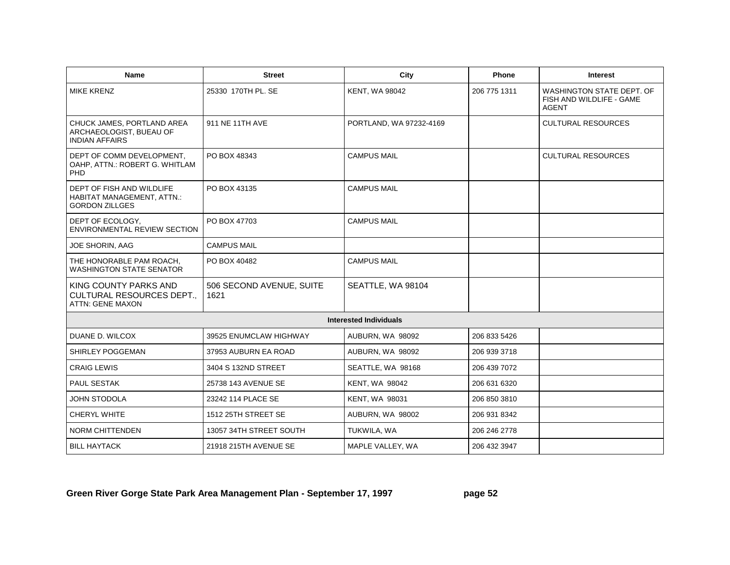| Name | Street | City | Phone | Interest |
|---|---|---|---|---|
| MIKE KRENZ | 25330 170TH PL. SE | KENT, WA 98042 | 206 775 1311 | WASHINGTON STATE DEPT. OF FISH AND WILDLIFE - GAME AGENT |
| CHUCK JAMES, PORTLAND AREA ARCHAEOLOGIST, BUEAU OF INDIAN AFFAIRS | 911 NE 11TH AVE | PORTLAND, WA 97232-4169 | | CULTURAL RESOURCES |
| DEPT OF COMM DEVELOPMENT, OAHP, ATTN.: ROBERT G. WHITLAM PHD | PO BOX 48343 | CAMPUS MAIL | | CULTURAL RESOURCES |
| DEPT OF FISH AND WILDLIFE HABITAT MANAGEMENT, ATTN.: GORDON ZILLGES | PO BOX 43135 | CAMPUS MAIL | | |
| DEPT OF ECOLOGY, ENVIRONMENTAL REVIEW SECTION | PO BOX 47703 | CAMPUS MAIL | | |
| JOE SHORIN, AAG | CAMPUS MAIL | | | |
| THE HONORABLE PAM ROACH, WASHINGTON STATE SENATOR | PO BOX 40482 | CAMPUS MAIL | | |
| KING COUNTY PARKS AND CULTURAL RESOURCES DEPT., ATTN: GENE MAXON | 506 SECOND AVENUE, SUITE 1621 | SEATTLE, WA 98104 | | |
| **Interested Individuals** | | | | |
| DUANE D. WILCOX | 39525 ENUMCLAW HIGHWAY | AUBURN, WA 98092 | 206 833 5426 | |
| SHIRLEY POGGEMAN | 37953 AUBURN EA ROAD | AUBURN, WA 98092 | 206 939 3718 | |
| CRAIG LEWIS | 3404 S 132ND STREET | SEATTLE, WA 98168 | 206 439 7072 | |
| PAUL SESTAK | 25738 143 AVENUE SE | KENT, WA 98042 | 206 631 6320 | |
| JOHN STODOLA | 23242 114 PLACE SE | KENT, WA 98031 | 206 850 3810 | |
| CHERYL WHITE | 1512 25TH STREET SE | AUBURN, WA 98002 | 206 931 8342 | |
| NORM CHITTENDEN | 13057 34TH STREET SOUTH | TUKWILA, WA | 206 246 2778 | |
| BILL HAYTACK | 21918 215TH AVENUE SE | MAPLE VALLEY, WA | 206 432 3947 | |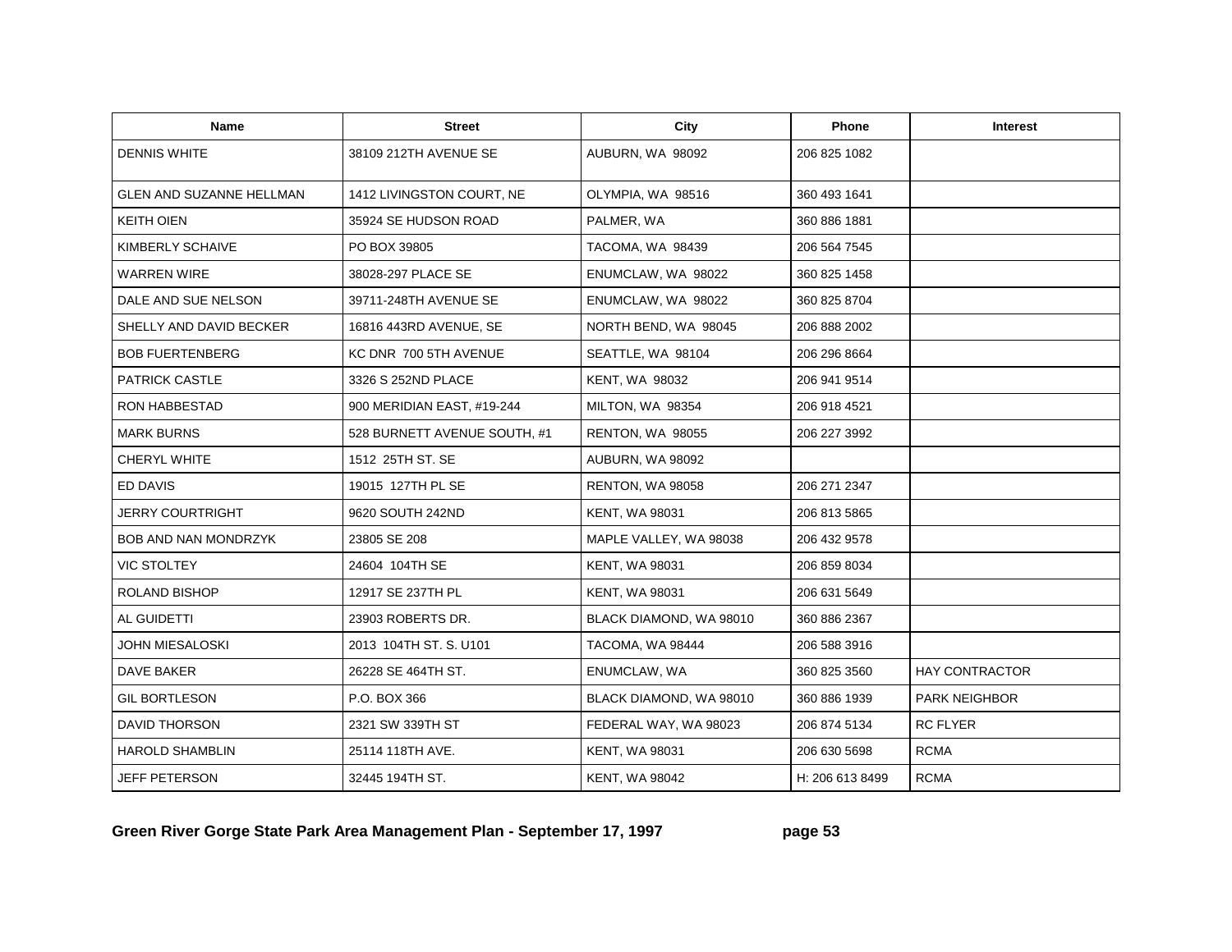| Name | Street | City | Phone | Interest |
|---|---|---|---|---|
| DENNIS WHITE | 38109 212TH AVENUE SE | AUBURN, WA 98092 | 206 825 1082 | |
| GLEN AND SUZANNE HELLMAN | 1412 LIVINGSTON COURT, NE | OLYMPIA, WA 98516 | 360 493 1641 | |
| KEITH OIEN | 35924 SE HUDSON ROAD | PALMER, WA | 360 886 1881 | |
| KIMBERLY SCHAIVE | PO BOX 39805 | TACOMA, WA 98439 | 206 564 7545 | |
| WARREN WIRE | 38028-297 PLACE SE | ENUMCLAW, WA 98022 | 360 825 1458 | |
| DALE AND SUE NELSON | 39711-248TH AVENUE SE | ENUMCLAW, WA 98022 | 360 825 8704 | |
| SHELLY AND DAVID BECKER | 16816 443RD AVENUE, SE | NORTH BEND, WA 98045 | 206 888 2002 | |
| BOB FUERTENBERG | KC DNR 700 5TH AVENUE | SEATTLE, WA 98104 | 206 296 8664 | |
| PATRICK CASTLE | 3326 S 252ND PLACE | KENT, WA 98032 | 206 941 9514 | |
| RON HABBESTAD | 900 MERIDIAN EAST, #19-244 | MILTON, WA 98354 | 206 918 4521 | |
| MARK BURNS | 528 BURNETT AVENUE SOUTH, #1 | RENTON, WA 98055 | 206 227 3992 | |
| CHERYL WHITE | 1512 25TH ST. SE | AUBURN, WA 98092 | | |
| ED DAVIS | 19015 127TH PL SE | RENTON, WA 98058 | 206 271 2347 | |
| JERRY COURTRIGHT | 9620 SOUTH 242ND | KENT, WA 98031 | 206 813 5865 | |
| BOB AND NAN MONDRZYK | 23805 SE 208 | MAPLE VALLEY, WA 98038 | 206 432 9578 | |
| VIC STOLTEY | 24604 104TH SE | KENT, WA 98031 | 206 859 8034 | |
| ROLAND BISHOP | 12917 SE 237TH PL | KENT, WA 98031 | 206 631 5649 | |
| AL GUIDETTI | 23903 ROBERTS DR. | BLACK DIAMOND, WA 98010 | 360 886 2367 | |
| JOHN MIESALOSKI | 2013 104TH ST. S. U101 | TACOMA, WA 98444 | 206 588 3916 | |
| DAVE BAKER | 26228 SE 464TH ST. | ENUMCLAW, WA | 360 825 3560 | HAY CONTRACTOR |
| GIL BORTLESON | P.O. BOX 366 | BLACK DIAMOND, WA 98010 | 360 886 1939 | PARK NEIGHBOR |
| DAVID THORSON | 2321 SW 339TH ST | FEDERAL WAY, WA 98023 | 206 874 5134 | RC FLYER |
| HAROLD SHAMBLIN | 25114 118TH AVE. | KENT, WA 98031 | 206 630 5698 | RCMA |
| JEFF PETERSON | 32445 194TH ST. | KENT, WA 98042 | H: 206 613 8499 | RCMA |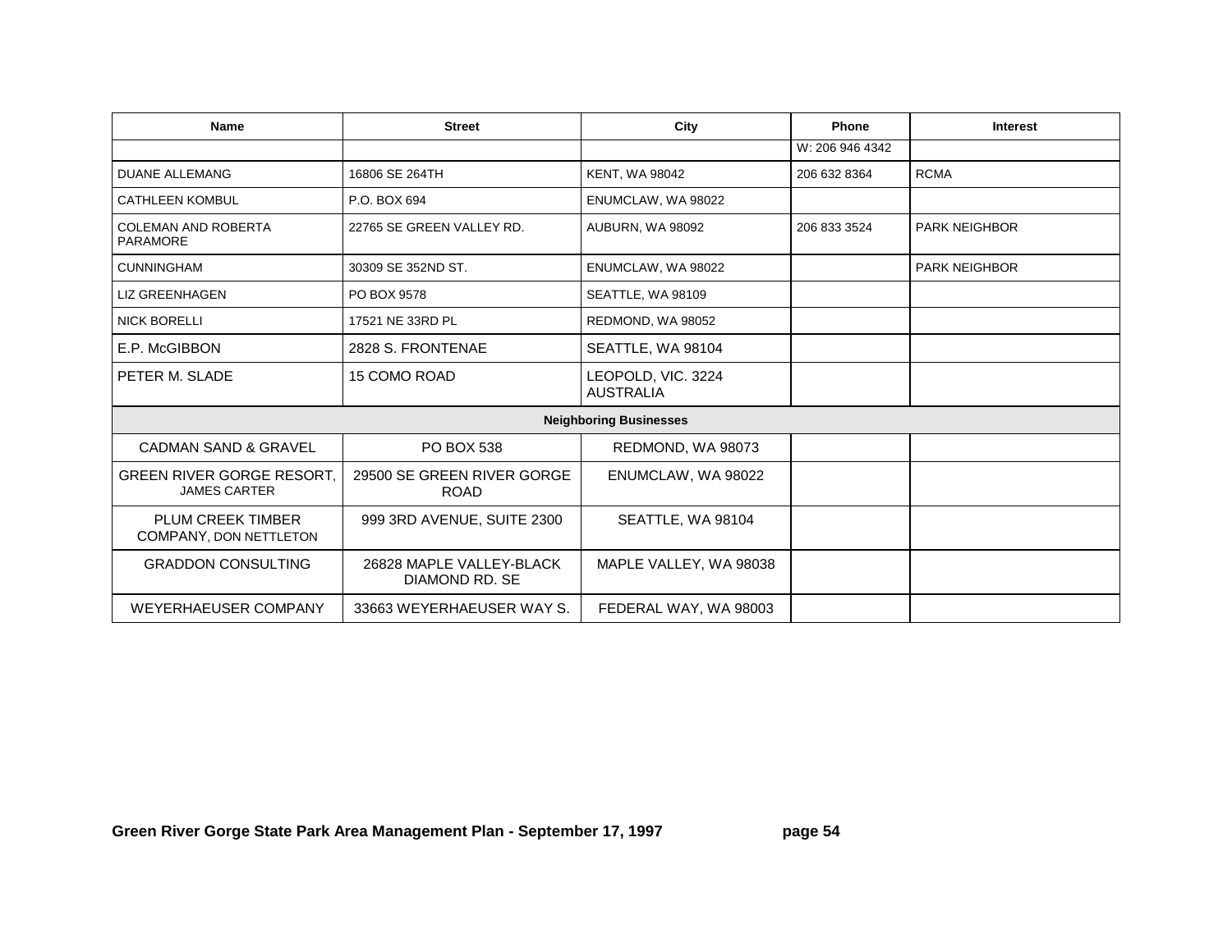| Name | Street | City | Phone | Interest |
|---|---|---|---|---|
| | | | W: 206 946 4342 | |
| DUANE ALLEMANG | 16806 SE 264TH | KENT, WA 98042 | 206 632 8364 | RCMA |
| CATHLEEN KOMBUL | P.O. BOX 694 | ENUMCLAW, WA 98022 | | |
| COLEMAN AND ROBERTA PARAMORE | 22765 SE GREEN VALLEY RD. | AUBURN, WA 98092 | 206 833 3524 | PARK NEIGHBOR |
| CUNNINGHAM | 30309 SE 352ND ST. | ENUMCLAW, WA 98022 | | PARK NEIGHBOR |
| LIZ GREENHAGEN | PO BOX 9578 | SEATTLE, WA 98109 | | |
| NICK BORELLI | 17521 NE 33RD PL | REDMOND, WA 98052 | | |
| E.P. McGIBBON | 2828 S. FRONTENAE | SEATTLE, WA 98104 | | |
| PETER M. SLADE | 15 COMO ROAD | LEOPOLD, VIC. 3224 AUSTRALIA | | |
| **Neighboring Businesses** | | | | |
| CADMAN SAND & GRAVEL | PO BOX 538 | REDMOND, WA 98073 | | |
| GREEN RIVER GORGE RESORT, JAMES CARTER | 29500 SE GREEN RIVER GORGE ROAD | ENUMCLAW, WA 98022 | | |
| PLUM CREEK TIMBER COMPANY, DON NETTLETON | 999 3RD AVENUE, SUITE 2300 | SEATTLE, WA 98104 | | |
| GRADDON CONSULTING | 26828 MAPLE VALLEY-BLACK DIAMOND RD. SE | MAPLE VALLEY, WA 98038 | | |
| WEYERHAEUSER COMPANY | 33663 WEYERHAEUSER WAY S. | FEDERAL WAY, WA 98003 | | |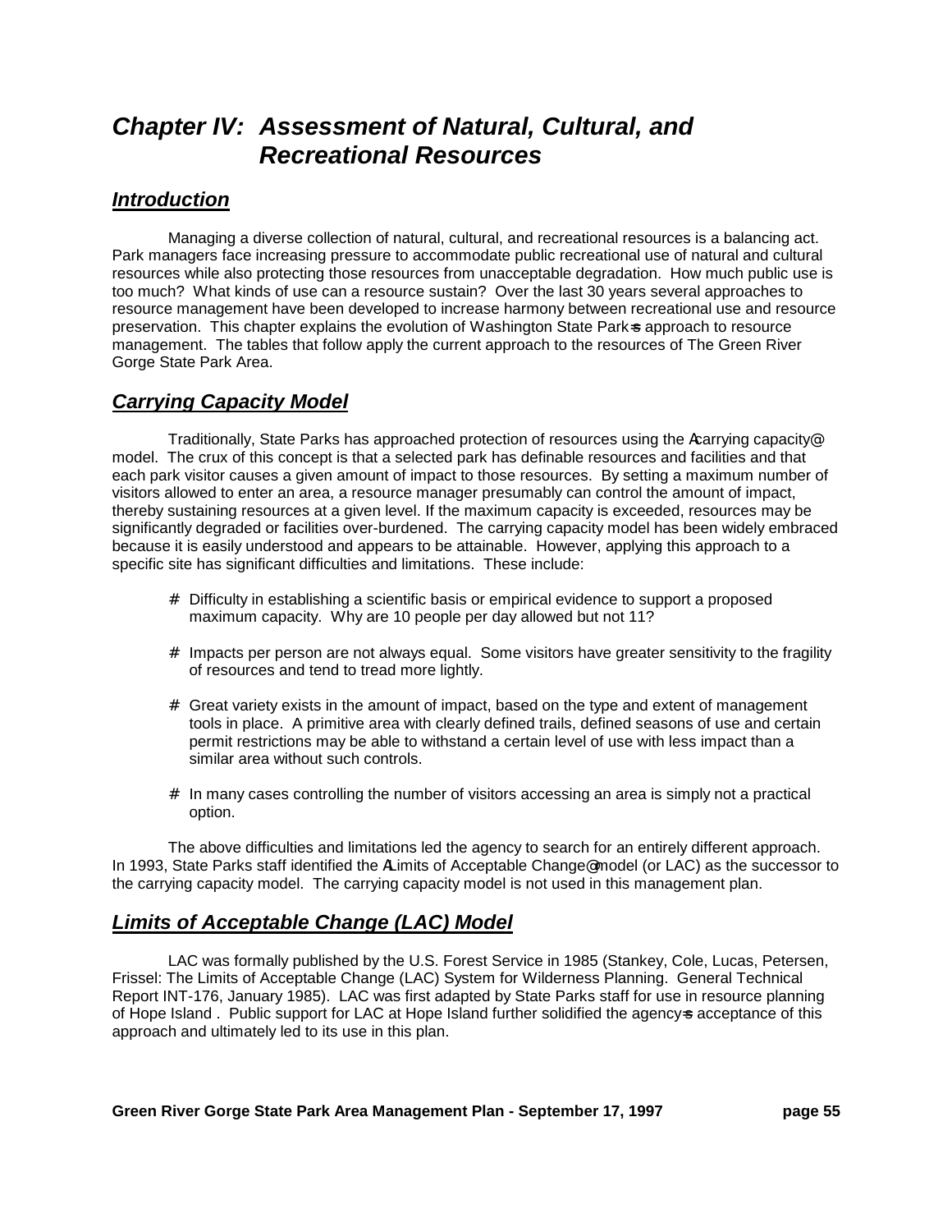# Chapter IV: Assessment of Natural, Cultural, and Recreational Resources

## Introduction

Managing a diverse collection of natural, cultural, and recreational resources is a balancing act. Park managers face increasing pressure to accommodate public recreational use of natural and cultural resources while also protecting those resources from unacceptable degradation. How much public use is too much? What kinds of use can a resource sustain? Over the last 30 years several approaches to resource management have been developed to increase harmony between recreational use and resource preservation. This chapter explains the evolution of Washington State Park=s approach to resource management. The tables that follow apply the current approach to the resources of The Green River Gorge State Park Area.

## Carrying Capacity Model

Traditionally, State Parks has approached protection of resources using the Acarrying capacity@ model. The crux of this concept is that a selected park has definable resources and facilities and that each park visitor causes a given amount of impact to those resources. By setting a maximum number of visitors allowed to enter an area, a resource manager presumably can control the amount of impact, thereby sustaining resources at a given level. If the maximum capacity is exceeded, resources may be significantly degraded or facilities over-burdened. The carrying capacity model has been widely embraced because it is easily understood and appears to be attainable. However, applying this approach to a specific site has significant difficulties and limitations. These include:

- Difficulty in establishing a scientific basis or empirical evidence to support a proposed maximum capacity. Why are 10 people per day allowed but not 11?
- Impacts per person are not always equal. Some visitors have greater sensitivity to the fragility of resources and tend to tread more lightly.
- Great variety exists in the amount of impact, based on the type and extent of management tools in place. A primitive area with clearly defined trails, defined seasons of use and certain permit restrictions may be able to withstand a certain level of use with less impact than a similar area without such controls.
- In many cases controlling the number of visitors accessing an area is simply not a practical option.

The above difficulties and limitations led the agency to search for an entirely different approach. In 1993, State Parks staff identified the ALimits of Acceptable Change@ model (or LAC) as the successor to the carrying capacity model. The carrying capacity model is not used in this management plan.

## Limits of Acceptable Change (LAC) Model

LAC was formally published by the U.S. Forest Service in 1985 (Stankey, Cole, Lucas, Petersen, Frissel: The Limits of Acceptable Change (LAC) System for Wilderness Planning. General Technical Report INT-176, January 1985). LAC was first adapted by State Parks staff for use in resource planning of Hope Island . Public support for LAC at Hope Island further solidified the agency=s acceptance of this approach and ultimately led to its use in this plan.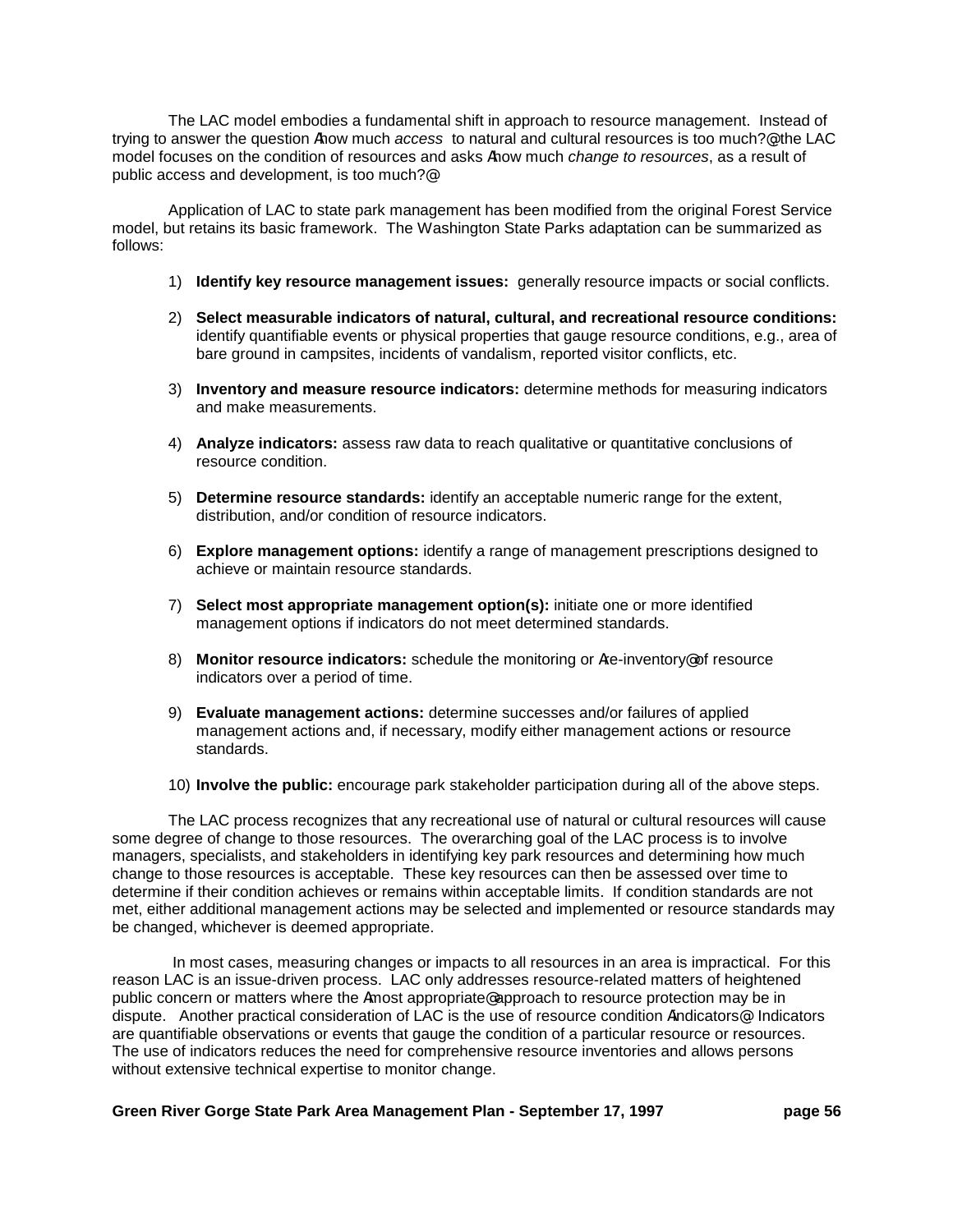The LAC model embodies a fundamental shift in approach to resource management. Instead of trying to answer the question Ahow much *access* to natural and cultural resources is too much?@ the LAC model focuses on the condition of resources and asks Ahow much *change to resources*, as a result of public access and development, is too much?@

Application of LAC to state park management has been modified from the original Forest Service model, but retains its basic framework. The Washington State Parks adaptation can be summarized as follows:

1) **Identify key resource management issues:** generally resource impacts or social conflicts.

2) **Select measurable indicators of natural, cultural, and recreational resource conditions:** identify quantifiable events or physical properties that gauge resource conditions, e.g., area of bare ground in campsites, incidents of vandalism, reported visitor conflicts, etc.

3) **Inventory and measure resource indicators:** determine methods for measuring indicators and make measurements.

4) **Analyze indicators:** assess raw data to reach qualitative or quantitative conclusions of resource condition.

5) **Determine resource standards:** identify an acceptable numeric range for the extent, distribution, and/or condition of resource indicators.

6) **Explore management options:** identify a range of management prescriptions designed to achieve or maintain resource standards.

7) **Select most appropriate management option(s):** initiate one or more identified management options if indicators do not meet determined standards.

8) **Monitor resource indicators:** schedule the monitoring or Are-inventory@ of resource indicators over a period of time.

9) **Evaluate management actions:** determine successes and/or failures of applied management actions and, if necessary, modify either management actions or resource standards.

10) **Involve the public:** encourage park stakeholder participation during all of the above steps.

The LAC process recognizes that any recreational use of natural or cultural resources will cause some degree of change to those resources. The overarching goal of the LAC process is to involve managers, specialists, and stakeholders in identifying key park resources and determining how much change to those resources is acceptable. These key resources can then be assessed over time to determine if their condition achieves or remains within acceptable limits. If condition standards are not met, either additional management actions may be selected and implemented or resource standards may be changed, whichever is deemed appropriate.

In most cases, measuring changes or impacts to all resources in an area is impractical. For this reason LAC is an issue-driven process. LAC only addresses resource-related matters of heightened public concern or matters where the Amost appropriate@ approach to resource protection may be in dispute. Another practical consideration of LAC is the use of resource condition Aindicators@. Indicators are quantifiable observations or events that gauge the condition of a particular resource or resources. The use of indicators reduces the need for comprehensive resource inventories and allows persons without extensive technical expertise to monitor change.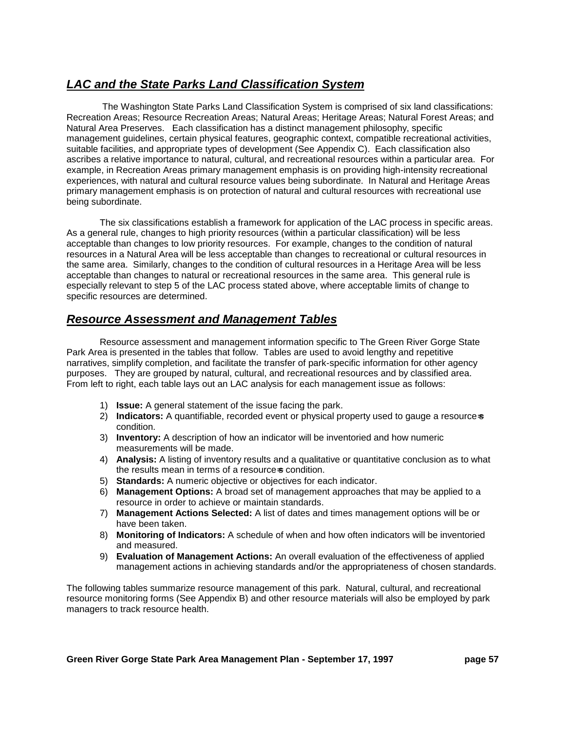## ***LAC and the State Parks Land Classification System***

The Washington State Parks Land Classification System is comprised of six land classifications: Recreation Areas; Resource Recreation Areas; Natural Areas; Heritage Areas; Natural Forest Areas; and Natural Area Preserves. Each classification has a distinct management philosophy, specific management guidelines, certain physical features, geographic context, compatible recreational activities, suitable facilities, and appropriate types of development (See Appendix C). Each classification also ascribes a relative importance to natural, cultural, and recreational resources within a particular area. For example, in Recreation Areas primary management emphasis is on providing high-intensity recreational experiences, with natural and cultural resource values being subordinate. In Natural and Heritage Areas primary management emphasis is on protection of natural and cultural resources with recreational use being subordinate.

The six classifications establish a framework for application of the LAC process in specific areas. As a general rule, changes to high priority resources (within a particular classification) will be less acceptable than changes to low priority resources. For example, changes to the condition of natural resources in a Natural Area will be less acceptable than changes to recreational or cultural resources in the same area. Similarly, changes to the condition of cultural resources in a Heritage Area will be less acceptable than changes to natural or recreational resources in the same area. This general rule is especially relevant to step 5 of the LAC process stated above, where acceptable limits of change to specific resources are determined.

## ***Resource Assessment and Management Tables***

Resource assessment and management information specific to The Green River Gorge State Park Area is presented in the tables that follow. Tables are used to avoid lengthy and repetitive narratives, simplify completion, and facilitate the transfer of park-specific information for other agency purposes. They are grouped by natural, cultural, and recreational resources and by classified area. From left to right, each table lays out an LAC analysis for each management issue as follows:

1) **Issue:** A general statement of the issue facing the park.
2) **Indicators:** A quantifiable, recorded event or physical property used to gauge a resource=s condition.
3) **Inventory:** A description of how an indicator will be inventoried and how numeric measurements will be made.
4) **Analysis:** A listing of inventory results and a qualitative or quantitative conclusion as to what the results mean in terms of a resource=s condition.
5) **Standards:** A numeric objective or objectives for each indicator.
6) **Management Options:** A broad set of management approaches that may be applied to a resource in order to achieve or maintain standards.
7) **Management Actions Selected:** A list of dates and times management options will be or have been taken.
8) **Monitoring of Indicators:** A schedule of when and how often indicators will be inventoried and measured.
9) **Evaluation of Management Actions:** An overall evaluation of the effectiveness of applied management actions in achieving standards and/or the appropriateness of chosen standards.

The following tables summarize resource management of this park. Natural, cultural, and recreational resource monitoring forms (See Appendix B) and other resource materials will also be employed by park managers to track resource health.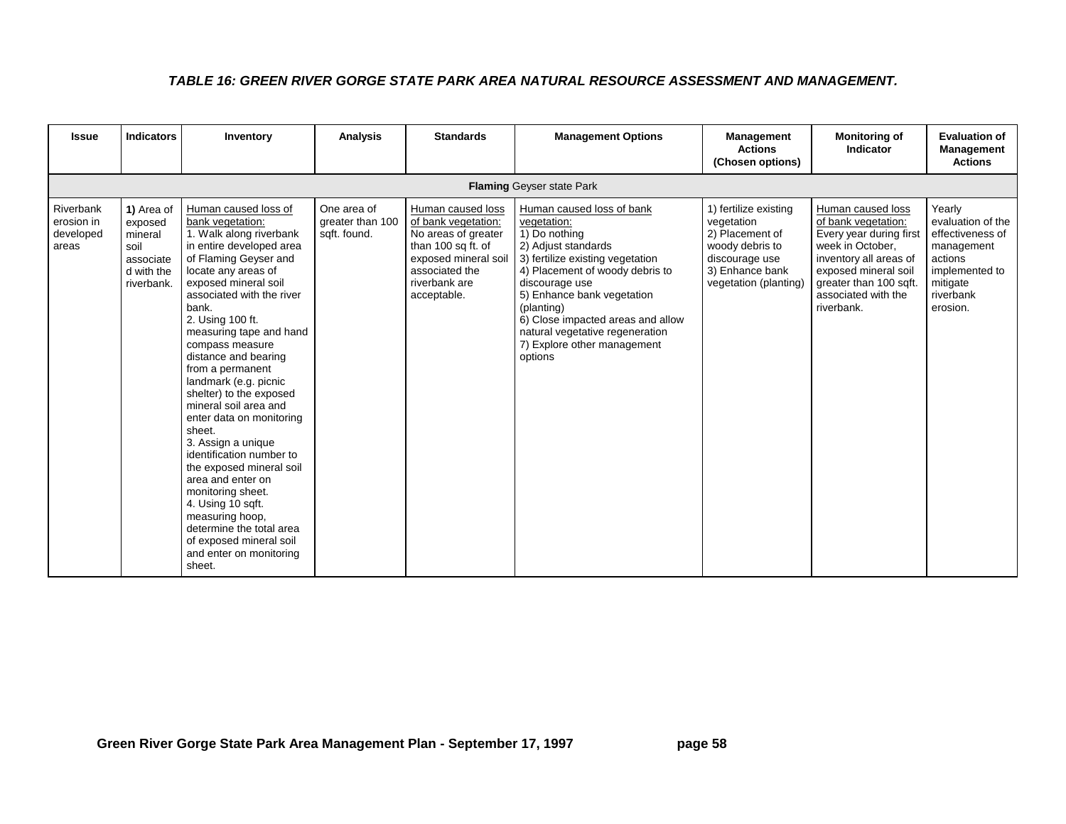### *TABLE 16: GREEN RIVER GORGE STATE PARK AREA NATURAL RESOURCE ASSESSMENT AND MANAGEMENT.*

| Issue | Indicators | Inventory | Analysis | Standards | Management Options | Management Actions (Chosen options) | Monitoring of Indicator | Evaluation of Management Actions |
|---|---|---|---|---|---|---|---|---|
| | | | | | **Flaming** Geyser state Park | | | |
| Riverbank erosion in developed areas | **1)** Area of exposed mineral soil associated with the riverbank. | Human caused loss of bank vegetation:<br>1. Walk along riverbank in entire developed area of Flaming Geyser and locate any areas of exposed mineral soil associated with the river bank.<br>2. Using 100 ft. measuring tape and hand compass measure distance and bearing from a permanent landmark (e.g. picnic shelter) to the exposed mineral soil area and enter data on monitoring sheet.<br>3. Assign a unique identification number to the exposed mineral soil area and enter on monitoring sheet.<br>4. Using 10 sqft. measuring hoop, determine the total area of exposed mineral soil and enter on monitoring sheet. | One area of greater than 100 sqft. found. | Human caused loss of bank vegetation:<br>No areas of greater than 100 sq ft. of exposed mineral soil associated the riverbank are acceptable. | Human caused loss of bank vegetation:<br>1) Do nothing<br>2) Adjust standards<br>3) fertilize existing vegetation<br>4) Placement of woody debris to discourage use<br>5) Enhance bank vegetation (planting)<br>6) Close impacted areas and allow natural vegetative regeneration<br>7) Explore other management options | 1) fertilize existing vegetation<br>2) Placement of woody debris to discourage use<br>3) Enhance bank vegetation (planting) | Human caused loss of bank vegetation:<br>Every year during first week in October, inventory all areas of exposed mineral soil greater than 100 sqft. associated with the riverbank. | Yearly evaluation of the effectiveness of management actions implemented to mitigate riverbank erosion. |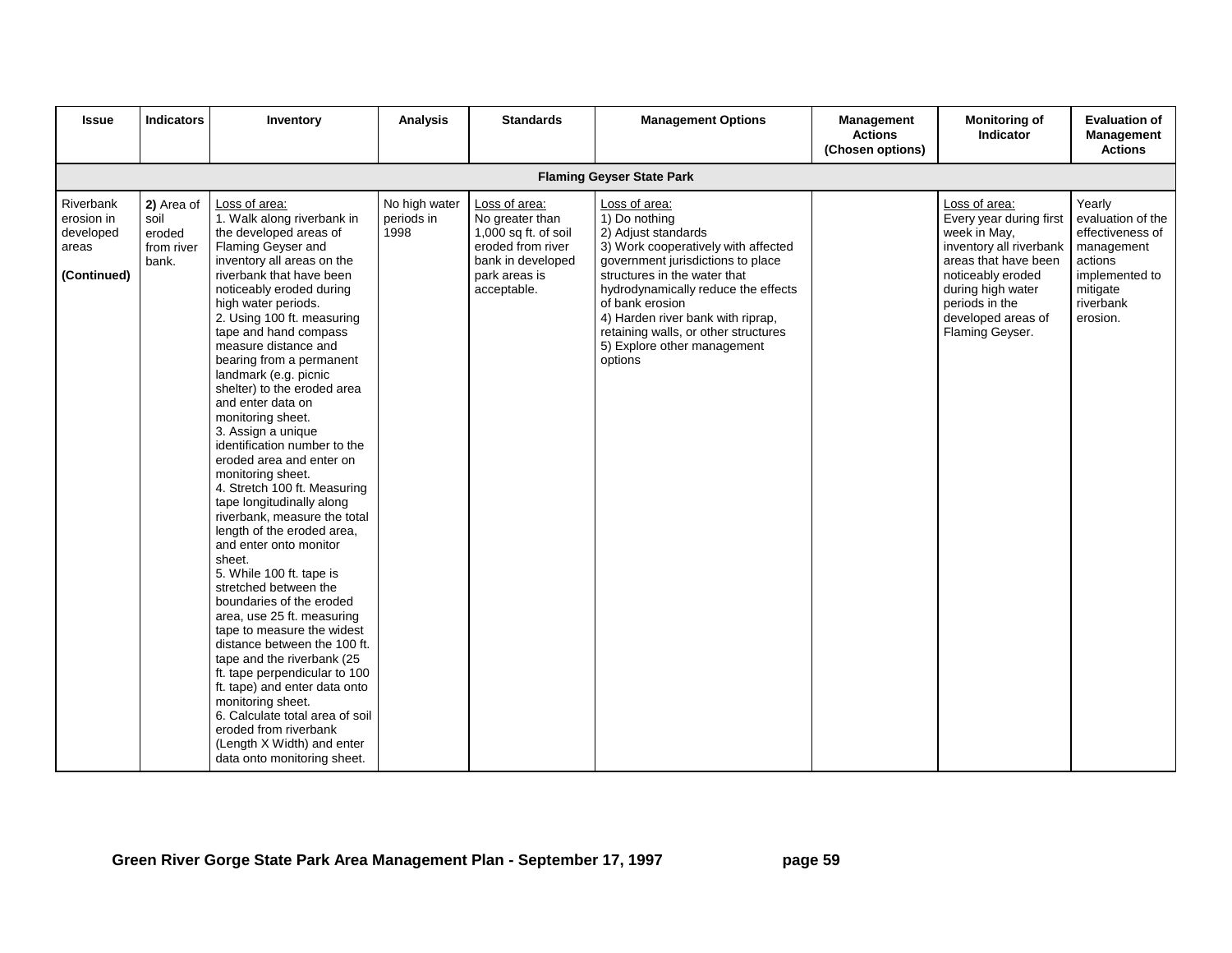| Issue | Indicators | Inventory | Analysis | Standards | Management Options | Management Actions (Chosen options) | Monitoring of Indicator | Evaluation of Management Actions |
|---|---|---|---|---|---|---|---|---|
| **Flaming Geyser State Park** | | | | | | | | |
| Riverbank erosion in developed areas<br><br>**(Continued)** | **2)** Area of soil eroded from river bank. | Loss of area:<br>1. Walk along riverbank in the developed areas of Flaming Geyser and inventory all areas on the riverbank that have been noticeably eroded during high water periods.<br>2. Using 100 ft. measuring tape and hand compass measure distance and bearing from a permanent landmark (e.g. picnic shelter) to the eroded area and enter data on monitoring sheet.<br>3. Assign a unique identification number to the eroded area and enter on monitoring sheet.<br>4. Stretch 100 ft. Measuring tape longitudinally along riverbank, measure the total length of the eroded area, and enter onto monitor sheet.<br>5. While 100 ft. tape is stretched between the boundaries of the eroded area, use 25 ft. measuring tape to measure the widest distance between the 100 ft. tape and the riverbank (25 ft. tape perpendicular to 100 ft. tape) and enter data onto monitoring sheet.<br>6. Calculate total area of soil eroded from riverbank (Length X Width) and enter data onto monitoring sheet. | No high water periods in 1998 | Loss of area:<br>No greater than 1,000 sq ft. of soil eroded from river bank in developed park areas is acceptable. | Loss of area:<br>1) Do nothing<br>2) Adjust standards<br>3) Work cooperatively with affected government jurisdictions to place structures in the water that hydrodynamically reduce the effects of bank erosion<br>4) Harden river bank with riprap, retaining walls, or other structures<br>5) Explore other management options | | Loss of area:<br>Every year during first week in May, inventory all riverbank areas that have been noticeably eroded during high water periods in the developed areas of Flaming Geyser. | Yearly evaluation of the effectiveness of management actions implemented to mitigate riverbank erosion. |

**Green River Gorge State Park Area Management Plan - September 17, 1997**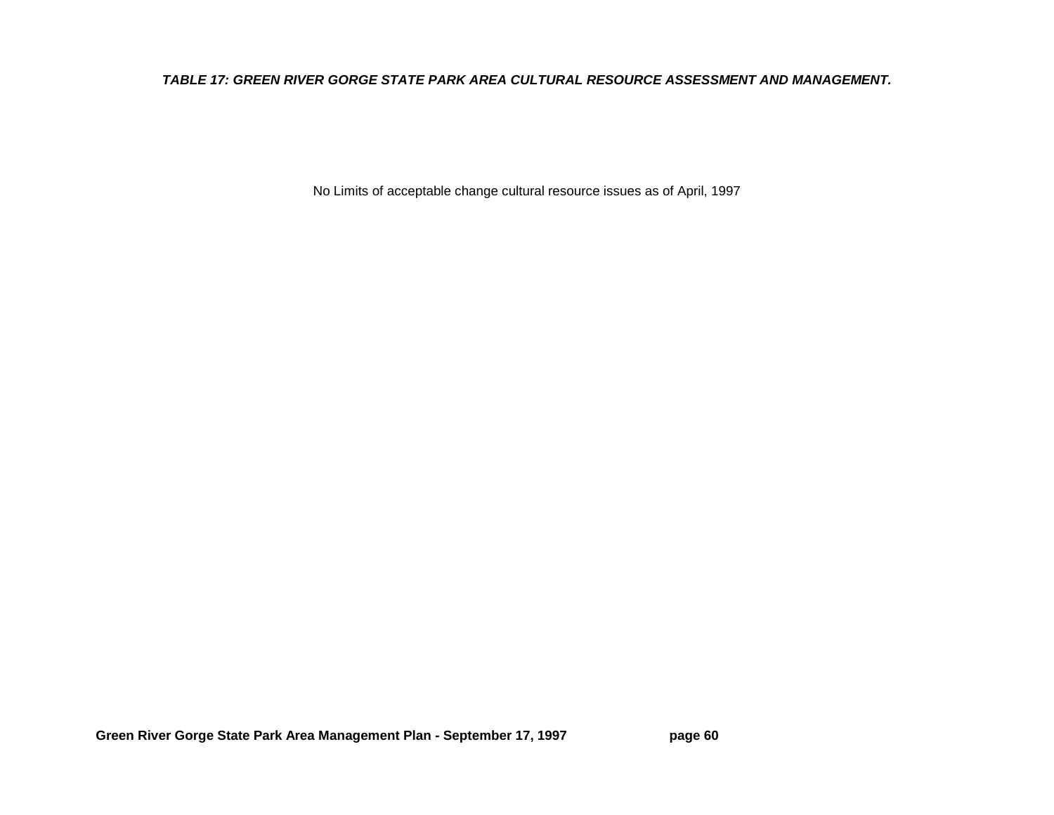***TABLE 17: GREEN RIVER GORGE STATE PARK AREA CULTURAL RESOURCE ASSESSMENT AND MANAGEMENT.***

No Limits of acceptable change cultural resource issues as of April, 1997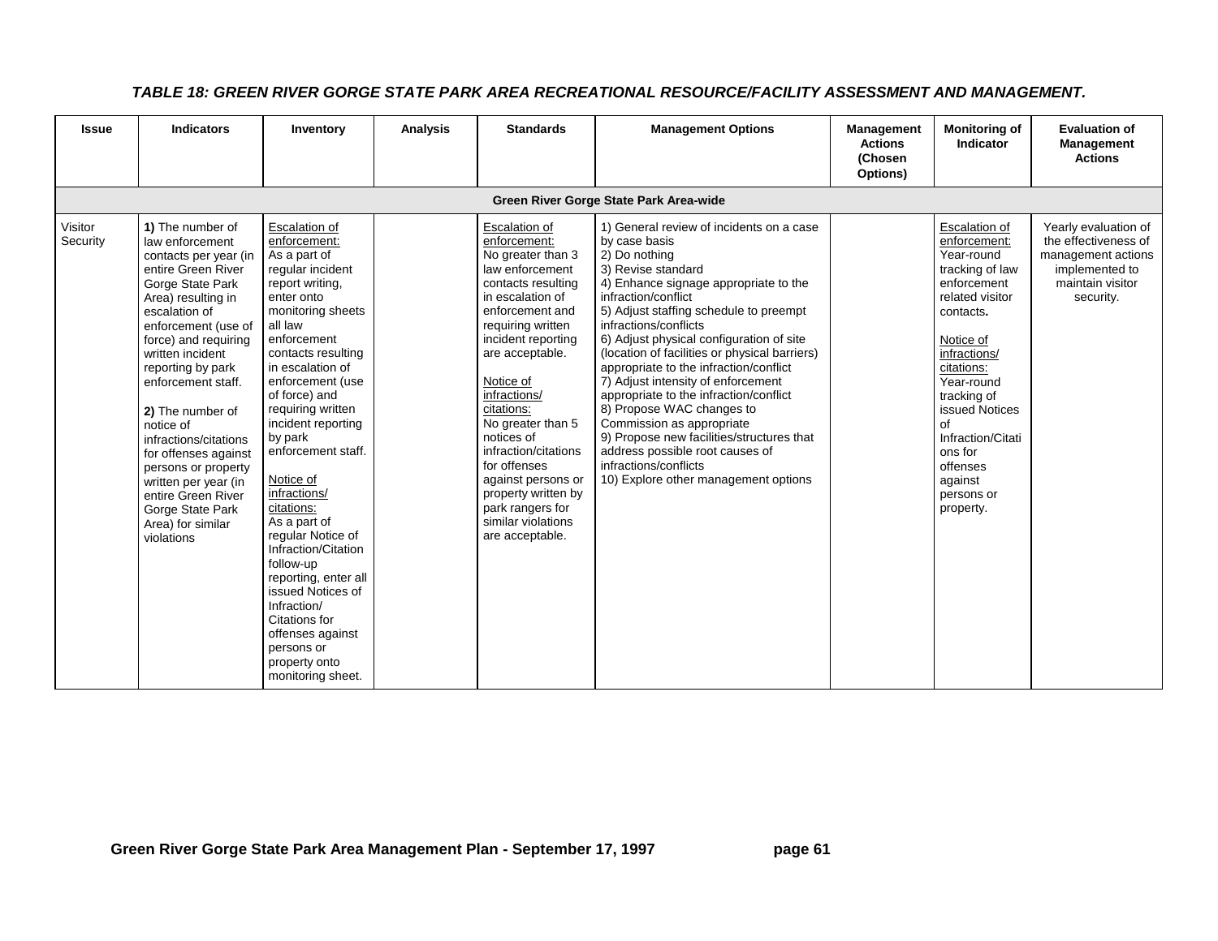***TABLE 18: GREEN RIVER GORGE STATE PARK AREA RECREATIONAL RESOURCE/FACILITY ASSESSMENT AND MANAGEMENT.***

| Issue | Indicators | Inventory | Analysis | Standards | Management Options | Management Actions (Chosen Options) | Monitoring of Indicator | Evaluation of Management Actions |
|---|---|---|---|---|---|---|---|---|
| **Green River Gorge State Park Area-wide** | | | | | | | | |
| Visitor Security | **1)** The number of law enforcement contacts per year (in entire Green River Gorge State Park Area) resulting in escalation of enforcement (use of force) and requiring written incident reporting by park enforcement staff.<br><br>**2)** The number of notice of infractions/citations for offenses against persons or property written per year (in entire Green River Gorge State Park Area) for similar violations | Escalation of enforcement:<br>As a part of regular incident report writing, enter onto monitoring sheets all law enforcement contacts resulting in escalation of enforcement (use of force) and requiring written incident reporting by park enforcement staff.<br><br>Notice of infractions/ citations:<br>As a part of regular Notice of Infraction/Citation follow-up reporting, enter all issued Notices of Infraction/ Citations for offenses against persons or property onto monitoring sheet. | | Escalation of enforcement:<br>No greater than 3 law enforcement contacts resulting in escalation of enforcement and requiring written incident reporting are acceptable.<br><br>Notice of infractions/ citations:<br>No greater than 5 notices of infraction/citations for offenses against persons or property written by park rangers for similar violations are acceptable. | 1) General review of incidents on a case by case basis<br>2) Do nothing<br>3) Revise standard<br>4) Enhance signage appropriate to the infraction/conflict<br>5) Adjust staffing schedule to preempt infractions/conflicts<br>6) Adjust physical configuration of site (location of facilities or physical barriers) appropriate to the infraction/conflict<br>7) Adjust intensity of enforcement appropriate to the infraction/conflict<br>8) Propose WAC changes to Commission as appropriate<br>9) Propose new facilities/structures that address possible root causes of infractions/conflicts<br>10) Explore other management options | | Escalation of enforcement:<br>Year-round tracking of law enforcement related visitor contacts.<br><br>Notice of infractions/ citations:<br>Year-round tracking of issued Notices of Infraction/Citations for offenses against persons or property. | Yearly evaluation of the effectiveness of management actions implemented to maintain visitor security. |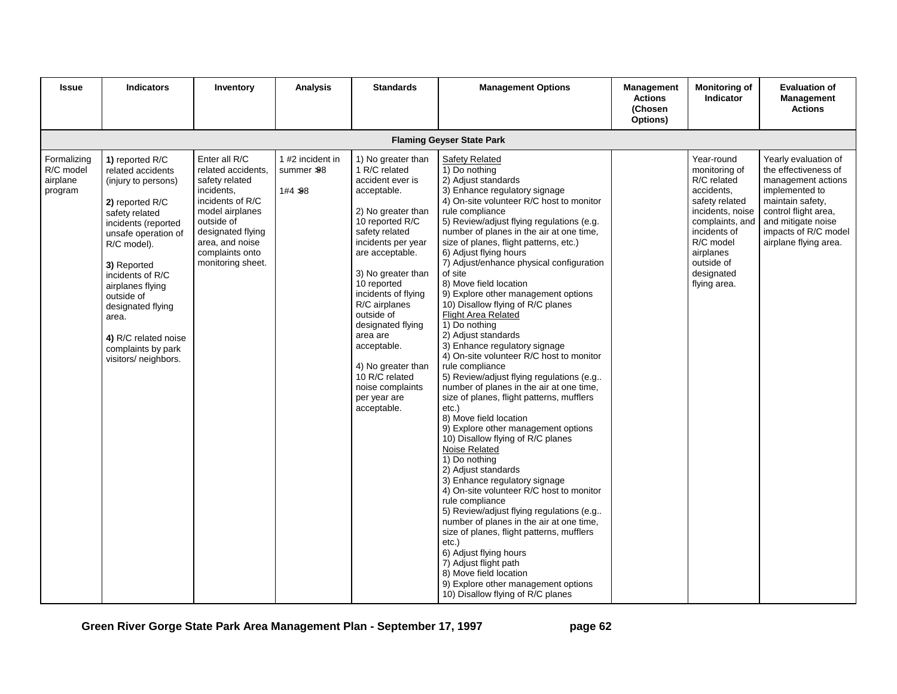| Issue | Indicators | Inventory | Analysis | Standards | Management Options | Management Actions (Chosen Options) | Monitoring of Indicator | Evaluation of Management Actions |
|---|---|---|---|---|---|---|---|---|
| | | | | | **Flaming Geyser State Park** | | | |
| Formalizing R/C model airplane program | **1)** reported R/C related accidents (injury to persons)<br><br>**2)** reported R/C safety related incidents (reported unsafe operation of R/C model).<br><br>**3)** Reported incidents of R/C airplanes flying outside of designated flying area.<br><br>**4)** R/C related noise complaints by park visitors/ neighbors. | Enter all R/C related accidents, safety related incidents, incidents of R/C model airplanes outside of designated flying area, and noise complaints onto monitoring sheet. | 1 #2 incident in summer '98<br><br>1#4 '98 | 1) No greater than 1 R/C related accident ever is acceptable.<br><br>2) No greater than 10 reported R/C safety related incidents per year are acceptable.<br><br>3) No greater than 10 reported incidents of flying R/C airplanes outside of designated flying area are acceptable.<br><br>4) No greater than 10 R/C related noise complaints per year are acceptable. | Safety Related<br>1) Do nothing<br>2) Adjust standards<br>3) Enhance regulatory signage<br>4) On-site volunteer R/C host to monitor rule compliance<br>5) Review/adjust flying regulations (e.g. number of planes in the air at one time, size of planes, flight patterns, etc.)<br>6) Adjust flying hours<br>7) Adjust/enhance physical configuration of site<br>8) Move field location<br>9) Explore other management options<br>10) Disallow flying of R/C planes<br>Flight Area Related<br>1) Do nothing<br>2) Adjust standards<br>3) Enhance regulatory signage<br>4) On-site volunteer R/C host to monitor rule compliance<br>5) Review/adjust flying regulations (e.g.. number of planes in the air at one time, size of planes, flight patterns, mufflers etc.)<br>8) Move field location<br>9) Explore other management options<br>10) Disallow flying of R/C planes<br>Noise Related<br>1) Do nothing<br>2) Adjust standards<br>3) Enhance regulatory signage<br>4) On-site volunteer R/C host to monitor rule compliance<br>5) Review/adjust flying regulations (e.g.. number of planes in the air at one time, size of planes, flight patterns, mufflers etc.)<br>6) Adjust flying hours<br>7) Adjust flight path<br>8) Move field location<br>9) Explore other management options<br>10) Disallow flying of R/C planes | | Year-round monitoring of R/C related accidents, safety related incidents, noise complaints, and incidents of R/C model airplanes outside of designated flying area. | Yearly evaluation of the effectiveness of management actions implemented to maintain safety, control flight area, and mitigate noise impacts of R/C model airplane flying area. |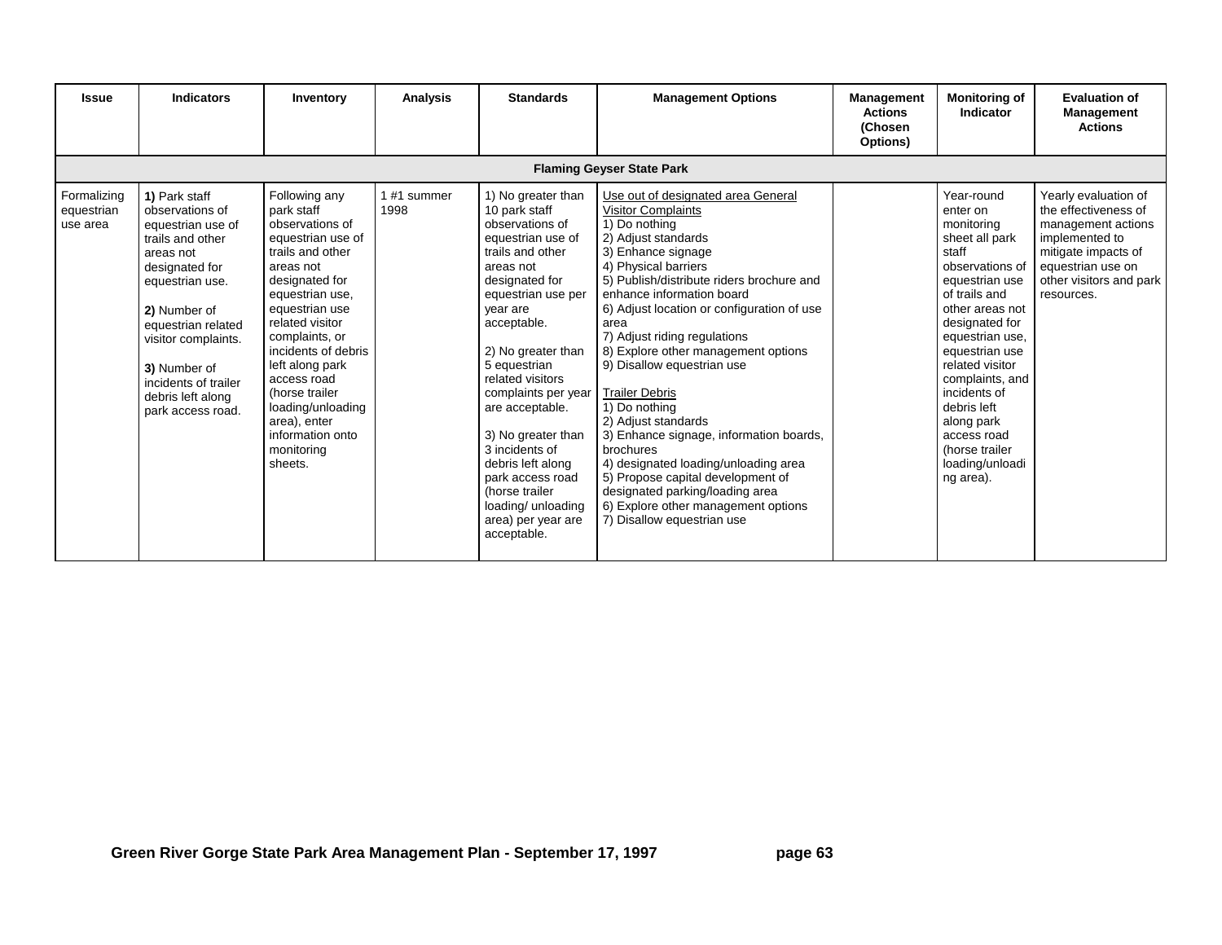| Issue | Indicators | Inventory | Analysis | Standards | Management Options | Management Actions (Chosen Options) | Monitoring of Indicator | Evaluation of Management Actions |
|---|---|---|---|---|---|---|---|---|
| | | | | **Flaming Geyser State Park** | | | | |
| Formalizing equestrian use area | **1)** Park staff observations of equestrian use of trails and other areas not designated for equestrian use.<br><br>**2)** Number of equestrian related visitor complaints.<br><br>**3)** Number of incidents of trailer debris left along park access road. | Following any park staff observations of equestrian use of trails and other areas not designated for equestrian use, equestrian use related visitor complaints, or incidents of debris left along park access road (horse trailer loading/unloading area), enter information onto monitoring sheets. | 1 #1 summer 1998 | 1) No greater than 10 park staff observations of equestrian use of trails and other areas not designated for equestrian use per year are acceptable.<br><br>2) No greater than 5 equestrian related visitors complaints per year are acceptable.<br><br>3) No greater than 3 incidents of debris left along park access road (horse trailer loading/ unloading area) per year are acceptable. | Use out of designated area General Visitor Complaints<br>1) Do nothing<br>2) Adjust standards<br>3) Enhance signage<br>4) Physical barriers<br>5) Publish/distribute riders brochure and enhance information board<br>6) Adjust location or configuration of use area<br>7) Adjust riding regulations<br>8) Explore other management options<br>9) Disallow equestrian use<br><br>Trailer Debris<br>1) Do nothing<br>2) Adjust standards<br>3) Enhance signage, information boards, brochures<br>4) designated loading/unloading area<br>5) Propose capital development of designated parking/loading area<br>6) Explore other management options<br>7) Disallow equestrian use | | Year-round enter on monitoring sheet all park staff observations of equestrian use of trails and other areas not designated for equestrian use, equestrian use related visitor complaints, and incidents of debris left along park access road (horse trailer loading/unloading area). | Yearly evaluation of the effectiveness of management actions implemented to mitigate impacts of equestrian use on other visitors and park resources. |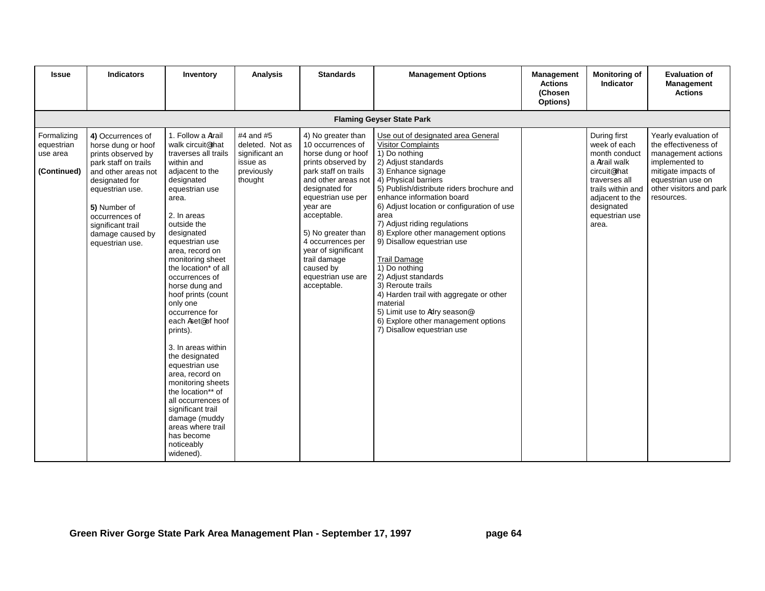| Issue | Indicators | Inventory | Analysis | Standards | Management Options | Management Actions (Chosen Options) | Monitoring of Indicator | Evaluation of Management Actions |
|---|---|---|---|---|---|---|---|---|
| **Flaming Geyser State Park** | | | | | | | | |
| Formalizing equestrian use area<br><br>**(Continued)** | **4)** Occurrences of horse dung or hoof prints observed by park staff on trails and other areas not designated for equestrian use.<br><br>**5)** Number of occurrences of significant trail damage caused by equestrian use. | 1. Follow a Atrail walk circuit@ that traverses all trails within and adjacent to the designated equestrian use area.<br><br>2. In areas outside the designated equestrian use area, record on monitoring sheet the location* of all occurrences of horse dung and hoof prints (count only one occurrence for each Aset@ of hoof prints).<br><br>3. In areas within the designated equestrian use area, record on monitoring sheets the location** of all occurrences of significant trail damage (muddy areas where trail has become noticeably widened). | #4 and #5 deleted. Not as significant an issue as previously thought | 4) No greater than 10 occurrences of horse dung or hoof prints observed by park staff on trails and other areas not designated for equestrian use per year are acceptable.<br><br>5) No greater than 4 occurrences per year of significant trail damage caused by equestrian use are acceptable. | Use out of designated area General Visitor Complaints<br>1) Do nothing<br>2) Adjust standards<br>3) Enhance signage<br>4) Physical barriers<br>5) Publish/distribute riders brochure and enhance information board<br>6) Adjust location or configuration of use area<br>7) Adjust riding regulations<br>8) Explore other management options<br>9) Disallow equestrian use<br><br>Trail Damage<br>1) Do nothing<br>2) Adjust standards<br>3) Reroute trails<br>4) Harden trail with aggregate or other material<br>5) Limit use to Adry season@<br>6) Explore other management options<br>7) Disallow equestrian use | | During first week of each month conduct a Atrail walk circuit@ that traverses all trails within and adjacent to the designated equestrian use area. | Yearly evaluation of the effectiveness of management actions implemented to mitigate impacts of equestrian use on other visitors and park resources. |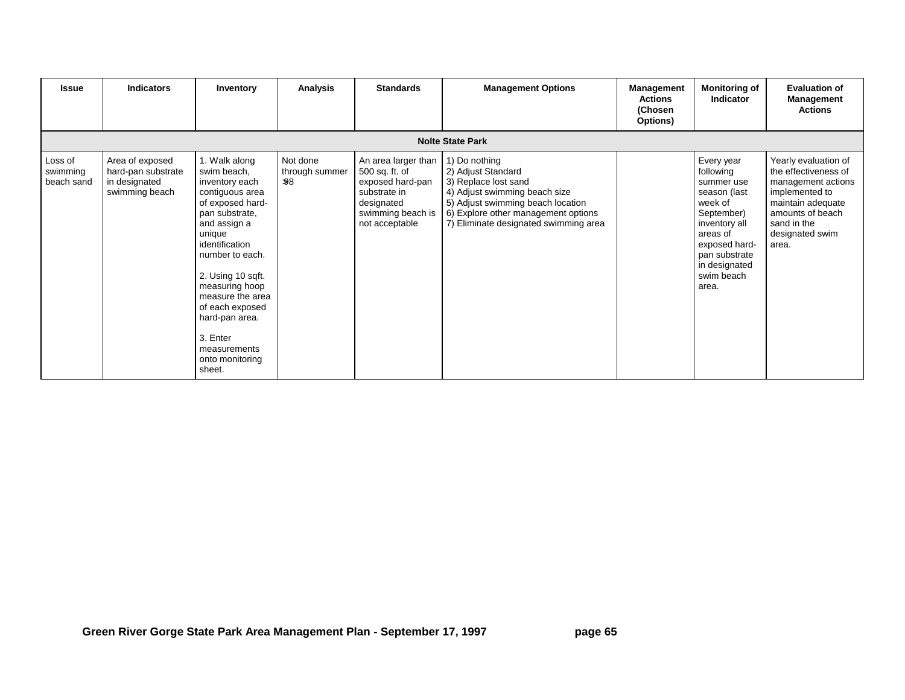| Issue | Indicators | Inventory | Analysis | Standards | Management Options | Management Actions (Chosen Options) | Monitoring of Indicator | Evaluation of Management Actions |
|---|---|---|---|---|---|---|---|---|
| **Nolte State Park** | | | | | | | | |
| Loss of swimming beach sand | Area of exposed hard-pan substrate in designated swimming beach | 1. Walk along swim beach, inventory each contiguous area of exposed hard-pan substrate, and assign a unique identification number to each.<br><br>2. Using 10 sqft. measuring hoop measure the area of each exposed hard-pan area.<br><br>3. Enter measurements onto monitoring sheet. | Not done through summer ›98 | An area larger than 500 sq. ft. of exposed hard-pan substrate in designated swimming beach is not acceptable | 1) Do nothing<br>2) Adjust Standard<br>3) Replace lost sand<br>4) Adjust swimming beach size<br>5) Adjust swimming beach location<br>6) Explore other management options<br>7) Eliminate designated swimming area | | Every year following summer use season (last week of September) inventory all areas of exposed hard-pan substrate in designated swim beach area. | Yearly evaluation of the effectiveness of management actions implemented to maintain adequate amounts of beach sand in the designated swim area. |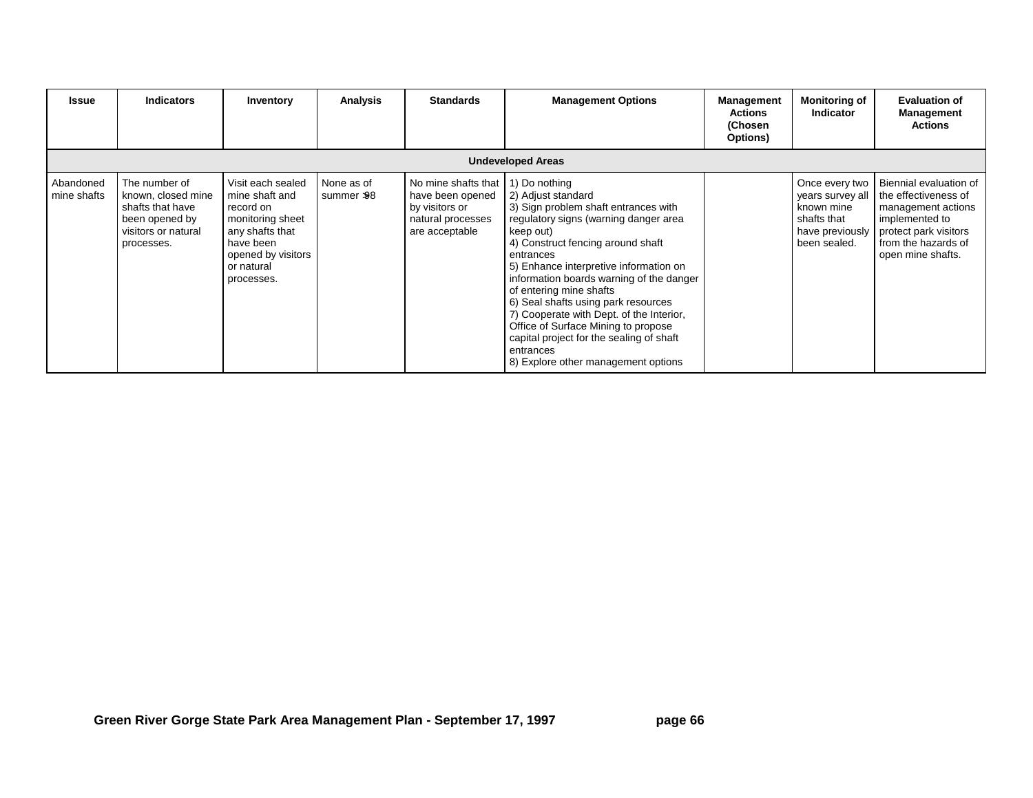| Issue | Indicators | Inventory | Analysis | Standards | Management Options | Management Actions (Chosen Options) | Monitoring of Indicator | Evaluation of Management Actions |
|---|---|---|---|---|---|---|---|---|
| **Undeveloped Areas** | | | | | | | | |
| Abandoned mine shafts | The number of known, closed mine shafts that have been opened by visitors or natural processes. | Visit each sealed mine shaft and record on monitoring sheet any shafts that have been opened by visitors or natural processes. | None as of summer ›98 | No mine shafts that have been opened by visitors or natural processes are acceptable | 1) Do nothing<br>2) Adjust standard<br>3) Sign problem shaft entrances with regulatory signs (warning danger area keep out)<br>4) Construct fencing around shaft entrances<br>5) Enhance interpretive information on information boards warning of the danger of entering mine shafts<br>6) Seal shafts using park resources<br>7) Cooperate with Dept. of the Interior, Office of Surface Mining to propose capital project for the sealing of shaft entrances<br>8) Explore other management options | | Once every two years survey all known mine shafts that have previously been sealed. | Biennial evaluation of the effectiveness of management actions implemented to protect park visitors from the hazards of open mine shafts. |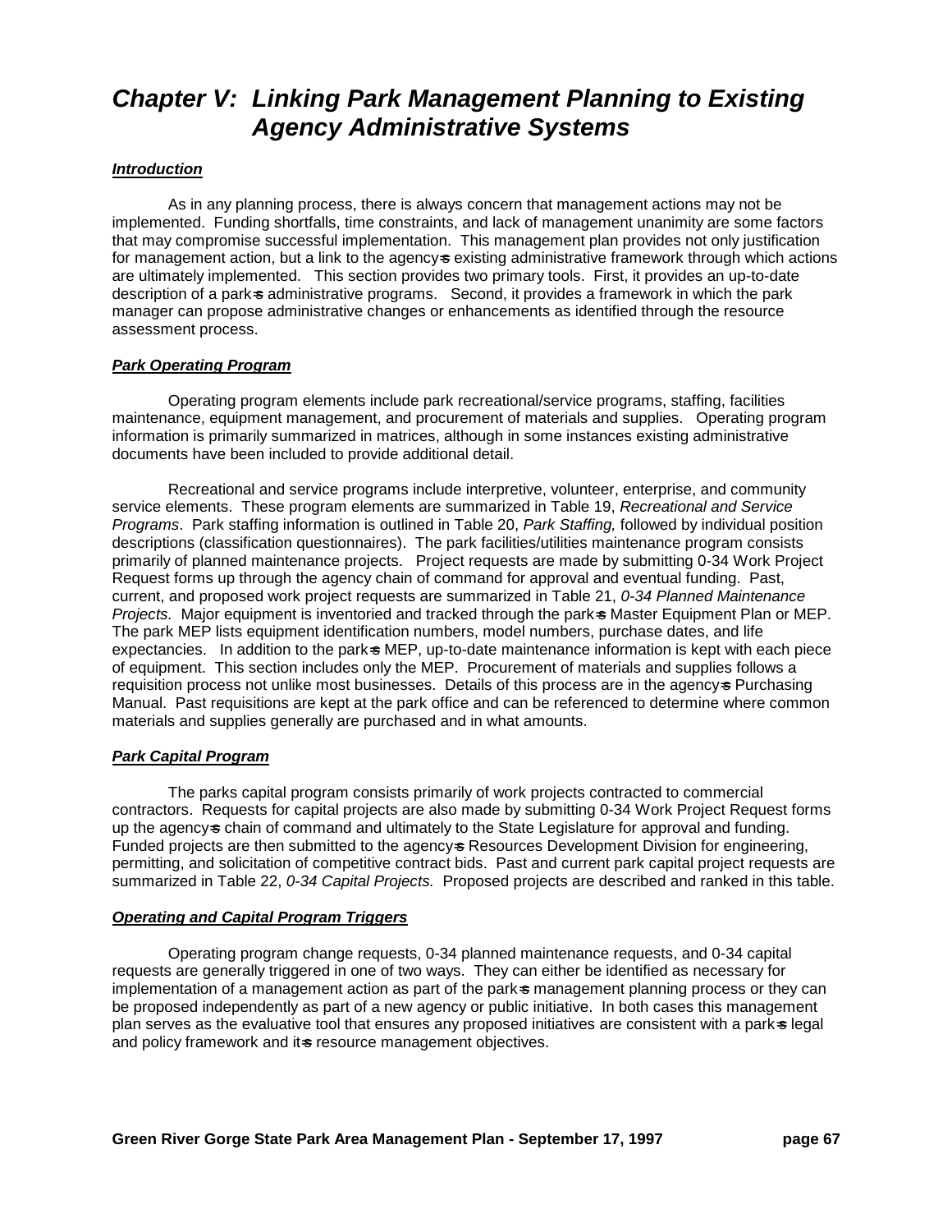# *Chapter V: Linking Park Management Planning to Existing Agency Administrative Systems*

## ***Introduction***

As in any planning process, there is always concern that management actions may not be implemented. Funding shortfalls, time constraints, and lack of management unanimity are some factors that may compromise successful implementation. This management plan provides not only justification for management action, but a link to the agency=s existing administrative framework through which actions are ultimately implemented. This section provides two primary tools. First, it provides an up-to-date description of a park=s administrative programs. Second, it provides a framework in which the park manager can propose administrative changes or enhancements as identified through the resource assessment process.

## ***Park Operating Program***

Operating program elements include park recreational/service programs, staffing, facilities maintenance, equipment management, and procurement of materials and supplies. Operating program information is primarily summarized in matrices, although in some instances existing administrative documents have been included to provide additional detail.

Recreational and service programs include interpretive, volunteer, enterprise, and community service elements. These program elements are summarized in Table 19, *Recreational and Service Programs*. Park staffing information is outlined in Table 20, *Park Staffing,* followed by individual position descriptions (classification questionnaires). The park facilities/utilities maintenance program consists primarily of planned maintenance projects. Project requests are made by submitting 0-34 Work Project Request forms up through the agency chain of command for approval and eventual funding. Past, current, and proposed work project requests are summarized in Table 21, *0-34 Planned Maintenance Projects.* Major equipment is inventoried and tracked through the park=s Master Equipment Plan or MEP. The park MEP lists equipment identification numbers, model numbers, purchase dates, and life expectancies. In addition to the park=s MEP, up-to-date maintenance information is kept with each piece of equipment. This section includes only the MEP. Procurement of materials and supplies follows a requisition process not unlike most businesses. Details of this process are in the agency=s Purchasing Manual. Past requisitions are kept at the park office and can be referenced to determine where common materials and supplies generally are purchased and in what amounts.

## ***Park Capital Program***

The parks capital program consists primarily of work projects contracted to commercial contractors. Requests for capital projects are also made by submitting 0-34 Work Project Request forms up the agency=s chain of command and ultimately to the State Legislature for approval and funding. Funded projects are then submitted to the agency=s Resources Development Division for engineering, permitting, and solicitation of competitive contract bids. Past and current park capital project requests are summarized in Table 22, *0-34 Capital Projects.* Proposed projects are described and ranked in this table.

## ***Operating and Capital Program Triggers***

Operating program change requests, 0-34 planned maintenance requests, and 0-34 capital requests are generally triggered in one of two ways. They can either be identified as necessary for implementation of a management action as part of the park=s management planning process or they can be proposed independently as part of a new agency or public initiative. In both cases this management plan serves as the evaluative tool that ensures any proposed initiatives are consistent with a park=s legal and policy framework and it=s resource management objectives.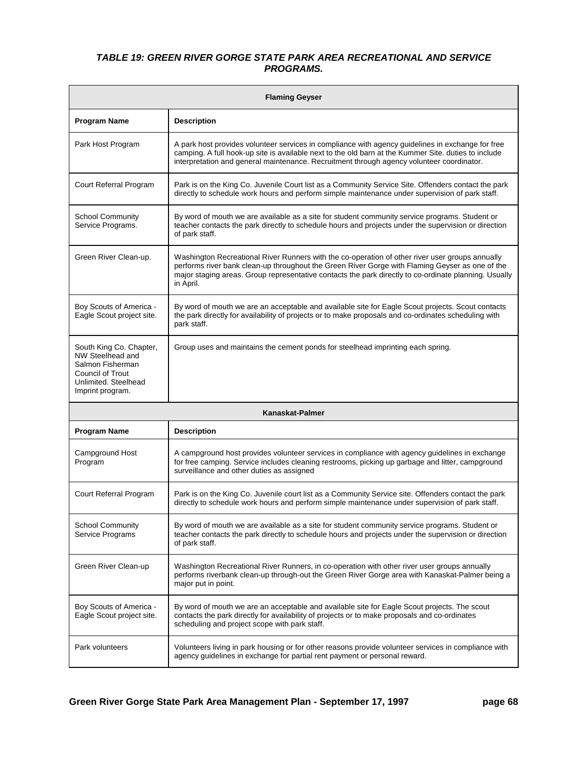### *TABLE 19: GREEN RIVER GORGE STATE PARK AREA RECREATIONAL AND SERVICE PROGRAMS.*

| **Flaming Geyser** | |
|---|---|
| **Program Name** | **Description** |
| Park Host Program | A park host provides volunteer services in compliance with agency guidelines in exchange for free camping. A full hook-up site is available next to the old barn at the Kummer Site. duties to include interpretation and general maintenance. Recruitment through agency volunteer coordinator. |
| Court Referral Program | Park is on the King Co. Juvenile Court list as a Community Service Site. Offenders contact the park directly to schedule work hours and perform simple maintenance under supervision of park staff. |
| School Community Service Programs. | By word of mouth we are available as a site for student community service programs. Student or teacher contacts the park directly to schedule hours and projects under the supervision or direction of park staff. |
| Green River Clean-up. | Washington Recreational River Runners with the co-operation of other river user groups annually performs river bank clean-up throughout the Green River Gorge with Flaming Geyser as one of the major staging areas. Group representative contacts the park directly to co-ordinate planning. Usually in April. |
| Boy Scouts of America - Eagle Scout project site. | By word of mouth we are an acceptable and available site for Eagle Scout projects. Scout contacts the park directly for availability of projects or to make proposals and co-ordinates scheduling with park staff. |
| South King Co. Chapter, NW Steelhead and Salmon Fisherman Council of Trout Unlimited. Steelhead Imprint program. | Group uses and maintains the cement ponds for steelhead imprinting each spring. |
| **Kanaskat-Palmer** | |
| **Program Name** | **Description** |
| Campground Host Program | A campground host provides volunteer services in compliance with agency guidelines in exchange for free camping. Service includes cleaning restrooms, picking up garbage and litter, campground surveillance and other duties as assigned |
| Court Referral Program | Park is on the King Co. Juvenile court list as a Community Service site. Offenders contact the park directly to schedule work hours and perform simple maintenance under supervision of park staff. |
| School Community Service Programs | By word of mouth we are available as a site for student community service programs. Student or teacher contacts the park directly to schedule hours and projects under the supervision or direction of park staff. |
| Green River Clean-up | Washington Recreational River Runners, in co-operation with other river user groups annually performs riverbank clean-up through-out the Green River Gorge area with Kanaskat-Palmer being a major put in point. |
| Boy Scouts of America - Eagle Scout project site. | By word of mouth we are an acceptable and available site for Eagle Scout projects. The scout contacts the park directly for availability of projects or to make proposals and co-ordinates scheduling and project scope with park staff. |
| Park volunteers | Volunteers living in park housing or for other reasons provide volunteer services in compliance with agency guidelines in exchange for partial rent payment or personal reward. |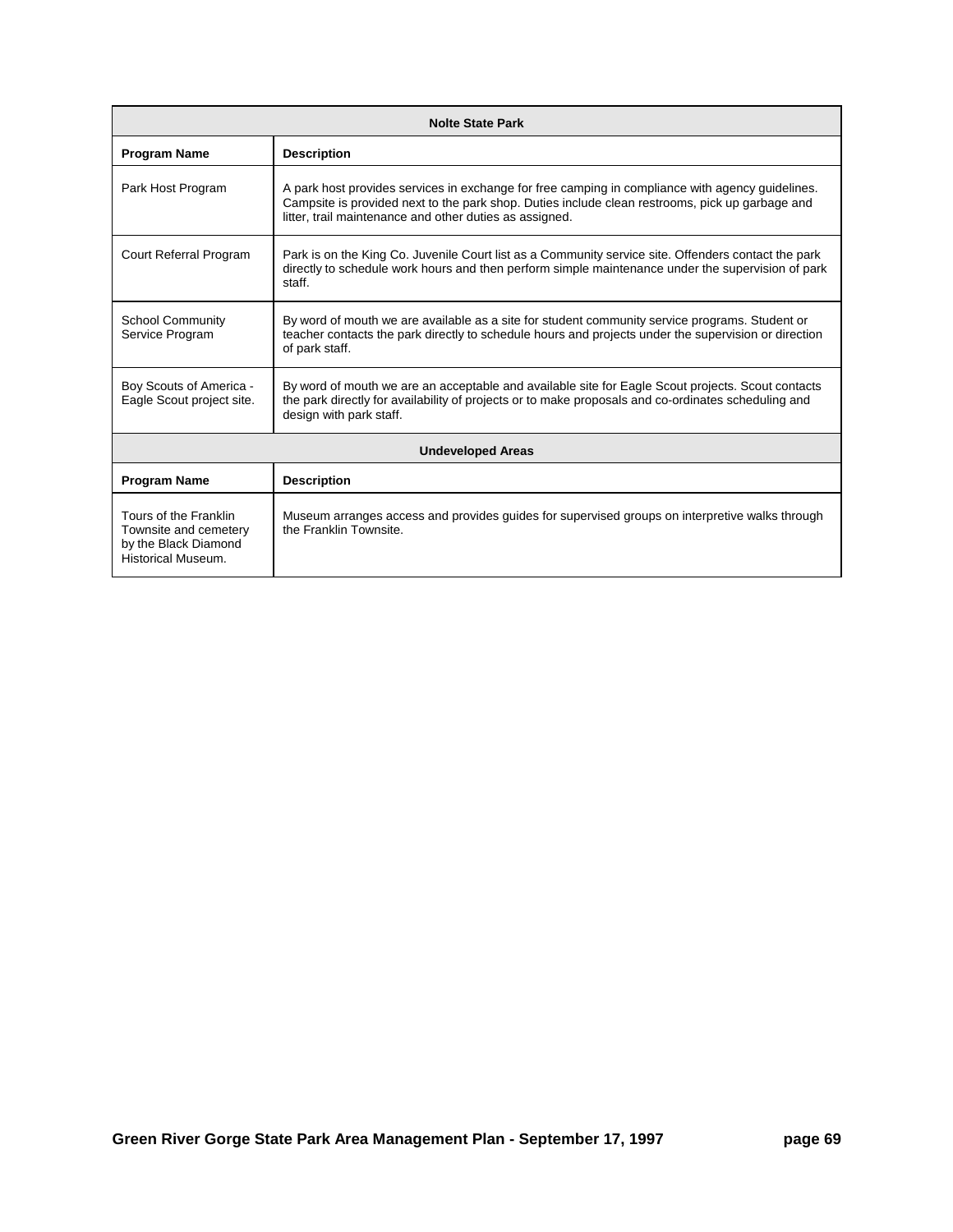| Nolte State Park | |
|---|---|
| **Program Name** | **Description** |
| Park Host Program | A park host provides services in exchange for free camping in compliance with agency guidelines. Campsite is provided next to the park shop. Duties include clean restrooms, pick up garbage and litter, trail maintenance and other duties as assigned. |
| Court Referral Program | Park is on the King Co. Juvenile Court list as a Community service site. Offenders contact the park directly to schedule work hours and then perform simple maintenance under the supervision of park staff. |
| School Community Service Program | By word of mouth we are available as a site for student community service programs. Student or teacher contacts the park directly to schedule hours and projects under the supervision or direction of park staff. |
| Boy Scouts of America - Eagle Scout project site. | By word of mouth we are an acceptable and available site for Eagle Scout projects. Scout contacts the park directly for availability of projects or to make proposals and co-ordinates scheduling and design with park staff. |

| Undeveloped Areas | |
|---|---|
| **Program Name** | **Description** |
| Tours of the Franklin Townsite and cemetery by the Black Diamond Historical Museum. | Museum arranges access and provides guides for supervised groups on interpretive walks through the Franklin Townsite. |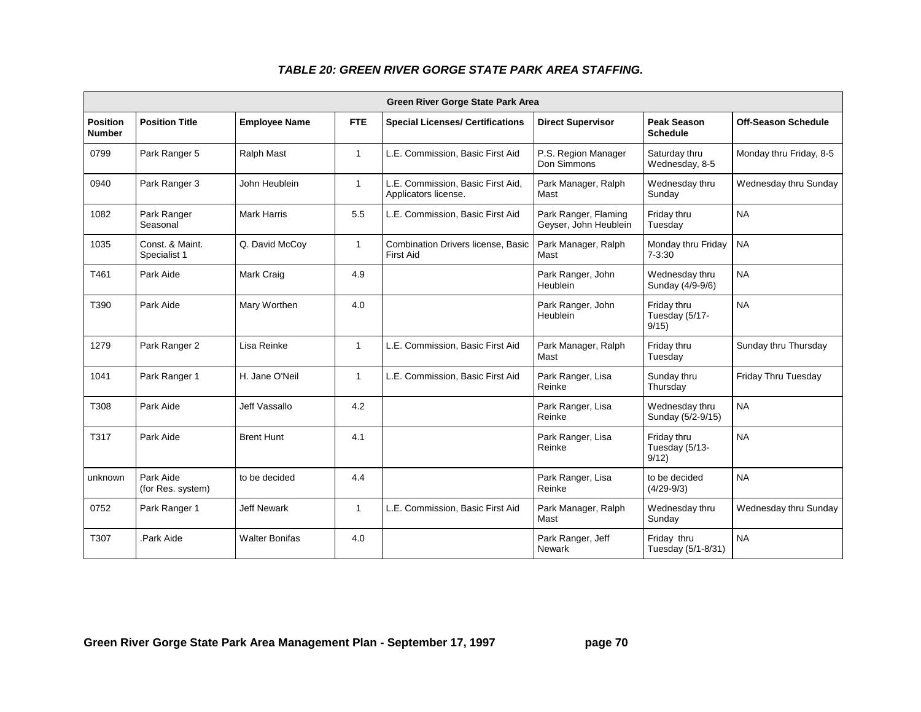### *TABLE 20: GREEN RIVER GORGE STATE PARK AREA STAFFING.*

| Green River Gorge State Park Area | | | | | | | |
|---|---|---|---|---|---|---|---|
| **Position Number** | **Position Title** | **Employee Name** | **FTE** | **Special Licenses/ Certifications** | **Direct Supervisor** | **Peak Season Schedule** | **Off-Season Schedule** |
| 0799 | Park Ranger 5 | Ralph Mast | 1 | L.E. Commission, Basic First Aid | P.S. Region Manager Don Simmons | Saturday thru Wednesday, 8-5 | Monday thru Friday, 8-5 |
| 0940 | Park Ranger 3 | John Heublein | 1 | L.E. Commission, Basic First Aid, Applicators license. | Park Manager, Ralph Mast | Wednesday thru Sunday | Wednesday thru Sunday |
| 1082 | Park Ranger Seasonal | Mark Harris | 5.5 | L.E. Commission, Basic First Aid | Park Ranger, Flaming Geyser, John Heublein | Friday thru Tuesday | NA |
| 1035 | Const. & Maint. Specialist 1 | Q. David McCoy | 1 | Combination Drivers license, Basic First Aid | Park Manager, Ralph Mast | Monday thru Friday 7-3:30 | NA |
| T461 | Park Aide | Mark Craig | 4.9 | | Park Ranger, John Heublein | Wednesday thru Sunday (4/9-9/6) | NA |
| T390 | Park Aide | Mary Worthen | 4.0 | | Park Ranger, John Heublein | Friday thru Tuesday (5/17-9/15) | NA |
| 1279 | Park Ranger 2 | Lisa Reinke | 1 | L.E. Commission, Basic First Aid | Park Manager, Ralph Mast | Friday thru Tuesday | Sunday thru Thursday |
| 1041 | Park Ranger 1 | H. Jane O'Neil | 1 | L.E. Commission, Basic First Aid | Park Ranger, Lisa Reinke | Sunday thru Thursday | Friday Thru Tuesday |
| T308 | Park Aide | Jeff Vassallo | 4.2 | | Park Ranger, Lisa Reinke | Wednesday thru Sunday (5/2-9/15) | NA |
| T317 | Park Aide | Brent Hunt | 4.1 | | Park Ranger, Lisa Reinke | Friday thru Tuesday (5/13-9/12) | NA |
| unknown | Park Aide (for Res. system) | to be decided | 4.4 | | Park Ranger, Lisa Reinke | to be decided (4/29-9/3) | NA |
| 0752 | Park Ranger 1 | Jeff Newark | 1 | L.E. Commission, Basic First Aid | Park Manager, Ralph Mast | Wednesday thru Sunday | Wednesday thru Sunday |
| T307 | .Park Aide | Walter Bonifas | 4.0 | | Park Ranger, Jeff Newark | Friday thru Tuesday (5/1-8/31) | NA |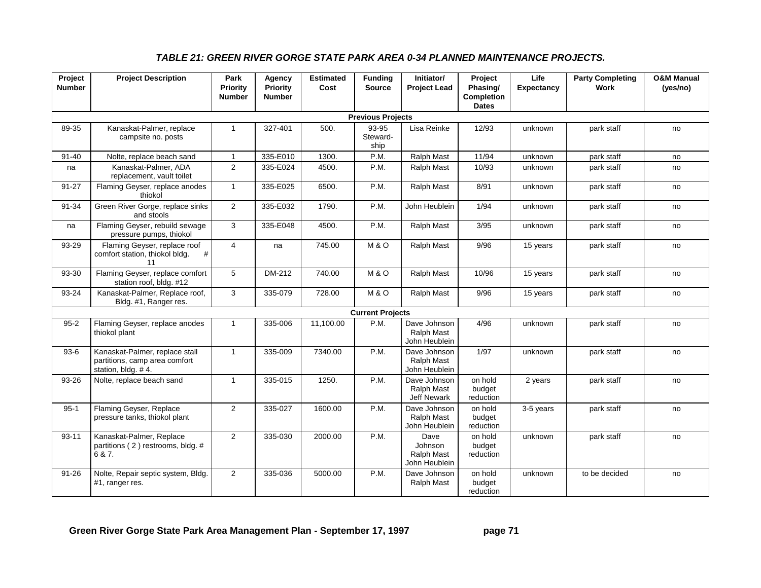### *TABLE 21: GREEN RIVER GORGE STATE PARK AREA 0-34 PLANNED MAINTENANCE PROJECTS.*

| Project Number | Project Description | Park Priority Number | Agency Priority Number | Estimated Cost | Funding Source | Initiator/ Project Lead | Project Phasing/ Completion Dates | Life Expectancy | Party Completing Work | O&M Manual (yes/no) |
|---|---|---|---|---|---|---|---|---|---|---|
| | | | | | **Previous Projects** | | | | | |
| 89-35 | Kanaskat-Palmer, replace campsite no. posts | 1 | 327-401 | 500. | 93-95 Steward-ship | Lisa Reinke | 12/93 | unknown | park staff | no |
| 91-40 | Nolte, replace beach sand | 1 | 335-E010 | 1300. | P.M. | Ralph Mast | 11/94 | unknown | park staff | no |
| na | Kanaskat-Palmer, ADA replacement, vault toilet | 2 | 335-E024 | 4500. | P.M. | Ralph Mast | 10/93 | unknown | park staff | no |
| 91-27 | Flaming Geyser, replace anodes thiokol | 1 | 335-E025 | 6500. | P.M. | Ralph Mast | 8/91 | unknown | park staff | no |
| 91-34 | Green River Gorge, replace sinks and stools | 2 | 335-E032 | 1790. | P.M. | John Heublein | 1/94 | unknown | park staff | no |
| na | Flaming Geyser, rebuild sewage pressure pumps, thiokol | 3 | 335-E048 | 4500. | P.M. | Ralph Mast | 3/95 | unknown | park staff | no |
| 93-29 | Flaming Geyser, replace roof comfort station, thiokol bldg. # 11 | 4 | na | 745.00 | M & O | Ralph Mast | 9/96 | 15 years | park staff | no |
| 93-30 | Flaming Geyser, replace comfort station roof, bldg. #12 | 5 | DM-212 | 740.00 | M & O | Ralph Mast | 10/96 | 15 years | park staff | no |
| 93-24 | Kanaskat-Palmer, Replace roof, Bldg. #1, Ranger res. | 3 | 335-079 | 728.00 | M & O | Ralph Mast | 9/96 | 15 years | park staff | no |
| | | | | | **Current Projects** | | | | | |
| 95-2 | Flaming Geyser, replace anodes thiokol plant | 1 | 335-006 | 11,100.00 | P.M. | Dave Johnson Ralph Mast John Heublein | 4/96 | unknown | park staff | no |
| 93-6 | Kanaskat-Palmer, replace stall partitions, camp area comfort station, bldg. # 4. | 1 | 335-009 | 7340.00 | P.M. | Dave Johnson Ralph Mast John Heublein | 1/97 | unknown | park staff | no |
| 93-26 | Nolte, replace beach sand | 1 | 335-015 | 1250. | P.M. | Dave Johnson Ralph Mast Jeff Newark | on hold budget reduction | 2 years | park staff | no |
| 95-1 | Flaming Geyser, Replace pressure tanks, thiokol plant | 2 | 335-027 | 1600.00 | P.M. | Dave Johnson Ralph Mast John Heublein | on hold budget reduction | 3-5 years | park staff | no |
| 93-11 | Kanaskat-Palmer, Replace partitions ( 2 ) restrooms, bldg. # 6 & 7. | 2 | 335-030 | 2000.00 | P.M. | Dave Johnson Ralph Mast John Heublein | on hold budget reduction | unknown | park staff | no |
| 91-26 | Nolte, Repair septic system, Bldg. #1, ranger res. | 2 | 335-036 | 5000.00 | P.M. | Dave Johnson Ralph Mast | on hold budget reduction | unknown | to be decided | no |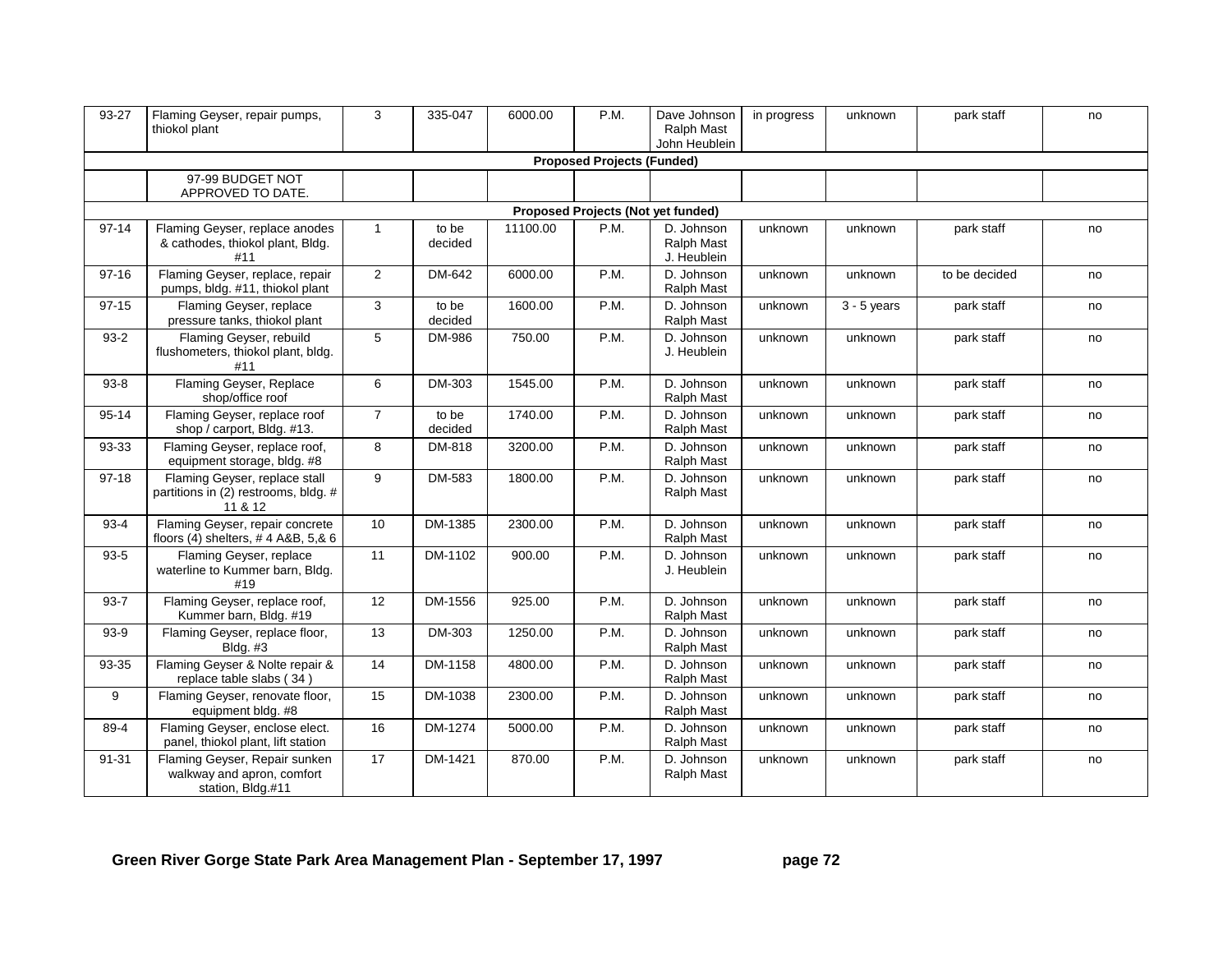| 93-27 | Flaming Geyser, repair pumps, thiokol plant | 3 | 335-047 | 6000.00 | P.M. | Dave Johnson Ralph Mast John Heublein | in progress | unknown | park staff | no |
|---|---|---|---|---|---|---|---|---|---|---|
| **Proposed Projects (Funded)** | | | | | | | | | | |
| | 97-99 BUDGET NOT APPROVED TO DATE. | | | | | | | | | |
| **Proposed Projects (Not yet funded)** | | | | | | | | | | |
| 97-14 | Flaming Geyser, replace anodes & cathodes, thiokol plant, Bldg. #11 | 1 | to be decided | 11100.00 | P.M. | D. Johnson Ralph Mast | unknown | unknown | park staff | no |
| 97-16 | Flaming Geyser, replace, repair pumps, bldg. #11, thiokol plant | 2 | DM-642 | 6000.00 | P.M. | D. Johnson Ralph Mast | unknown | unknown | to be decided | no |
| 97-15 | Flaming Geyser, replace pressure tanks, thiokol plant | 3 | to be decided | 1600.00 | P.M. | D. Johnson Ralph Mast | unknown | 3 - 5 years | park staff | no |
| 93-2 | Flaming Geyser, rebuild flushometers, thiokol plant, bldg. #11 | 5 | DM-986 | 750.00 | P.M. | D. Johnson J. Heublein | unknown | unknown | park staff | no |
| 93-8 | Flaming Geyser, Replace shop/office roof | 6 | DM-303 | 1545.00 | P.M. | D. Johnson Ralph Mast | unknown | unknown | park staff | no |
| 95-14 | Flaming Geyser, replace roof shop / carport, Bldg. #13. | 7 | to be decided | 1740.00 | P.M. | D. Johnson Ralph Mast | unknown | unknown | park staff | no |
| 93-33 | Flaming Geyser, replace roof, equipment storage, bldg. #8 | 8 | DM-818 | 3200.00 | P.M. | D. Johnson Ralph Mast | unknown | unknown | park staff | no |
| 97-18 | Flaming Geyser, replace stall partitions in (2) restrooms, bldg. # 11 & 12 | 9 | DM-583 | 1800.00 | P.M. | D. Johnson Ralph Mast | unknown | unknown | park staff | no |
| 93-4 | Flaming Geyser, repair concrete floors (4) shelters, # 4 A&B, 5,& 6 | 10 | DM-1385 | 2300.00 | P.M. | D. Johnson Ralph Mast | unknown | unknown | park staff | no |
| 93-5 | Flaming Geyser, replace waterline to Kummer barn, Bldg. #19 | 11 | DM-1102 | 900.00 | P.M. | D. Johnson J. Heublein | unknown | unknown | park staff | no |
| 93-7 | Flaming Geyser, replace roof, Kummer barn, Bldg. #19 | 12 | DM-1556 | 925.00 | P.M. | D. Johnson Ralph Mast | unknown | unknown | park staff | no |
| 93-9 | Flaming Geyser, replace floor, Bldg. #3 | 13 | DM-303 | 1250.00 | P.M. | D. Johnson Ralph Mast | unknown | unknown | park staff | no |
| 93-35 | Flaming Geyser & Nolte repair & replace table slabs ( 34 ) | 14 | DM-1158 | 4800.00 | P.M. | D. Johnson Ralph Mast | unknown | unknown | park staff | no |
| 9 | Flaming Geyser, renovate floor, equipment bldg. #8 | 15 | DM-1038 | 2300.00 | P.M. | D. Johnson Ralph Mast | unknown | unknown | park staff | no |
| 89-4 | Flaming Geyser, enclose elect. panel, thiokol plant, lift station | 16 | DM-1274 | 5000.00 | P.M. | D. Johnson Ralph Mast | unknown | unknown | park staff | no |
| 91-31 | Flaming Geyser, Repair sunken walkway and apron, comfort station, Bldg.#11 | 17 | DM-1421 | 870.00 | P.M. | D. Johnson Ralph Mast | unknown | unknown | park staff | no |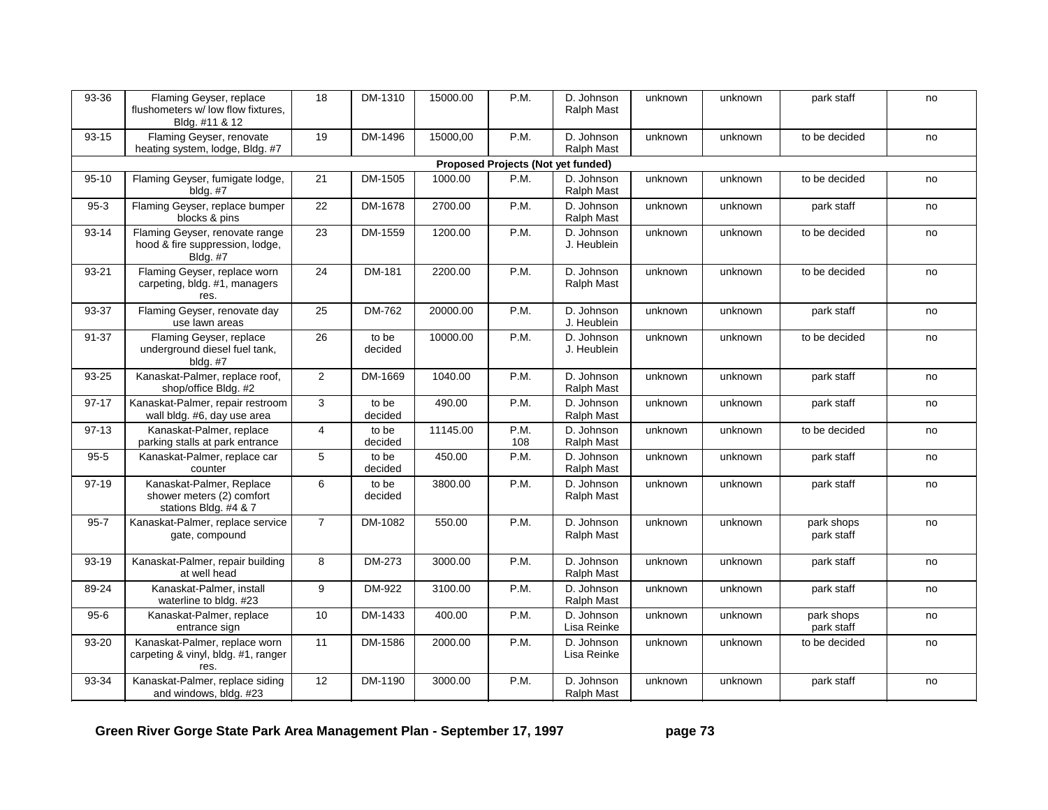| | | | | | | | | | | |
|---|---|---|---|---|---|---|---|---|---|---|
| 93-36 | Flaming Geyser, replace flushometers w/ low flow fixtures, Bldg. #11 & 12 | 18 | DM-1310 | 15000.00 | P.M. | D. Johnson Ralph Mast | unknown | unknown | park staff | no |
| 93-15 | Flaming Geyser, renovate heating system, lodge, Bldg. #7 | 19 | DM-1496 | 15000,00 | P.M. | D. Johnson Ralph Mast | unknown | unknown | to be decided | no |
| | | | | **Proposed Projects (Not yet funded)** | | | | | | |
| 95-10 | Flaming Geyser, fumigate lodge, bldg. #7 | 21 | DM-1505 | 1000.00 | P.M. | D. Johnson Ralph Mast | unknown | unknown | to be decided | no |
| 95-3 | Flaming Geyser, replace bumper blocks & pins | 22 | DM-1678 | 2700.00 | P.M. | D. Johnson Ralph Mast | unknown | unknown | park staff | no |
| 93-14 | Flaming Geyser, renovate range hood & fire suppression, lodge, Bldg. #7 | 23 | DM-1559 | 1200.00 | P.M. | D. Johnson J. Heublein | unknown | unknown | to be decided | no |
| 93-21 | Flaming Geyser, replace worn carpeting, bldg. #1, managers res. | 24 | DM-181 | 2200.00 | P.M. | D. Johnson Ralph Mast | unknown | unknown | to be decided | no |
| 93-37 | Flaming Geyser, renovate day use lawn areas | 25 | DM-762 | 20000.00 | P.M. | D. Johnson J. Heublein | unknown | unknown | park staff | no |
| 91-37 | Flaming Geyser, replace underground diesel fuel tank, bldg. #7 | 26 | to be decided | 10000.00 | P.M. | D. Johnson J. Heublein | unknown | unknown | to be decided | no |
| 93-25 | Kanaskat-Palmer, replace roof, shop/office Bldg. #2 | 2 | DM-1669 | 1040.00 | P.M. | D. Johnson Ralph Mast | unknown | unknown | park staff | no |
| 97-17 | Kanaskat-Palmer, repair restroom wall bldg. #6, day use area | 3 | to be decided | 490.00 | P.M. | D. Johnson Ralph Mast | unknown | unknown | park staff | no |
| 97-13 | Kanaskat-Palmer, replace parking stalls at park entrance | 4 | to be decided | 11145.00 | P.M. 108 | D. Johnson Ralph Mast | unknown | unknown | to be decided | no |
| 95-5 | Kanaskat-Palmer, replace car counter | 5 | to be decided | 450.00 | P.M. | D. Johnson Ralph Mast | unknown | unknown | park staff | no |
| 97-19 | Kanaskat-Palmer, Replace shower meters (2) comfort stations Bldg. #4 & 7 | 6 | to be decided | 3800.00 | P.M. | D. Johnson Ralph Mast | unknown | unknown | park staff | no |
| 95-7 | Kanaskat-Palmer, replace service gate, compound | 7 | DM-1082 | 550.00 | P.M. | D. Johnson Ralph Mast | unknown | unknown | park shops park staff | no |
| 93-19 | Kanaskat-Palmer, repair building at well head | 8 | DM-273 | 3000.00 | P.M. | D. Johnson Ralph Mast | unknown | unknown | park staff | no |
| 89-24 | Kanaskat-Palmer, install waterline to bldg. #23 | 9 | DM-922 | 3100.00 | P.M. | D. Johnson Ralph Mast | unknown | unknown | park staff | no |
| 95-6 | Kanaskat-Palmer, replace entrance sign | 10 | DM-1433 | 400.00 | P.M. | D. Johnson Lisa Reinke | unknown | unknown | park shops park staff | no |
| 93-20 | Kanaskat-Palmer, replace worn carpeting & vinyl, bldg. #1, ranger res. | 11 | DM-1586 | 2000.00 | P.M. | D. Johnson Lisa Reinke | unknown | unknown | to be decided | no |
| 93-34 | Kanaskat-Palmer, replace siding and windows, bldg. #23 | 12 | DM-1190 | 3000.00 | P.M. | D. Johnson Ralph Mast | unknown | unknown | park staff | no |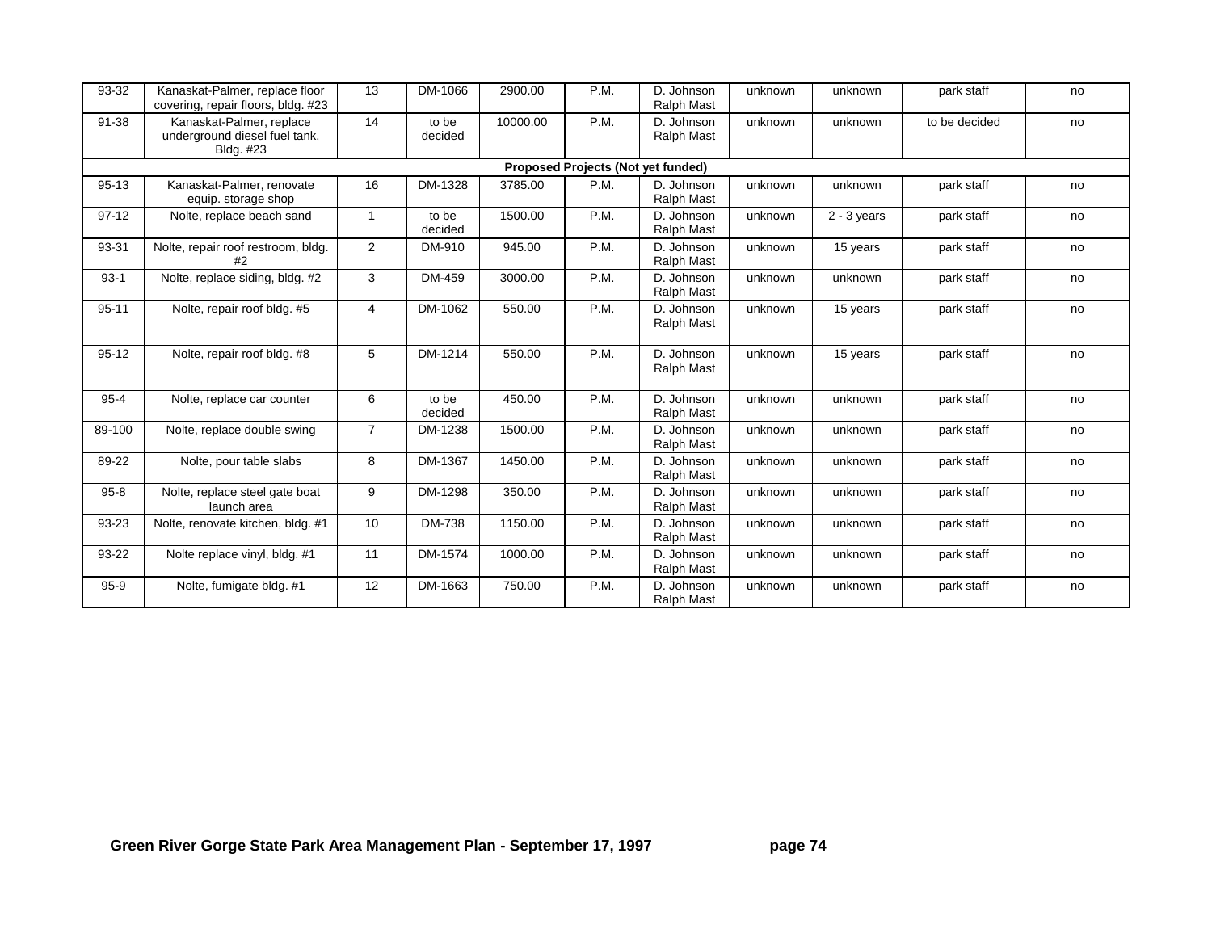| 93-32 | Kanaskat-Palmer, replace floor covering, repair floors, bldg. #23 | 13 | DM-1066 | 2900.00 | P.M. | D. Johnson Ralph Mast | unknown | unknown | park staff | no |
|---|---|---|---|---|---|---|---|---|---|---|
| 91-38 | Kanaskat-Palmer, replace underground diesel fuel tank, Bldg. #23 | 14 | to be decided | 10000.00 | P.M. | D. Johnson Ralph Mast | unknown | unknown | to be decided | no |
| **Proposed Projects (Not yet funded)** | | | | | | | | | | |
| 95-13 | Kanaskat-Palmer, renovate equip. storage shop | 16 | DM-1328 | 3785.00 | P.M. | D. Johnson Ralph Mast | unknown | unknown | park staff | no |
| 97-12 | Nolte, replace beach sand | 1 | to be decided | 1500.00 | P.M. | D. Johnson Ralph Mast | unknown | 2 - 3 years | park staff | no |
| 93-31 | Nolte, repair roof restroom, bldg. #2 | 2 | DM-910 | 945.00 | P.M. | D. Johnson Ralph Mast | unknown | 15 years | park staff | no |
| 93-1 | Nolte, replace siding, bldg. #2 | 3 | DM-459 | 3000.00 | P.M. | D. Johnson Ralph Mast | unknown | unknown | park staff | no |
| 95-11 | Nolte, repair roof bldg. #5 | 4 | DM-1062 | 550.00 | P.M. | D. Johnson Ralph Mast | unknown | 15 years | park staff | no |
| 95-12 | Nolte, repair roof bldg. #8 | 5 | DM-1214 | 550.00 | P.M. | D. Johnson Ralph Mast | unknown | 15 years | park staff | no |
| 95-4 | Nolte, replace car counter | 6 | to be decided | 450.00 | P.M. | D. Johnson Ralph Mast | unknown | unknown | park staff | no |
| 89-100 | Nolte, replace double swing | 7 | DM-1238 | 1500.00 | P.M. | D. Johnson Ralph Mast | unknown | unknown | park staff | no |
| 89-22 | Nolte, pour table slabs | 8 | DM-1367 | 1450.00 | P.M. | D. Johnson Ralph Mast | unknown | unknown | park staff | no |
| 95-8 | Nolte, replace steel gate boat launch area | 9 | DM-1298 | 350.00 | P.M. | D. Johnson Ralph Mast | unknown | unknown | park staff | no |
| 93-23 | Nolte, renovate kitchen, bldg. #1 | 10 | DM-738 | 1150.00 | P.M. | D. Johnson Ralph Mast | unknown | unknown | park staff | no |
| 93-22 | Nolte replace vinyl, bldg. #1 | 11 | DM-1574 | 1000.00 | P.M. | D. Johnson Ralph Mast | unknown | unknown | park staff | no |
| 95-9 | Nolte, fumigate bldg. #1 | 12 | DM-1663 | 750.00 | P.M. | D. Johnson Ralph Mast | unknown | unknown | park staff | no |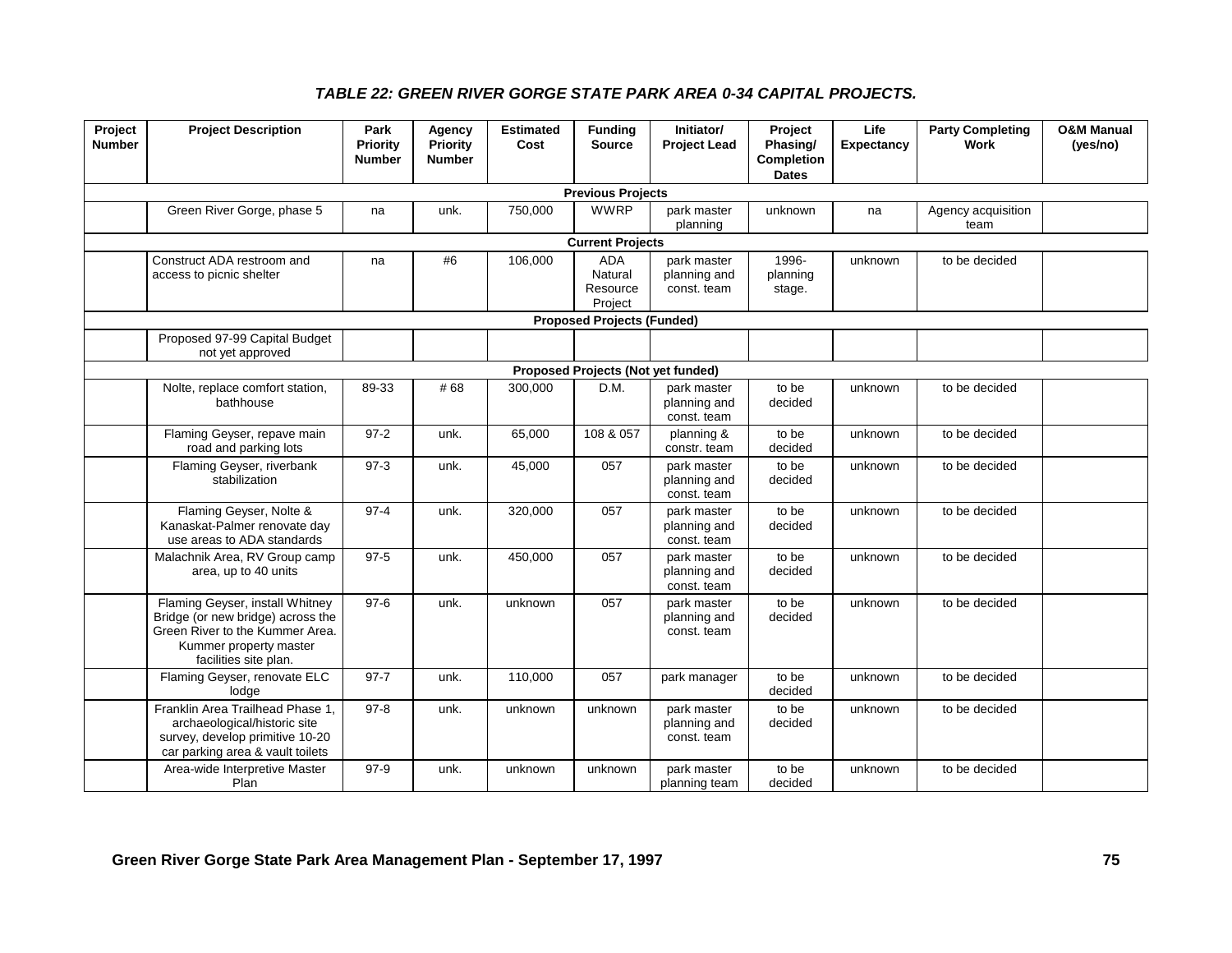### *TABLE 22: GREEN RIVER GORGE STATE PARK AREA 0-34 CAPITAL PROJECTS.*

| Project Number | Project Description | Park Priority Number | Agency Priority Number | Estimated Cost | Funding Source | Initiator/ Project Lead | Project Phasing/ Completion Dates | Life Expectancy | Party Completing Work | O&M Manual (yes/no) |
|---|---|---|---|---|---|---|---|---|---|---|
| | | | | | **Previous Projects** | | | | | |
| | Green River Gorge, phase 5 | na | unk. | 750,000 | WWRP | park master planning | unknown | na | Agency acquisition team | |
| | | | | | **Current Projects** | | | | | |
| | Construct ADA restroom and access to picnic shelter | na | #6 | 106,000 | ADA Natural Resource Project | park master planning and const. team | 1996- planning stage. | unknown | to be decided | |
| | | | | | **Proposed Projects (Funded)** | | | | | |
| | Proposed 97-99 Capital Budget not yet approved | | | | | | | | | |
| | | | | | **Proposed Projects (Not yet funded)** | | | | | |
| | Nolte, replace comfort station, bathhouse | 89-33 | # 68 | 300,000 | D.M. | park master planning and const. team | to be decided | unknown | to be decided | |
| | Flaming Geyser, repave main road and parking lots | 97-2 | unk. | 65,000 | 108 & 057 | planning & constr. team | to be decided | unknown | to be decided | |
| | Flaming Geyser, riverbank stabilization | 97-3 | unk. | 45,000 | 057 | park master planning and const. team | to be decided | unknown | to be decided | |
| | Flaming Geyser, Nolte & Kanaskat-Palmer renovate day use areas to ADA standards | 97-4 | unk. | 320,000 | 057 | park master planning and const. team | to be decided | unknown | to be decided | |
| | Malachnik Area, RV Group camp area, up to 40 units | 97-5 | unk. | 450,000 | 057 | park master planning and const. team | to be decided | unknown | to be decided | |
| | Flaming Geyser, install Whitney Bridge (or new bridge) across the Green River to the Kummer Area. Kummer property master facilities site plan. | 97-6 | unk. | unknown | 057 | park master planning and const. team | to be decided | unknown | to be decided | |
| | Flaming Geyser, renovate ELC lodge | 97-7 | unk. | 110,000 | 057 | park manager | to be decided | unknown | to be decided | |
| | Franklin Area Trailhead Phase 1, archaeological/historic site survey, develop primitive 10-20 car parking area & vault toilets | 97-8 | unk. | unknown | unknown | park master planning and const. team | to be decided | unknown | to be decided | |
| | Area-wide Interpretive Master Plan | 97-9 | unk. | unknown | unknown | park master planning team | to be decided | unknown | to be decided | |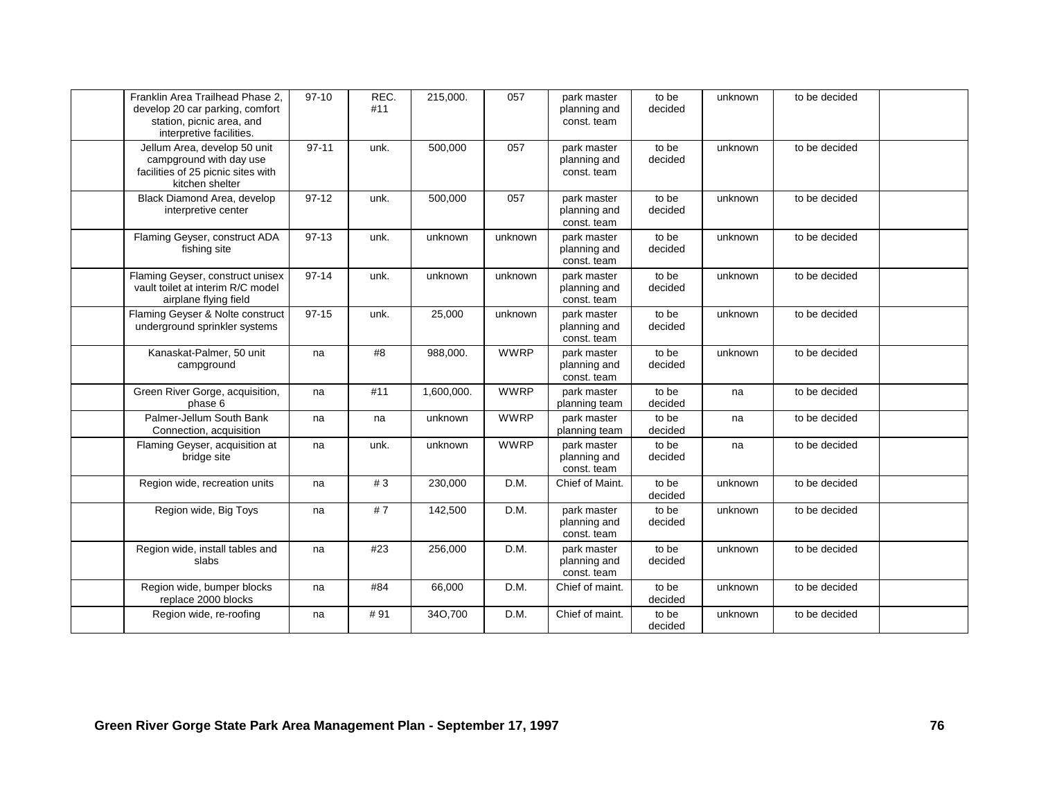| | | | | | | | | | | |
|---|---|---|---|---|---|---|---|---|---|---|
| | Franklin Area Trailhead Phase 2, develop 20 car parking, comfort station, picnic area, and interpretive facilities. | 97-10 | REC. #11 | 215,000. | 057 | park master planning and const. team | to be decided | unknown | to be decided | |
| | Jellum Area, develop 50 unit campground with day use facilities of 25 picnic sites with kitchen shelter | 97-11 | unk. | 500,000 | 057 | park master planning and const. team | to be decided | unknown | to be decided | |
| | Black Diamond Area, develop interpretive center | 97-12 | unk. | 500,000 | 057 | park master planning and const. team | to be decided | unknown | to be decided | |
| | Flaming Geyser, construct ADA fishing site | 97-13 | unk. | unknown | unknown | park master planning and const. team | to be decided | unknown | to be decided | |
| | Flaming Geyser, construct unisex vault toilet at interim R/C model airplane flying field | 97-14 | unk. | unknown | unknown | park master planning and const. team | to be decided | unknown | to be decided | |
| | Flaming Geyser & Nolte construct underground sprinkler systems | 97-15 | unk. | 25,000 | unknown | park master planning and const. team | to be decided | unknown | to be decided | |
| | Kanaskat-Palmer, 50 unit campground | na | #8 | 988,000. | WWRP | park master planning and const. team | to be decided | unknown | to be decided | |
| | Green River Gorge, acquisition, phase 6 | na | #11 | 1,600,000. | WWRP | park master planning team | to be decided | na | to be decided | |
| | Palmer-Jellum South Bank Connection, acquisition | na | na | unknown | WWRP | park master planning team | to be decided | na | to be decided | |
| | Flaming Geyser, acquisition at bridge site | na | unk. | unknown | WWRP | park master planning and const. team | to be decided | na | to be decided | |
| | Region wide, recreation units | na | # 3 | 230,000 | D.M. | Chief of Maint. | to be decided | unknown | to be decided | |
| | Region wide, Big Toys | na | # 7 | 142,500 | D.M. | park master planning and const. team | to be decided | unknown | to be decided | |
| | Region wide, install tables and slabs | na | #23 | 256,000 | D.M. | park master planning and const. team | to be decided | unknown | to be decided | |
| | Region wide, bumper blocks replace 2000 blocks | na | #84 | 66,000 | D.M. | Chief of maint. | to be decided | unknown | to be decided | |
| | Region wide, re-roofing | na | # 91 | 34O,700 | D.M. | Chief of maint. | to be decided | unknown | to be decided | |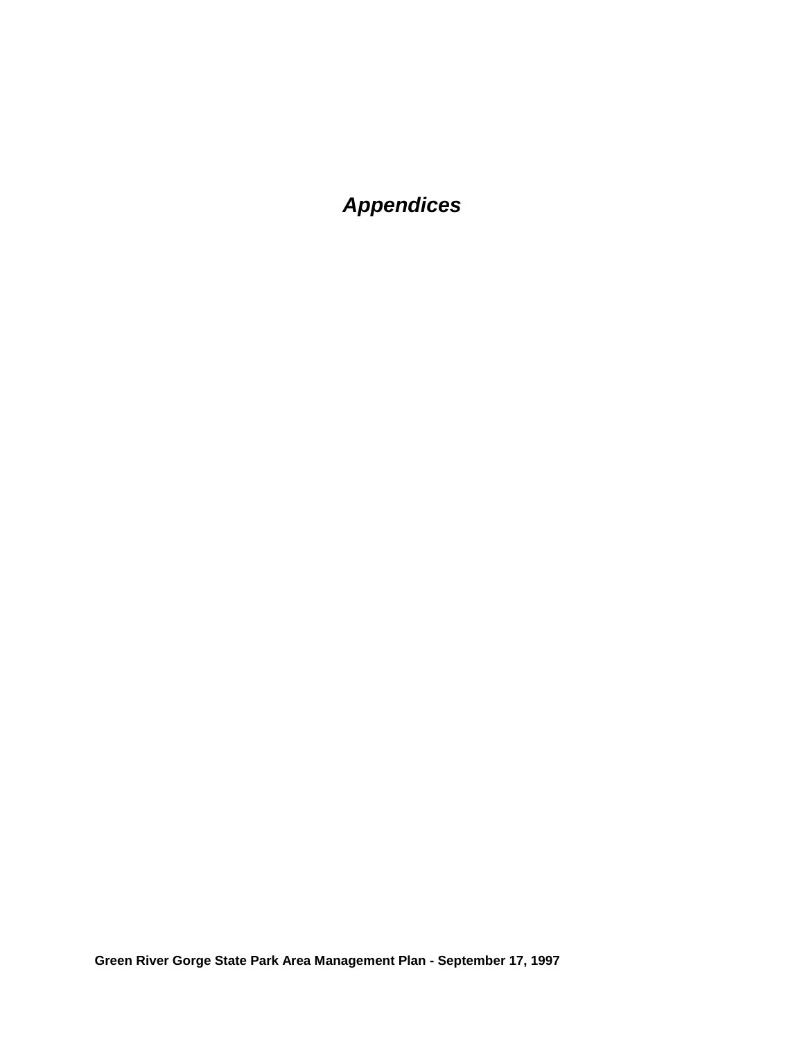# *Appendices*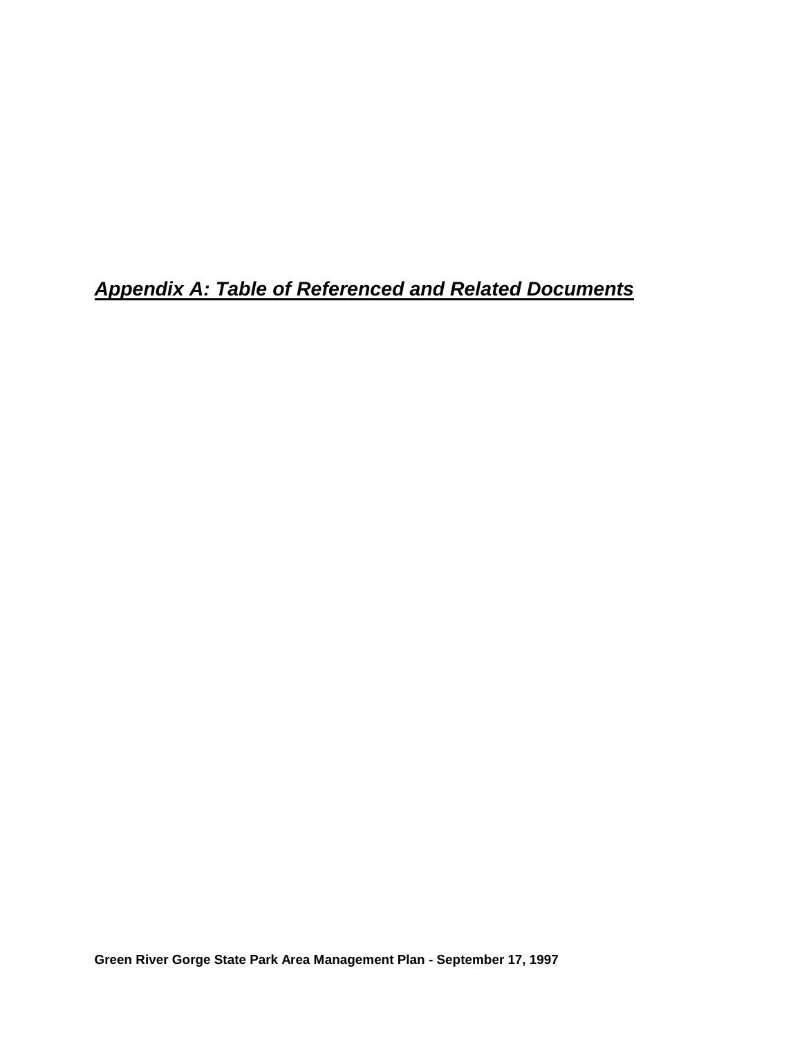# ***Appendix A: Table of Referenced and Related Documents***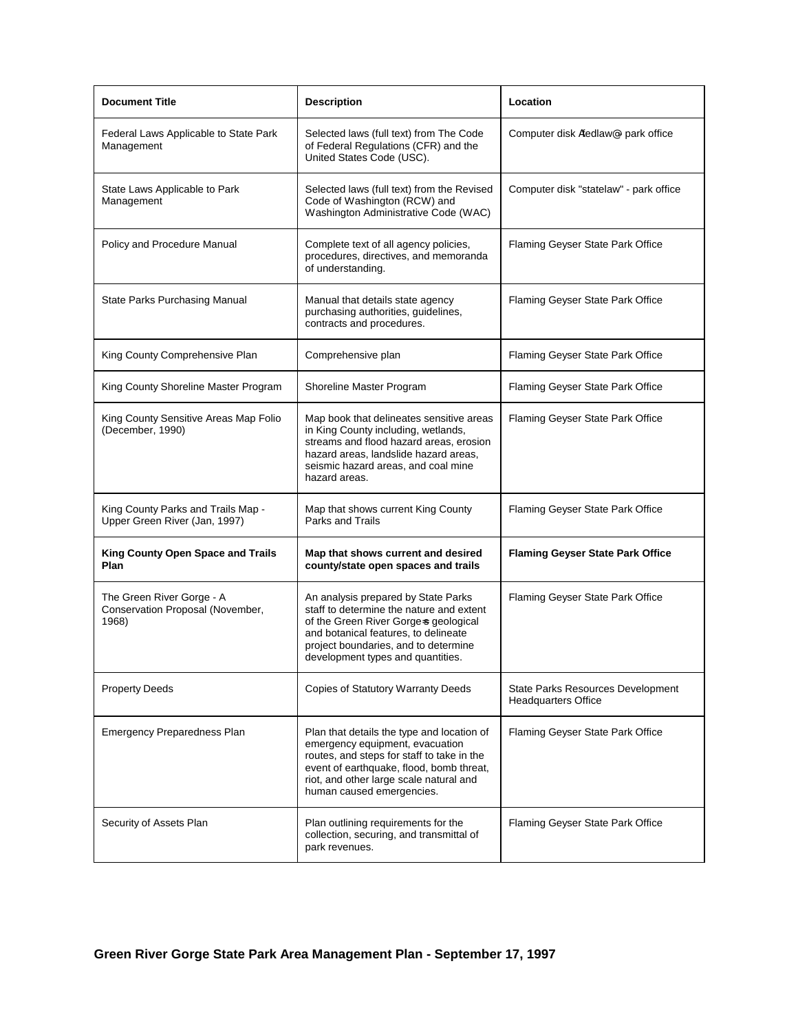| **Document Title** | **Description** | **Location** |
|---|---|---|
| Federal Laws Applicable to State Park Management | Selected laws (full text) from The Code of Federal Regulations (CFR) and the United States Code (USC). | Computer disk Afedlaw@ park office |
| State Laws Applicable to Park Management | Selected laws (full text) from the Revised Code of Washington (RCW) and Washington Administrative Code (WAC) | Computer disk "statelaw" - park office |
| Policy and Procedure Manual | Complete text of all agency policies, procedures, directives, and memoranda of understanding. | Flaming Geyser State Park Office |
| State Parks Purchasing Manual | Manual that details state agency purchasing authorities, guidelines, contracts and procedures. | Flaming Geyser State Park Office |
| King County Comprehensive Plan | Comprehensive plan | Flaming Geyser State Park Office |
| King County Shoreline Master Program | Shoreline Master Program | Flaming Geyser State Park Office |
| King County Sensitive Areas Map Folio (December, 1990) | Map book that delineates sensitive areas in King County including, wetlands, streams and flood hazard areas, erosion hazard areas, landslide hazard areas, seismic hazard areas, and coal mine hazard areas. | Flaming Geyser State Park Office |
| King County Parks and Trails Map - Upper Green River (Jan, 1997) | Map that shows current King County Parks and Trails | Flaming Geyser State Park Office |
| **King County Open Space and Trails Plan** | **Map that shows current and desired county/state open spaces and trails** | **Flaming Geyser State Park Office** |
| The Green River Gorge - A Conservation Proposal (November, 1968) | An analysis prepared by State Parks staff to determine the nature and extent of the Green River Gorge=s geological and botanical features, to delineate project boundaries, and to determine development types and quantities. | Flaming Geyser State Park Office |
| Property Deeds | Copies of Statutory Warranty Deeds | State Parks Resources Development Headquarters Office |
| Emergency Preparedness Plan | Plan that details the type and location of emergency equipment, evacuation routes, and steps for staff to take in the event of earthquake, flood, bomb threat, riot, and other large scale natural and human caused emergencies. | Flaming Geyser State Park Office |
| Security of Assets Plan | Plan outlining requirements for the collection, securing, and transmittal of park revenues. | Flaming Geyser State Park Office |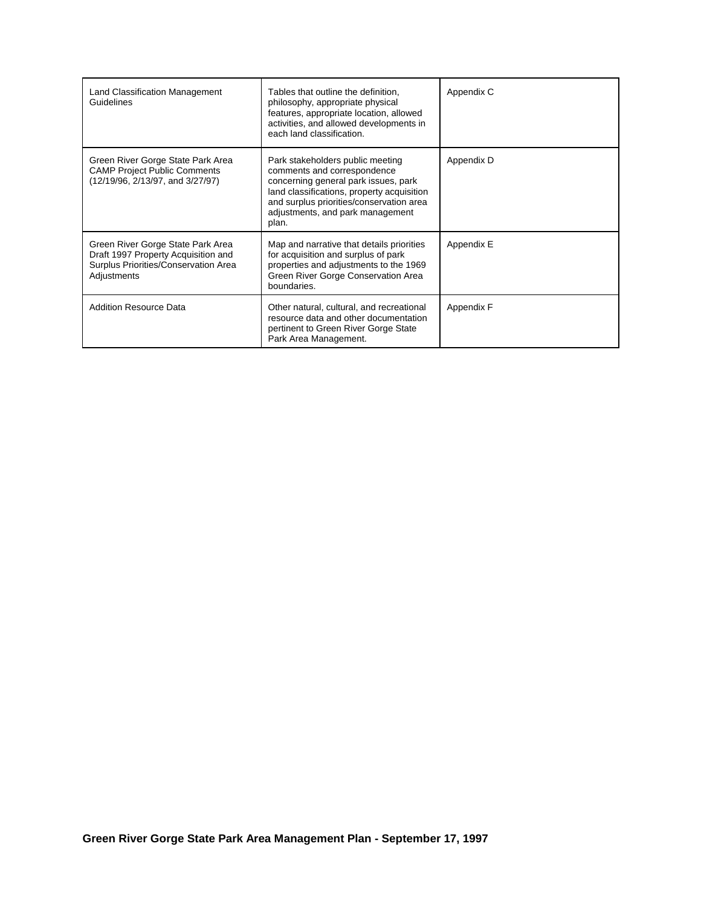| | | |
|---|---|---|
| Land Classification Management Guidelines | Tables that outline the definition, philosophy, appropriate physical features, appropriate location, allowed activities, and allowed developments in each land classification. | Appendix C |
| Green River Gorge State Park Area CAMP Project Public Comments (12/19/96, 2/13/97, and 3/27/97) | Park stakeholders public meeting comments and correspondence concerning general park issues, park land classifications, property acquisition and surplus priorities/conservation area adjustments, and park management plan. | Appendix D |
| Green River Gorge State Park Area Draft 1997 Property Acquisition and Surplus Priorities/Conservation Area Adjustments | Map and narrative that details priorities for acquisition and surplus of park properties and adjustments to the 1969 Green River Gorge Conservation Area boundaries. | Appendix E |
| Addition Resource Data | Other natural, cultural, and recreational resource data and other documentation pertinent to Green River Gorge State Park Area Management. | Appendix F |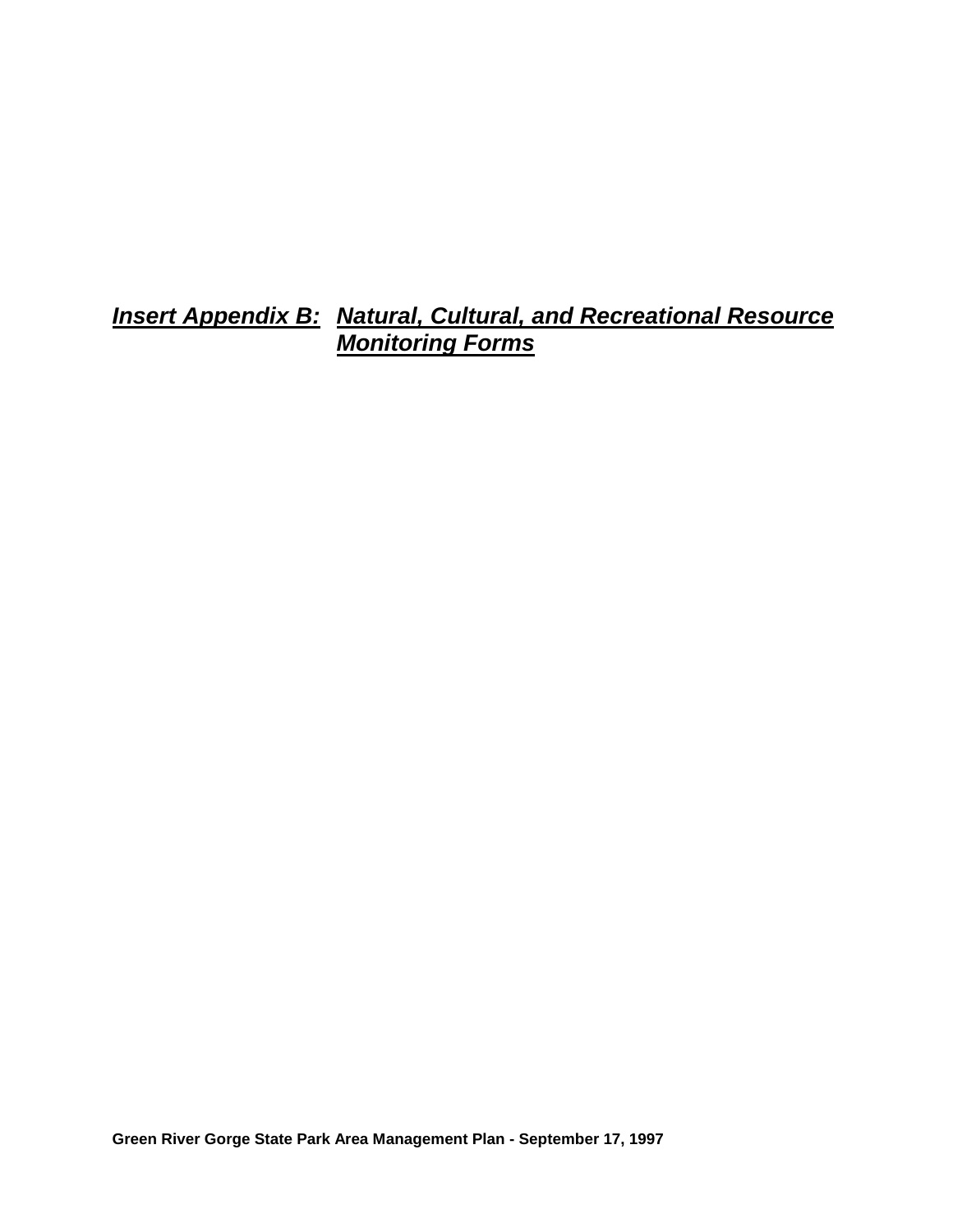***Insert Appendix B: Natural, Cultural, and Recreational Resource Monitoring Forms***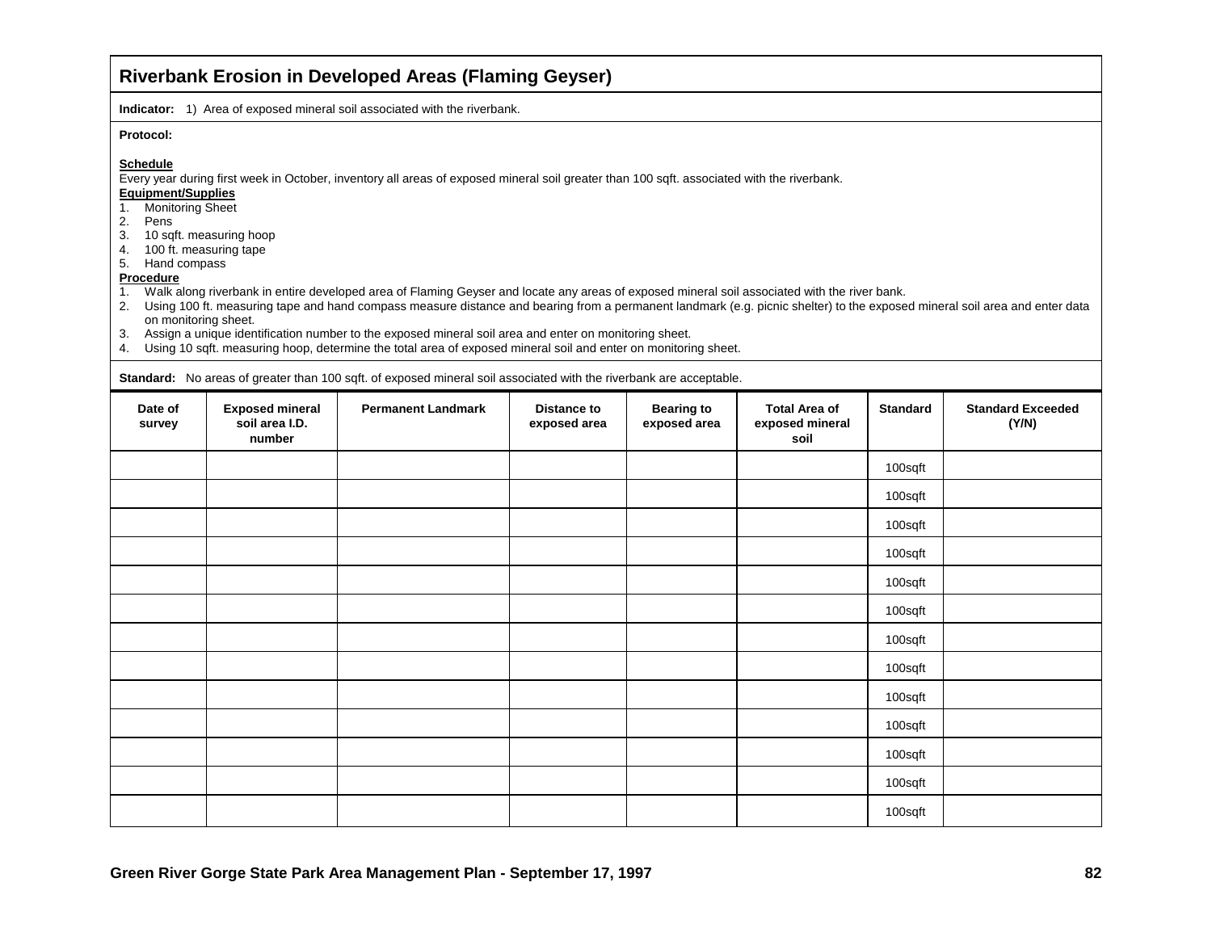## Riverbank Erosion in Developed Areas (Flaming Geyser)

**Indicator:** 1) Area of exposed mineral soil associated with the riverbank.

**Protocol:**

**Schedule**

Every year during first week in October, inventory all areas of exposed mineral soil greater than 100 sqft. associated with the riverbank.

**Equipment/Supplies**

1. Monitoring Sheet
2. Pens
3. 10 sqft. measuring hoop
4. 100 ft. measuring tape
5. Hand compass

**Procedure**

1. Walk along riverbank in entire developed area of Flaming Geyser and locate any areas of exposed mineral soil associated with the river bank.
2. Using 100 ft. measuring tape and hand compass measure distance and bearing from a permanent landmark (e.g. picnic shelter) to the exposed mineral soil area and enter data on monitoring sheet.
3. Assign a unique identification number to the exposed mineral soil area and enter on monitoring sheet.
4. Using 10 sqft. measuring hoop, determine the total area of exposed mineral soil and enter on monitoring sheet.

**Standard:** No areas of greater than 100 sqft. of exposed mineral soil associated with the riverbank are acceptable.

| Date of survey | Exposed mineral soil area I.D. number | Permanent Landmark | Distance to exposed area | Bearing to exposed area | Total Area of exposed mineral soil | Standard | Standard Exceeded (Y/N) |
|---|---|---|---|---|---|---|---|
| | | | | | | 100sqft | |
| | | | | | | 100sqft | |
| | | | | | | 100sqft | |
| | | | | | | 100sqft | |
| | | | | | | 100sqft | |
| | | | | | | 100sqft | |
| | | | | | | 100sqft | |
| | | | | | | 100sqft | |
| | | | | | | 100sqft | |
| | | | | | | 100sqft | |
| | | | | | | 100sqft | |
| | | | | | | 100sqft | |
| | | | | | | 100sqft | |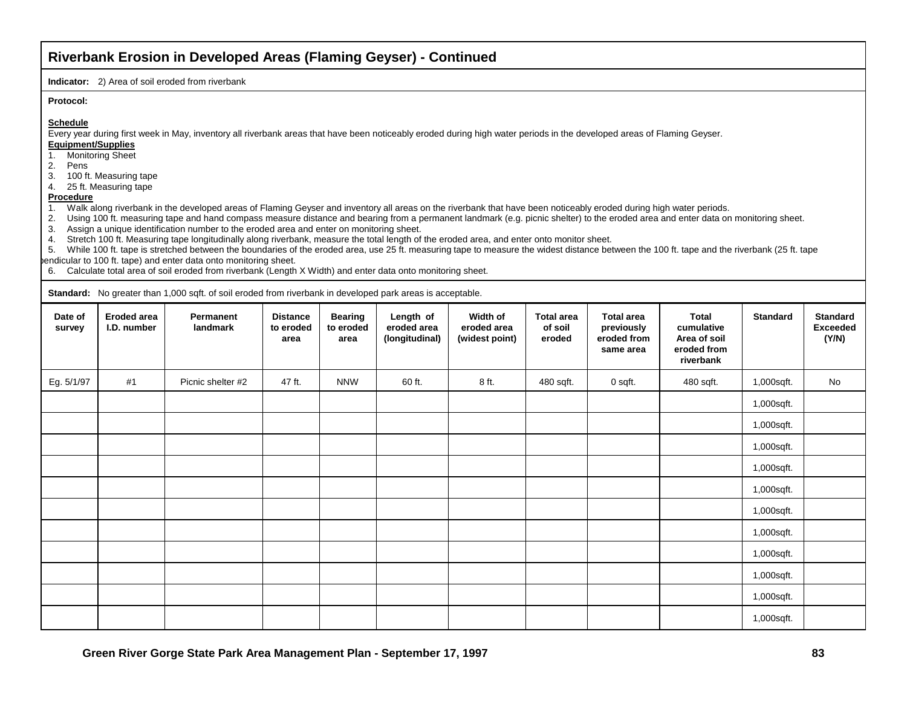## Riverbank Erosion in Developed Areas (Flaming Geyser) - Continued

**Indicator:** 2) Area of soil eroded from riverbank

**Protocol:**

**Schedule**

Every year during first week in May, inventory all riverbank areas that have been noticeably eroded during high water periods in the developed areas of Flaming Geyser.

**Equipment/Supplies**

1. Monitoring Sheet
2. Pens
3. 100 ft. Measuring tape
4. 25 ft. Measuring tape

**Procedure**

1. Walk along riverbank in the developed areas of Flaming Geyser and inventory all areas on the riverbank that have been noticeably eroded during high water periods.
2. Using 100 ft. measuring tape and hand compass measure distance and bearing from a permanent landmark (e.g. picnic shelter) to the eroded area and enter data on monitoring sheet.
3. Assign a unique identification number to the eroded area and enter on monitoring sheet.
4. Stretch 100 ft. Measuring tape longitudinally along riverbank, measure the total length of the eroded area, and enter onto monitor sheet.
5. While 100 ft. tape is stretched between the boundaries of the eroded area, use 25 ft. measuring tape to measure the widest distance between the 100 ft. tape and the riverbank (25 ft. tape pendicular to 100 ft. tape) and enter data onto monitoring sheet.
6. Calculate total area of soil eroded from riverbank (Length X Width) and enter data onto monitoring sheet.

**Standard:** No greater than 1,000 sqft. of soil eroded from riverbank in developed park areas is acceptable.

| Date of survey | Eroded area I.D. number | Permanent landmark | Distance to eroded area | Bearing to eroded area | Length of eroded area (longitudinal) | Width of eroded area (widest point) | Total area of soil eroded | Total area previously eroded from same area | Total cumulative Area of soil eroded from riverbank | Standard | Standard Exceeded (Y/N) |
|---|---|---|---|---|---|---|---|---|---|---|---|
| Eg. 5/1/97 | #1 | Picnic shelter #2 | 47 ft. | NNW | 60 ft. | 8 ft. | 480 sqft. | 0 sqft. | 480 sqft. | 1,000sqft. | No |
| | | | | | | | | | | 1,000sqft. | |
| | | | | | | | | | | 1,000sqft. | |
| | | | | | | | | | | 1,000sqft. | |
| | | | | | | | | | | 1,000sqft. | |
| | | | | | | | | | | 1,000sqft. | |
| | | | | | | | | | | 1,000sqft. | |
| | | | | | | | | | | 1,000sqft. | |
| | | | | | | | | | | 1,000sqft. | |
| | | | | | | | | | | 1,000sqft. | |
| | | | | | | | | | | 1,000sqft. | |
| | | | | | | | | | | 1,000sqft. | |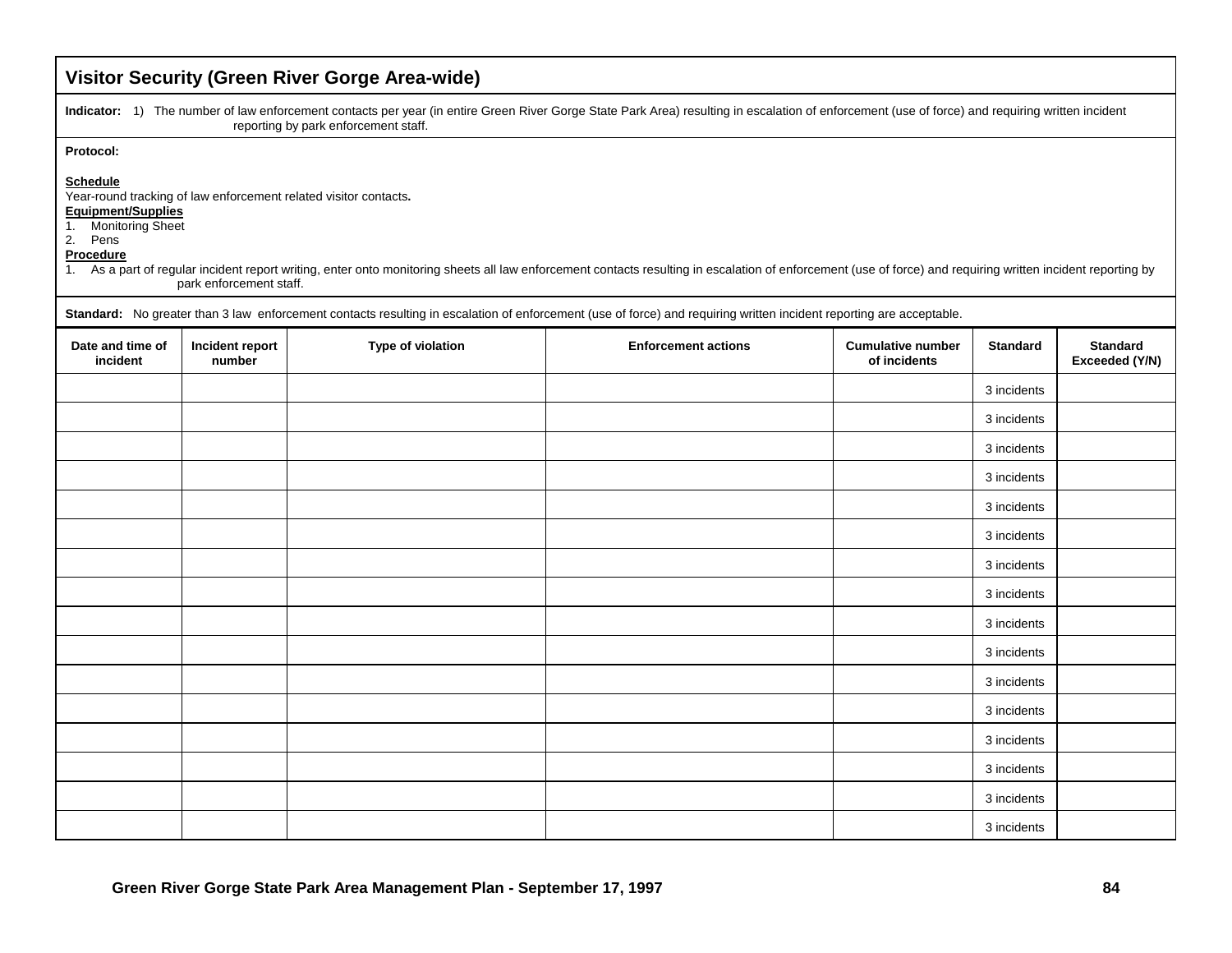## Visitor Security (Green River Gorge Area-wide)

**Indicator:** 1) The number of law enforcement contacts per year (in entire Green River Gorge State Park Area) resulting in escalation of enforcement (use of force) and requiring written incident reporting by park enforcement staff.

**Protocol:**

**Schedule**
Year-round tracking of law enforcement related visitor contacts**.**

**Equipment/Supplies**
1. Monitoring Sheet
2. Pens

**Procedure**
1. As a part of regular incident report writing, enter onto monitoring sheets all law enforcement contacts resulting in escalation of enforcement (use of force) and requiring written incident reporting by park enforcement staff.

**Standard:** No greater than 3 law enforcement contacts resulting in escalation of enforcement (use of force) and requiring written incident reporting are acceptable.

| Date and time of incident | Incident report number | Type of violation | Enforcement actions | Cumulative number of incidents | Standard | Standard Exceeded (Y/N) |
|---|---|---|---|---|---|---|
| | | | | | 3 incidents | |
| | | | | | 3 incidents | |
| | | | | | 3 incidents | |
| | | | | | 3 incidents | |
| | | | | | 3 incidents | |
| | | | | | 3 incidents | |
| | | | | | 3 incidents | |
| | | | | | 3 incidents | |
| | | | | | 3 incidents | |
| | | | | | 3 incidents | |
| | | | | | 3 incidents | |
| | | | | | 3 incidents | |
| | | | | | 3 incidents | |
| | | | | | 3 incidents | |
| | | | | | 3 incidents | |
| | | | | | 3 incidents | |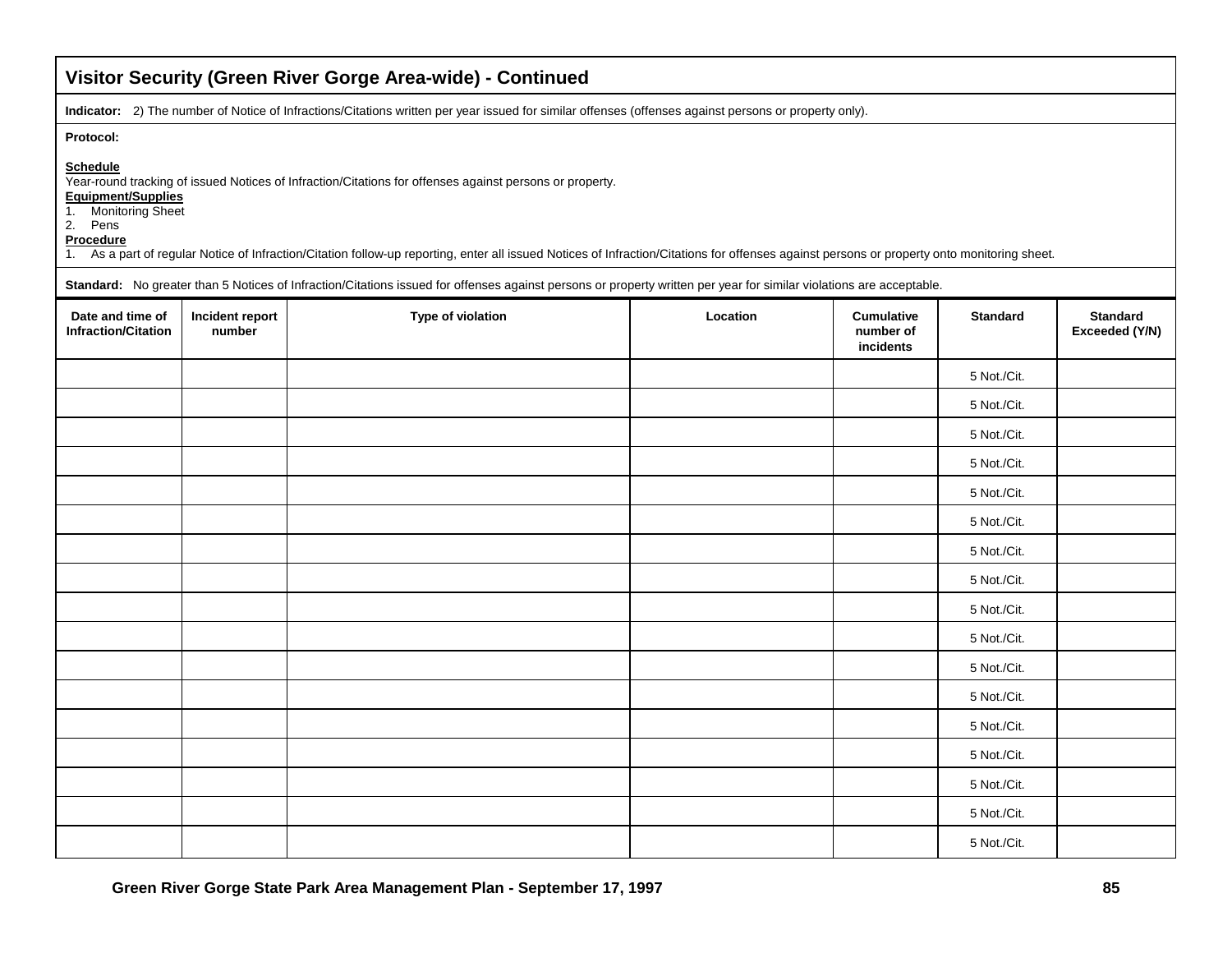## Visitor Security (Green River Gorge Area-wide) - Continued

**Indicator:** 2) The number of Notice of Infractions/Citations written per year issued for similar offenses (offenses against persons or property only).

**Protocol:**

**Schedule**
Year-round tracking of issued Notices of Infraction/Citations for offenses against persons or property.

**Equipment/Supplies**
1. Monitoring Sheet
2. Pens

**Procedure**
1. As a part of regular Notice of Infraction/Citation follow-up reporting, enter all issued Notices of Infraction/Citations for offenses against persons or property onto monitoring sheet.

**Standard:** No greater than 5 Notices of Infraction/Citations issued for offenses against persons or property written per year for similar violations are acceptable.

| Date and time of Infraction/Citation | Incident report number | Type of violation | Location | Cumulative number of incidents | Standard | Standard Exceeded (Y/N) |
|---|---|---|---|---|---|---|
| | | | | | 5 Not./Cit. | |
| | | | | | 5 Not./Cit. | |
| | | | | | 5 Not./Cit. | |
| | | | | | 5 Not./Cit. | |
| | | | | | 5 Not./Cit. | |
| | | | | | 5 Not./Cit. | |
| | | | | | 5 Not./Cit. | |
| | | | | | 5 Not./Cit. | |
| | | | | | 5 Not./Cit. | |
| | | | | | 5 Not./Cit. | |
| | | | | | 5 Not./Cit. | |
| | | | | | 5 Not./Cit. | |
| | | | | | 5 Not./Cit. | |
| | | | | | 5 Not./Cit. | |
| | | | | | 5 Not./Cit. | |
| | | | | | 5 Not./Cit. | |
| | | | | | 5 Not./Cit. | |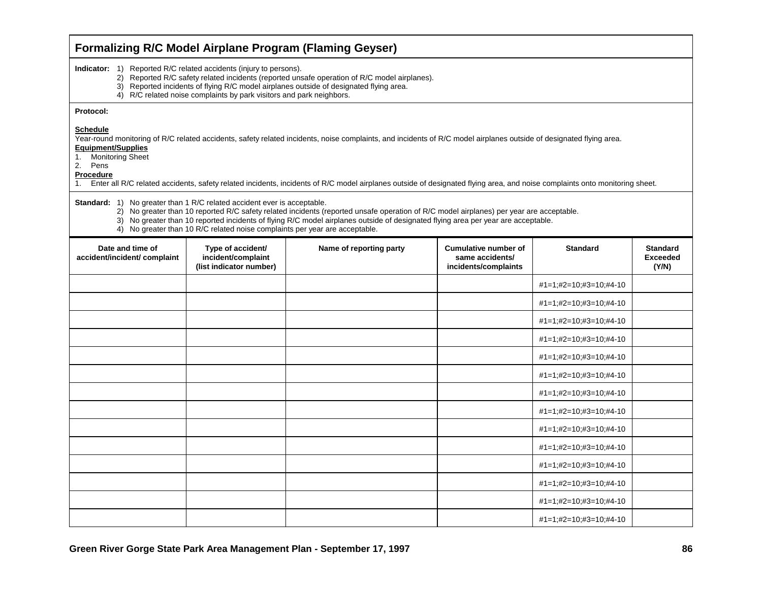## Formalizing R/C Model Airplane Program (Flaming Geyser)

**Indicator:**
1) Reported R/C related accidents (injury to persons).
2) Reported R/C safety related incidents (reported unsafe operation of R/C model airplanes).
3) Reported incidents of flying R/C model airplanes outside of designated flying area.
4) R/C related noise complaints by park visitors and park neighbors.

**Protocol:**

**Schedule**

Year-round monitoring of R/C related accidents, safety related incidents, noise complaints, and incidents of R/C model airplanes outside of designated flying area.

**Equipment/Supplies**

1. Monitoring Sheet
2. Pens

**Procedure**

1. Enter all R/C related accidents, safety related incidents, incidents of R/C model airplanes outside of designated flying area, and noise complaints onto monitoring sheet.

**Standard:**
1) No greater than 1 R/C related accident ever is acceptable.
2) No greater than 10 reported R/C safety related incidents (reported unsafe operation of R/C model airplanes) per year are acceptable.
3) No greater than 10 reported incidents of flying R/C model airplanes outside of designated flying area per year are acceptable.
4) No greater than 10 R/C related noise complaints per year are acceptable.

| Date and time of accident/incident/ complaint | Type of accident/ incident/complaint (list indicator number) | Name of reporting party | Cumulative number of same accidents/ incidents/complaints | Standard | Standard Exceeded (Y/N) |
|---|---|---|---|---|---|
| | | | | #1=1;#2=10;#3=10;#4-10 | |
| | | | | #1=1;#2=10;#3=10;#4-10 | |
| | | | | #1=1;#2=10;#3=10;#4-10 | |
| | | | | #1=1;#2=10;#3=10;#4-10 | |
| | | | | #1=1;#2=10;#3=10;#4-10 | |
| | | | | #1=1;#2=10;#3=10;#4-10 | |
| | | | | #1=1;#2=10;#3=10;#4-10 | |
| | | | | #1=1;#2=10;#3=10;#4-10 | |
| | | | | #1=1;#2=10;#3=10;#4-10 | |
| | | | | #1=1;#2=10;#3=10;#4-10 | |
| | | | | #1=1;#2=10;#3=10;#4-10 | |
| | | | | #1=1;#2=10;#3=10;#4-10 | |
| | | | | #1=1;#2=10;#3=10;#4-10 | |
| | | | | #1=1;#2=10;#3=10;#4-10 | |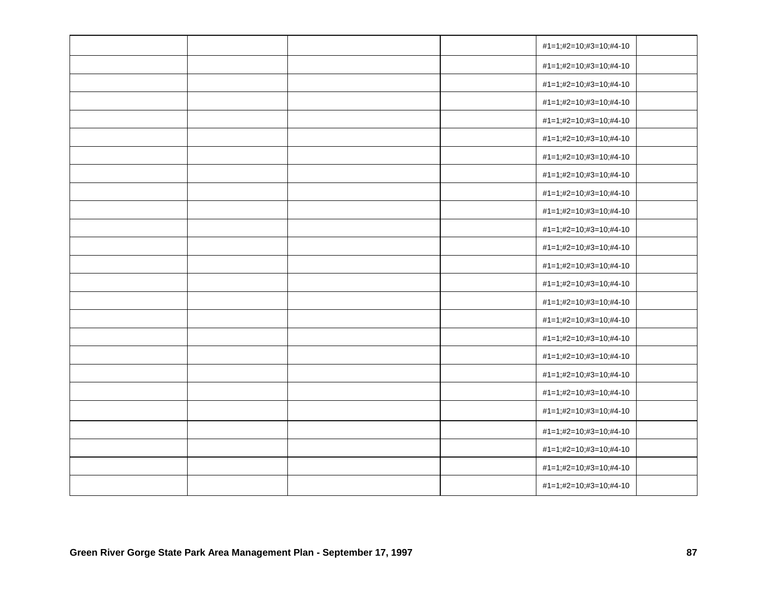| | | | | | |
|---|---|---|---|---|---|
| | | | | #1=1;#2=10;#3=10;#4-10 | |
| | | | | #1=1;#2=10;#3=10;#4-10 | |
| | | | | #1=1;#2=10;#3=10;#4-10 | |
| | | | | #1=1;#2=10;#3=10;#4-10 | |
| | | | | #1=1;#2=10;#3=10;#4-10 | |
| | | | | #1=1;#2=10;#3=10;#4-10 | |
| | | | | #1=1;#2=10;#3=10;#4-10 | |
| | | | | #1=1;#2=10;#3=10;#4-10 | |
| | | | | #1=1;#2=10;#3=10;#4-10 | |
| | | | | #1=1;#2=10;#3=10;#4-10 | |
| | | | | #1=1;#2=10;#3=10;#4-10 | |
| | | | | #1=1;#2=10;#3=10;#4-10 | |
| | | | | #1=1;#2=10;#3=10;#4-10 | |
| | | | | #1=1;#2=10;#3=10;#4-10 | |
| | | | | #1=1;#2=10;#3=10;#4-10 | |
| | | | | #1=1;#2=10;#3=10;#4-10 | |
| | | | | #1=1;#2=10;#3=10;#4-10 | |
| | | | | #1=1;#2=10;#3=10;#4-10 | |
| | | | | #1=1;#2=10;#3=10;#4-10 | |
| | | | | #1=1;#2=10;#3=10;#4-10 | |
| | | | | #1=1;#2=10;#3=10;#4-10 | |
| | | | | #1=1;#2=10;#3=10;#4-10 | |
| | | | | #1=1;#2=10;#3=10;#4-10 | |
| | | | | #1=1;#2=10;#3=10;#4-10 | |
| | | | | #1=1;#2=10;#3=10;#4-10 | |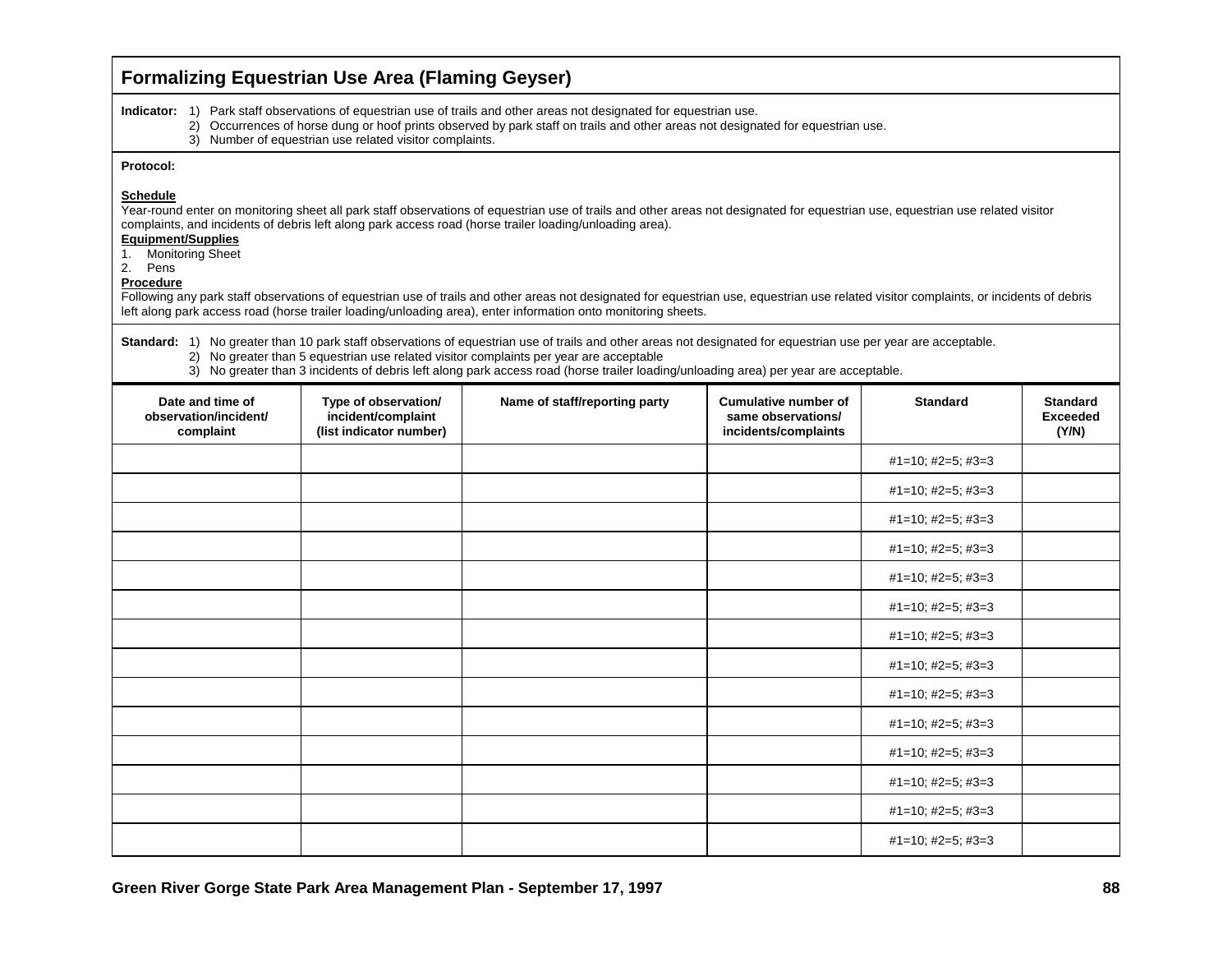## Formalizing Equestrian Use Area (Flaming Geyser)

**Indicator:** 1) Park staff observations of equestrian use of trails and other areas not designated for equestrian use.
2) Occurrences of horse dung or hoof prints observed by park staff on trails and other areas not designated for equestrian use.
3) Number of equestrian use related visitor complaints.

**Protocol:**

**Schedule**

Year-round enter on monitoring sheet all park staff observations of equestrian use of trails and other areas not designated for equestrian use, equestrian use related visitor complaints, and incidents of debris left along park access road (horse trailer loading/unloading area).

**Equipment/Supplies**

1. Monitoring Sheet
2. Pens

**Procedure**

Following any park staff observations of equestrian use of trails and other areas not designated for equestrian use, equestrian use related visitor complaints, or incidents of debris left along park access road (horse trailer loading/unloading area), enter information onto monitoring sheets.

**Standard:** 1) No greater than 10 park staff observations of equestrian use of trails and other areas not designated for equestrian use per year are acceptable.
2) No greater than 5 equestrian use related visitor complaints per year are acceptable
3) No greater than 3 incidents of debris left along park access road (horse trailer loading/unloading area) per year are acceptable.

| Date and time of observation/incident/ complaint | Type of observation/ incident/complaint (list indicator number) | Name of staff/reporting party | Cumulative number of same observations/ incidents/complaints | Standard | Standard Exceeded (Y/N) |
|---|---|---|---|---|---|
| | | | | #1=10; #2=5; #3=3 | |
| | | | | #1=10; #2=5; #3=3 | |
| | | | | #1=10; #2=5; #3=3 | |
| | | | | #1=10; #2=5; #3=3 | |
| | | | | #1=10; #2=5; #3=3 | |
| | | | | #1=10; #2=5; #3=3 | |
| | | | | #1=10; #2=5; #3=3 | |
| | | | | #1=10; #2=5; #3=3 | |
| | | | | #1=10; #2=5; #3=3 | |
| | | | | #1=10; #2=5; #3=3 | |
| | | | | #1=10; #2=5; #3=3 | |
| | | | | #1=10; #2=5; #3=3 | |
| | | | | #1=10; #2=5; #3=3 | |
| | | | | #1=10; #2=5; #3=3 | |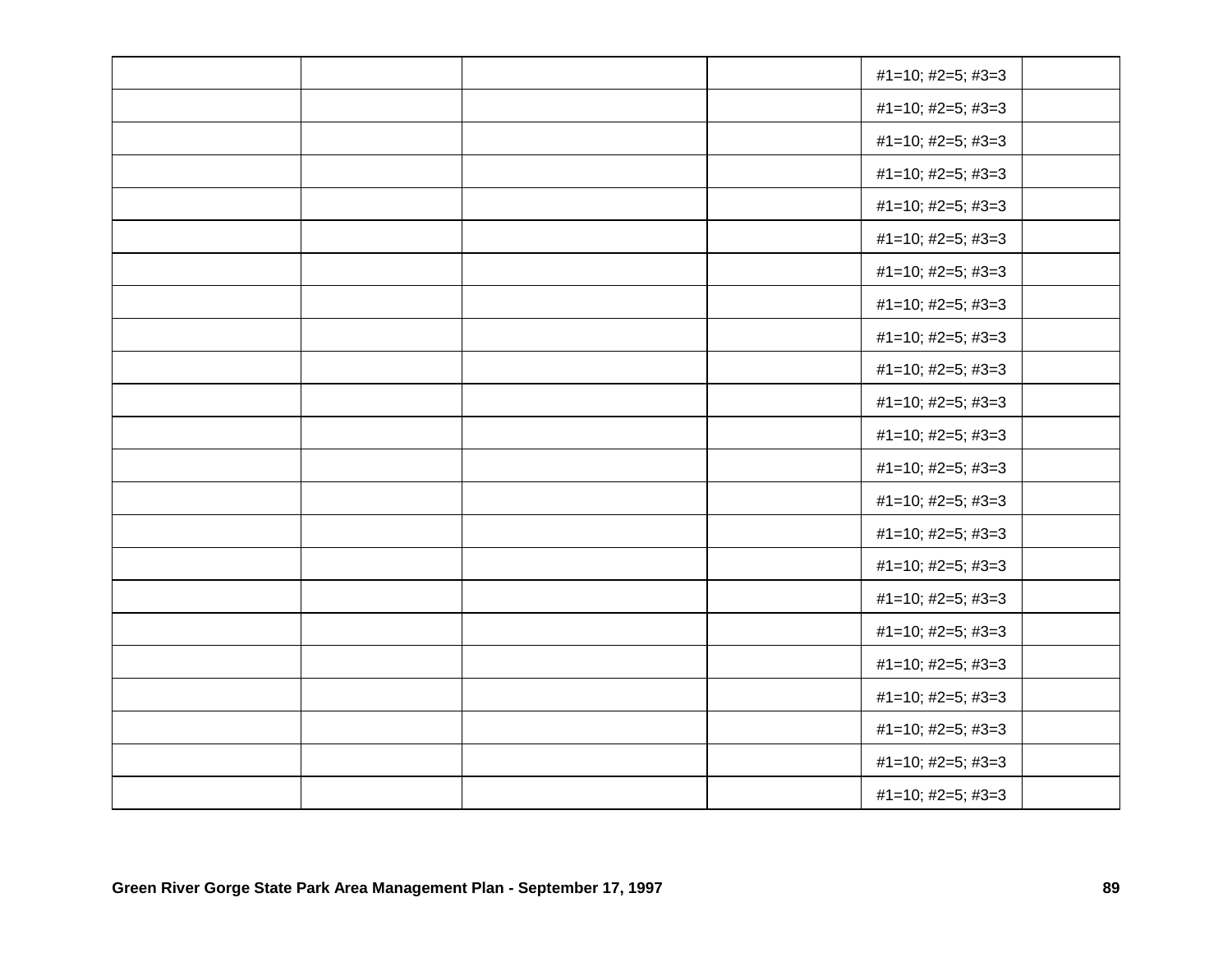| | | | | | |
|---|---|---|---|---|---|
| | | | | #1=10; #2=5; #3=3 | |
| | | | | #1=10; #2=5; #3=3 | |
| | | | | #1=10; #2=5; #3=3 | |
| | | | | #1=10; #2=5; #3=3 | |
| | | | | #1=10; #2=5; #3=3 | |
| | | | | #1=10; #2=5; #3=3 | |
| | | | | #1=10; #2=5; #3=3 | |
| | | | | #1=10; #2=5; #3=3 | |
| | | | | #1=10; #2=5; #3=3 | |
| | | | | #1=10; #2=5; #3=3 | |
| | | | | #1=10; #2=5; #3=3 | |
| | | | | #1=10; #2=5; #3=3 | |
| | | | | #1=10; #2=5; #3=3 | |
| | | | | #1=10; #2=5; #3=3 | |
| | | | | #1=10; #2=5; #3=3 | |
| | | | | #1=10; #2=5; #3=3 | |
| | | | | #1=10; #2=5; #3=3 | |
| | | | | #1=10; #2=5; #3=3 | |
| | | | | #1=10; #2=5; #3=3 | |
| | | | | #1=10; #2=5; #3=3 | |
| | | | | #1=10; #2=5; #3=3 | |
| | | | | #1=10; #2=5; #3=3 | |
| | | | | #1=10; #2=5; #3=3 | |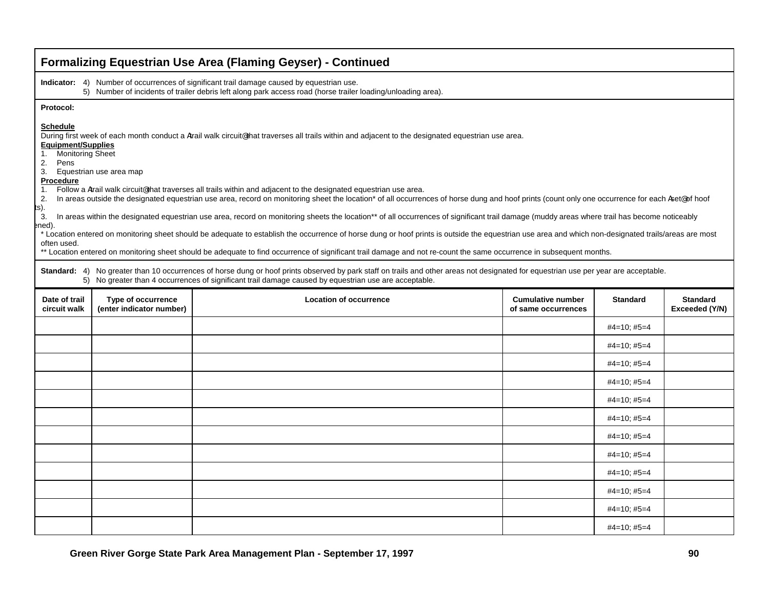## Formalizing Equestrian Use Area (Flaming Geyser) - Continued

**Indicator:** 4) Number of occurrences of significant trail damage caused by equestrian use.
5) Number of incidents of trailer debris left along park access road (horse trailer loading/unloading area).

**Protocol:**

**Schedule**
During first week of each month conduct a Atrail walk circuit@ that traverses all trails within and adjacent to the designated equestrian use area.

**Equipment/Supplies**
1. Monitoring Sheet
2. Pens
3. Equestrian use area map

**Procedure**
1. Follow a Atrail walk circuit@ that traverses all trails within and adjacent to the designated equestrian use area.
2. In areas outside the designated equestrian use area, record on monitoring sheet the location* of all occurrences of horse dung and hoof prints (count only one occurrence for each Aset@ of hoof ts).
3. In areas within the designated equestrian use area, record on monitoring sheets the location** of all occurrences of significant trail damage (muddy areas where trail has become noticeably ened).

\* Location entered on monitoring sheet should be adequate to establish the occurrence of horse dung or hoof prints is outside the equestrian use area and which non-designated trails/areas are most often used.
\** Location entered on monitoring sheet should be adequate to find occurrence of significant trail damage and not re-count the same occurrence in subsequent months.

**Standard:** 4) No greater than 10 occurrences of horse dung or hoof prints observed by park staff on trails and other areas not designated for equestrian use per year are acceptable.
5) No greater than 4 occurrences of significant trail damage caused by equestrian use are acceptable.

| Date of trail circuit walk | Type of occurrence (enter indicator number) | Location of occurrence | Cumulative number of same occurrences | Standard | Standard Exceeded (Y/N) |
|---|---|---|---|---|---|
| | | | | #4=10; #5=4 | |
| | | | | #4=10; #5=4 | |
| | | | | #4=10; #5=4 | |
| | | | | #4=10; #5=4 | |
| | | | | #4=10; #5=4 | |
| | | | | #4=10; #5=4 | |
| | | | | #4=10; #5=4 | |
| | | | | #4=10; #5=4 | |
| | | | | #4=10; #5=4 | |
| | | | | #4=10; #5=4 | |
| | | | | #4=10; #5=4 | |
| | | | | #4=10; #5=4 | |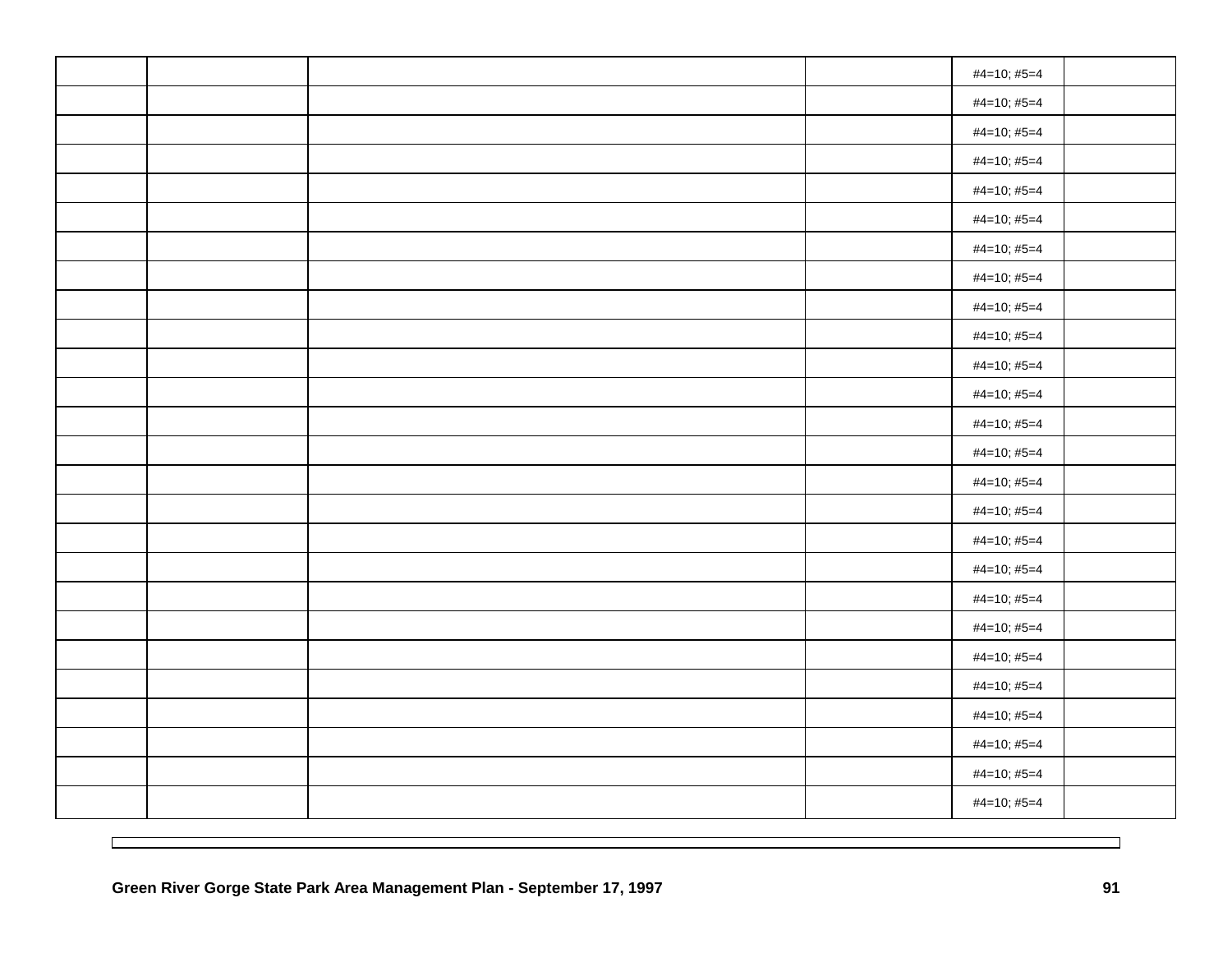| | | | | | |
|---|---|---|---|---|---|
| | | | | #4=10; #5=4 | |
| | | | | #4=10; #5=4 | |
| | | | | #4=10; #5=4 | |
| | | | | #4=10; #5=4 | |
| | | | | #4=10; #5=4 | |
| | | | | #4=10; #5=4 | |
| | | | | #4=10; #5=4 | |
| | | | | #4=10; #5=4 | |
| | | | | #4=10; #5=4 | |
| | | | | #4=10; #5=4 | |
| | | | | #4=10; #5=4 | |
| | | | | #4=10; #5=4 | |
| | | | | #4=10; #5=4 | |
| | | | | #4=10; #5=4 | |
| | | | | #4=10; #5=4 | |
| | | | | #4=10; #5=4 | |
| | | | | #4=10; #5=4 | |
| | | | | #4=10; #5=4 | |
| | | | | #4=10; #5=4 | |
| | | | | #4=10; #5=4 | |
| | | | | #4=10; #5=4 | |
| | | | | #4=10; #5=4 | |
| | | | | #4=10; #5=4 | |
| | | | | #4=10; #5=4 | |
| | | | | #4=10; #5=4 | |
| | | | | #4=10; #5=4 | |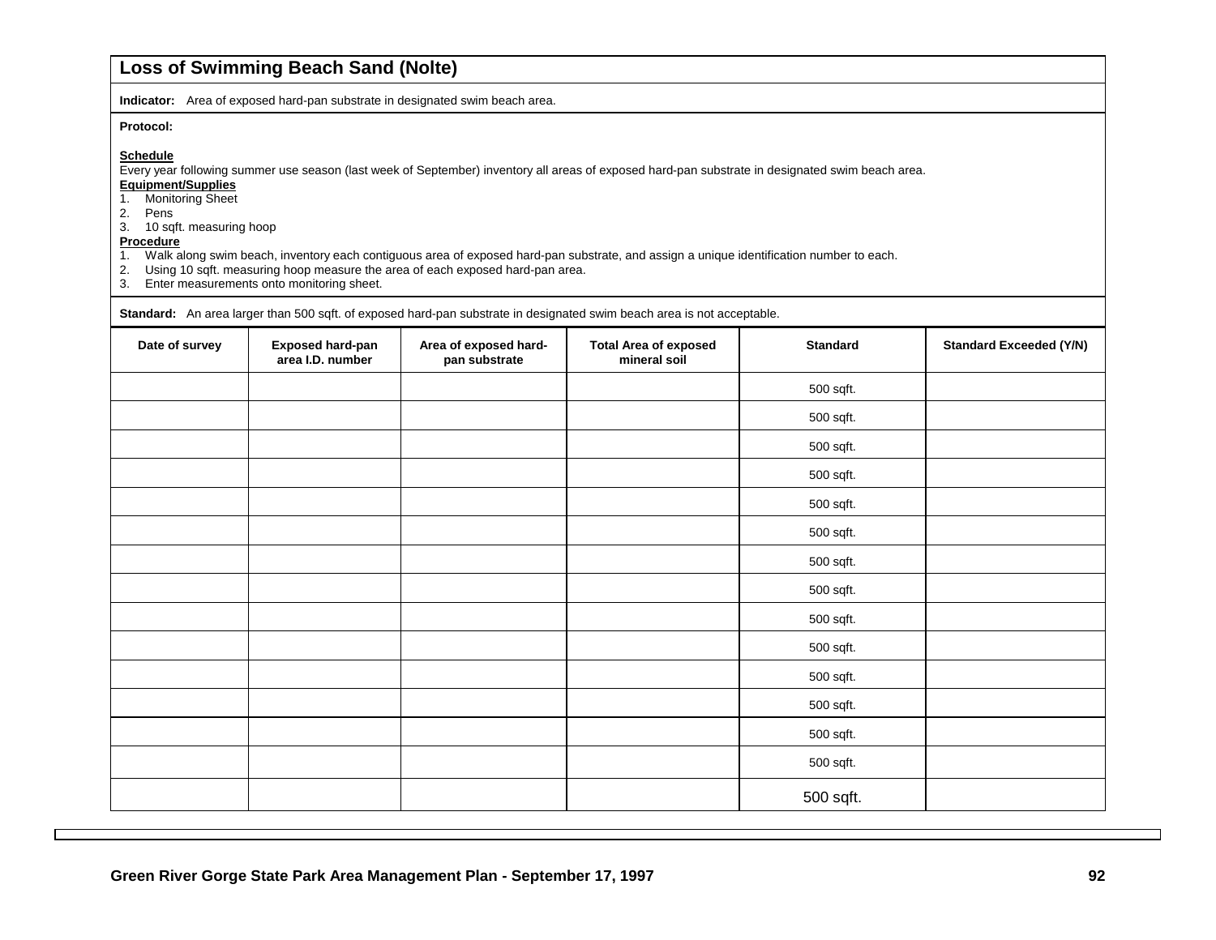## Loss of Swimming Beach Sand (Nolte)

**Indicator:** Area of exposed hard-pan substrate in designated swim beach area.

**Protocol:**

**Schedule**
Every year following summer use season (last week of September) inventory all areas of exposed hard-pan substrate in designated swim beach area.

**Equipment/Supplies**
1. Monitoring Sheet
2. Pens
3. 10 sqft. measuring hoop

**Procedure**
1. Walk along swim beach, inventory each contiguous area of exposed hard-pan substrate, and assign a unique identification number to each.
2. Using 10 sqft. measuring hoop measure the area of each exposed hard-pan area.
3. Enter measurements onto monitoring sheet.

**Standard:** An area larger than 500 sqft. of exposed hard-pan substrate in designated swim beach area is not acceptable.

| Date of survey | Exposed hard-pan area I.D. number | Area of exposed hard-pan substrate | Total Area of exposed mineral soil | Standard | Standard Exceeded (Y/N) |
|---|---|---|---|---|---|
| | | | | 500 sqft. | |
| | | | | 500 sqft. | |
| | | | | 500 sqft. | |
| | | | | 500 sqft. | |
| | | | | 500 sqft. | |
| | | | | 500 sqft. | |
| | | | | 500 sqft. | |
| | | | | 500 sqft. | |
| | | | | 500 sqft. | |
| | | | | 500 sqft. | |
| | | | | 500 sqft. | |
| | | | | 500 sqft. | |
| | | | | 500 sqft. | |
| | | | | 500 sqft. | |
| | | | | 500 sqft. | |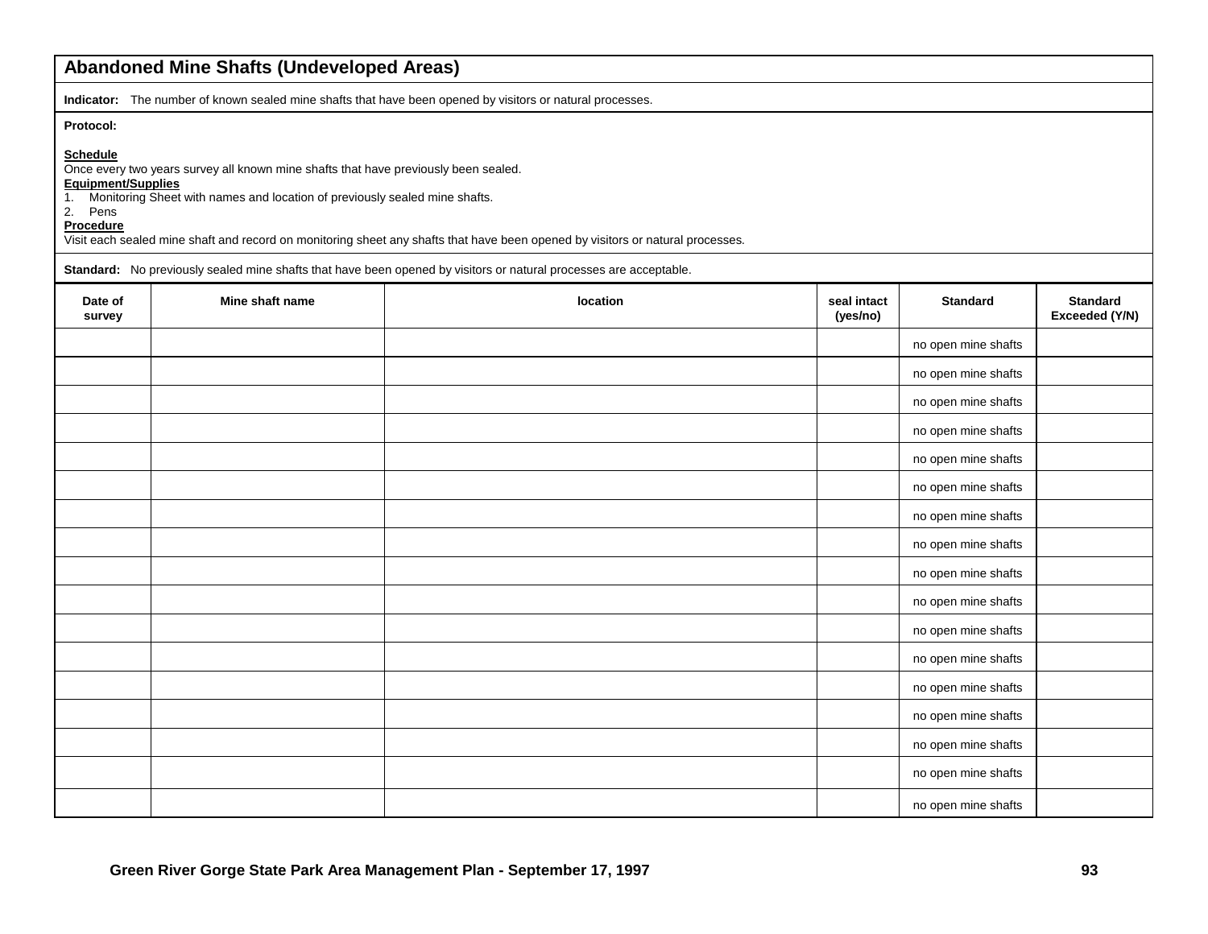## Abandoned Mine Shafts (Undeveloped Areas)

**Indicator:** The number of known sealed mine shafts that have been opened by visitors or natural processes.

**Protocol:**

**Schedule**
Once every two years survey all known mine shafts that have previously been sealed.

**Equipment/Supplies**
1. Monitoring Sheet with names and location of previously sealed mine shafts.
2. Pens

**Procedure**
Visit each sealed mine shaft and record on monitoring sheet any shafts that have been opened by visitors or natural processes.

**Standard:** No previously sealed mine shafts that have been opened by visitors or natural processes are acceptable.

| Date of survey | Mine shaft name | location | seal intact (yes/no) | Standard | Standard Exceeded (Y/N) |
|---|---|---|---|---|---|
| | | | | no open mine shafts | |
| | | | | no open mine shafts | |
| | | | | no open mine shafts | |
| | | | | no open mine shafts | |
| | | | | no open mine shafts | |
| | | | | no open mine shafts | |
| | | | | no open mine shafts | |
| | | | | no open mine shafts | |
| | | | | no open mine shafts | |
| | | | | no open mine shafts | |
| | | | | no open mine shafts | |
| | | | | no open mine shafts | |
| | | | | no open mine shafts | |
| | | | | no open mine shafts | |
| | | | | no open mine shafts | |
| | | | | no open mine shafts | |
| | | | | no open mine shafts | |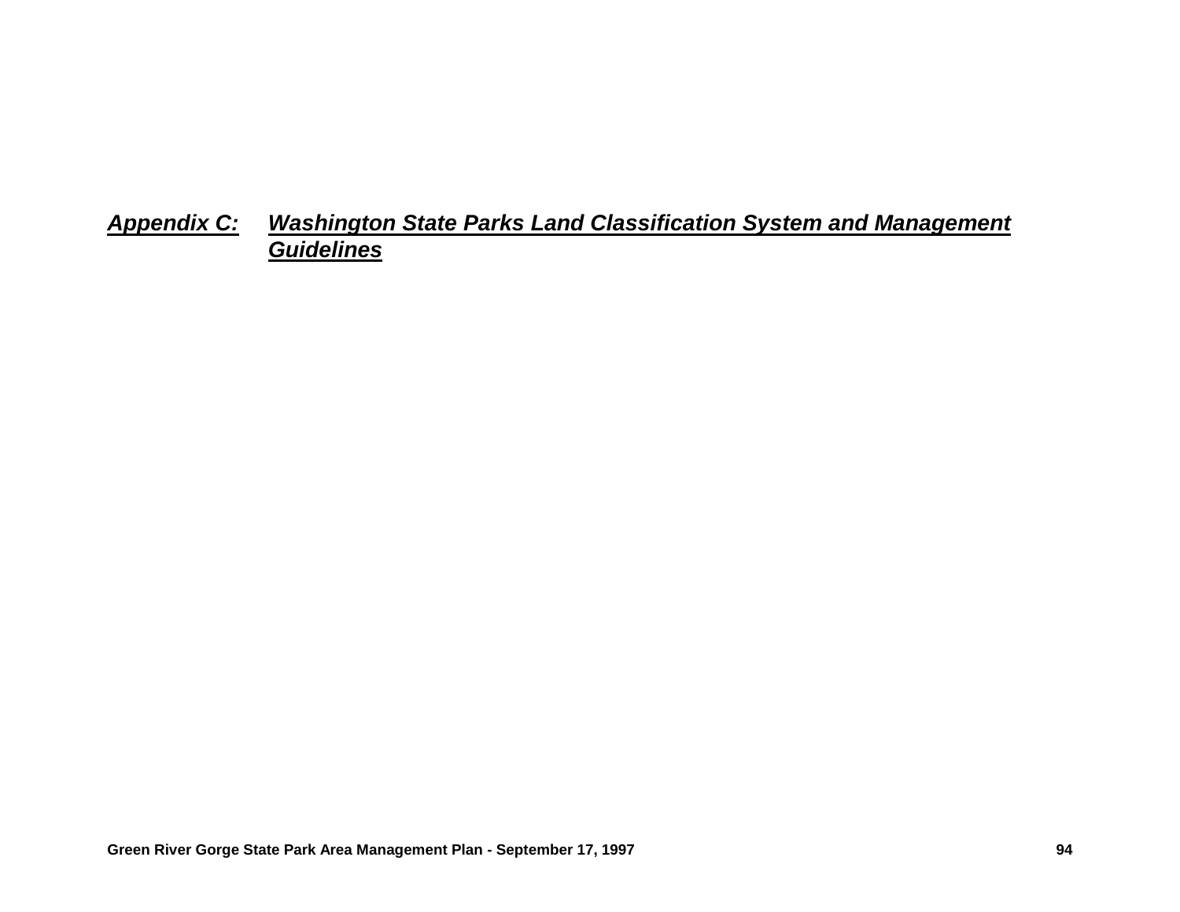# ***Appendix C: Washington State Parks Land Classification System and Management Guidelines***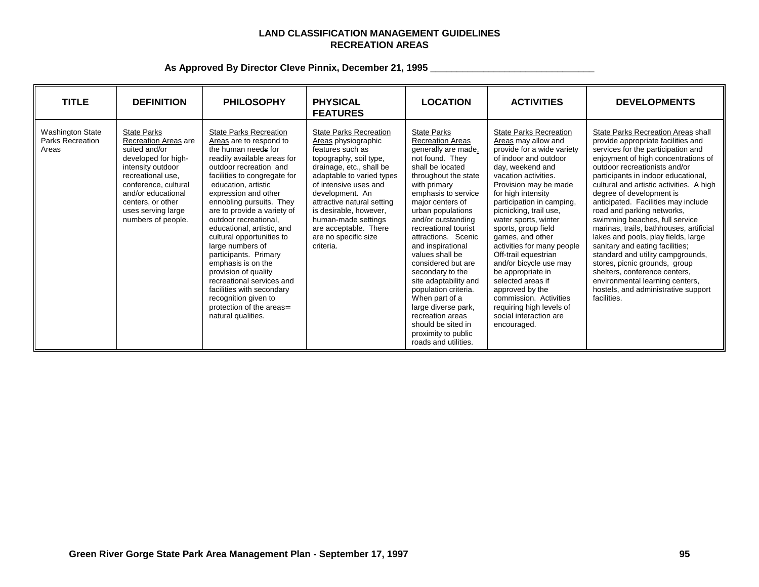**LAND CLASSIFICATION MANAGEMENT GUIDELINES**
**RECREATION AREAS**

**As Approved By Director Cleve Pinnix, December 21, 1995 ______________________________**

| TITLE | DEFINITION | PHILOSOPHY | PHYSICAL FEATURES | LOCATION | ACTIVITIES | DEVELOPMENTS |
|---|---|---|---|---|---|---|
| Washington State Parks Recreation Areas | State Parks Recreation Areas are suited and/or developed for high-intensity outdoor recreational use, conference, cultural and/or educational centers, or other uses serving large numbers of people. | State Parks Recreation Areas are to respond to the human needs for readily available areas for outdoor recreation and facilities to congregate for education, artistic expression and other ennobling pursuits. They are to provide a variety of outdoor recreational, educational, artistic, and cultural opportunities to large numbers of participants. Primary emphasis is on the provision of quality recreational services and facilities with secondary recognition given to protection of the areas= natural qualities. | State Parks Recreation Areas physiographic features such as topography, soil type, drainage, etc., shall be adaptable to varied types of intensive uses and development. An attractive natural setting is desirable, however, human-made settings are acceptable. There are no specific size criteria. | State Parks Recreation Areas generally are made, not found. They shall be located throughout the state with primary emphasis to service major centers of urban populations and/or outstanding recreational tourist attractions. Scenic and inspirational values shall be considered but are secondary to the site adaptability and population criteria. When part of a large diverse park, recreation areas should be sited in proximity to public roads and utilities. | State Parks Recreation Areas may allow and provide for a wide variety of indoor and outdoor day, weekend and vacation activities. Provision may be made for high intensity participation in camping, picnicking, trail use, water sports, winter sports, group field games, and other activities for many people Off-trail equestrian and/or bicycle use may be appropriate in selected areas if approved by the commission. Activities requiring high levels of social interaction are encouraged. | State Parks Recreation Areas shall provide appropriate facilities and services for the participation and enjoyment of high concentrations of outdoor recreationists and/or participants in indoor educational, cultural and artistic activities. A high degree of development is anticipated. Facilities may include road and parking networks, swimming beaches, full service marinas, trails, bathhouses, artificial lakes and pools, play fields, large sanitary and eating facilities; standard and utility campgrounds, stores, picnic grounds, group shelters, conference centers, environmental learning centers, hostels, and administrative support facilities. |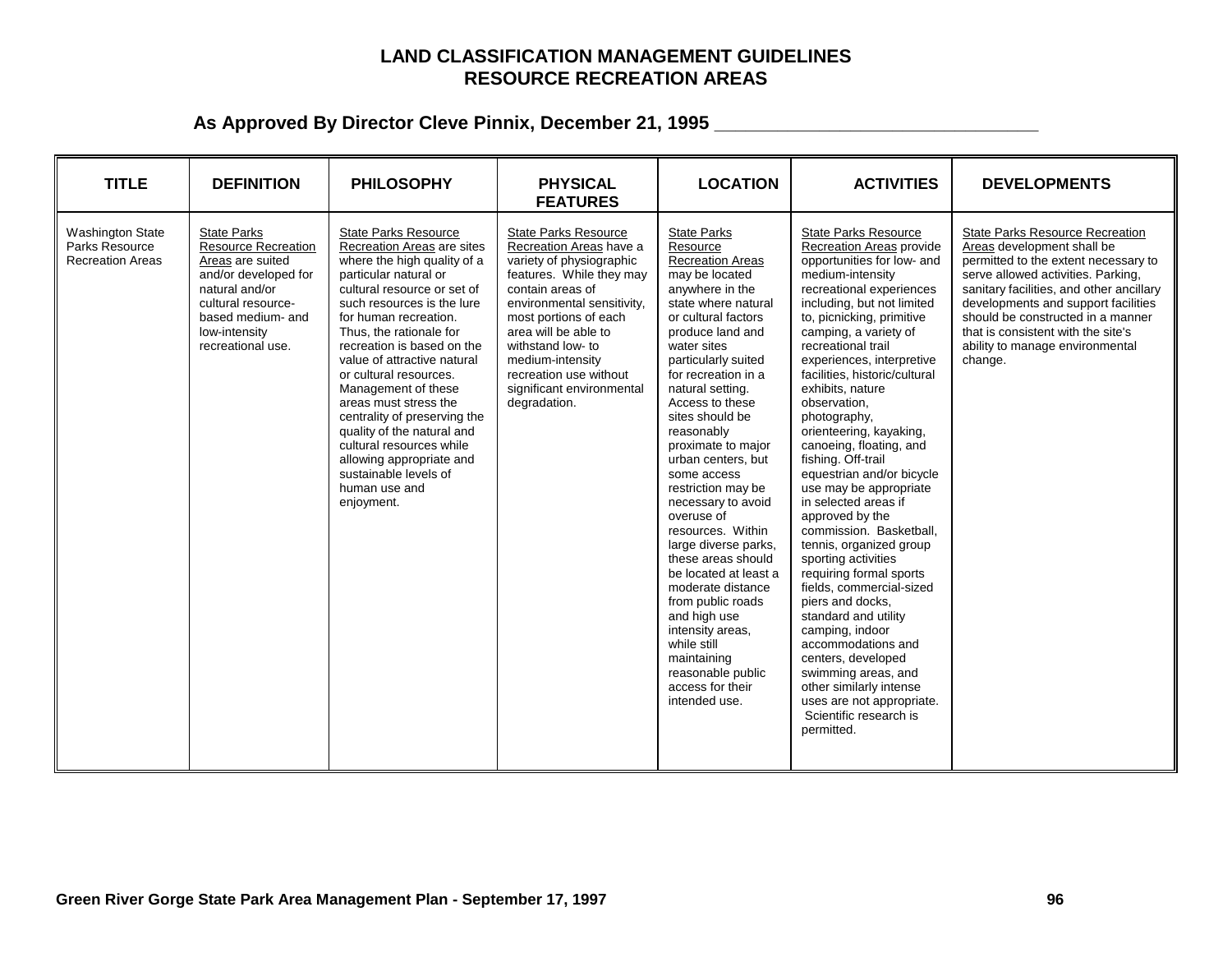# LAND CLASSIFICATION MANAGEMENT GUIDELINES
## RESOURCE RECREATION AREAS

### As Approved By Director Cleve Pinnix, December 21, 1995

| TITLE | DEFINITION | PHILOSOPHY | PHYSICAL FEATURES | LOCATION | ACTIVITIES | DEVELOPMENTS |
|---|---|---|---|---|---|---|
| Washington State Parks Resource Recreation Areas | State Parks Resource Recreation Areas are suited and/or developed for natural and/or cultural resource-based medium- and low-intensity recreational use. | State Parks Resource Recreation Areas are sites where the high quality of a particular natural or cultural resource or set of such resources is the lure for human recreation. Thus, the rationale for recreation is based on the value of attractive natural or cultural resources. Management of these areas must stress the centrality of preserving the quality of the natural and cultural resources while allowing appropriate and sustainable levels of human use and enjoyment. | State Parks Resource Recreation Areas have a variety of physiographic features. While they may contain areas of environmental sensitivity, most portions of each area will be able to withstand low- to medium-intensity recreation use without significant environmental degradation. | State Parks Resource Recreation Areas may be located anywhere in the state where natural or cultural factors produce land and water sites particularly suited for recreation in a natural setting. Access to these sites should be reasonably proximate to major urban centers, but some access restriction may be necessary to avoid overuse of resources. Within large diverse parks, these areas should be located at least a moderate distance from public roads and high use intensity areas, while still maintaining reasonable public access for their intended use. | State Parks Resource Recreation Areas provide opportunities for low- and medium-intensity recreational experiences including, but not limited to, picnicking, primitive camping, a variety of recreational trail experiences, interpretive facilities, historic/cultural exhibits, nature observation, photography, orienteering, kayaking, canoeing, floating, and fishing. Off-trail equestrian and/or bicycle use may be appropriate in selected areas if approved by the commission. Basketball, tennis, organized group sporting activities requiring formal sports fields, commercial-sized piers and docks, standard and utility camping, indoor accommodations and centers, developed swimming areas, and other similarly intense uses are not appropriate. Scientific research is permitted. | State Parks Resource Recreation Areas development shall be permitted to the extent necessary to serve allowed activities. Parking, sanitary facilities, and other ancillary developments and support facilities should be constructed in a manner that is consistent with the site's ability to manage environmental change. |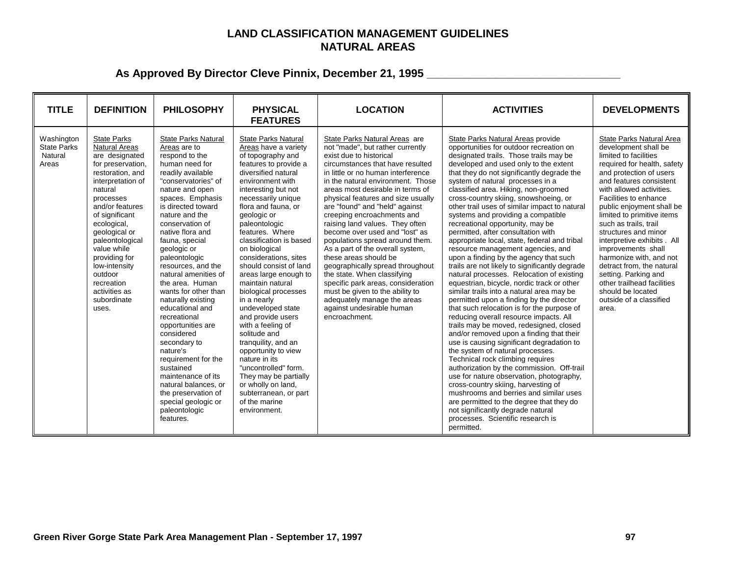# LAND CLASSIFICATION MANAGEMENT GUIDELINES
# NATURAL AREAS

## As Approved By Director Cleve Pinnix, December 21, 1995

| TITLE | DEFINITION | PHILOSOPHY | PHYSICAL FEATURES | LOCATION | ACTIVITIES | DEVELOPMENTS |
|---|---|---|---|---|---|---|
| Washington State Parks Natural Areas | State Parks Natural Areas are designated for preservation, restoration, and interpretation of natural processes and/or features of significant ecological, geological or paleontological value while providing for low-intensity outdoor recreation activities as subordinate uses. | State Parks Natural Areas are to respond to the human need for readily available "conservatories" of nature and open spaces. Emphasis is directed toward nature and the conservation of native flora and fauna, special geologic or paleontologic resources, and the natural amenities of the area. Human wants for other than naturally existing educational and recreational opportunities are considered secondary to nature's requirement for the sustained maintenance of its natural balances, or the preservation of special geologic or paleontologic features. | State Parks Natural Areas have a variety of topography and features to provide a diversified natural environment with interesting but not necessarily unique flora and fauna, or geologic or paleontologic features. Where classification is based on biological considerations, sites should consist of land areas large enough to maintain natural biological processes in a nearly undeveloped state and provide users with a feeling of solitude and tranquility, and an opportunity to view nature in its "uncontrolled" form. They may be partially or wholly on land, subterranean, or part of the marine environment. | State Parks Natural Areas are not "made", but rather currently exist due to historical circumstances that have resulted in little or no human interference in the natural environment. Those areas most desirable in terms of physical features and size usually are "found" and "held" against creeping encroachments and raising land values. They often become over used and "lost" as populations spread around them. As a part of the overall system, these areas should be geographically spread throughout the state. When classifying specific park areas, consideration must be given to the ability to adequately manage the areas against undesirable human encroachment. | State Parks Natural Areas provide opportunities for outdoor recreation on designated trails. Those trails may be developed and used only to the extent that they do not significantly degrade the system of natural processes in a classified area. Hiking, non-groomed cross-country skiing, snowshoeing, or other trail uses of similar impact to natural systems and providing a compatible recreational opportunity, may be permitted, after consultation with appropriate local, state, federal and tribal resource management agencies, and upon a finding by the agency that such trails are not likely to significantly degrade natural processes. Relocation of existing equestrian, bicycle, nordic track or other similar trails into a natural area may be permitted upon a finding by the director that such relocation is for the purpose of reducing overall resource impacts. All trails may be moved, redesigned, closed and/or removed upon a finding that their use is causing significant degradation to the system of natural processes. Technical rock climbing requires authorization by the commission. Off-trail use for nature observation, photography, cross-country skiing, harvesting of mushrooms and berries and similar uses are permitted to the degree that they do not significantly degrade natural processes. Scientific research is permitted. | State Parks Natural Area development shall be limited to facilities required for health, safety and protection of users and features consistent with allowed activities. Facilities to enhance public enjoyment shall be limited to primitive items such as trails, trail structures and minor interpretive exhibits . All improvements shall harmonize with, and not detract from, the natural setting. Parking and other trailhead facilities should be located outside of a classified area. |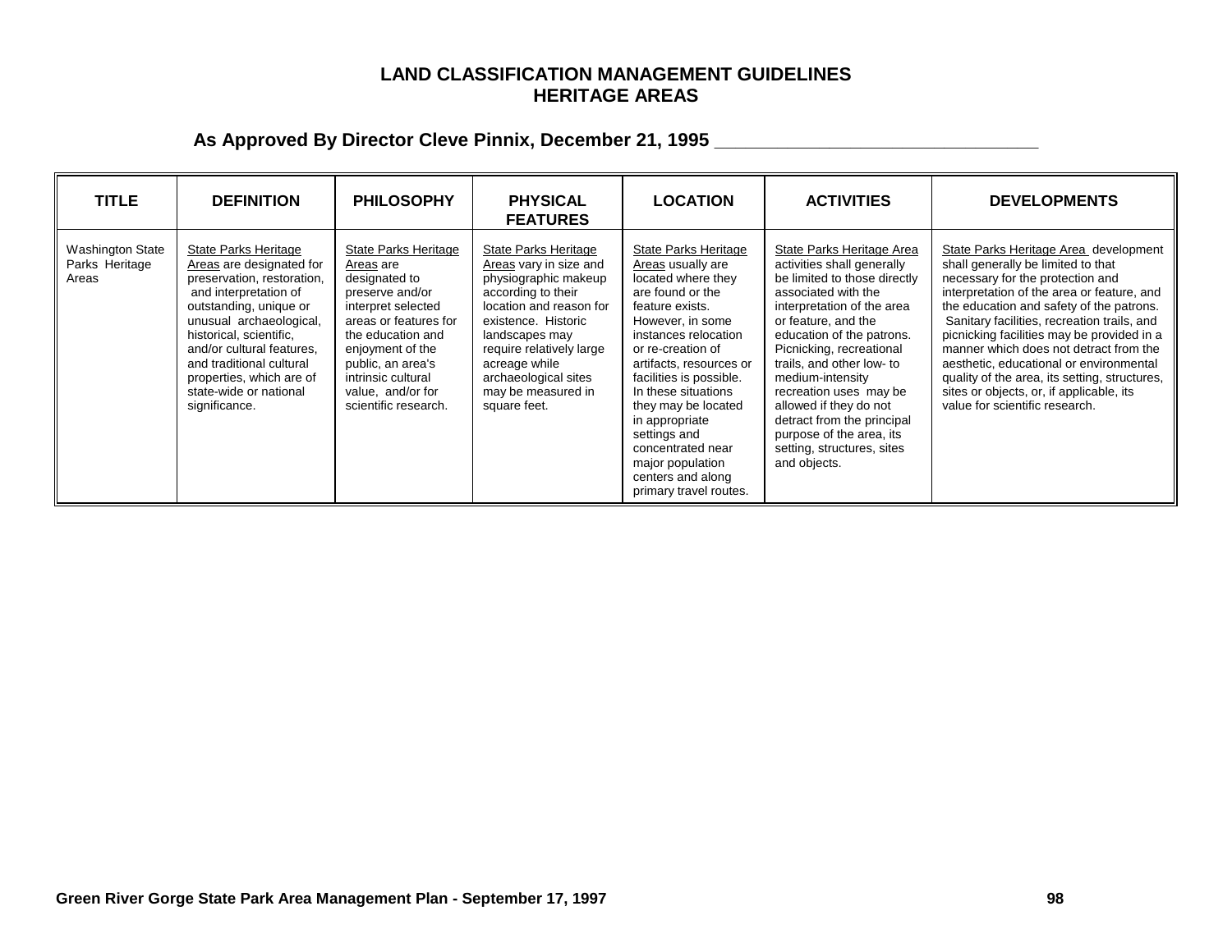# LAND CLASSIFICATION MANAGEMENT GUIDELINES
# HERITAGE AREAS

**As Approved By Director Cleve Pinnix, December 21, 1995 ________________________________**

| TITLE | DEFINITION | PHILOSOPHY | PHYSICAL FEATURES | LOCATION | ACTIVITIES | DEVELOPMENTS |
|---|---|---|---|---|---|---|
| Washington State Parks Heritage Areas | State Parks Heritage Areas are designated for preservation, restoration, and interpretation of outstanding, unique or unusual archaeological, historical, scientific, and/or cultural features, and traditional cultural properties, which are of state-wide or national significance. | State Parks Heritage Areas are designated to preserve and/or interpret selected areas or features for the education and enjoyment of the public, an area's intrinsic cultural value, and/or for scientific research. | State Parks Heritage Areas vary in size and physiographic makeup according to their location and reason for existence. Historic landscapes may require relatively large acreage while archaeological sites may be measured in square feet. | State Parks Heritage Areas usually are located where they are found or the feature exists. However, in some instances relocation or re-creation of artifacts, resources or facilities is possible. In these situations they may be located in appropriate settings and concentrated near major population centers and along primary travel routes. | State Parks Heritage Area activities shall generally be limited to those directly associated with the interpretation of the area or feature, and the education of the patrons. Picnicking, recreational trails, and other low- to medium-intensity recreation uses may be allowed if they do not detract from the principal purpose of the area, its setting, structures, sites and objects. | State Parks Heritage Area development shall generally be limited to that necessary for the protection and interpretation of the area or feature, and the education and safety of the patrons. Sanitary facilities, recreation trails, and picnicking facilities may be provided in a manner which does not detract from the aesthetic, educational or environmental quality of the area, its setting, structures, sites or objects, or, if applicable, its value for scientific research. |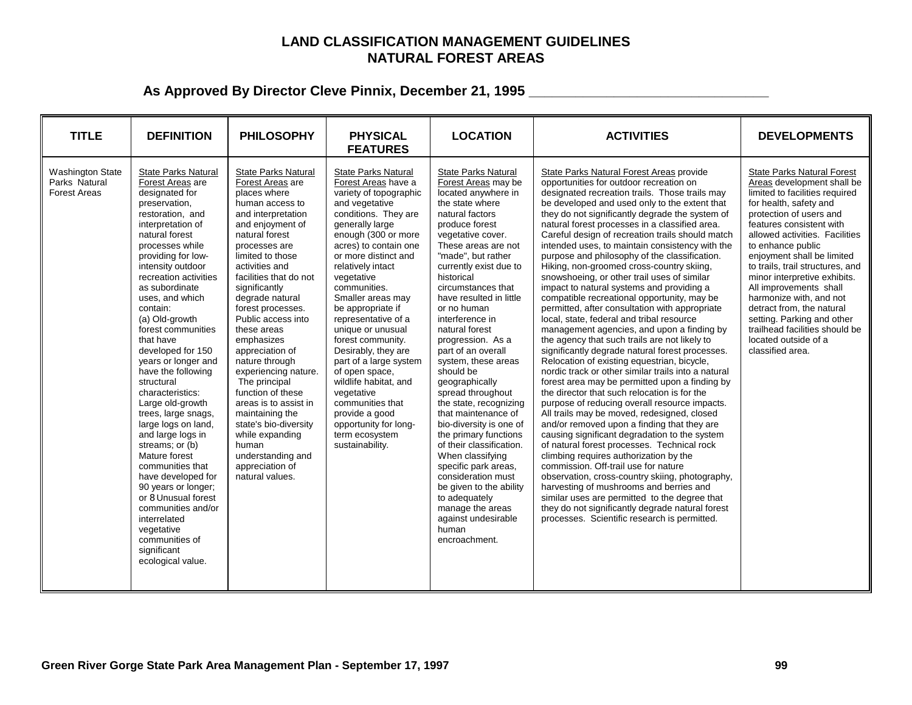# LAND CLASSIFICATION MANAGEMENT GUIDELINES
# NATURAL FOREST AREAS

## As Approved By Director Cleve Pinnix, December 21, 1995 ________________________________

| TITLE | DEFINITION | PHILOSOPHY | PHYSICAL FEATURES | LOCATION | ACTIVITIES | DEVELOPMENTS |
|---|---|---|---|---|---|---|
| Washington State Parks Natural Forest Areas | State Parks Natural Forest Areas are designated for preservation, restoration, and interpretation of natural forest processes while providing for low-intensity outdoor recreation activities as subordinate uses, and which contain: (a) Old-growth forest communities that have developed for 150 years or longer and have the following structural characteristics: Large old-growth trees, large snags, large logs on land, and large logs in streams; or (b) Mature forest communities that have developed for 90 years or longer; or 8 Unusual forest communities and/or interrelated vegetative communities of significant ecological value. | State Parks Natural Forest Areas are places where human access to and interpretation and enjoyment of natural forest processes are limited to those activities and facilities that do not significantly degrade natural forest processes. Public access into these areas emphasizes appreciation of nature through experiencing nature. The principal function of these areas is to assist in maintaining the state's bio-diversity while expanding human understanding and appreciation of natural values. | State Parks Natural Forest Areas have a variety of topographic and vegetative conditions. They are generally large enough (300 or more acres) to contain one or more distinct and relatively intact vegetative communities. Smaller areas may be appropriate if representative of a unique or unusual forest community. Desirably, they are part of a large system of open space, wildlife habitat, and vegetative communities that provide a good opportunity for long-term ecosystem sustainability. | State Parks Natural Forest Areas may be located anywhere in the state where natural factors produce forest vegetative cover. These areas are not "made", but rather currently exist due to historical circumstances that have resulted in little or no human interference in natural forest progression. As a part of an overall system, these areas should be geographically spread throughout the state, recognizing that maintenance of bio-diversity is one of the primary functions of their classification. When classifying specific park areas, consideration must be given to the ability to adequately manage the areas against undesirable human encroachment. | State Parks Natural Forest Areas provide opportunities for outdoor recreation on designated recreation trails. Those trails may be developed and used only to the extent that they do not significantly degrade the system of natural forest processes in a classified area. Careful design of recreation trails should match intended uses, to maintain consistency with the purpose and philosophy of the classification. Hiking, non-groomed cross-country skiing, snowshoeing, or other trail uses of similar impact to natural systems and providing a compatible recreational opportunity, may be permitted, after consultation with appropriate local, state, federal and tribal resource management agencies, and upon a finding by the agency that such trails are not likely to significantly degrade natural forest processes. Relocation of existing equestrian, bicycle, nordic track or other similar trails into a natural forest area may be permitted upon a finding by the director that such relocation is for the purpose of reducing overall resource impacts. All trails may be moved, redesigned, closed and/or removed upon a finding that they are causing significant degradation to the system of natural forest processes. Technical rock climbing requires authorization by the commission. Off-trail use for nature observation, cross-country skiing, photography, harvesting of mushrooms and berries and similar uses are permitted to the degree that they do not significantly degrade natural forest processes. Scientific research is permitted. | State Parks Natural Forest Areas development shall be limited to facilities required for health, safety and protection of users and features consistent with allowed activities. Facilities to enhance public enjoyment shall be limited to trails, trail structures, and minor interpretive exhibits. All improvements shall harmonize with, and not detract from, the natural setting. Parking and other trailhead facilities should be located outside of a classified area. |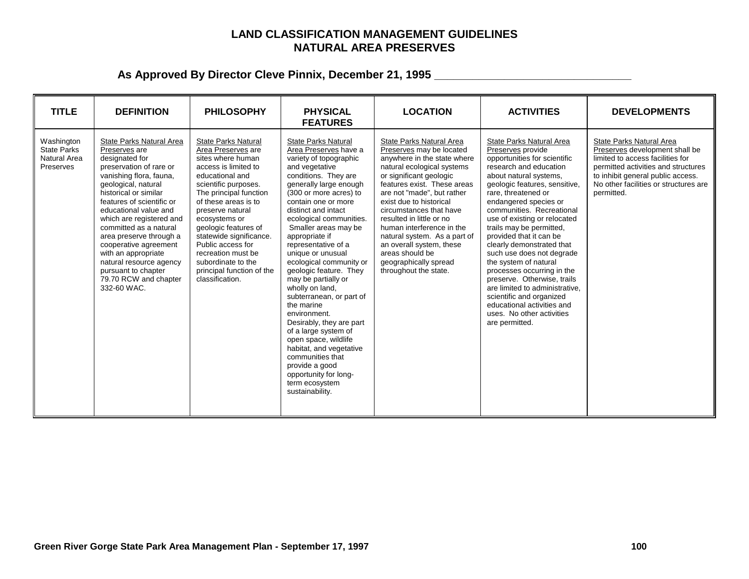# LAND CLASSIFICATION MANAGEMENT GUIDELINES
# NATURAL AREA PRESERVES

**As Approved By Director Cleve Pinnix, December 21, 1995 ________________________________**

| TITLE | DEFINITION | PHILOSOPHY | PHYSICAL FEATURES | LOCATION | ACTIVITIES | DEVELOPMENTS |
|---|---|---|---|---|---|---|
| Washington State Parks Natural Area Preserves | State Parks Natural Area Preserves are designated for preservation of rare or vanishing flora, fauna, geological, natural historical or similar features of scientific or educational value and which are registered and committed as a natural area preserve through a cooperative agreement with an appropriate natural resource agency pursuant to chapter 79.70 RCW and chapter 332-60 WAC. | State Parks Natural Area Preserves are sites where human access is limited to educational and scientific purposes. The principal function of these areas is to preserve natural ecosystems or geologic features of statewide significance. Public access for recreation must be subordinate to the principal function of the classification. | State Parks Natural Area Preserves have a variety of topographic and vegetative conditions. They are generally large enough (300 or more acres) to contain one or more distinct and intact ecological communities. Smaller areas may be appropriate if representative of a unique or unusual ecological community or geologic feature. They may be partially or wholly on land, subterranean, or part of the marine environment. Desirably, they are part of a large system of open space, wildlife habitat, and vegetative communities that provide a good opportunity for long-term ecosystem sustainability. | State Parks Natural Area Preserves may be located anywhere in the state where natural ecological systems or significant geologic features exist. These areas are not "made", but rather exist due to historical circumstances that have resulted in little or no human interference in the natural system. As a part of an overall system, these areas should be geographically spread throughout the state. | State Parks Natural Area Preserves provide opportunities for scientific research and education about natural systems, geologic features, sensitive, rare, threatened or endangered species or communities. Recreational use of existing or relocated trails may be permitted, provided that it can be clearly demonstrated that such use does not degrade the system of natural processes occurring in the preserve. Otherwise, trails are limited to administrative, scientific and organized educational activities and uses. No other activities are permitted. | State Parks Natural Area Preserves development shall be limited to access facilities for permitted activities and structures to inhibit general public access. No other facilities or structures are permitted. |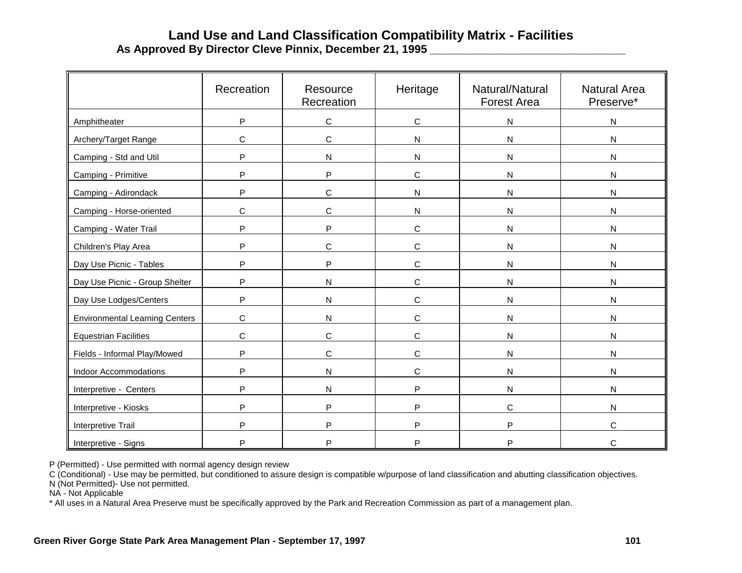# Land Use and Land Classification Compatibility Matrix - Facilities

**As Approved By Director Cleve Pinnix, December 21, 1995 ______________________________**

| | Recreation | Resource Recreation | Heritage | Natural/Natural Forest Area | Natural Area Preserve* |
|---|---|---|---|---|---|
| Amphitheater | P | C | C | N | N |
| Archery/Target Range | C | C | N | N | N |
| Camping - Std and Util | P | N | N | N | N |
| Camping - Primitive | P | P | C | N | N |
| Camping - Adirondack | P | C | N | N | N |
| Camping - Horse-oriented | C | C | N | N | N |
| Camping - Water Trail | P | P | C | N | N |
| Children's Play Area | P | C | C | N | N |
| Day Use Picnic - Tables | P | P | C | N | N |
| Day Use Picnic - Group Shelter | P | N | C | N | N |
| Day Use Lodges/Centers | P | N | C | N | N |
| Environmental Learning Centers | C | N | C | N | N |
| Equestrian Facilities | C | C | C | N | N |
| Fields - Informal Play/Mowed | P | C | C | N | N |
| Indoor Accommodations | P | N | C | N | N |
| Interpretive - Centers | P | N | P | N | N |
| Interpretive - Kiosks | P | P | P | C | N |
| Interpretive Trail | P | P | P | P | C |
| Interpretive - Signs | P | P | P | P | C |

P (Permitted) - Use permitted with normal agency design review

C (Conditional) - Use may be permitted, but conditioned to assure design is compatible w/purpose of land classification and abutting classification objectives.

N (Not Permitted)- Use not permitted.

NA - Not Applicable

* All uses in a Natural Area Preserve must be specifically approved by the Park and Recreation Commission as part of a management plan.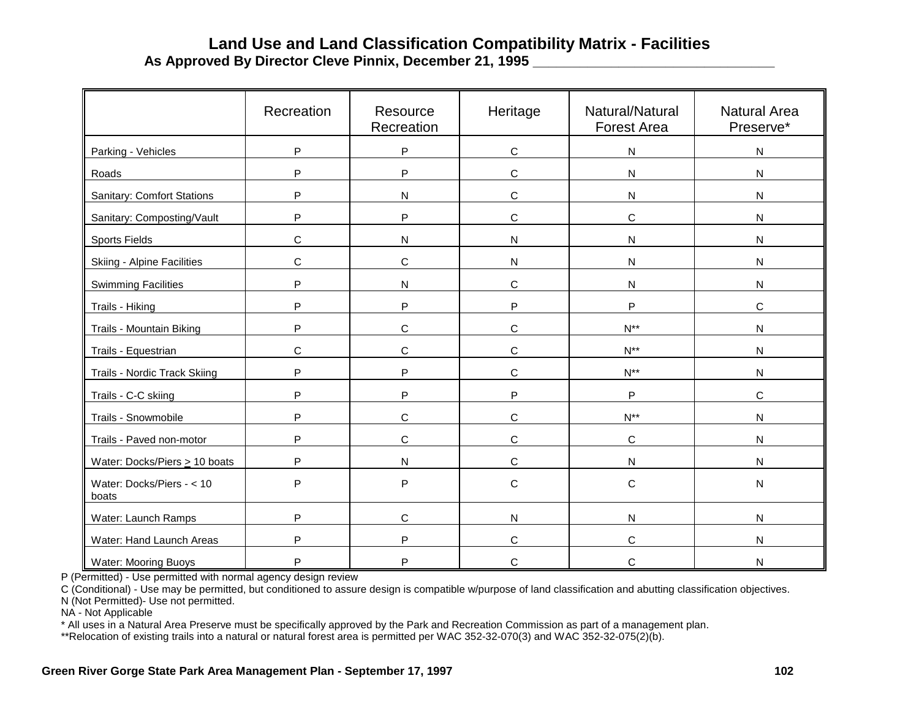# Land Use and Land Classification Compatibility Matrix - Facilities

**As Approved By Director Cleve Pinnix, December 21, 1995**

| | Recreation | Resource Recreation | Heritage | Natural/Natural Forest Area | Natural Area Preserve* |
|---|---|---|---|---|---|
| Parking - Vehicles | P | P | C | N | N |
| Roads | P | P | C | N | N |
| Sanitary: Comfort Stations | P | N | C | N | N |
| Sanitary: Composting/Vault | P | P | C | C | N |
| Sports Fields | C | N | N | N | N |
| Skiing - Alpine Facilities | C | C | N | N | N |
| Swimming Facilities | P | N | C | N | N |
| Trails - Hiking | P | P | P | P | C |
| Trails - Mountain Biking | P | C | C | N** | N |
| Trails - Equestrian | C | C | C | N** | N |
| Trails - Nordic Track Skiing | P | P | C | N** | N |
| Trails - C-C skiing | P | P | P | P | C |
| Trails - Snowmobile | P | C | C | N** | N |
| Trails - Paved non-motor | P | C | C | C | N |
| Water: Docks/Piers ≥ 10 boats | P | N | C | N | N |
| Water: Docks/Piers - < 10 boats | P | P | C | C | N |
| Water: Launch Ramps | P | C | N | N | N |
| Water: Hand Launch Areas | P | P | C | C | N |
| Water: Mooring Buoys | P | P | C | C | N |

P (Permitted) - Use permitted with normal agency design review

C (Conditional) - Use may be permitted, but conditioned to assure design is compatible w/purpose of land classification and abutting classification objectives.

N (Not Permitted)- Use not permitted.

NA - Not Applicable

* All uses in a Natural Area Preserve must be specifically approved by the Park and Recreation Commission as part of a management plan.

**Relocation of existing trails into a natural or natural forest area is permitted per WAC 352-32-070(3) and WAC 352-32-075(2)(b).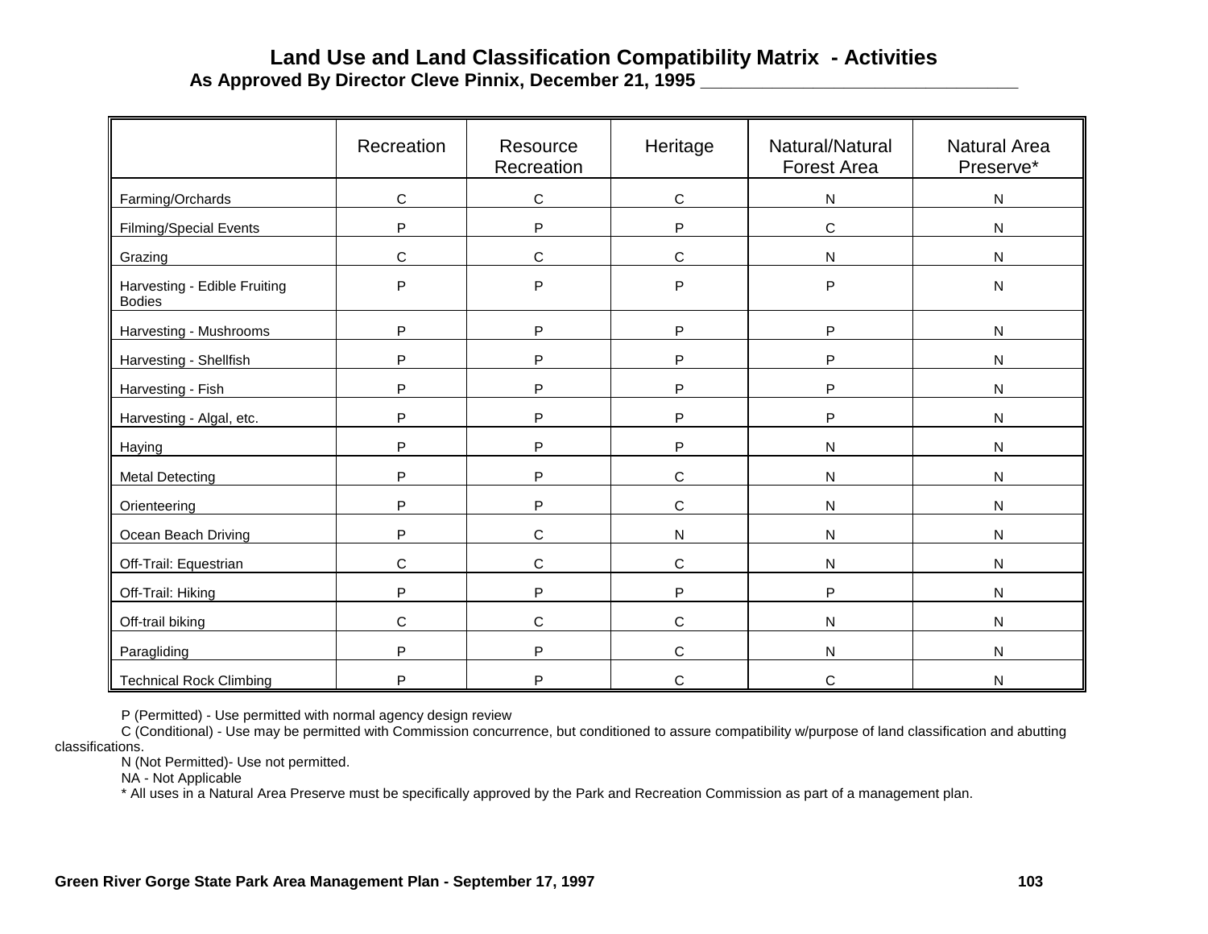# Land Use and Land Classification Compatibility Matrix - Activities

**As Approved By Director Cleve Pinnix, December 21, 1995 ________________________________**

| | Recreation | Resource Recreation | Heritage | Natural/Natural Forest Area | Natural Area Preserve* |
|---|---|---|---|---|---|
| Farming/Orchards | C | C | C | N | N |
| Filming/Special Events | P | P | P | C | N |
| Grazing | C | C | C | N | N |
| Harvesting - Edible Fruiting Bodies | P | P | P | P | N |
| Harvesting - Mushrooms | P | P | P | P | N |
| Harvesting - Shellfish | P | P | P | P | N |
| Harvesting - Fish | P | P | P | P | N |
| Harvesting - Algal, etc. | P | P | P | P | N |
| Haying | P | P | P | N | N |
| Metal Detecting | P | P | C | N | N |
| Orienteering | P | P | C | N | N |
| Ocean Beach Driving | P | C | N | N | N |
| Off-Trail: Equestrian | C | C | C | N | N |
| Off-Trail: Hiking | P | P | P | P | N |
| Off-trail biking | C | C | C | N | N |
| Paragliding | P | P | C | N | N |
| Technical Rock Climbing | P | P | C | C | N |

P (Permitted) - Use permitted with normal agency design review

C (Conditional) - Use may be permitted with Commission concurrence, but conditioned to assure compatibility w/purpose of land classification and abutting classifications.

N (Not Permitted)- Use not permitted.

NA - Not Applicable

* All uses in a Natural Area Preserve must be specifically approved by the Park and Recreation Commission as part of a management plan.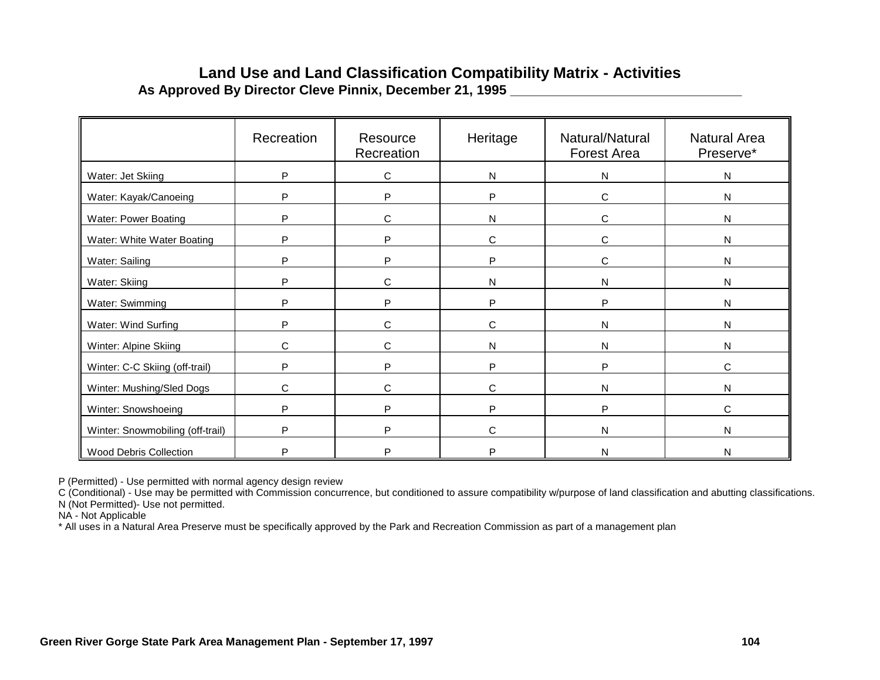## Land Use and Land Classification Compatibility Matrix - Activities

**As Approved By Director Cleve Pinnix, December 21, 1995 \_\_\_\_\_\_\_\_\_\_\_\_\_\_\_\_\_\_\_\_\_\_\_\_\_\_\_\_\_\_\_\_**

| | Recreation | Resource Recreation | Heritage | Natural/Natural Forest Area | Natural Area Preserve* |
|---|---|---|---|---|---|
| Water: Jet Skiing | P | C | N | N | N |
| Water: Kayak/Canoeing | P | P | P | C | N |
| Water: Power Boating | P | C | N | C | N |
| Water: White Water Boating | P | P | C | C | N |
| Water: Sailing | P | P | P | C | N |
| Water: Skiing | P | C | N | N | N |
| Water: Swimming | P | P | P | P | N |
| Water: Wind Surfing | P | C | C | N | N |
| Winter: Alpine Skiing | C | C | N | N | N |
| Winter: C-C Skiing (off-trail) | P | P | P | P | C |
| Winter: Mushing/Sled Dogs | C | C | C | N | N |
| Winter: Snowshoeing | P | P | P | P | C |
| Winter: Snowmobiling (off-trail) | P | P | C | N | N |
| Wood Debris Collection | P | P | P | N | N |

P (Permitted) - Use permitted with normal agency design review
C (Conditional) - Use may be permitted with Commission concurrence, but conditioned to assure compatibility w/purpose of land classification and abutting classifications.
N (Not Permitted)- Use not permitted.
NA - Not Applicable
* All uses in a Natural Area Preserve must be specifically approved by the Park and Recreation Commission as part of a management plan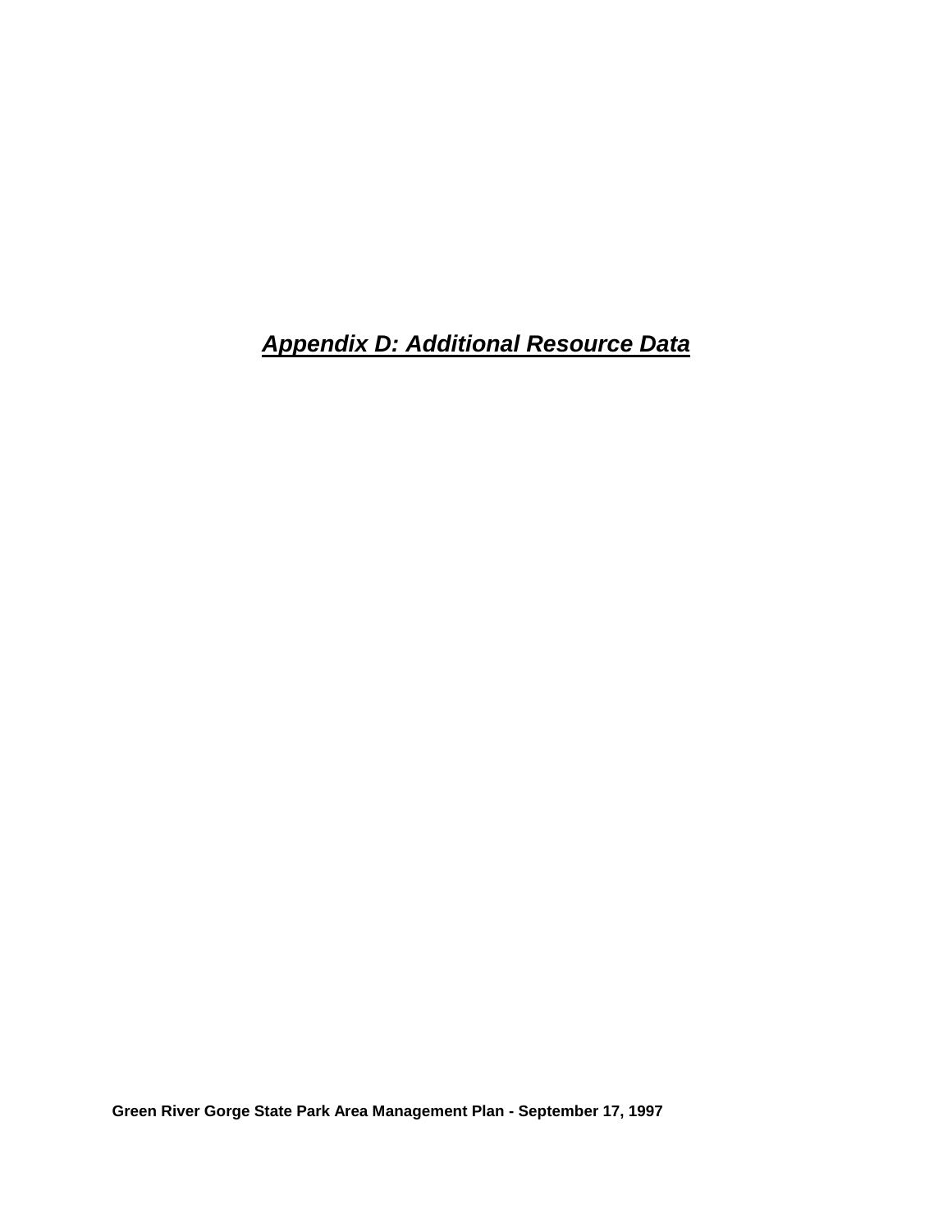# ***Appendix D: Additional Resource Data***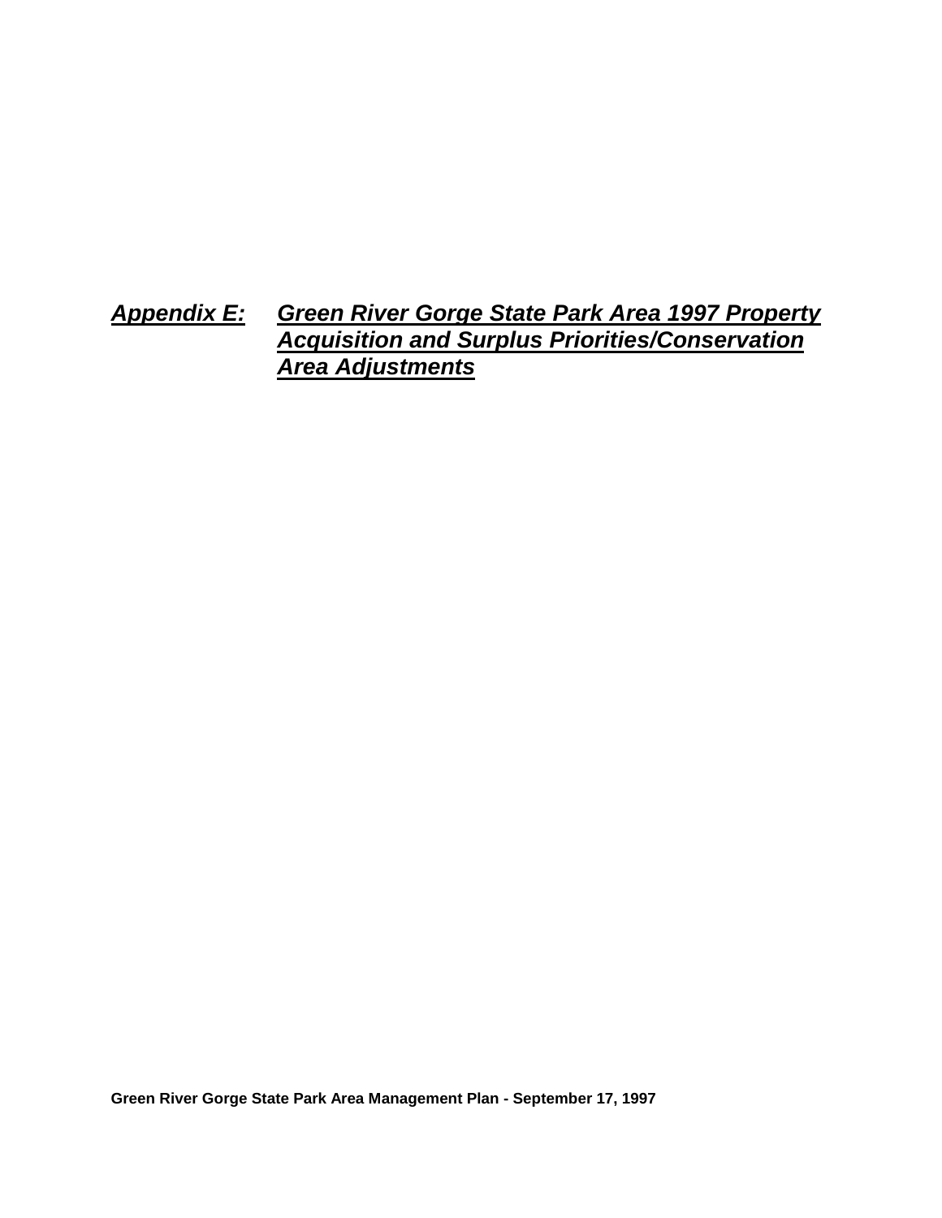# ***Appendix E: Green River Gorge State Park Area 1997 Property Acquisition and Surplus Priorities/Conservation Area Adjustments***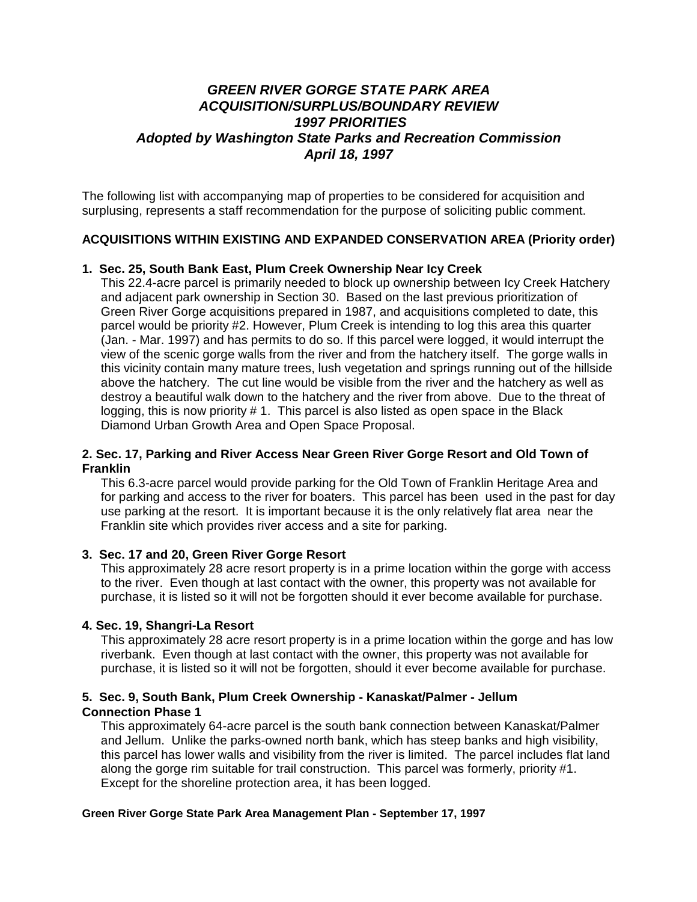# *GREEN RIVER GORGE STATE PARK AREA ACQUISITION/SURPLUS/BOUNDARY REVIEW 1997 PRIORITIES Adopted by Washington State Parks and Recreation Commission April 18, 1997*

The following list with accompanying map of properties to be considered for acquisition and surplusing, represents a staff recommendation for the purpose of soliciting public comment.

## ACQUISITIONS WITHIN EXISTING AND EXPANDED CONSERVATION AREA (Priority order)

### 1. Sec. 25, South Bank East, Plum Creek Ownership Near Icy Creek

This 22.4-acre parcel is primarily needed to block up ownership between Icy Creek Hatchery and adjacent park ownership in Section 30. Based on the last previous prioritization of Green River Gorge acquisitions prepared in 1987, and acquisitions completed to date, this parcel would be priority #2. However, Plum Creek is intending to log this area this quarter (Jan. - Mar. 1997) and has permits to do so. If this parcel were logged, it would interrupt the view of the scenic gorge walls from the river and from the hatchery itself. The gorge walls in this vicinity contain many mature trees, lush vegetation and springs running out of the hillside above the hatchery. The cut line would be visible from the river and the hatchery as well as destroy a beautiful walk down to the hatchery and the river from above. Due to the threat of logging, this is now priority # 1. This parcel is also listed as open space in the Black Diamond Urban Growth Area and Open Space Proposal.

### 2. Sec. 17, Parking and River Access Near Green River Gorge Resort and Old Town of Franklin

This 6.3-acre parcel would provide parking for the Old Town of Franklin Heritage Area and for parking and access to the river for boaters. This parcel has been used in the past for day use parking at the resort. It is important because it is the only relatively flat area near the Franklin site which provides river access and a site for parking.

### 3. Sec. 17 and 20, Green River Gorge Resort

This approximately 28 acre resort property is in a prime location within the gorge with access to the river. Even though at last contact with the owner, this property was not available for purchase, it is listed so it will not be forgotten should it ever become available for purchase.

### 4. Sec. 19, Shangri-La Resort

This approximately 28 acre resort property is in a prime location within the gorge and has low riverbank. Even though at last contact with the owner, this property was not available for purchase, it is listed so it will not be forgotten, should it ever become available for purchase.

### 5. Sec. 9, South Bank, Plum Creek Ownership - Kanaskat/Palmer - Jellum Connection Phase 1

This approximately 64-acre parcel is the south bank connection between Kanaskat/Palmer and Jellum. Unlike the parks-owned north bank, which has steep banks and high visibility, this parcel has lower walls and visibility from the river is limited. The parcel includes flat land along the gorge rim suitable for trail construction. This parcel was formerly, priority #1. Except for the shoreline protection area, it has been logged.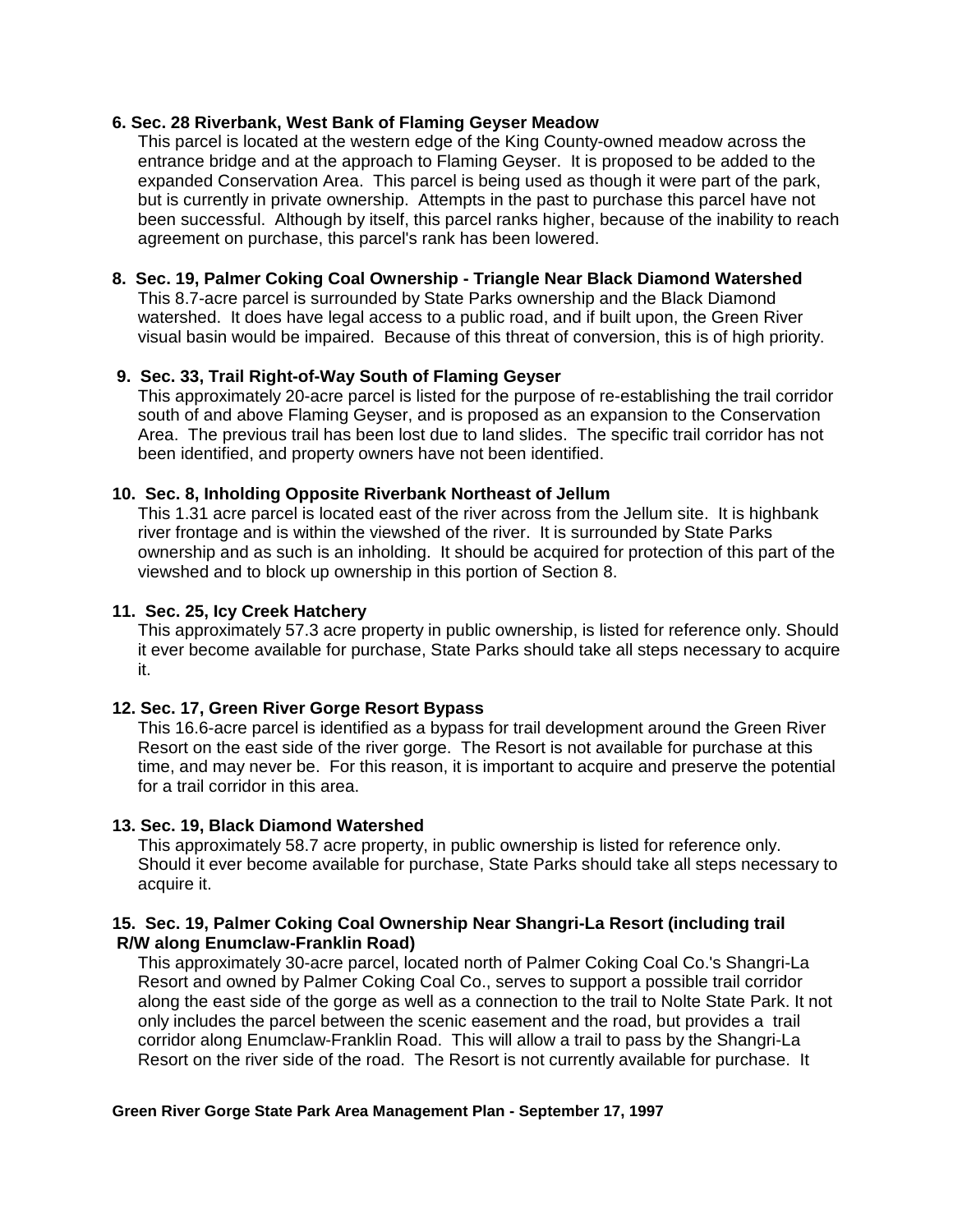**6. Sec. 28 Riverbank, West Bank of Flaming Geyser Meadow**

This parcel is located at the western edge of the King County-owned meadow across the entrance bridge and at the approach to Flaming Geyser. It is proposed to be added to the expanded Conservation Area. This parcel is being used as though it were part of the park, but is currently in private ownership. Attempts in the past to purchase this parcel have not been successful. Although by itself, this parcel ranks higher, because of the inability to reach agreement on purchase, this parcel's rank has been lowered.

**8. Sec. 19, Palmer Coking Coal Ownership - Triangle Near Black Diamond Watershed**

This 8.7-acre parcel is surrounded by State Parks ownership and the Black Diamond watershed. It does have legal access to a public road, and if built upon, the Green River visual basin would be impaired. Because of this threat of conversion, this is of high priority.

**9. Sec. 33, Trail Right-of-Way South of Flaming Geyser**

This approximately 20-acre parcel is listed for the purpose of re-establishing the trail corridor south of and above Flaming Geyser, and is proposed as an expansion to the Conservation Area. The previous trail has been lost due to land slides. The specific trail corridor has not been identified, and property owners have not been identified.

**10. Sec. 8, Inholding Opposite Riverbank Northeast of Jellum**

This 1.31 acre parcel is located east of the river across from the Jellum site. It is highbank river frontage and is within the viewshed of the river. It is surrounded by State Parks ownership and as such is an inholding. It should be acquired for protection of this part of the viewshed and to block up ownership in this portion of Section 8.

**11. Sec. 25, Icy Creek Hatchery**

This approximately 57.3 acre property in public ownership, is listed for reference only. Should it ever become available for purchase, State Parks should take all steps necessary to acquire it.

**12. Sec. 17, Green River Gorge Resort Bypass**

This 16.6-acre parcel is identified as a bypass for trail development around the Green River Resort on the east side of the river gorge. The Resort is not available for purchase at this time, and may never be. For this reason, it is important to acquire and preserve the potential for a trail corridor in this area.

**13. Sec. 19, Black Diamond Watershed**

This approximately 58.7 acre property, in public ownership is listed for reference only. Should it ever become available for purchase, State Parks should take all steps necessary to acquire it.

**15. Sec. 19, Palmer Coking Coal Ownership Near Shangri-La Resort (including trail R/W along Enumclaw-Franklin Road)**

This approximately 30-acre parcel, located north of Palmer Coking Coal Co.'s Shangri-La Resort and owned by Palmer Coking Coal Co., serves to support a possible trail corridor along the east side of the gorge as well as a connection to the trail to Nolte State Park. It not only includes the parcel between the scenic easement and the road, but provides a trail corridor along Enumclaw-Franklin Road. This will allow a trail to pass by the Shangri-La Resort on the river side of the road. The Resort is not currently available for purchase. It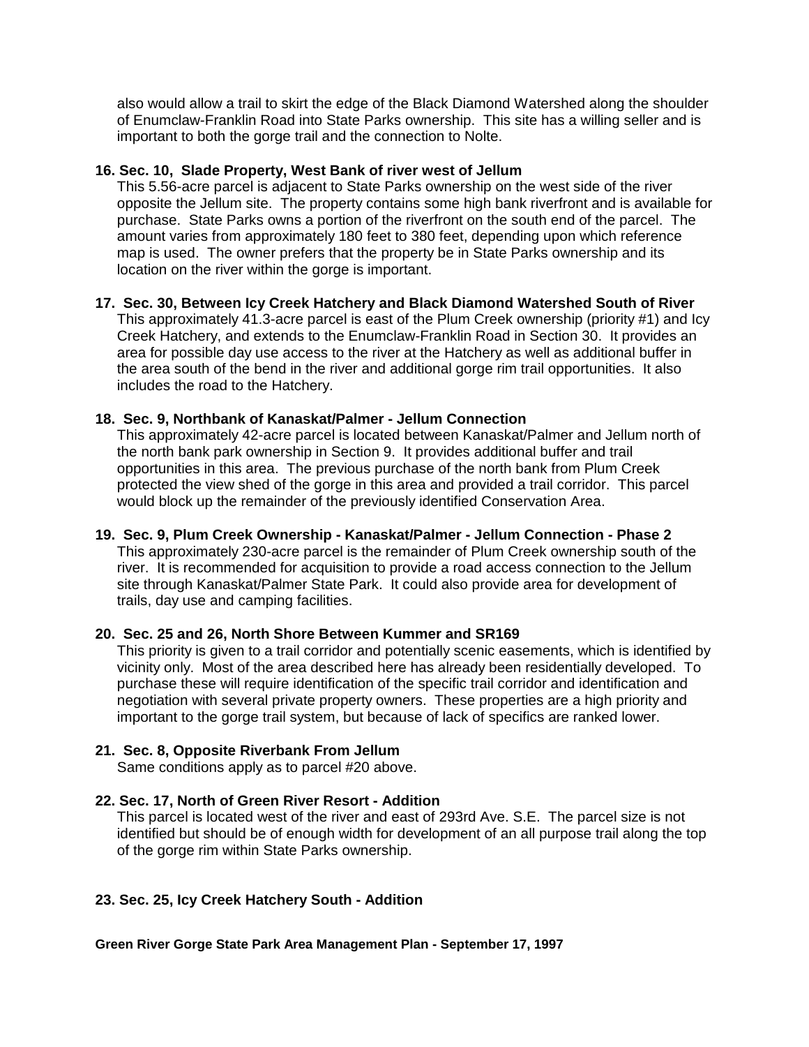also would allow a trail to skirt the edge of the Black Diamond Watershed along the shoulder of Enumclaw-Franklin Road into State Parks ownership. This site has a willing seller and is important to both the gorge trail and the connection to Nolte.

**16. Sec. 10, Slade Property, West Bank of river west of Jellum**

This 5.56-acre parcel is adjacent to State Parks ownership on the west side of the river opposite the Jellum site. The property contains some high bank riverfront and is available for purchase. State Parks owns a portion of the riverfront on the south end of the parcel. The amount varies from approximately 180 feet to 380 feet, depending upon which reference map is used. The owner prefers that the property be in State Parks ownership and its location on the river within the gorge is important.

**17. Sec. 30, Between Icy Creek Hatchery and Black Diamond Watershed South of River**

This approximately 41.3-acre parcel is east of the Plum Creek ownership (priority #1) and Icy Creek Hatchery, and extends to the Enumclaw-Franklin Road in Section 30. It provides an area for possible day use access to the river at the Hatchery as well as additional buffer in the area south of the bend in the river and additional gorge rim trail opportunities. It also includes the road to the Hatchery.

**18. Sec. 9, Northbank of Kanaskat/Palmer - Jellum Connection**

This approximately 42-acre parcel is located between Kanaskat/Palmer and Jellum north of the north bank park ownership in Section 9. It provides additional buffer and trail opportunities in this area. The previous purchase of the north bank from Plum Creek protected the view shed of the gorge in this area and provided a trail corridor. This parcel would block up the remainder of the previously identified Conservation Area.

**19. Sec. 9, Plum Creek Ownership - Kanaskat/Palmer - Jellum Connection - Phase 2**

This approximately 230-acre parcel is the remainder of Plum Creek ownership south of the river. It is recommended for acquisition to provide a road access connection to the Jellum site through Kanaskat/Palmer State Park. It could also provide area for development of trails, day use and camping facilities.

**20. Sec. 25 and 26, North Shore Between Kummer and SR169**

This priority is given to a trail corridor and potentially scenic easements, which is identified by vicinity only. Most of the area described here has already been residentially developed. To purchase these will require identification of the specific trail corridor and identification and negotiation with several private property owners. These properties are a high priority and important to the gorge trail system, but because of lack of specifics are ranked lower.

**21. Sec. 8, Opposite Riverbank From Jellum**

Same conditions apply as to parcel #20 above.

**22. Sec. 17, North of Green River Resort - Addition**

This parcel is located west of the river and east of 293rd Ave. S.E. The parcel size is not identified but should be of enough width for development of an all purpose trail along the top of the gorge rim within State Parks ownership.

**23. Sec. 25, Icy Creek Hatchery South - Addition**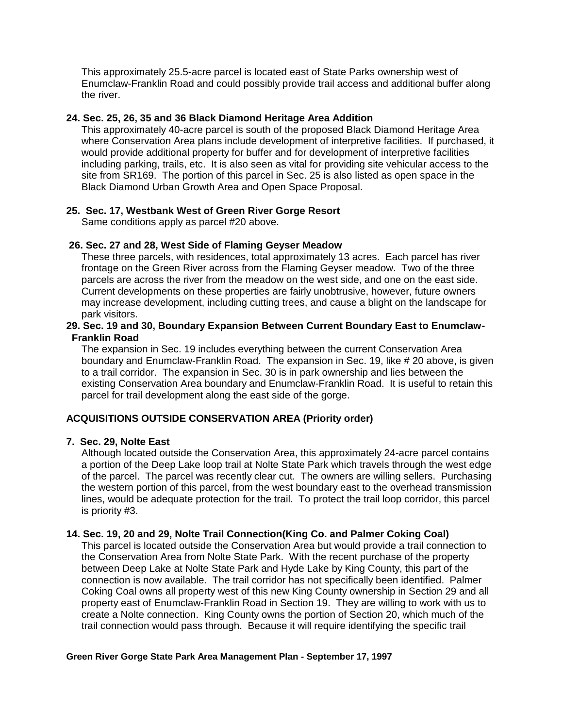This approximately 25.5-acre parcel is located east of State Parks ownership west of Enumclaw-Franklin Road and could possibly provide trail access and additional buffer along the river.

**24. Sec. 25, 26, 35 and 36 Black Diamond Heritage Area Addition**

This approximately 40-acre parcel is south of the proposed Black Diamond Heritage Area where Conservation Area plans include development of interpretive facilities. If purchased, it would provide additional property for buffer and for development of interpretive facilities including parking, trails, etc. It is also seen as vital for providing site vehicular access to the site from SR169. The portion of this parcel in Sec. 25 is also listed as open space in the Black Diamond Urban Growth Area and Open Space Proposal.

**25. Sec. 17, Westbank West of Green River Gorge Resort**

Same conditions apply as parcel #20 above.

**26. Sec. 27 and 28, West Side of Flaming Geyser Meadow**

These three parcels, with residences, total approximately 13 acres. Each parcel has river frontage on the Green River across from the Flaming Geyser meadow. Two of the three parcels are across the river from the meadow on the west side, and one on the east side. Current developments on these properties are fairly unobtrusive, however, future owners may increase development, including cutting trees, and cause a blight on the landscape for park visitors.

**29. Sec. 19 and 30, Boundary Expansion Between Current Boundary East to Enumclaw-Franklin Road**

The expansion in Sec. 19 includes everything between the current Conservation Area boundary and Enumclaw-Franklin Road. The expansion in Sec. 19, like # 20 above, is given to a trail corridor. The expansion in Sec. 30 is in park ownership and lies between the existing Conservation Area boundary and Enumclaw-Franklin Road. It is useful to retain this parcel for trail development along the east side of the gorge.

**ACQUISITIONS OUTSIDE CONSERVATION AREA (Priority order)**

**7. Sec. 29, Nolte East**

Although located outside the Conservation Area, this approximately 24-acre parcel contains a portion of the Deep Lake loop trail at Nolte State Park which travels through the west edge of the parcel. The parcel was recently clear cut. The owners are willing sellers. Purchasing the western portion of this parcel, from the west boundary east to the overhead transmission lines, would be adequate protection for the trail. To protect the trail loop corridor, this parcel is priority #3.

**14. Sec. 19, 20 and 29, Nolte Trail Connection(King Co. and Palmer Coking Coal)**

This parcel is located outside the Conservation Area but would provide a trail connection to the Conservation Area from Nolte State Park. With the recent purchase of the property between Deep Lake at Nolte State Park and Hyde Lake by King County, this part of the connection is now available. The trail corridor has not specifically been identified. Palmer Coking Coal owns all property west of this new King County ownership in Section 29 and all property east of Enumclaw-Franklin Road in Section 19. They are willing to work with us to create a Nolte connection. King County owns the portion of Section 20, which much of the trail connection would pass through. Because it will require identifying the specific trail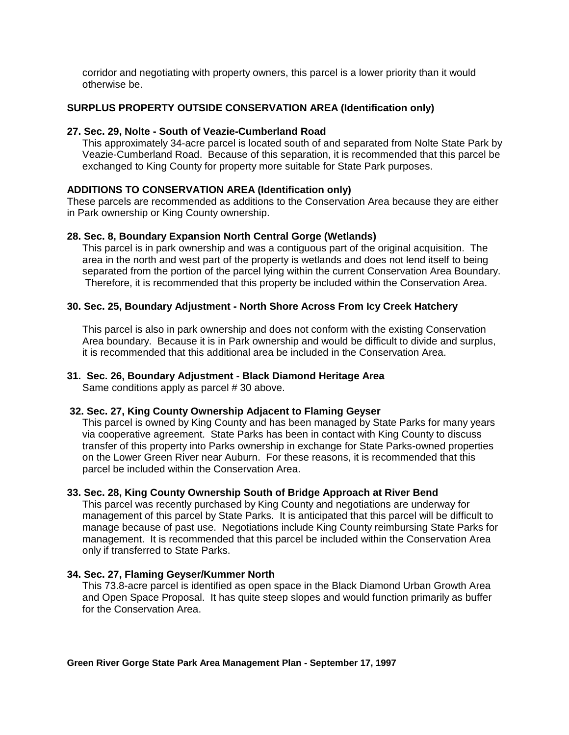corridor and negotiating with property owners, this parcel is a lower priority than it would otherwise be.

**SURPLUS PROPERTY OUTSIDE CONSERVATION AREA (Identification only)**

**27. Sec. 29, Nolte - South of Veazie-Cumberland Road**

This approximately 34-acre parcel is located south of and separated from Nolte State Park by Veazie-Cumberland Road. Because of this separation, it is recommended that this parcel be exchanged to King County for property more suitable for State Park purposes.

**ADDITIONS TO CONSERVATION AREA (Identification only)**

These parcels are recommended as additions to the Conservation Area because they are either in Park ownership or King County ownership.

**28. Sec. 8, Boundary Expansion North Central Gorge (Wetlands)**

This parcel is in park ownership and was a contiguous part of the original acquisition. The area in the north and west part of the property is wetlands and does not lend itself to being separated from the portion of the parcel lying within the current Conservation Area Boundary. Therefore, it is recommended that this property be included within the Conservation Area.

**30. Sec. 25, Boundary Adjustment - North Shore Across From Icy Creek Hatchery**

This parcel is also in park ownership and does not conform with the existing Conservation Area boundary. Because it is in Park ownership and would be difficult to divide and surplus, it is recommended that this additional area be included in the Conservation Area.

**31. Sec. 26, Boundary Adjustment - Black Diamond Heritage Area**

Same conditions apply as parcel # 30 above.

**32. Sec. 27, King County Ownership Adjacent to Flaming Geyser**

This parcel is owned by King County and has been managed by State Parks for many years via cooperative agreement. State Parks has been in contact with King County to discuss transfer of this property into Parks ownership in exchange for State Parks-owned properties on the Lower Green River near Auburn. For these reasons, it is recommended that this parcel be included within the Conservation Area.

**33. Sec. 28, King County Ownership South of Bridge Approach at River Bend**

This parcel was recently purchased by King County and negotiations are underway for management of this parcel by State Parks. It is anticipated that this parcel will be difficult to manage because of past use. Negotiations include King County reimbursing State Parks for management. It is recommended that this parcel be included within the Conservation Area only if transferred to State Parks.

**34. Sec. 27, Flaming Geyser/Kummer North**

This 73.8-acre parcel is identified as open space in the Black Diamond Urban Growth Area and Open Space Proposal. It has quite steep slopes and would function primarily as buffer for the Conservation Area.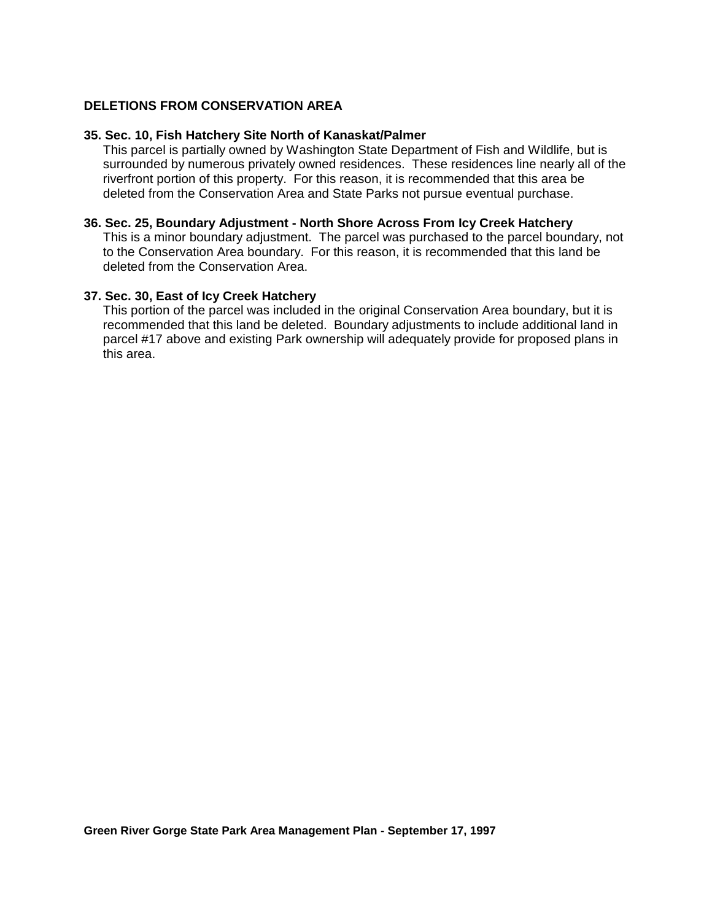### DELETIONS FROM CONSERVATION AREA

**35. Sec. 10, Fish Hatchery Site North of Kanaskat/Palmer**

This parcel is partially owned by Washington State Department of Fish and Wildlife, but is surrounded by numerous privately owned residences. These residences line nearly all of the riverfront portion of this property. For this reason, it is recommended that this area be deleted from the Conservation Area and State Parks not pursue eventual purchase.

**36. Sec. 25, Boundary Adjustment - North Shore Across From Icy Creek Hatchery**

This is a minor boundary adjustment. The parcel was purchased to the parcel boundary, not to the Conservation Area boundary. For this reason, it is recommended that this land be deleted from the Conservation Area.

**37. Sec. 30, East of Icy Creek Hatchery**

This portion of the parcel was included in the original Conservation Area boundary, but it is recommended that this land be deleted. Boundary adjustments to include additional land in parcel #17 above and existing Park ownership will adequately provide for proposed plans in this area.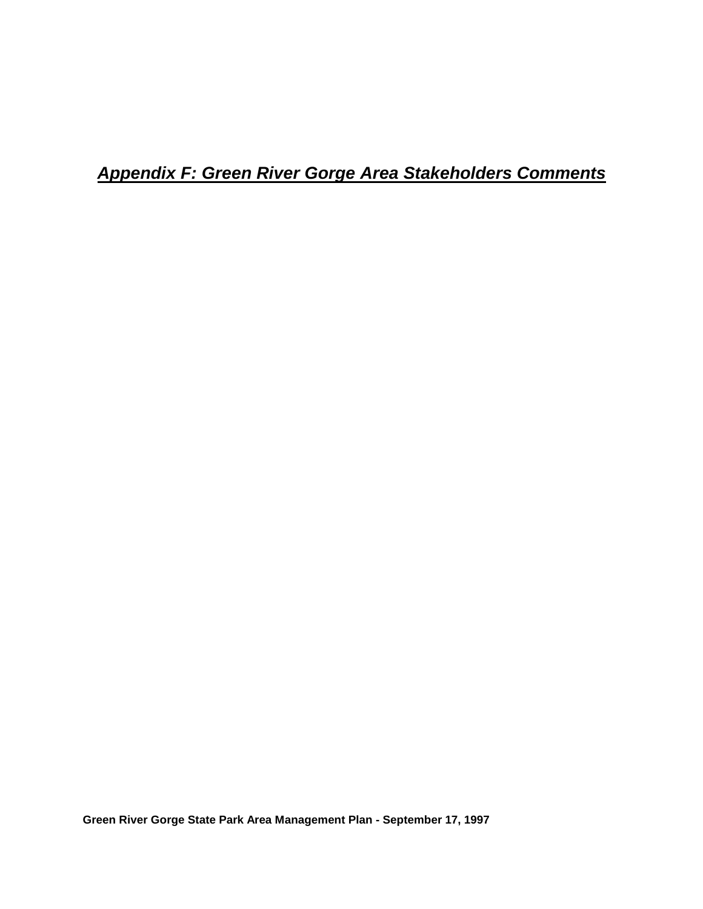# ***Appendix F: Green River Gorge Area Stakeholders Comments***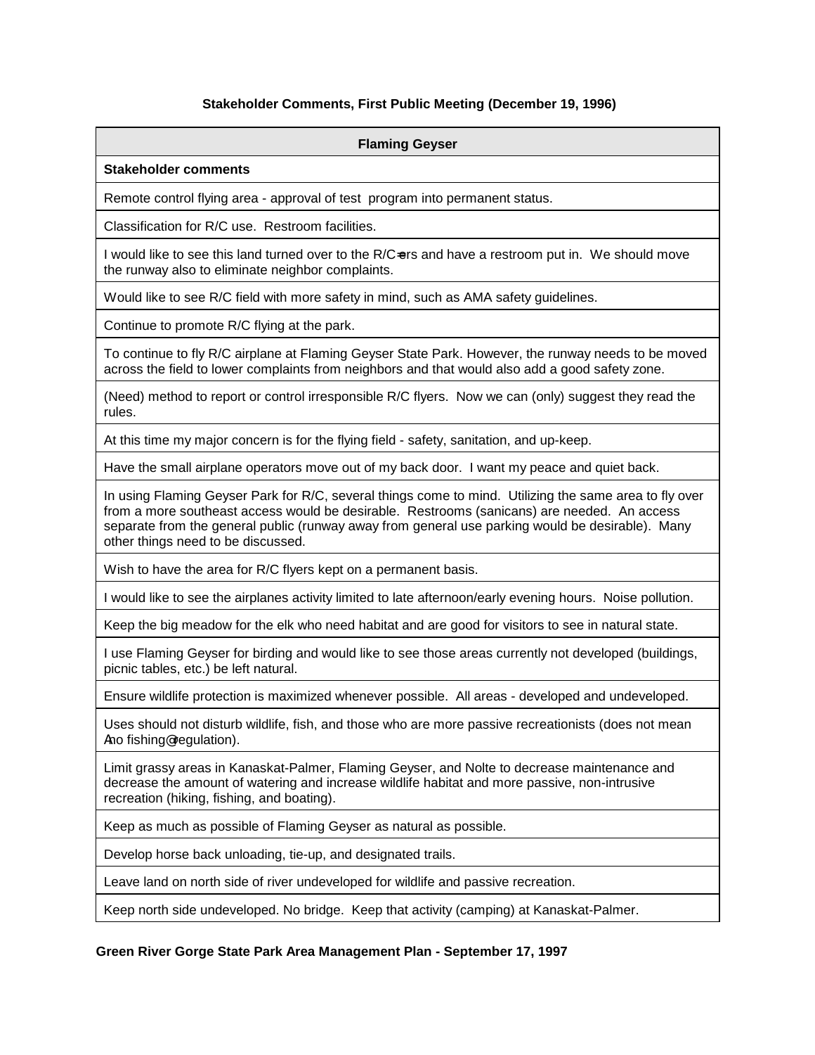**Stakeholder Comments, First Public Meeting (December 19, 1996)**

| Flaming Geyser |
|---|
| **Stakeholder comments** |
| Remote control flying area - approval of test program into permanent status. |
| Classification for R/C use. Restroom facilities. |
| I would like to see this land turned over to the R/C=ers and have a restroom put in. We should move the runway also to eliminate neighbor complaints. |
| Would like to see R/C field with more safety in mind, such as AMA safety guidelines. |
| Continue to promote R/C flying at the park. |
| To continue to fly R/C airplane at Flaming Geyser State Park. However, the runway needs to be moved across the field to lower complaints from neighbors and that would also add a good safety zone. |
| (Need) method to report or control irresponsible R/C flyers. Now we can (only) suggest they read the rules. |
| At this time my major concern is for the flying field - safety, sanitation, and up-keep. |
| Have the small airplane operators move out of my back door. I want my peace and quiet back. |
| In using Flaming Geyser Park for R/C, several things come to mind. Utilizing the same area to fly over from a more southeast access would be desirable. Restrooms (sanicans) are needed. An access separate from the general public (runway away from general use parking would be desirable). Many other things need to be discussed. |
| Wish to have the area for R/C flyers kept on a permanent basis. |
| I would like to see the airplanes activity limited to late afternoon/early evening hours. Noise pollution. |
| Keep the big meadow for the elk who need habitat and are good for visitors to see in natural state. |
| I use Flaming Geyser for birding and would like to see those areas currently not developed (buildings, picnic tables, etc.) be left natural. |
| Ensure wildlife protection is maximized whenever possible. All areas - developed and undeveloped. |
| Uses should not disturb wildlife, fish, and those who are more passive recreationists (does not mean Ano fishing@ regulation). |
| Limit grassy areas in Kanaskat-Palmer, Flaming Geyser, and Nolte to decrease maintenance and decrease the amount of watering and increase wildlife habitat and more passive, non-intrusive recreation (hiking, fishing, and boating). |
| Keep as much as possible of Flaming Geyser as natural as possible. |
| Develop horse back unloading, tie-up, and designated trails. |
| Leave land on north side of river undeveloped for wildlife and passive recreation. |
| Keep north side undeveloped. No bridge. Keep that activity (camping) at Kanaskat-Palmer. |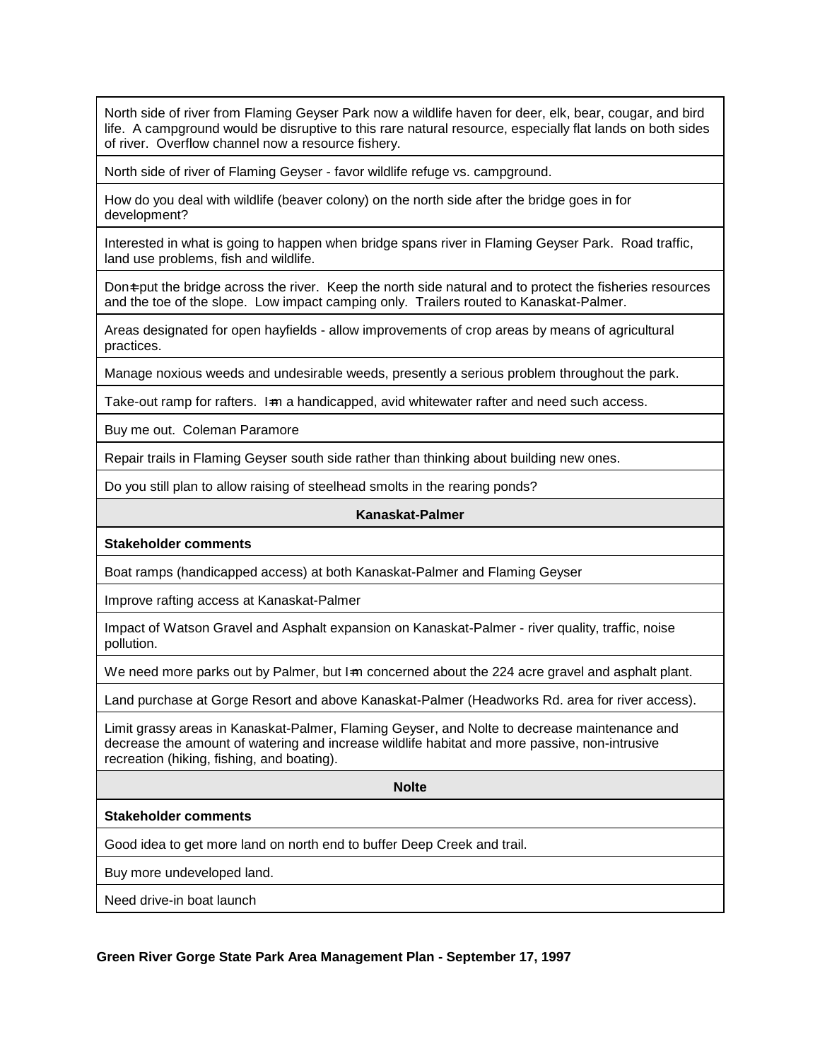| |
|---|
| North side of river from Flaming Geyser Park now a wildlife haven for deer, elk, bear, cougar, and bird life. A campground would be disruptive to this rare natural resource, especially flat lands on both sides of river. Overflow channel now a resource fishery. |
| North side of river of Flaming Geyser - favor wildlife refuge vs. campground. |
| How do you deal with wildlife (beaver colony) on the north side after the bridge goes in for development? |
| Interested in what is going to happen when bridge spans river in Flaming Geyser Park. Road traffic, land use problems, fish and wildlife. |
| Don=t put the bridge across the river. Keep the north side natural and to protect the fisheries resources and the toe of the slope. Low impact camping only. Trailers routed to Kanaskat-Palmer. |
| Areas designated for open hayfields - allow improvements of crop areas by means of agricultural practices. |
| Manage noxious weeds and undesirable weeds, presently a serious problem throughout the park. |
| Take-out ramp for rafters. I=m a handicapped, avid whitewater rafter and need such access. |
| Buy me out. Coleman Paramore |
| Repair trails in Flaming Geyser south side rather than thinking about building new ones. |
| Do you still plan to allow raising of steelhead smolts in the rearing ponds? |
| **Kanaskat-Palmer** |
| **Stakeholder comments** |
| Boat ramps (handicapped access) at both Kanaskat-Palmer and Flaming Geyser |
| Improve rafting access at Kanaskat-Palmer |
| Impact of Watson Gravel and Asphalt expansion on Kanaskat-Palmer - river quality, traffic, noise pollution. |
| We need more parks out by Palmer, but I=m concerned about the 224 acre gravel and asphalt plant. |
| Land purchase at Gorge Resort and above Kanaskat-Palmer (Headworks Rd. area for river access). |
| Limit grassy areas in Kanaskat-Palmer, Flaming Geyser, and Nolte to decrease maintenance and decrease the amount of watering and increase wildlife habitat and more passive, non-intrusive recreation (hiking, fishing, and boating). |
| **Nolte** |
| **Stakeholder comments** |
| Good idea to get more land on north end to buffer Deep Creek and trail. |
| Buy more undeveloped land. |
| Need drive-in boat launch |

**Green River Gorge State Park Area Management Plan - September 17, 1997**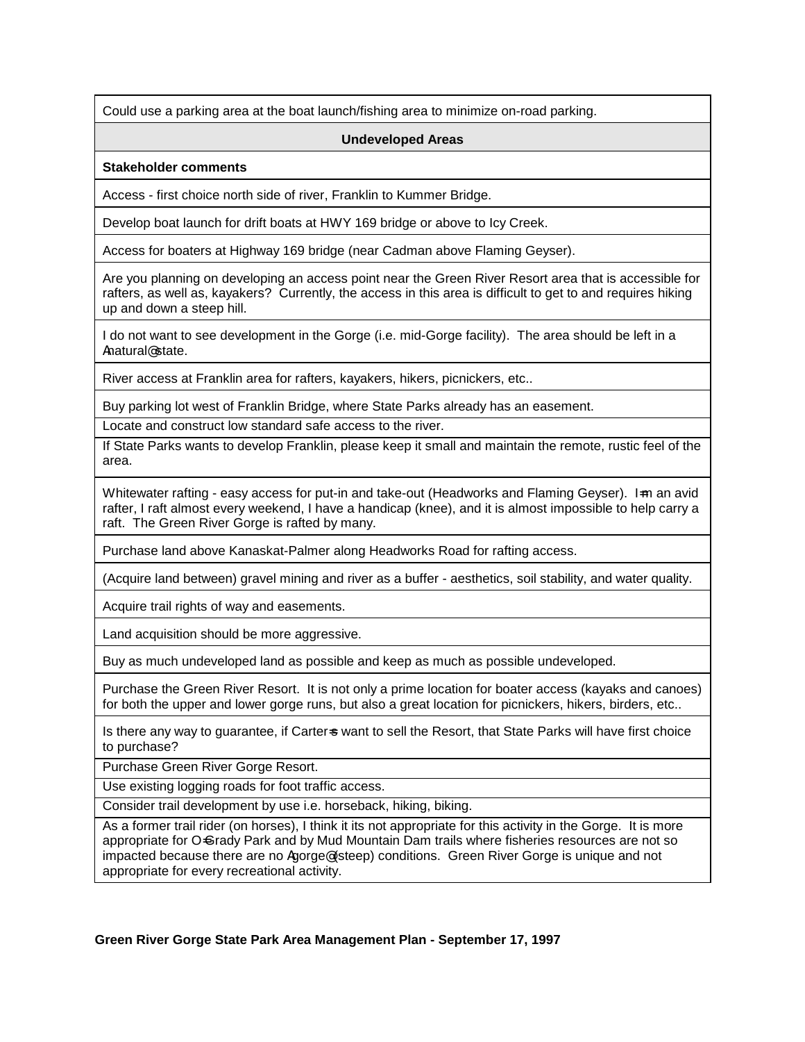| Could use a parking area at the boat launch/fishing area to minimize on-road parking. |
|---|
| **Undeveloped Areas** |
| **Stakeholder comments** |
| Access - first choice north side of river, Franklin to Kummer Bridge. |
| Develop boat launch for drift boats at HWY 169 bridge or above to Icy Creek. |
| Access for boaters at Highway 169 bridge (near Cadman above Flaming Geyser). |
| Are you planning on developing an access point near the Green River Resort area that is accessible for rafters, as well as, kayakers? Currently, the access in this area is difficult to get to and requires hiking up and down a steep hill. |
| I do not want to see development in the Gorge (i.e. mid-Gorge facility). The area should be left in a Anatural@ state. |
| River access at Franklin area for rafters, kayakers, hikers, picnickers, etc.. |
| Buy parking lot west of Franklin Bridge, where State Parks already has an easement. |
| Locate and construct low standard safe access to the river. |
| If State Parks wants to develop Franklin, please keep it small and maintain the remote, rustic feel of the area. |
| Whitewater rafting - easy access for put-in and take-out (Headworks and Flaming Geyser). I=m an avid rafter, I raft almost every weekend, I have a handicap (knee), and it is almost impossible to help carry a raft. The Green River Gorge is rafted by many. |
| Purchase land above Kanaskat-Palmer along Headworks Road for rafting access. |
| (Acquire land between) gravel mining and river as a buffer - aesthetics, soil stability, and water quality. |
| Acquire trail rights of way and easements. |
| Land acquisition should be more aggressive. |
| Buy as much undeveloped land as possible and keep as much as possible undeveloped. |
| Purchase the Green River Resort. It is not only a prime location for boater access (kayaks and canoes) for both the upper and lower gorge runs, but also a great location for picnickers, hikers, birders, etc.. |
| Is there any way to guarantee, if Carter=s want to sell the Resort, that State Parks will have first choice to purchase? |
| Purchase Green River Gorge Resort. |
| Use existing logging roads for foot traffic access. |
| Consider trail development by use i.e. horseback, hiking, biking. |
| As a former trail rider (on horses), I think it its not appropriate for this activity in the Gorge. It is more appropriate for O=Grady Park and by Mud Mountain Dam trails where fisheries resources are not so impacted because there are no Agorge@ (steep) conditions. Green River Gorge is unique and not appropriate for every recreational activity. |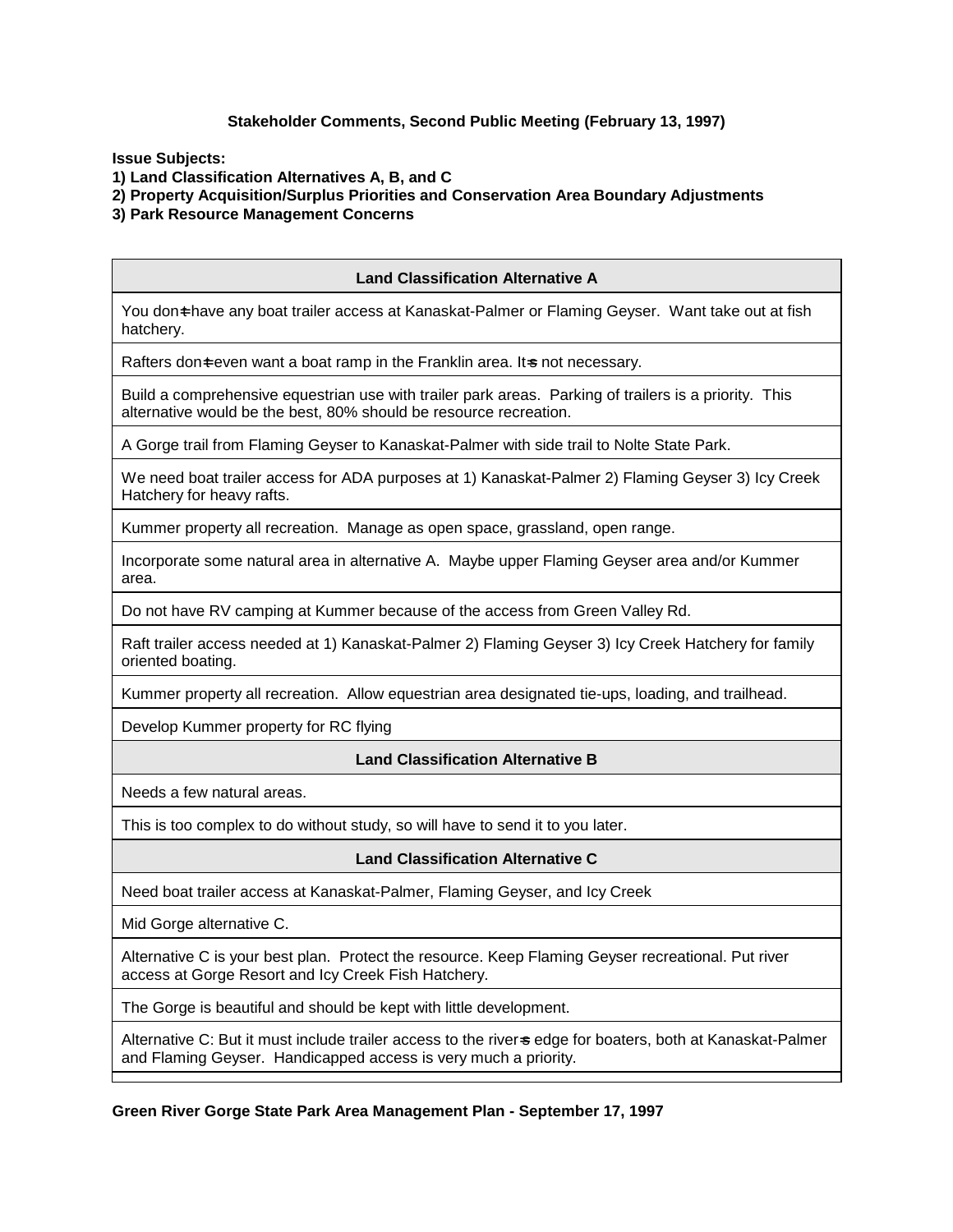**Stakeholder Comments, Second Public Meeting (February 13, 1997)**

**Issue Subjects:**
**1) Land Classification Alternatives A, B, and C**
**2) Property Acquisition/Surplus Priorities and Conservation Area Boundary Adjustments**
**3) Park Resource Management Concerns**

| Land Classification Alternative A |
|---|
| You don=t have any boat trailer access at Kanaskat-Palmer or Flaming Geyser. Want take out at fish hatchery. |
| Rafters don=t even want a boat ramp in the Franklin area. It=s not necessary. |
| Build a comprehensive equestrian use with trailer park areas. Parking of trailers is a priority. This alternative would be the best, 80% should be resource recreation. |
| A Gorge trail from Flaming Geyser to Kanaskat-Palmer with side trail to Nolte State Park. |
| We need boat trailer access for ADA purposes at 1) Kanaskat-Palmer 2) Flaming Geyser 3) Icy Creek Hatchery for heavy rafts. |
| Kummer property all recreation. Manage as open space, grassland, open range. |
| Incorporate some natural area in alternative A. Maybe upper Flaming Geyser area and/or Kummer area. |
| Do not have RV camping at Kummer because of the access from Green Valley Rd. |
| Raft trailer access needed at 1) Kanaskat-Palmer 2) Flaming Geyser 3) Icy Creek Hatchery for family oriented boating. |
| Kummer property all recreation. Allow equestrian area designated tie-ups, loading, and trailhead. |
| Develop Kummer property for RC flying |
| **Land Classification Alternative B** |
| Needs a few natural areas. |
| This is too complex to do without study, so will have to send it to you later. |
| **Land Classification Alternative C** |
| Need boat trailer access at Kanaskat-Palmer, Flaming Geyser, and Icy Creek |
| Mid Gorge alternative C. |
| Alternative C is your best plan. Protect the resource. Keep Flaming Geyser recreational. Put river access at Gorge Resort and Icy Creek Fish Hatchery. |
| The Gorge is beautiful and should be kept with little development. |
| Alternative C: But it must include trailer access to the river=s edge for boaters, both at Kanaskat-Palmer and Flaming Geyser. Handicapped access is very much a priority. |

**Green River Gorge State Park Area Management Plan - September 17, 1997**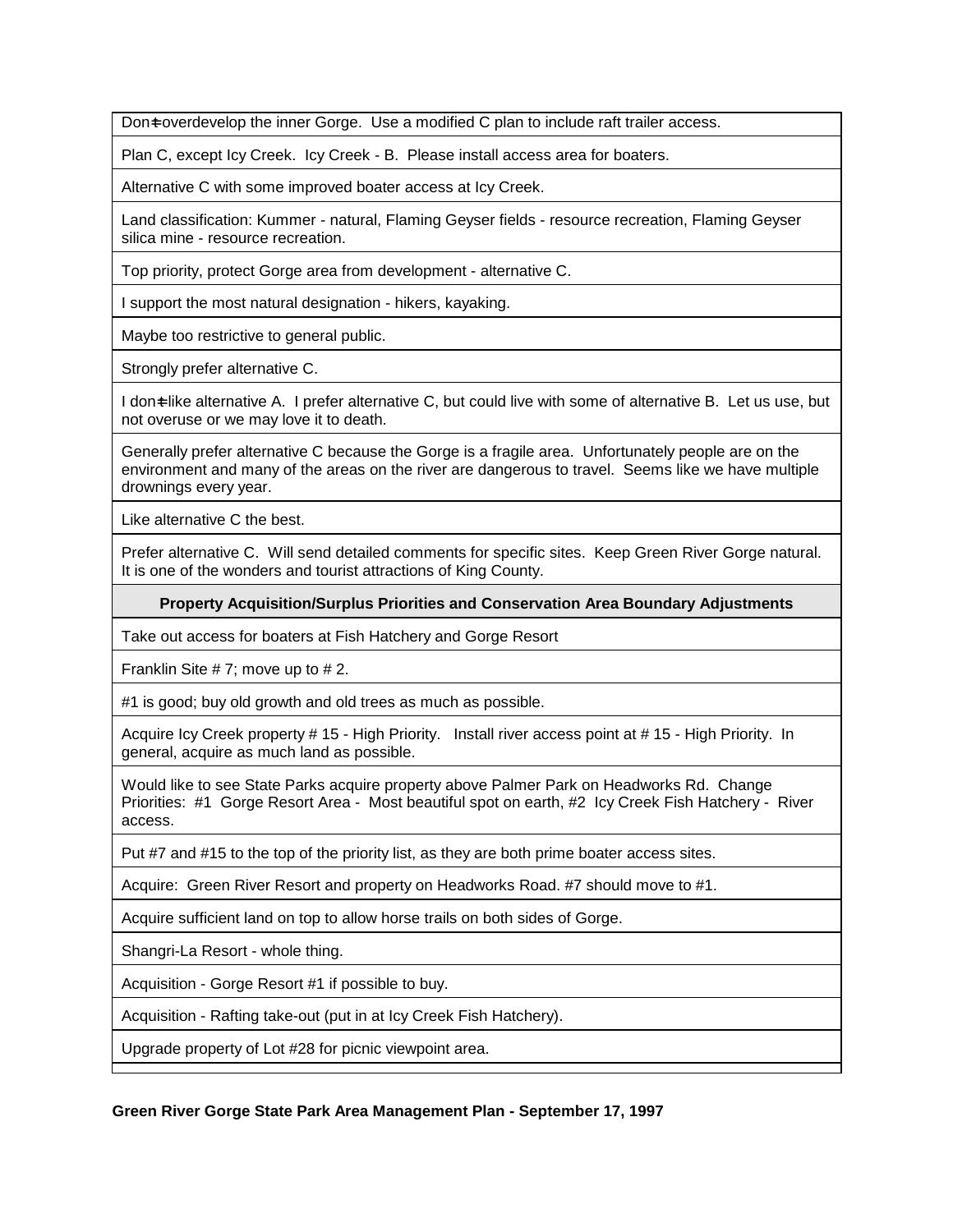| |
|---|
| Don't overdevelop the inner Gorge. Use a modified C plan to include raft trailer access. |
| Plan C, except Icy Creek. Icy Creek - B. Please install access area for boaters. |
| Alternative C with some improved boater access at Icy Creek. |
| Land classification: Kummer - natural, Flaming Geyser fields - resource recreation, Flaming Geyser silica mine - resource recreation. |
| Top priority, protect Gorge area from development - alternative C. |
| I support the most natural designation - hikers, kayaking. |
| Maybe too restrictive to general public. |
| Strongly prefer alternative C. |
| I don't like alternative A. I prefer alternative C, but could live with some of alternative B. Let us use, but not overuse or we may love it to death. |
| Generally prefer alternative C because the Gorge is a fragile area. Unfortunately people are on the environment and many of the areas on the river are dangerous to travel. Seems like we have multiple drownings every year. |
| Like alternative C the best. |
| Prefer alternative C. Will send detailed comments for specific sites. Keep Green River Gorge natural. It is one of the wonders and tourist attractions of King County. |
| **Property Acquisition/Surplus Priorities and Conservation Area Boundary Adjustments** |
| Take out access for boaters at Fish Hatchery and Gorge Resort |
| Franklin Site # 7; move up to # 2. |
| #1 is good; buy old growth and old trees as much as possible. |
| Acquire Icy Creek property # 15 - High Priority. Install river access point at # 15 - High Priority. In general, acquire as much land as possible. |
| Would like to see State Parks acquire property above Palmer Park on Headworks Rd. Change Priorities: #1 Gorge Resort Area - Most beautiful spot on earth, #2 Icy Creek Fish Hatchery - River access. |
| Put #7 and #15 to the top of the priority list, as they are both prime boater access sites. |
| Acquire: Green River Resort and property on Headworks Road. #7 should move to #1. |
| Acquire sufficient land on top to allow horse trails on both sides of Gorge. |
| Shangri-La Resort - whole thing. |
| Acquisition - Gorge Resort #1 if possible to buy. |
| Acquisition - Rafting take-out (put in at Icy Creek Fish Hatchery). |
| Upgrade property of Lot #28 for picnic viewpoint area. |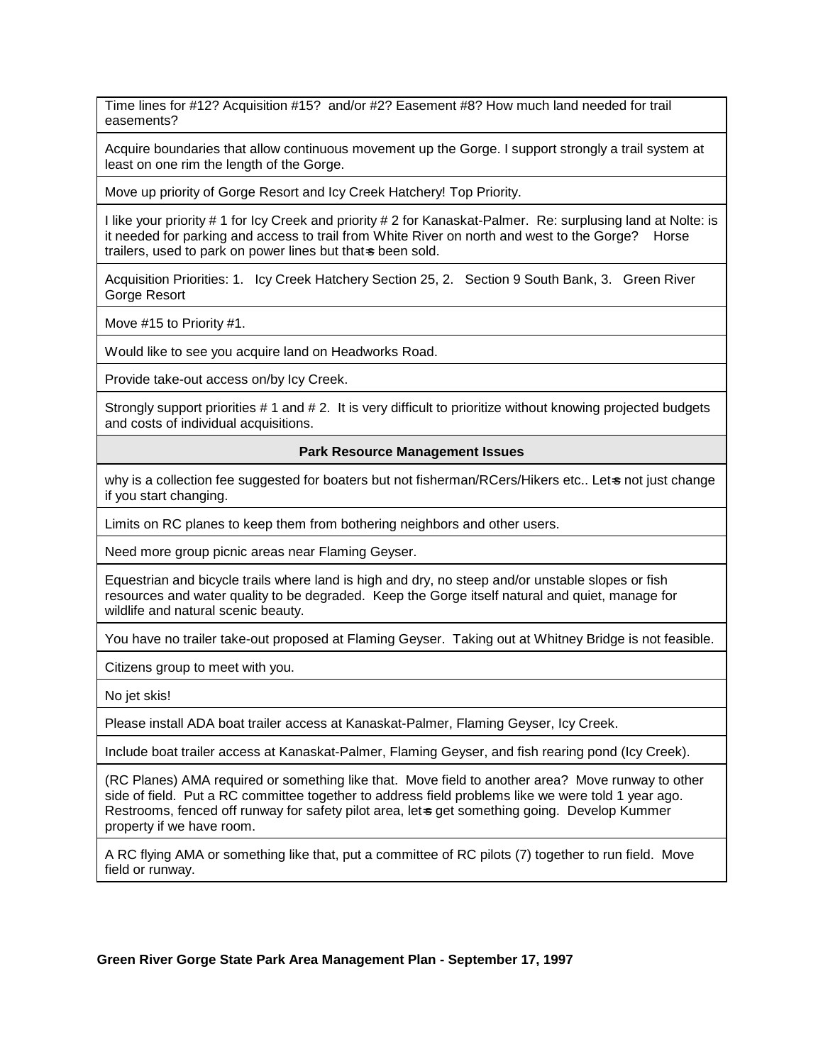| |
|---|
| Time lines for #12? Acquisition #15? and/or #2? Easement #8? How much land needed for trail easements? |
| Acquire boundaries that allow continuous movement up the Gorge. I support strongly a trail system at least on one rim the length of the Gorge. |
| Move up priority of Gorge Resort and Icy Creek Hatchery! Top Priority. |
| I like your priority # 1 for Icy Creek and priority # 2 for Kanaskat-Palmer. Re: surplusing land at Nolte: is it needed for parking and access to trail from White River on north and west to the Gorge? Horse trailers, used to park on power lines but that=s been sold. |
| Acquisition Priorities: 1. Icy Creek Hatchery Section 25, 2. Section 9 South Bank, 3. Green River Gorge Resort |
| Move #15 to Priority #1. |
| Would like to see you acquire land on Headworks Road. |
| Provide take-out access on/by Icy Creek. |
| Strongly support priorities # 1 and # 2. It is very difficult to prioritize without knowing projected budgets and costs of individual acquisitions. |
| **Park Resource Management Issues** |
| why is a collection fee suggested for boaters but not fisherman/RCers/Hikers etc.. Let=s not just change if you start changing. |
| Limits on RC planes to keep them from bothering neighbors and other users. |
| Need more group picnic areas near Flaming Geyser. |
| Equestrian and bicycle trails where land is high and dry, no steep and/or unstable slopes or fish resources and water quality to be degraded. Keep the Gorge itself natural and quiet, manage for wildlife and natural scenic beauty. |
| You have no trailer take-out proposed at Flaming Geyser. Taking out at Whitney Bridge is not feasible. |
| Citizens group to meet with you. |
| No jet skis! |
| Please install ADA boat trailer access at Kanaskat-Palmer, Flaming Geyser, Icy Creek. |
| Include boat trailer access at Kanaskat-Palmer, Flaming Geyser, and fish rearing pond (Icy Creek). |
| (RC Planes) AMA required or something like that. Move field to another area? Move runway to other side of field. Put a RC committee together to address field problems like we were told 1 year ago. Restrooms, fenced off runway for safety pilot area, let=s get something going. Develop Kummer property if we have room. |
| A RC flying AMA or something like that, put a committee of RC pilots (7) together to run field. Move field or runway. |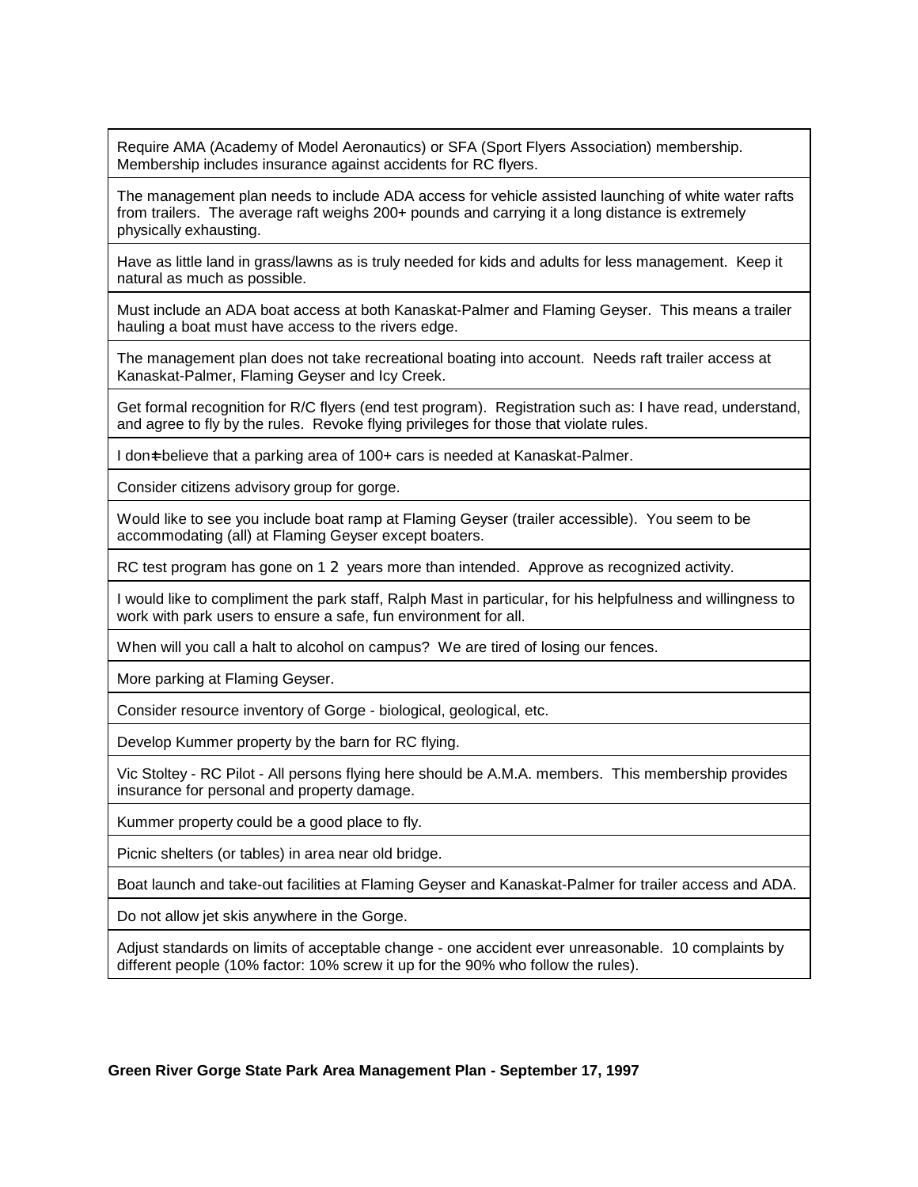| |
|---|
| Require AMA (Academy of Model Aeronautics) or SFA (Sport Flyers Association) membership. Membership includes insurance against accidents for RC flyers. |
| The management plan needs to include ADA access for vehicle assisted launching of white water rafts from trailers. The average raft weighs 200+ pounds and carrying it a long distance is extremely physically exhausting. |
| Have as little land in grass/lawns as is truly needed for kids and adults for less management. Keep it natural as much as possible. |
| Must include an ADA boat access at both Kanaskat-Palmer and Flaming Geyser. This means a trailer hauling a boat must have access to the rivers edge. |
| The management plan does not take recreational boating into account. Needs raft trailer access at Kanaskat-Palmer, Flaming Geyser and Icy Creek. |
| Get formal recognition for R/C flyers (end test program). Registration such as: I have read, understand, and agree to fly by the rules. Revoke flying privileges for those that violate rules. |
| I don=t believe that a parking area of 100+ cars is needed at Kanaskat-Palmer. |
| Consider citizens advisory group for gorge. |
| Would like to see you include boat ramp at Flaming Geyser (trailer accessible). You seem to be accommodating (all) at Flaming Geyser except boaters. |
| RC test program has gone on 1 2 years more than intended. Approve as recognized activity. |
| I would like to compliment the park staff, Ralph Mast in particular, for his helpfulness and willingness to work with park users to ensure a safe, fun environment for all. |
| When will you call a halt to alcohol on campus? We are tired of losing our fences. |
| More parking at Flaming Geyser. |
| Consider resource inventory of Gorge - biological, geological, etc. |
| Develop Kummer property by the barn for RC flying. |
| Vic Stoltey - RC Pilot - All persons flying here should be A.M.A. members. This membership provides insurance for personal and property damage. |
| Kummer property could be a good place to fly. |
| Picnic shelters (or tables) in area near old bridge. |
| Boat launch and take-out facilities at Flaming Geyser and Kanaskat-Palmer for trailer access and ADA. |
| Do not allow jet skis anywhere in the Gorge. |
| Adjust standards on limits of acceptable change - one accident ever unreasonable. 10 complaints by different people (10% factor: 10% screw it up for the 90% who follow the rules). |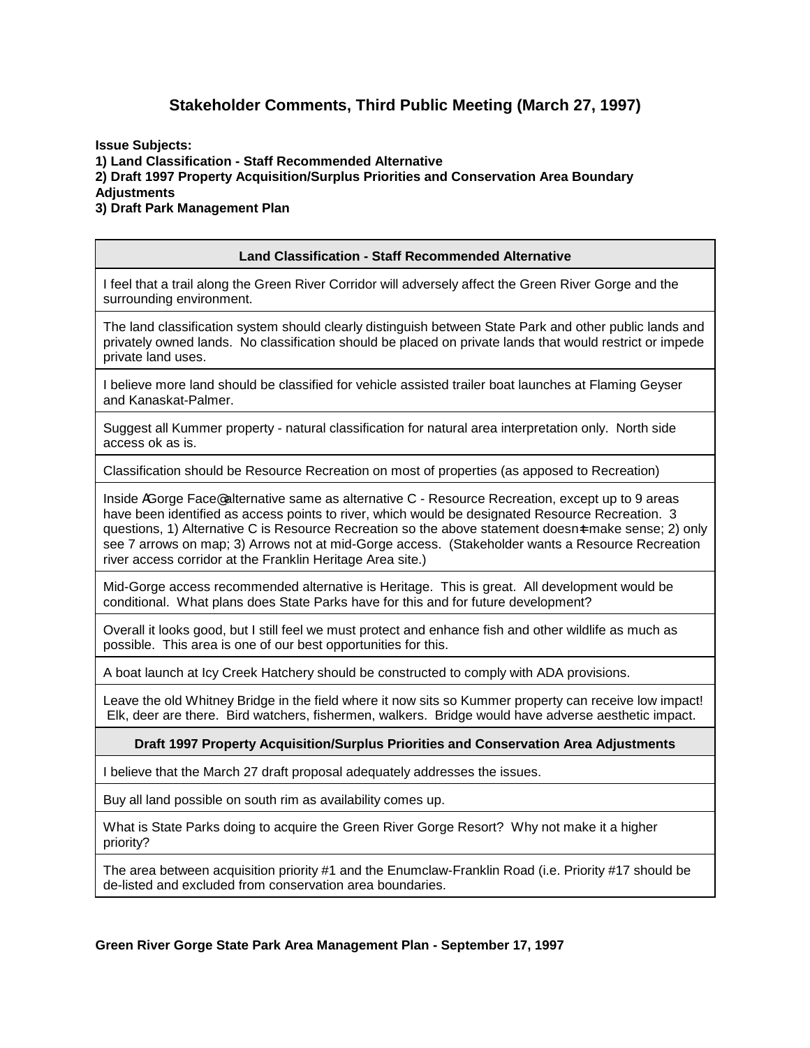## Stakeholder Comments, Third Public Meeting (March 27, 1997)

**Issue Subjects:**
**1) Land Classification - Staff Recommended Alternative**
**2) Draft 1997 Property Acquisition/Surplus Priorities and Conservation Area Boundary Adjustments**
**3) Draft Park Management Plan**

| Land Classification - Staff Recommended Alternative |
|---|
| I feel that a trail along the Green River Corridor will adversely affect the Green River Gorge and the surrounding environment. |
| The land classification system should clearly distinguish between State Park and other public lands and privately owned lands. No classification should be placed on private lands that would restrict or impede private land uses. |
| I believe more land should be classified for vehicle assisted trailer boat launches at Flaming Geyser and Kanaskat-Palmer. |
| Suggest all Kummer property - natural classification for natural area interpretation only. North side access ok as is. |
| Classification should be Resource Recreation on most of properties (as apposed to Recreation) |
| Inside AGorge Face@alternative same as alternative C - Resource Recreation, except up to 9 areas have been identified as access points to river, which would be designated Resource Recreation. 3 questions, 1) Alternative C is Resource Recreation so the above statement doesn=t make sense; 2) only see 7 arrows on map; 3) Arrows not at mid-Gorge access. (Stakeholder wants a Resource Recreation river access corridor at the Franklin Heritage Area site.) |
| Mid-Gorge access recommended alternative is Heritage. This is great. All development would be conditional. What plans does State Parks have for this and for future development? |
| Overall it looks good, but I still feel we must protect and enhance fish and other wildlife as much as possible. This area is one of our best opportunities for this. |
| A boat launch at Icy Creek Hatchery should be constructed to comply with ADA provisions. |
| Leave the old Whitney Bridge in the field where it now sits so Kummer property can receive low impact! Elk, deer are there. Bird watchers, fishermen, walkers. Bridge would have adverse aesthetic impact. |
| **Draft 1997 Property Acquisition/Surplus Priorities and Conservation Area Adjustments** |
| I believe that the March 27 draft proposal adequately addresses the issues. |
| Buy all land possible on south rim as availability comes up. |
| What is State Parks doing to acquire the Green River Gorge Resort? Why not make it a higher priority? |
| The area between acquisition priority #1 and the Enumclaw-Franklin Road (i.e. Priority #17 should be de-listed and excluded from conservation area boundaries. |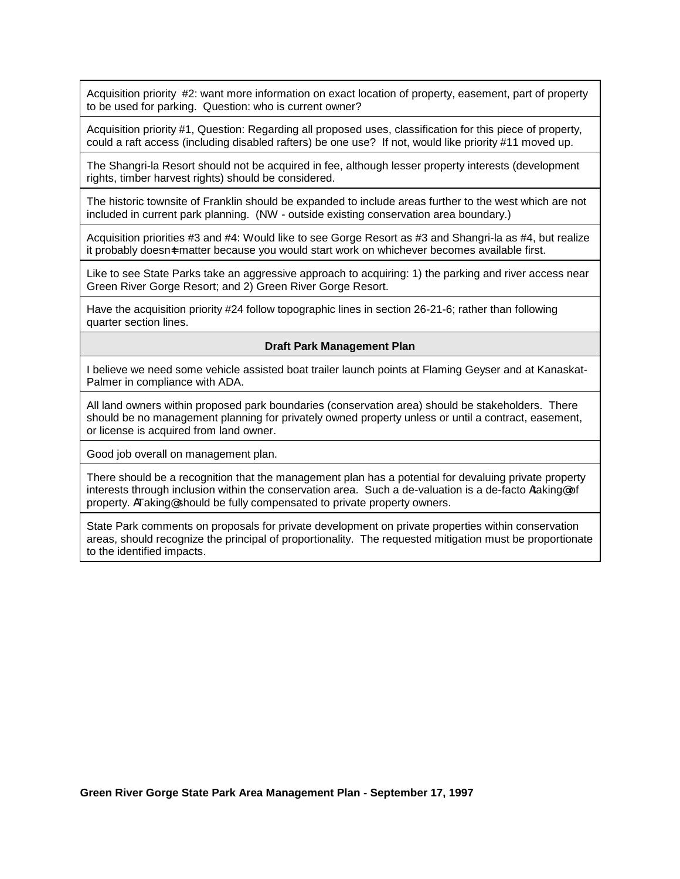| |
|---|
| Acquisition priority #2: want more information on exact location of property, easement, part of property to be used for parking. Question: who is current owner? |
| Acquisition priority #1, Question: Regarding all proposed uses, classification for this piece of property, could a raft access (including disabled rafters) be one use? If not, would like priority #11 moved up. |
| The Shangri-la Resort should not be acquired in fee, although lesser property interests (development rights, timber harvest rights) should be considered. |
| The historic townsite of Franklin should be expanded to include areas further to the west which are not included in current park planning. (NW - outside existing conservation area boundary.) |
| Acquisition priorities #3 and #4: Would like to see Gorge Resort as #3 and Shangri-la as #4, but realize it probably doesn=t matter because you would start work on whichever becomes available first. |
| Like to see State Parks take an aggressive approach to acquiring: 1) the parking and river access near Green River Gorge Resort; and 2) Green River Gorge Resort. |
| Have the acquisition priority #24 follow topographic lines in section 26-21-6; rather than following quarter section lines. |
| **Draft Park Management Plan** |
| I believe we need some vehicle assisted boat trailer launch points at Flaming Geyser and at Kanaskat-Palmer in compliance with ADA. |
| All land owners within proposed park boundaries (conservation area) should be stakeholders. There should be no management planning for privately owned property unless or until a contract, easement, or license is acquired from land owner. |
| Good job overall on management plan. |
| There should be a recognition that the management plan has a potential for devaluing private property interests through inclusion within the conservation area. Such a de-valuation is a de-facto Ataking@ of property. ATaking@ should be fully compensated to private property owners. |
| State Park comments on proposals for private development on private properties within conservation areas, should recognize the principal of proportionality. The requested mitigation must be proportionate to the identified impacts. |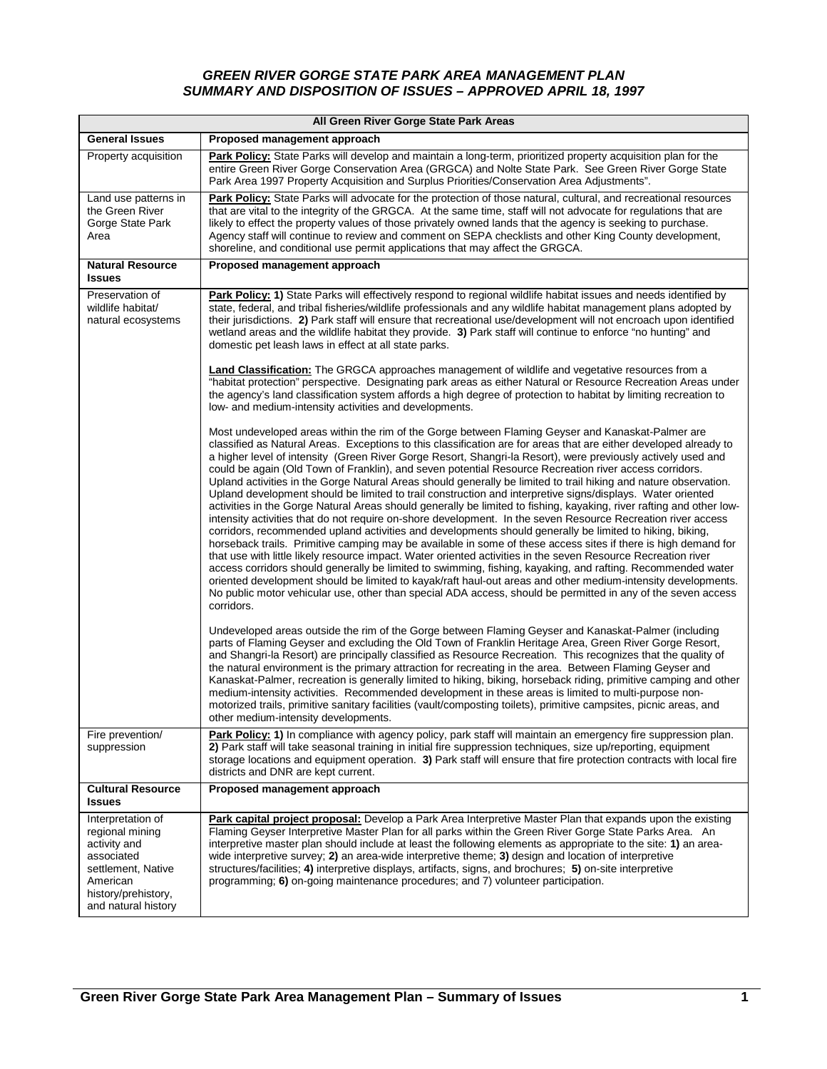# *GREEN RIVER GORGE STATE PARK AREA MANAGEMENT PLAN SUMMARY AND DISPOSITION OF ISSUES – APPROVED APRIL 18, 1997*

| All Green River Gorge State Park Areas | |
|---|---|
| **General Issues** | **Proposed management approach** |
| Property acquisition | **Park Policy:** State Parks will develop and maintain a long-term, prioritized property acquisition plan for the entire Green River Gorge Conservation Area (GRGCA) and Nolte State Park. See Green River Gorge State Park Area 1997 Property Acquisition and Surplus Priorities/Conservation Area Adjustments". |
| Land use patterns in the Green River Gorge State Park Area | **Park Policy:** State Parks will advocate for the protection of those natural, cultural, and recreational resources that are vital to the integrity of the GRGCA. At the same time, staff will not advocate for regulations that are likely to effect the property values of those privately owned lands that the agency is seeking to purchase. Agency staff will continue to review and comment on SEPA checklists and other King County development, shoreline, and conditional use permit applications that may affect the GRGCA. |
| **Natural Resource Issues** | **Proposed management approach** |
| Preservation of wildlife habitat/ natural ecosystems | **Park Policy: 1)** State Parks will effectively respond to regional wildlife habitat issues and needs identified by state, federal, and tribal fisheries/wildlife professionals and any wildlife habitat management plans adopted by their jurisdictions. **2)** Park staff will ensure that recreational use/development will not encroach upon identified wetland areas and the wildlife habitat they provide. **3)** Park staff will continue to enforce "no hunting" and domestic pet leash laws in effect at all state parks.<br><br>**Land Classification:** The GRGCA approaches management of wildlife and vegetative resources from a "habitat protection" perspective. Designating park areas as either Natural or Resource Recreation Areas under the agency's land classification system affords a high degree of protection to habitat by limiting recreation to low- and medium-intensity activities and developments.<br><br>Most undeveloped areas within the rim of the Gorge between Flaming Geyser and Kanaskat-Palmer are classified as Natural Areas. Exceptions to this classification are for areas that are either developed already to a higher level of intensity (Green River Gorge Resort, Shangri-la Resort), were previously actively used and could be again (Old Town of Franklin), and seven potential Resource Recreation river access corridors. Upland activities in the Gorge Natural Areas should generally be limited to trail hiking and nature observation. Upland development should be limited to trail construction and interpretive signs/displays. Water oriented activities in the Gorge Natural Areas should generally be limited to fishing, kayaking, river rafting and other low-intensity activities that do not require on-shore development. In the seven Resource Recreation river access corridors, recommended upland activities and developments should generally be limited to hiking, biking, horseback trails. Primitive camping may be available in some of these access sites if there is high demand for that use with little likely resource impact. Water oriented activities in the seven Resource Recreation river access corridors should generally be limited to swimming, fishing, kayaking, and rafting. Recommended water oriented development should be limited to kayak/raft haul-out areas and other medium-intensity developments. No public motor vehicular use, other than special ADA access, should be permitted in any of the seven access corridors.<br><br>Undeveloped areas outside the rim of the Gorge between Flaming Geyser and Kanaskat-Palmer (including parts of Flaming Geyser and excluding the Old Town of Franklin Heritage Area, Green River Gorge Resort, and Shangri-la Resort) are principally classified as Resource Recreation. This recognizes that the quality of the natural environment is the primary attraction for recreating in the area. Between Flaming Geyser and Kanaskat-Palmer, recreation is generally limited to hiking, biking, horseback riding, primitive camping and other medium-intensity activities. Recommended development in these areas is limited to multi-purpose non-motorized trails, primitive sanitary facilities (vault/composting toilets), primitive campsites, picnic areas, and other medium-intensity developments. |
| Fire prevention/ suppression | **Park Policy: 1)** In compliance with agency policy, park staff will maintain an emergency fire suppression plan. **2)** Park staff will take seasonal training in initial fire suppression techniques, size up/reporting, equipment storage locations and equipment operation. **3)** Park staff will ensure that fire protection contracts with local fire districts and DNR are kept current. |
| **Cultural Resource Issues** | **Proposed management approach** |
| Interpretation of regional mining activity and associated settlement, Native American history/prehistory, and natural history | **Park capital project proposal:** Develop a Park Area Interpretive Master Plan that expands upon the existing Flaming Geyser Interpretive Master Plan for all parks within the Green River Gorge State Parks Area. An interpretive master plan should include at least the following elements as appropriate to the site: **1)** an area-wide interpretive survey; **2)** an area-wide interpretive theme; **3)** design and location of interpretive structures/facilities; **4)** interpretive displays, artifacts, signs, and brochures; **5)** on-site interpretive programming; **6)** on-going maintenance procedures; and 7) volunteer participation. |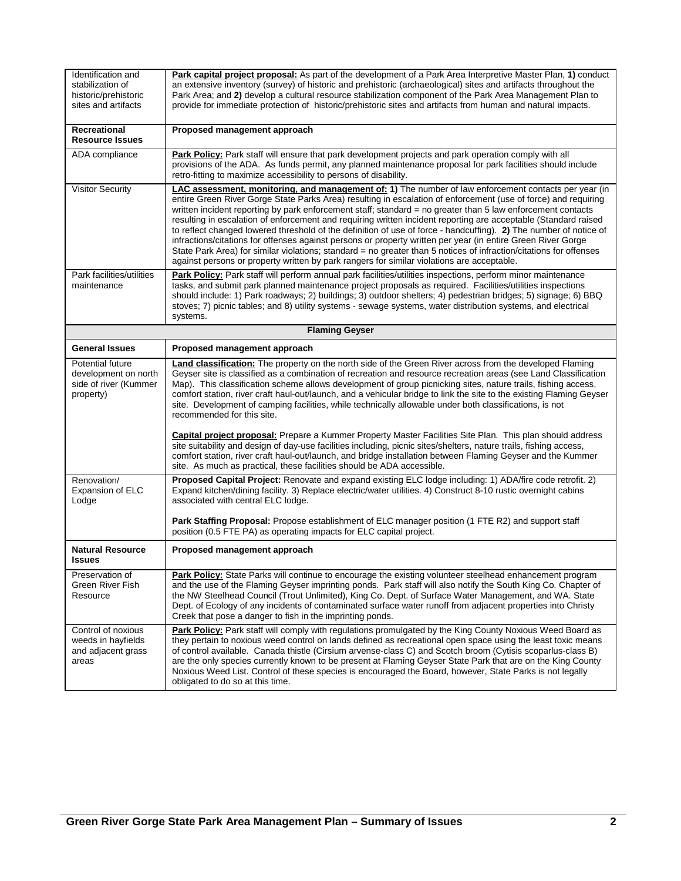| | |
|---|---|
| Identification and stabilization of historic/prehistoric sites and artifacts | **Park capital project proposal:** As part of the development of a Park Area Interpretive Master Plan, **1)** conduct an extensive inventory (survey) of historic and prehistoric (archaeological) sites and artifacts throughout the Park Area; and **2)** develop a cultural resource stabilization component of the Park Area Management Plan to provide for immediate protection of historic/prehistoric sites and artifacts from human and natural impacts. |
| **Recreational Resource Issues** | **Proposed management approach** |
| ADA compliance | **Park Policy:** Park staff will ensure that park development projects and park operation comply with all provisions of the ADA. As funds permit, any planned maintenance proposal for park facilities should include retro-fitting to maximize accessibility to persons of disability. |
| Visitor Security | **LAC assessment, monitoring, and management of: 1)** The number of law enforcement contacts per year (in entire Green River Gorge State Parks Area) resulting in escalation of enforcement (use of force) and requiring written incident reporting by park enforcement staff; standard = no greater than 5 law enforcement contacts resulting in escalation of enforcement and requiring written incident reporting are acceptable (Standard raised to reflect changed lowered threshold of the definition of use of force - handcuffing). **2)** The number of notice of infractions/citations for offenses against persons or property written per year (in entire Green River Gorge State Park Area) for similar violations; standard = no greater than 5 notices of infraction/citations for offenses against persons or property written by park rangers for similar violations are acceptable. |
| Park facilities/utilities maintenance | **Park Policy:** Park staff will perform annual park facilities/utilities inspections, perform minor maintenance tasks, and submit park planned maintenance project proposals as required. Facilities/utilities inspections should include: 1) Park roadways; 2) buildings; 3) outdoor shelters; 4) pedestrian bridges; 5) signage; 6) BBQ stoves; 7) picnic tables; and 8) utility systems - sewage systems, water distribution systems, and electrical systems. |
| **Flaming Geyser** | |
| **General Issues** | **Proposed management approach** |
| Potential future development on north side of river (Kummer property) | **Land classification:** The property on the north side of the Green River across from the developed Flaming Geyser site is classified as a combination of recreation and resource recreation areas (see Land Classification Map). This classification scheme allows development of group picnicking sites, nature trails, fishing access, comfort station, river craft haul-out/launch, and a vehicular bridge to link the site to the existing Flaming Geyser site. Development of camping facilities, while technically allowable under both classifications, is not recommended for this site.<br><br>**Capital project proposal:** Prepare a Kummer Property Master Facilities Site Plan. This plan should address site suitability and design of day-use facilities including, picnic sites/shelters, nature trails, fishing access, comfort station, river craft haul-out/launch, and bridge installation between Flaming Geyser and the Kummer site. As much as practical, these facilities should be ADA accessible. |
| Renovation/ Expansion of ELC Lodge | **Proposed Capital Project:** Renovate and expand existing ELC lodge including: 1) ADA/fire code retrofit. 2) Expand kitchen/dining facility. 3) Replace electric/water utilities. 4) Construct 8-10 rustic overnight cabins associated with central ELC lodge.<br><br>**Park Staffing Proposal:** Propose establishment of ELC manager position (1 FTE R2) and support staff position (0.5 FTE PA) as operating impacts for ELC capital project. |
| **Natural Resource Issues** | **Proposed management approach** |
| Preservation of Green River Fish Resource | **Park Policy:** State Parks will continue to encourage the existing volunteer steelhead enhancement program and the use of the Flaming Geyser imprinting ponds. Park staff will also notify the South King Co. Chapter of the NW Steelhead Council (Trout Unlimited), King Co. Dept. of Surface Water Management, and WA. State Dept. of Ecology of any incidents of contaminated surface water runoff from adjacent properties into Christy Creek that pose a danger to fish in the imprinting ponds. |
| Control of noxious weeds in hayfields and adjacent grass areas | **Park Policy:** Park staff will comply with regulations promulgated by the King County Noxious Weed Board as they pertain to noxious weed control on lands defined as recreational open space using the least toxic means of control available. Canada thistle (Cirsium arvense-class C) and Scotch broom (Cytisis scoparlus-class B) are the only species currently known to be present at Flaming Geyser State Park that are on the King County Noxious Weed List. Control of these species is encouraged the Board, however, State Parks is not legally obligated to do so at this time. |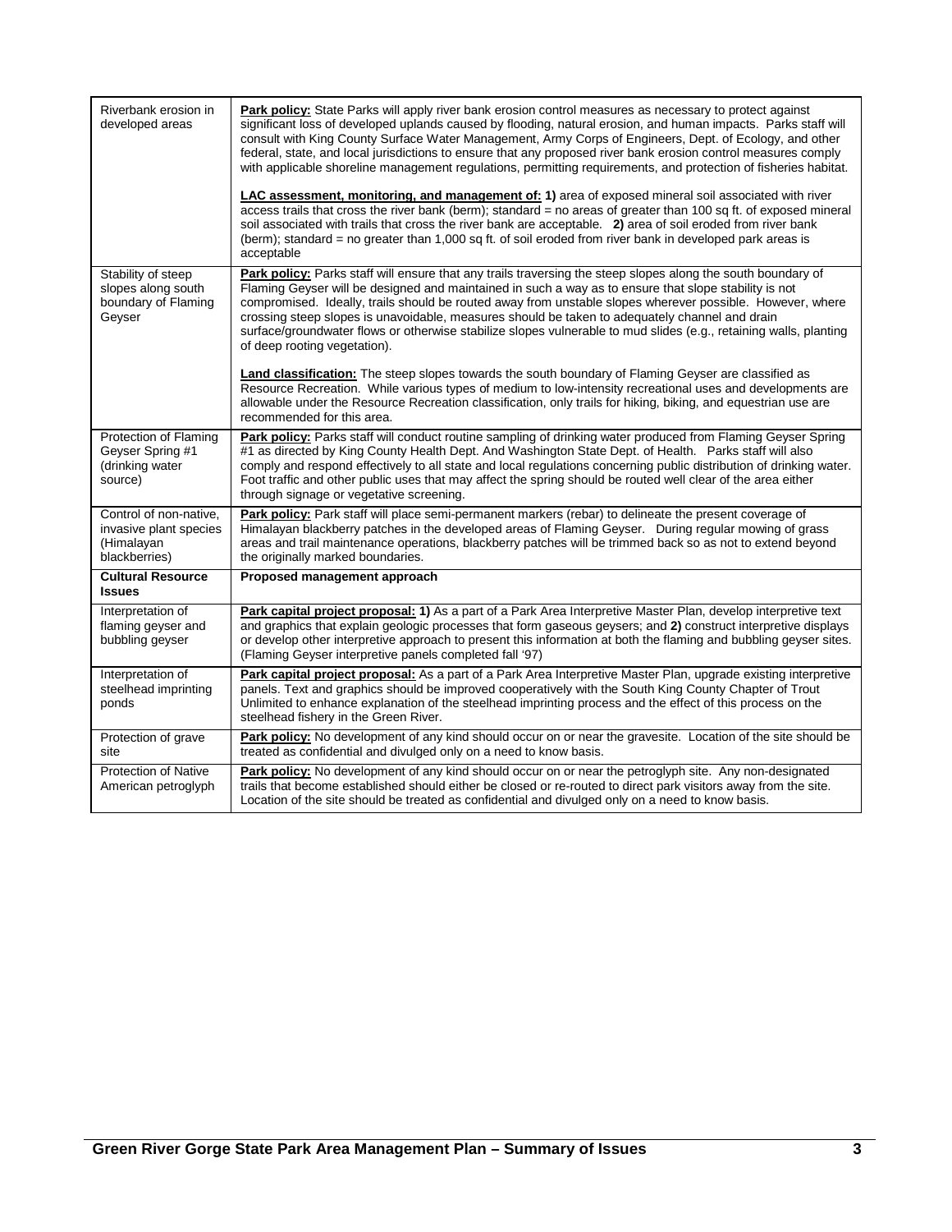| | |
|---|---|
| Riverbank erosion in developed areas | **Park policy:** State Parks will apply river bank erosion control measures as necessary to protect against significant loss of developed uplands caused by flooding, natural erosion, and human impacts. Parks staff will consult with King County Surface Water Management, Army Corps of Engineers, Dept. of Ecology, and other federal, state, and local jurisdictions to ensure that any proposed river bank erosion control measures comply with applicable shoreline management regulations, permitting requirements, and protection of fisheries habitat.<br><br>**LAC assessment, monitoring, and management of: 1)** area of exposed mineral soil associated with river access trails that cross the river bank (berm); standard = no areas of greater than 100 sq ft. of exposed mineral soil associated with trails that cross the river bank are acceptable. **2)** area of soil eroded from river bank (berm); standard = no greater than 1,000 sq ft. of soil eroded from river bank in developed park areas is acceptable |
| Stability of steep slopes along south boundary of Flaming Geyser | **Park policy:** Parks staff will ensure that any trails traversing the steep slopes along the south boundary of Flaming Geyser will be designed and maintained in such a way as to ensure that slope stability is not compromised. Ideally, trails should be routed away from unstable slopes wherever possible. However, where crossing steep slopes is unavoidable, measures should be taken to adequately channel and drain surface/groundwater flows or otherwise stabilize slopes vulnerable to mud slides (e.g., retaining walls, planting of deep rooting vegetation).<br><br>**Land classification:** The steep slopes towards the south boundary of Flaming Geyser are classified as Resource Recreation. While various types of medium to low-intensity recreational uses and developments are allowable under the Resource Recreation classification, only trails for hiking, biking, and equestrian use are recommended for this area. |
| Protection of Flaming Geyser Spring #1 (drinking water source) | **Park policy:** Parks staff will conduct routine sampling of drinking water produced from Flaming Geyser Spring #1 as directed by King County Health Dept. And Washington State Dept. of Health. Parks staff will also comply and respond effectively to all state and local regulations concerning public distribution of drinking water. Foot traffic and other public uses that may affect the spring should be routed well clear of the area either through signage or vegetative screening. |
| Control of non-native, invasive plant species (Himalayan blackberries) | **Park policy:** Park staff will place semi-permanent markers (rebar) to delineate the present coverage of Himalayan blackberry patches in the developed areas of Flaming Geyser. During regular mowing of grass areas and trail maintenance operations, blackberry patches will be trimmed back so as not to extend beyond the originally marked boundaries. |
| **Cultural Resource Issues** | **Proposed management approach** |
| Interpretation of flaming geyser and bubbling geyser | **Park capital project proposal: 1)** As a part of a Park Area Interpretive Master Plan, develop interpretive text and graphics that explain geologic processes that form gaseous geysers; and **2)** construct interpretive displays or develop other interpretive approach to present this information at both the flaming and bubbling geyser sites. (Flaming Geyser interpretive panels completed fall '97) |
| Interpretation of steelhead imprinting ponds | **Park capital project proposal:** As a part of a Park Area Interpretive Master Plan, upgrade existing interpretive panels. Text and graphics should be improved cooperatively with the South King County Chapter of Trout Unlimited to enhance explanation of the steelhead imprinting process and the effect of this process on the steelhead fishery in the Green River. |
| Protection of grave site | **Park policy:** No development of any kind should occur on or near the gravesite. Location of the site should be treated as confidential and divulged only on a need to know basis. |
| Protection of Native American petroglyph | **Park policy:** No development of any kind should occur on or near the petroglyph site. Any non-designated trails that become established should either be closed or re-routed to direct park visitors away from the site. Location of the site should be treated as confidential and divulged only on a need to know basis. |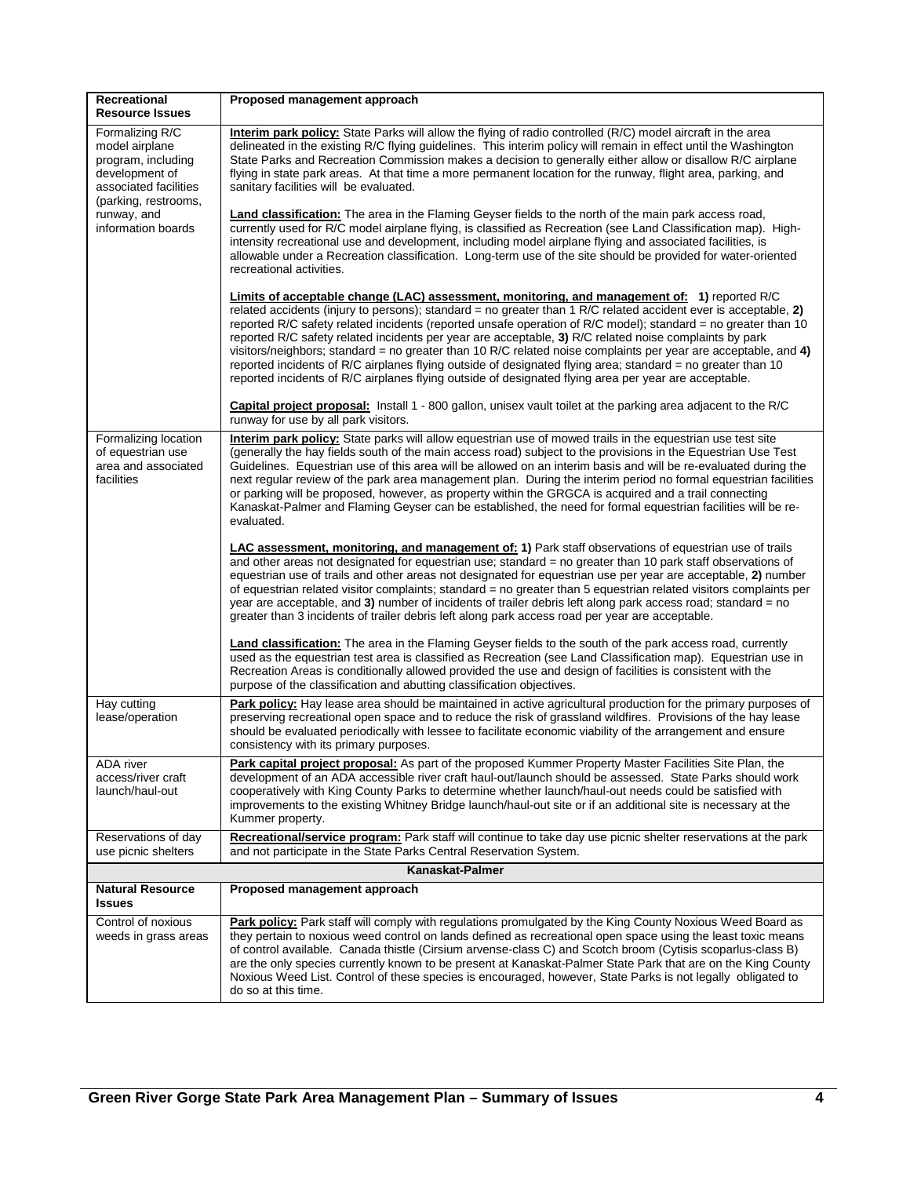| Recreational Resource Issues | Proposed management approach |
|---|---|
| Formalizing R/C model airplane program, including development of associated facilities (parking, restrooms, runway, and information boards | **Interim park policy:** State Parks will allow the flying of radio controlled (R/C) model aircraft in the area delineated in the existing R/C flying guidelines. This interim policy will remain in effect until the Washington State Parks and Recreation Commission makes a decision to generally either allow or disallow R/C airplane flying in state park areas. At that time a more permanent location for the runway, flight area, parking, and sanitary facilities will be evaluated.<br><br>**Land classification:** The area in the Flaming Geyser fields to the north of the main park access road, currently used for R/C model airplane flying, is classified as Recreation (see Land Classification map). High-intensity recreational use and development, including model airplane flying and associated facilities, is allowable under a Recreation classification. Long-term use of the site should be provided for water-oriented recreational activities.<br><br>**Limits of acceptable change (LAC) assessment, monitoring, and management of: 1)** reported R/C related accidents (injury to persons); standard = no greater than 1 R/C related accident ever is acceptable, **2)** reported R/C safety related incidents (reported unsafe operation of R/C model); standard = no greater than 10 reported R/C safety related incidents per year are acceptable, **3)** R/C related noise complaints by park visitors/neighbors; standard = no greater than 10 R/C related noise complaints per year are acceptable, and **4)** reported incidents of R/C airplanes flying outside of designated flying area; standard = no greater than 10 reported incidents of R/C airplanes flying outside of designated flying area per year are acceptable.<br><br>**Capital project proposal:** Install 1 - 800 gallon, unisex vault toilet at the parking area adjacent to the R/C runway for use by all park visitors. |
| Formalizing location of equestrian use area and associated facilities | **Interim park policy:** State parks will allow equestrian use of mowed trails in the equestrian use test site (generally the hay fields south of the main access road) subject to the provisions in the Equestrian Use Test Guidelines. Equestrian use of this area will be allowed on an interim basis and will be re-evaluated during the next regular review of the park area management plan. During the interim period no formal equestrian facilities or parking will be proposed, however, as property within the GRGCA is acquired and a trail connecting Kanaskat-Palmer and Flaming Geyser can be established, the need for formal equestrian facilities will be re-evaluated.<br><br>**LAC assessment, monitoring, and management of: 1)** Park staff observations of equestrian use of trails and other areas not designated for equestrian use; standard = no greater than 10 park staff observations of equestrian use of trails and other areas not designated for equestrian use per year are acceptable, **2)** number of equestrian related visitor complaints; standard = no greater than 5 equestrian related visitors complaints per year are acceptable, and **3)** number of incidents of trailer debris left along park access road; standard = no greater than 3 incidents of trailer debris left along park access road per year are acceptable.<br><br>**Land classification:** The area in the Flaming Geyser fields to the south of the park access road, currently used as the equestrian test area is classified as Recreation (see Land Classification map). Equestrian use in Recreation Areas is conditionally allowed provided the use and design of facilities is consistent with the purpose of the classification and abutting classification objectives. |
| Hay cutting lease/operation | **Park policy:** Hay lease area should be maintained in active agricultural production for the primary purposes of preserving recreational open space and to reduce the risk of grassland wildfires. Provisions of the hay lease should be evaluated periodically with lessee to facilitate economic viability of the arrangement and ensure consistency with its primary purposes. |
| ADA river access/river craft launch/haul-out | **Park capital project proposal:** As part of the proposed Kummer Property Master Facilities Site Plan, the development of an ADA accessible river craft haul-out/launch should be assessed. State Parks should work cooperatively with King County Parks to determine whether launch/haul-out needs could be satisfied with improvements to the existing Whitney Bridge launch/haul-out site or if an additional site is necessary at the Kummer property. |
| Reservations of day use picnic shelters | **Recreational/service program:** Park staff will continue to take day use picnic shelter reservations at the park and not participate in the State Parks Central Reservation System. |
| **Kanaskat-Palmer** | |
| **Natural Resource Issues** | **Proposed management approach** |
| Control of noxious weeds in grass areas | **Park policy:** Park staff will comply with regulations promulgated by the King County Noxious Weed Board as they pertain to noxious weed control on lands defined as recreational open space using the least toxic means of control available. Canada thistle (Cirsium arvense-class C) and Scotch broom (Cytisis scoparlus-class B) are the only species currently known to be present at Kanaskat-Palmer State Park that are on the King County Noxious Weed List. Control of these species is encouraged, however, State Parks is not legally obligated to do so at this time. |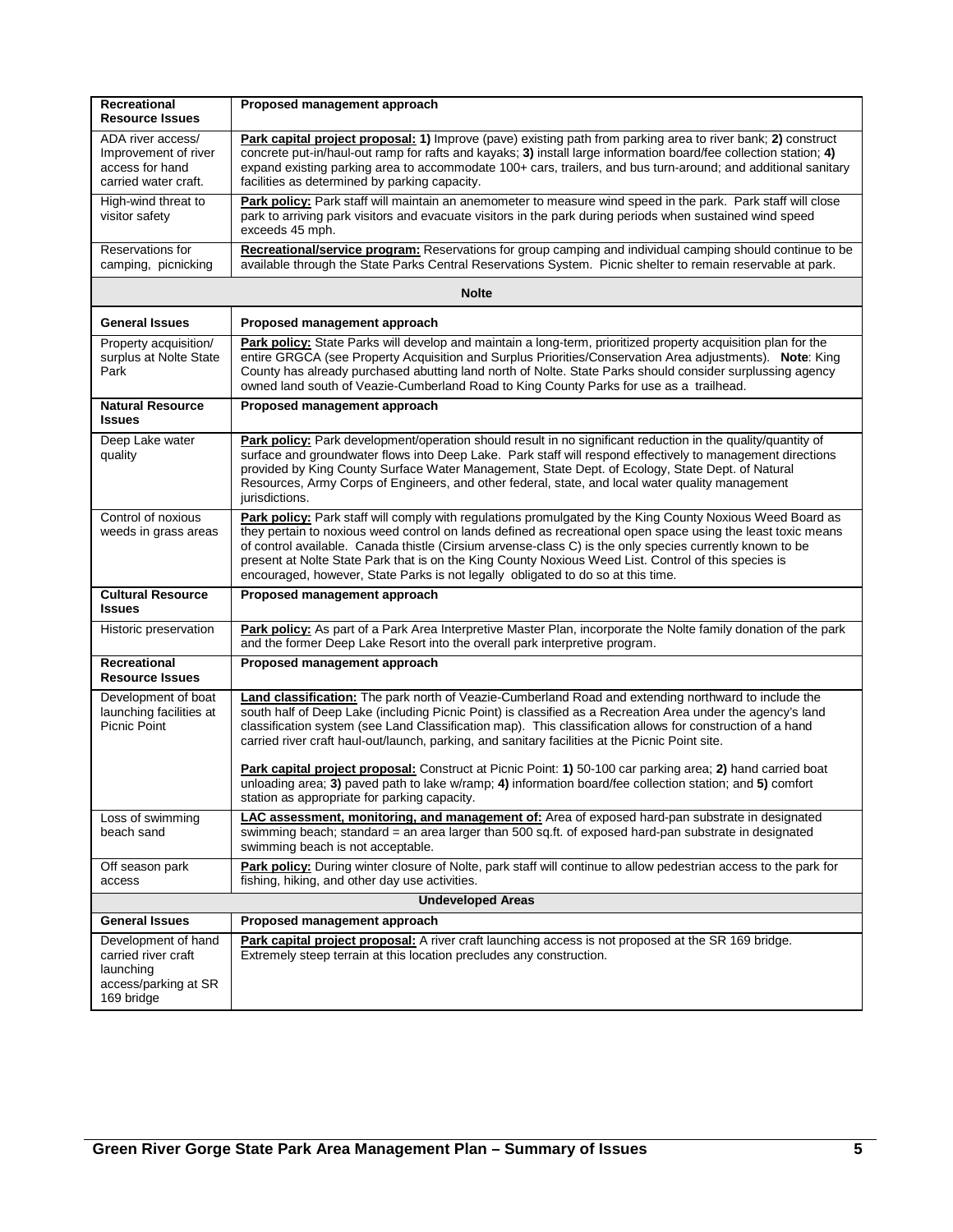| Recreational Resource Issues | Proposed management approach |
|---|---|
| ADA river access/ Improvement of river access for hand carried water craft. | **Park capital project proposal: 1)** Improve (pave) existing path from parking area to river bank; **2)** construct concrete put-in/haul-out ramp for rafts and kayaks; **3)** install large information board/fee collection station; **4)** expand existing parking area to accommodate 100+ cars, trailers, and bus turn-around; and additional sanitary facilities as determined by parking capacity. |
| High-wind threat to visitor safety | **Park policy:** Park staff will maintain an anemometer to measure wind speed in the park. Park staff will close park to arriving park visitors and evacuate visitors in the park during periods when sustained wind speed exceeds 45 mph. |
| Reservations for camping, picnicking | **Recreational/service program:** Reservations for group camping and individual camping should continue to be available through the State Parks Central Reservations System. Picnic shelter to remain reservable at park. |
| **Nolte** | |
| **General Issues** | **Proposed management approach** |
| Property acquisition/ surplus at Nolte State Park | **Park policy:** State Parks will develop and maintain a long-term, prioritized property acquisition plan for the entire GRGCA (see Property Acquisition and Surplus Priorities/Conservation Area adjustments). **Note**: King County has already purchased abutting land north of Nolte. State Parks should consider surplussing agency owned land south of Veazie-Cumberland Road to King County Parks for use as a trailhead. |
| **Natural Resource Issues** | **Proposed management approach** |
| Deep Lake water quality | **Park policy:** Park development/operation should result in no significant reduction in the quality/quantity of surface and groundwater flows into Deep Lake. Park staff will respond effectively to management directions provided by King County Surface Water Management, State Dept. of Ecology, State Dept. of Natural Resources, Army Corps of Engineers, and other federal, state, and local water quality management jurisdictions. |
| Control of noxious weeds in grass areas | **Park policy:** Park staff will comply with regulations promulgated by the King County Noxious Weed Board as they pertain to noxious weed control on lands defined as recreational open space using the least toxic means of control available. Canada thistle (Cirsium arvense-class C) is the only species currently known to be present at Nolte State Park that is on the King County Noxious Weed List. Control of this species is encouraged, however, State Parks is not legally obligated to do so at this time. |
| **Cultural Resource Issues** | **Proposed management approach** |
| Historic preservation | **Park policy:** As part of a Park Area Interpretive Master Plan, incorporate the Nolte family donation of the park and the former Deep Lake Resort into the overall park interpretive program. |
| **Recreational Resource Issues** | **Proposed management approach** |
| Development of boat launching facilities at Picnic Point | **Land classification:** The park north of Veazie-Cumberland Road and extending northward to include the south half of Deep Lake (including Picnic Point) is classified as a Recreation Area under the agency's land classification system (see Land Classification map). This classification allows for construction of a hand carried river craft haul-out/launch, parking, and sanitary facilities at the Picnic Point site.<br><br>**Park capital project proposal:** Construct at Picnic Point: **1)** 50-100 car parking area; **2)** hand carried boat unloading area; **3)** paved path to lake w/ramp; **4)** information board/fee collection station; and **5)** comfort station as appropriate for parking capacity. |
| Loss of swimming beach sand | **LAC assessment, monitoring, and management of:** Area of exposed hard-pan substrate in designated swimming beach; standard = an area larger than 500 sq.ft. of exposed hard-pan substrate in designated swimming beach is not acceptable. |
| Off season park access | **Park policy:** During winter closure of Nolte, park staff will continue to allow pedestrian access to the park for fishing, hiking, and other day use activities. |
| **Undeveloped Areas** | |
| **General Issues** | **Proposed management approach** |
| Development of hand carried river craft launching access/parking at SR 169 bridge | **Park capital project proposal:** A river craft launching access is not proposed at the SR 169 bridge. Extremely steep terrain at this location precludes any construction. |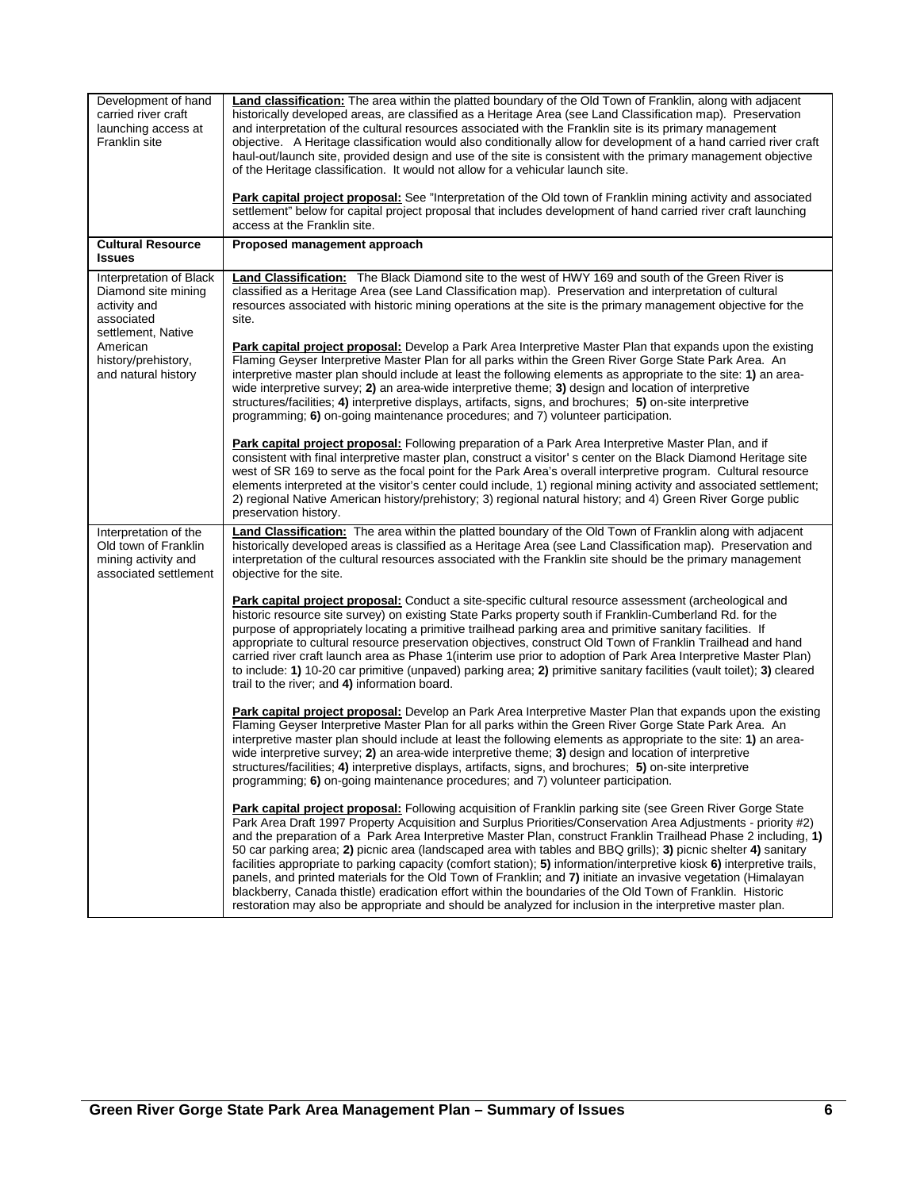| Development of hand carried river craft launching access at Franklin site | **Land classification:** The area within the platted boundary of the Old Town of Franklin, along with adjacent historically developed areas, are classified as a Heritage Area (see Land Classification map). Preservation and interpretation of the cultural resources associated with the Franklin site is its primary management objective. A Heritage classification would also conditionally allow for development of a hand carried river craft haul-out/launch site, provided design and use of the site is consistent with the primary management objective of the Heritage classification. It would not allow for a vehicular launch site.<br><br>**Park capital project proposal:** See "Interpretation of the Old town of Franklin mining activity and associated settlement" below for capital project proposal that includes development of hand carried river craft launching access at the Franklin site. |
|---|---|
| **Cultural Resource Issues** | **Proposed management approach** |
| Interpretation of Black Diamond site mining activity and associated settlement, Native American history/prehistory, and natural history | **Land Classification:** The Black Diamond site to the west of HWY 169 and south of the Green River is classified as a Heritage Area (see Land Classification map). Preservation and interpretation of cultural resources associated with historic mining operations at the site is the primary management objective for the site.<br><br>**Park capital project proposal:** Develop a Park Area Interpretive Master Plan that expands upon the existing Flaming Geyser Interpretive Master Plan for all parks within the Green River Gorge State Park Area. An interpretive master plan should include at least the following elements as appropriate to the site: **1)** an area-wide interpretive survey; **2)** an area-wide interpretive theme; **3)** design and location of interpretive structures/facilities; **4)** interpretive displays, artifacts, signs, and brochures; **5)** on-site interpretive programming; **6)** on-going maintenance procedures; and 7) volunteer participation.<br><br>**Park capital project proposal:** Following preparation of a Park Area Interpretive Master Plan, and if consistent with final interpretive master plan, construct a visitor' s center on the Black Diamond Heritage site west of SR 169 to serve as the focal point for the Park Area's overall interpretive program. Cultural resource elements interpreted at the visitor's center could include, 1) regional mining activity and associated settlement; 2) regional Native American history/prehistory; 3) regional natural history; and 4) Green River Gorge public preservation history. |
| Interpretation of the Old town of Franklin mining activity and associated settlement | **Land Classification:** The area within the platted boundary of the Old Town of Franklin along with adjacent historically developed areas is classified as a Heritage Area (see Land Classification map). Preservation and interpretation of the cultural resources associated with the Franklin site should be the primary management objective for the site.<br><br>**Park capital project proposal:** Conduct a site-specific cultural resource assessment (archeological and historic resource site survey) on existing State Parks property south if Franklin-Cumberland Rd. for the purpose of appropriately locating a primitive trailhead parking area and primitive sanitary facilities. If appropriate to cultural resource preservation objectives, construct Old Town of Franklin Trailhead and hand carried river craft launch area as Phase 1(interim use prior to adoption of Park Area Interpretive Master Plan) to include: **1)** 10-20 car primitive (unpaved) parking area; **2)** primitive sanitary facilities (vault toilet); **3)** cleared trail to the river; and **4)** information board.<br><br>**Park capital project proposal:** Develop an Park Area Interpretive Master Plan that expands upon the existing Flaming Geyser Interpretive Master Plan for all parks within the Green River Gorge State Park Area. An interpretive master plan should include at least the following elements as appropriate to the site: **1)** an area-wide interpretive survey; **2)** an area-wide interpretive theme; **3)** design and location of interpretive structures/facilities; **4)** interpretive displays, artifacts, signs, and brochures; **5)** on-site interpretive programming; **6)** on-going maintenance procedures; and 7) volunteer participation.<br><br>**Park capital project proposal:** Following acquisition of Franklin parking site (see Green River Gorge State Park Area Draft 1997 Property Acquisition and Surplus Priorities/Conservation Area Adjustments - priority #2) and the preparation of a Park Area Interpretive Master Plan, construct Franklin Trailhead Phase 2 including, **1)** 50 car parking area; **2)** picnic area (landscaped area with tables and BBQ grills); **3)** picnic shelter **4)** sanitary facilities appropriate to parking capacity (comfort station); **5)** information/interpretive kiosk **6)** interpretive trails, panels, and printed materials for the Old Town of Franklin; and **7)** initiate an invasive vegetation (Himalayan blackberry, Canada thistle) eradication effort within the boundaries of the Old Town of Franklin. Historic restoration may also be appropriate and should be analyzed for inclusion in the interpretive master plan. |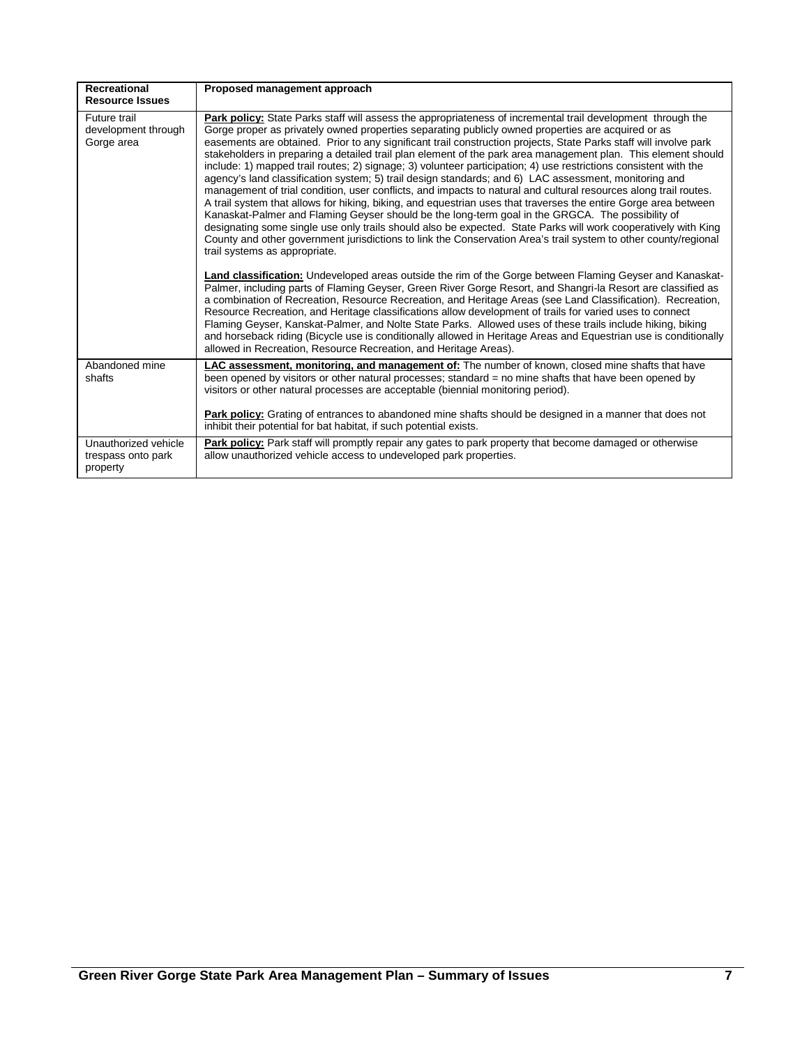| Recreational Resource Issues | Proposed management approach |
|---|---|
| Future trail development through Gorge area | **Park policy:** State Parks staff will assess the appropriateness of incremental trail development through the Gorge proper as privately owned properties separating publicly owned properties are acquired or as easements are obtained. Prior to any significant trail construction projects, State Parks staff will involve park stakeholders in preparing a detailed trail plan element of the park area management plan. This element should include: 1) mapped trail routes; 2) signage; 3) volunteer participation; 4) use restrictions consistent with the agency's land classification system; 5) trail design standards; and 6) LAC assessment, monitoring and management of trial condition, user conflicts, and impacts to natural and cultural resources along trail routes. A trail system that allows for hiking, biking, and equestrian uses that traverses the entire Gorge area between Kanaskat-Palmer and Flaming Geyser should be the long-term goal in the GRGCA. The possibility of designating some single use only trails should also be expected. State Parks will work cooperatively with King County and other government jurisdictions to link the Conservation Area's trail system to other county/regional trail systems as appropriate.<br><br>**Land classification:** Undeveloped areas outside the rim of the Gorge between Flaming Geyser and Kanaskat-Palmer, including parts of Flaming Geyser, Green River Gorge Resort, and Shangri-la Resort are classified as a combination of Recreation, Resource Recreation, and Heritage Areas (see Land Classification). Recreation, Resource Recreation, and Heritage classifications allow development of trails for varied uses to connect Flaming Geyser, Kanskat-Palmer, and Nolte State Parks. Allowed uses of these trails include hiking, biking and horseback riding (Bicycle use is conditionally allowed in Heritage Areas and Equestrian use is conditionally allowed in Recreation, Resource Recreation, and Heritage Areas). |
| Abandoned mine shafts | **LAC assessment, monitoring, and management of:** The number of known, closed mine shafts that have been opened by visitors or other natural processes; standard = no mine shafts that have been opened by visitors or other natural processes are acceptable (biennial monitoring period).<br><br>**Park policy:** Grating of entrances to abandoned mine shafts should be designed in a manner that does not inhibit their potential for bat habitat, if such potential exists. |
| Unauthorized vehicle trespass onto park property | **Park policy:** Park staff will promptly repair any gates to park property that become damaged or otherwise allow unauthorized vehicle access to undeveloped park properties. |